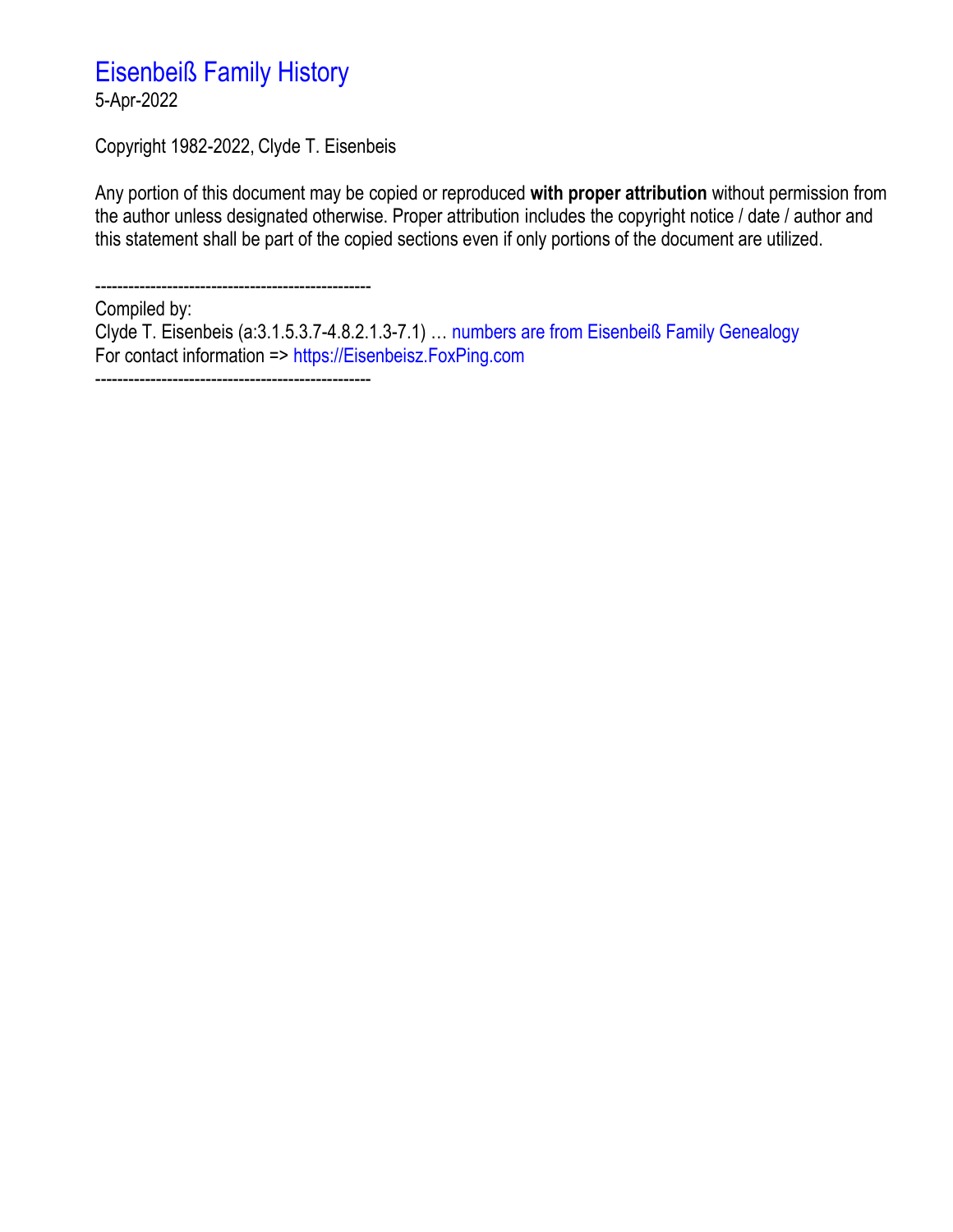# Eisenbeiß Family History

5-Apr-2022

Copyright 1982-2022, Clyde T. Eisenbeis

Any portion of this document may be copied or reproduced **with proper attribution** without permission from the author unless designated otherwise. Proper attribution includes the copyright notice / date / author and this statement shall be part of the copied sections even if only portions of the document are utilized.

-------------------------------------------------

Compiled by:
Clyde T. Eisenbeis (a:3.1.5.3.7-4.8.2.1.3-7.1) … numbers are from Eisenbeiß Family Genealogy
For contact information => https://Eisenbeisz.FoxPing.com

-------------------------------------------------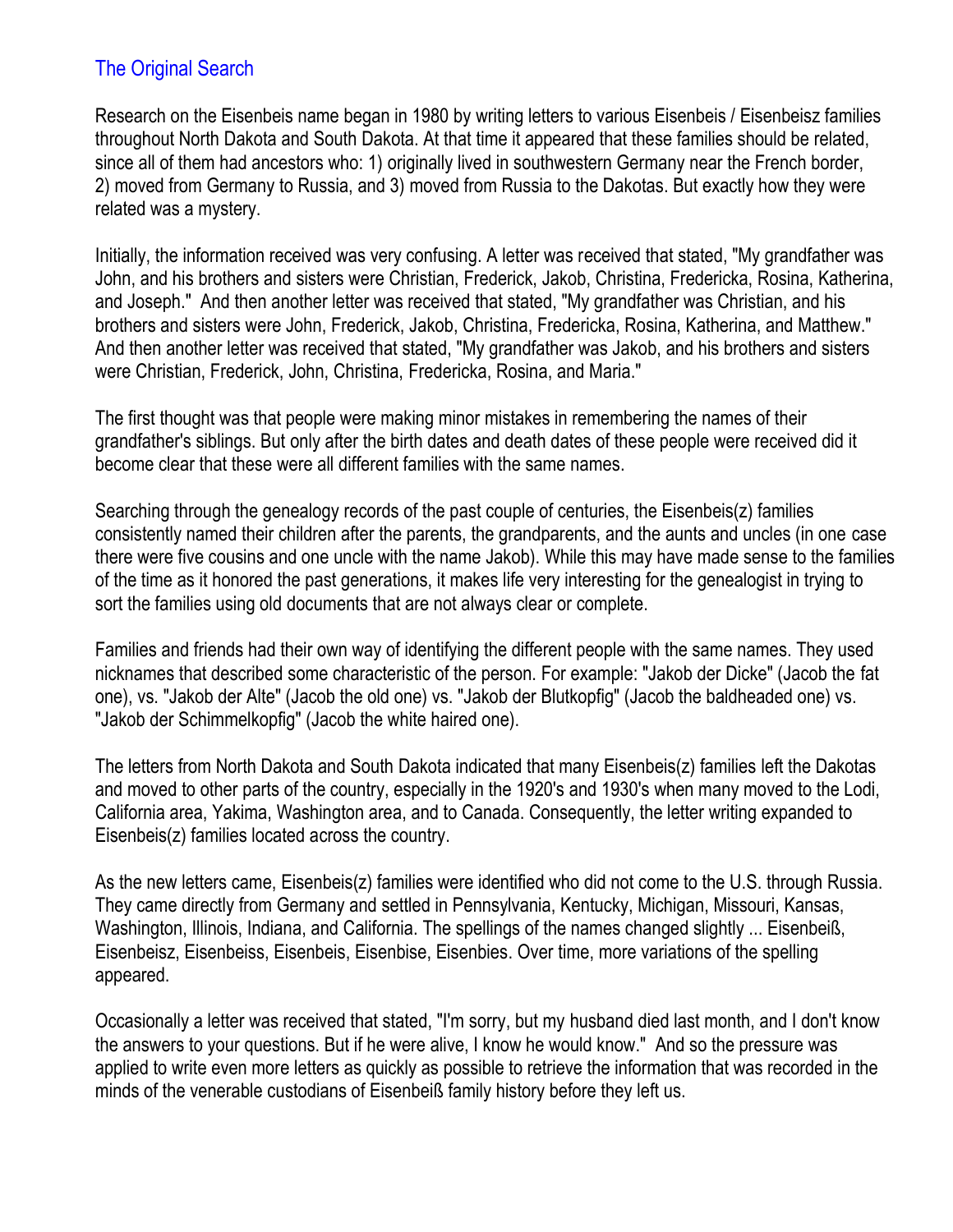## The Original Search

Research on the Eisenbeis name began in 1980 by writing letters to various Eisenbeis / Eisenbeisz families throughout North Dakota and South Dakota. At that time it appeared that these families should be related, since all of them had ancestors who: 1) originally lived in southwestern Germany near the French border, 2) moved from Germany to Russia, and 3) moved from Russia to the Dakotas. But exactly how they were related was a mystery.

Initially, the information received was very confusing. A letter was received that stated, "My grandfather was John, and his brothers and sisters were Christian, Frederick, Jakob, Christina, Fredericka, Rosina, Katherina, and Joseph." And then another letter was received that stated, "My grandfather was Christian, and his brothers and sisters were John, Frederick, Jakob, Christina, Fredericka, Rosina, Katherina, and Matthew." And then another letter was received that stated, "My grandfather was Jakob, and his brothers and sisters were Christian, Frederick, John, Christina, Fredericka, Rosina, and Maria."

The first thought was that people were making minor mistakes in remembering the names of their grandfather's siblings. But only after the birth dates and death dates of these people were received did it become clear that these were all different families with the same names.

Searching through the genealogy records of the past couple of centuries, the Eisenbeis(z) families consistently named their children after the parents, the grandparents, and the aunts and uncles (in one case there were five cousins and one uncle with the name Jakob). While this may have made sense to the families of the time as it honored the past generations, it makes life very interesting for the genealogist in trying to sort the families using old documents that are not always clear or complete.

Families and friends had their own way of identifying the different people with the same names. They used nicknames that described some characteristic of the person. For example: "Jakob der Dicke" (Jacob the fat one), vs. "Jakob der Alte" (Jacob the old one) vs. "Jakob der Blutkopfig" (Jacob the baldheaded one) vs. "Jakob der Schimmelkopfig" (Jacob the white haired one).

The letters from North Dakota and South Dakota indicated that many Eisenbeis(z) families left the Dakotas and moved to other parts of the country, especially in the 1920's and 1930's when many moved to the Lodi, California area, Yakima, Washington area, and to Canada. Consequently, the letter writing expanded to Eisenbeis(z) families located across the country.

As the new letters came, Eisenbeis(z) families were identified who did not come to the U.S. through Russia. They came directly from Germany and settled in Pennsylvania, Kentucky, Michigan, Missouri, Kansas, Washington, Illinois, Indiana, and California. The spellings of the names changed slightly ... Eisenbeiß, Eisenbeisz, Eisenbeiss, Eisenbeis, Eisenbise, Eisenbies. Over time, more variations of the spelling appeared.

Occasionally a letter was received that stated, "I'm sorry, but my husband died last month, and I don't know the answers to your questions. But if he were alive, I know he would know." And so the pressure was applied to write even more letters as quickly as possible to retrieve the information that was recorded in the minds of the venerable custodians of Eisenbeiß family history before they left us.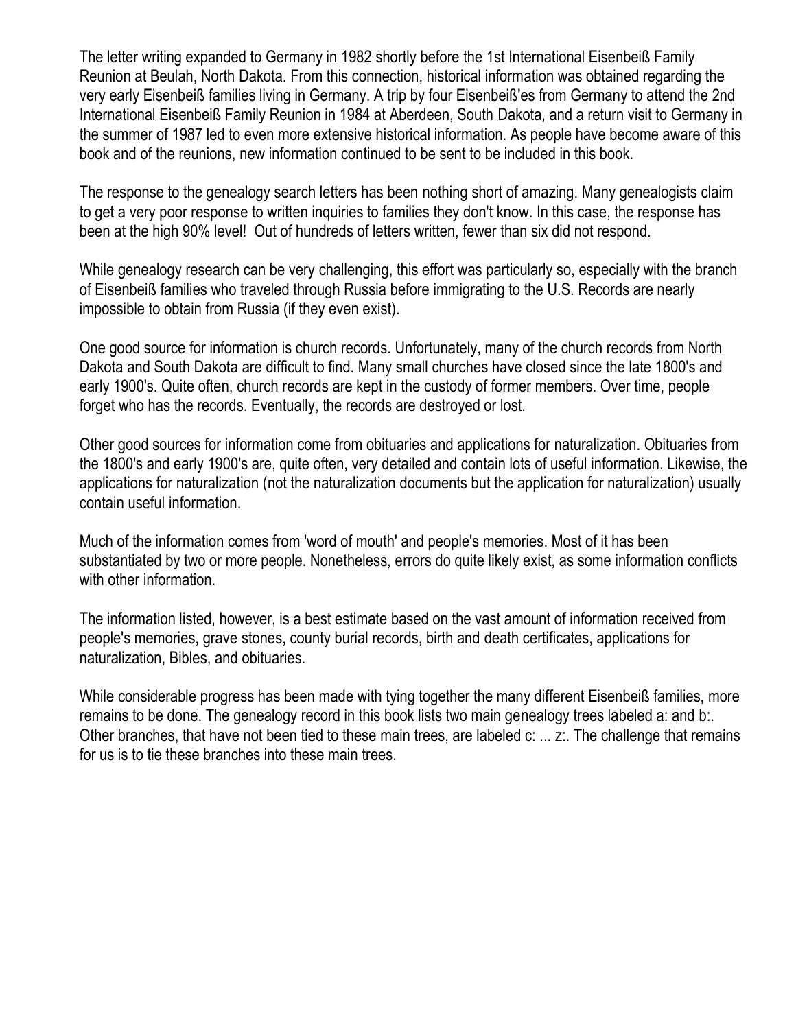The letter writing expanded to Germany in 1982 shortly before the 1st International Eisenbeiß Family Reunion at Beulah, North Dakota. From this connection, historical information was obtained regarding the very early Eisenbeiß families living in Germany. A trip by four Eisenbeiß'es from Germany to attend the 2nd International Eisenbeiß Family Reunion in 1984 at Aberdeen, South Dakota, and a return visit to Germany in the summer of 1987 led to even more extensive historical information. As people have become aware of this book and of the reunions, new information continued to be sent to be included in this book.

The response to the genealogy search letters has been nothing short of amazing. Many genealogists claim to get a very poor response to written inquiries to families they don't know. In this case, the response has been at the high 90% level! Out of hundreds of letters written, fewer than six did not respond.

While genealogy research can be very challenging, this effort was particularly so, especially with the branch of Eisenbeiß families who traveled through Russia before immigrating to the U.S. Records are nearly impossible to obtain from Russia (if they even exist).

One good source for information is church records. Unfortunately, many of the church records from North Dakota and South Dakota are difficult to find. Many small churches have closed since the late 1800's and early 1900's. Quite often, church records are kept in the custody of former members. Over time, people forget who has the records. Eventually, the records are destroyed or lost.

Other good sources for information come from obituaries and applications for naturalization. Obituaries from the 1800's and early 1900's are, quite often, very detailed and contain lots of useful information. Likewise, the applications for naturalization (not the naturalization documents but the application for naturalization) usually contain useful information.

Much of the information comes from 'word of mouth' and people's memories. Most of it has been substantiated by two or more people. Nonetheless, errors do quite likely exist, as some information conflicts with other information.

The information listed, however, is a best estimate based on the vast amount of information received from people's memories, grave stones, county burial records, birth and death certificates, applications for naturalization, Bibles, and obituaries.

While considerable progress has been made with tying together the many different Eisenbeiß families, more remains to be done. The genealogy record in this book lists two main genealogy trees labeled a: and b:. Other branches, that have not been tied to these main trees, are labeled c: ... z:. The challenge that remains for us is to tie these branches into these main trees.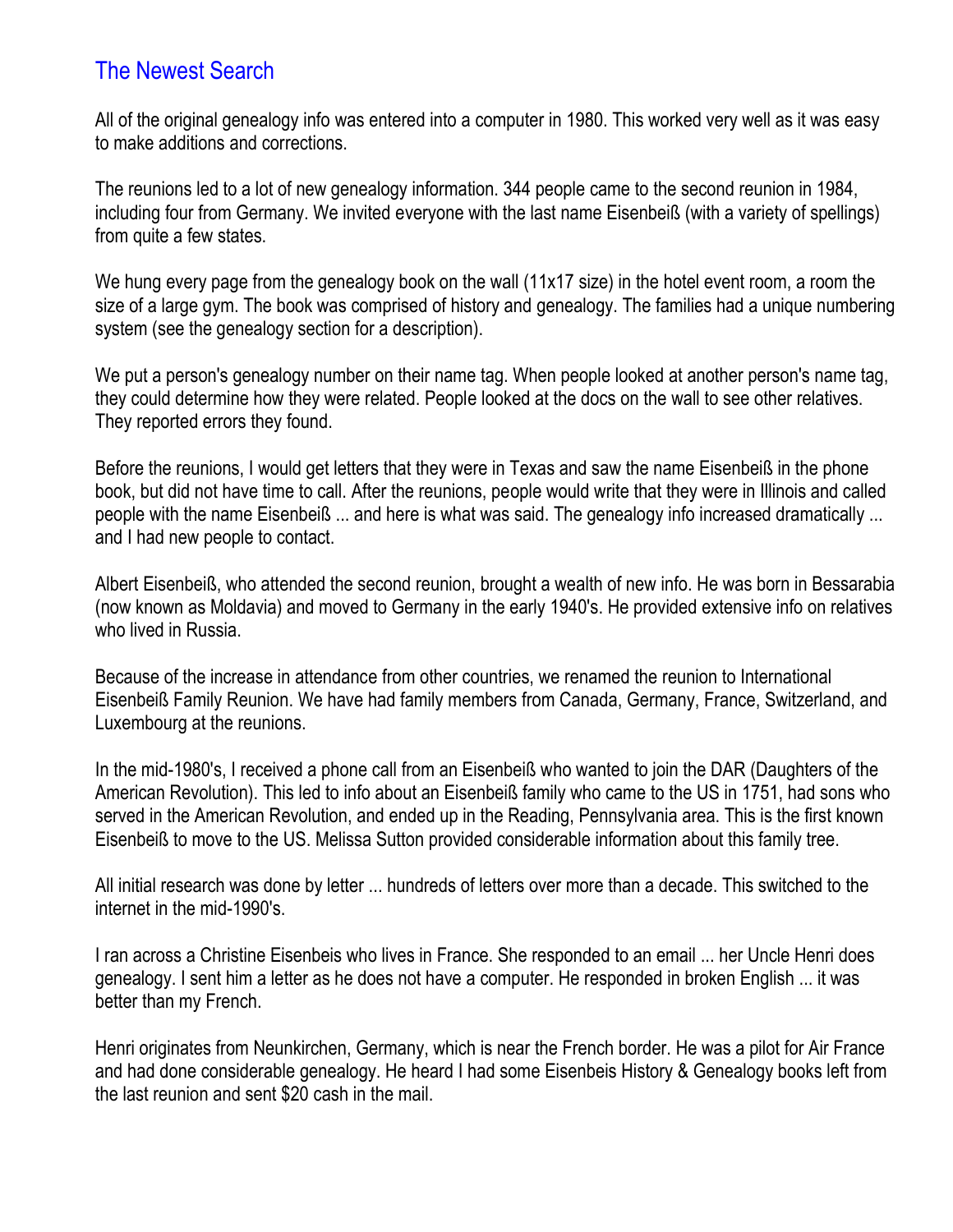## The Newest Search

All of the original genealogy info was entered into a computer in 1980. This worked very well as it was easy to make additions and corrections.

The reunions led to a lot of new genealogy information. 344 people came to the second reunion in 1984, including four from Germany. We invited everyone with the last name Eisenbeiß (with a variety of spellings) from quite a few states.

We hung every page from the genealogy book on the wall (11x17 size) in the hotel event room, a room the size of a large gym. The book was comprised of history and genealogy. The families had a unique numbering system (see the genealogy section for a description).

We put a person's genealogy number on their name tag. When people looked at another person's name tag, they could determine how they were related. People looked at the docs on the wall to see other relatives. They reported errors they found.

Before the reunions, I would get letters that they were in Texas and saw the name Eisenbeiß in the phone book, but did not have time to call. After the reunions, people would write that they were in Illinois and called people with the name Eisenbeiß ... and here is what was said. The genealogy info increased dramatically ... and I had new people to contact.

Albert Eisenbeiß, who attended the second reunion, brought a wealth of new info. He was born in Bessarabia (now known as Moldavia) and moved to Germany in the early 1940's. He provided extensive info on relatives who lived in Russia.

Because of the increase in attendance from other countries, we renamed the reunion to International Eisenbeiß Family Reunion. We have had family members from Canada, Germany, France, Switzerland, and Luxembourg at the reunions.

In the mid-1980's, I received a phone call from an Eisenbeiß who wanted to join the DAR (Daughters of the American Revolution). This led to info about an Eisenbeiß family who came to the US in 1751, had sons who served in the American Revolution, and ended up in the Reading, Pennsylvania area. This is the first known Eisenbeiß to move to the US. Melissa Sutton provided considerable information about this family tree.

All initial research was done by letter ... hundreds of letters over more than a decade. This switched to the internet in the mid-1990's.

I ran across a Christine Eisenbeis who lives in France. She responded to an email ... her Uncle Henri does genealogy. I sent him a letter as he does not have a computer. He responded in broken English ... it was better than my French.

Henri originates from Neunkirchen, Germany, which is near the French border. He was a pilot for Air France and had done considerable genealogy. He heard I had some Eisenbeis History & Genealogy books left from the last reunion and sent $20 cash in the mail.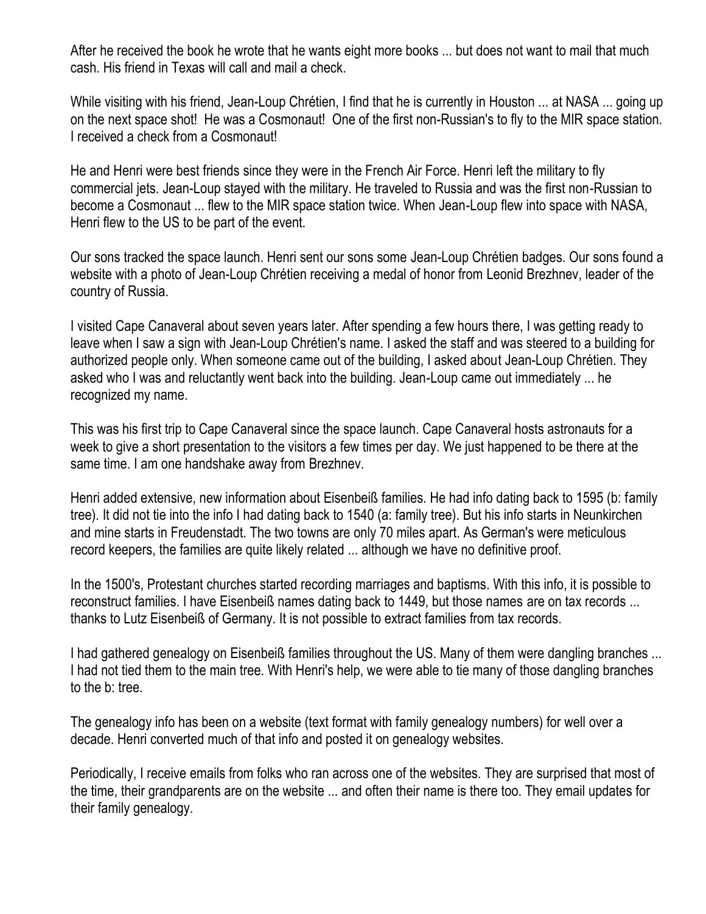After he received the book he wrote that he wants eight more books ... but does not want to mail that much cash. His friend in Texas will call and mail a check.

While visiting with his friend, Jean-Loup Chrétien, I find that he is currently in Houston ... at NASA ... going up on the next space shot! He was a Cosmonaut! One of the first non-Russian's to fly to the MIR space station. I received a check from a Cosmonaut!

He and Henri were best friends since they were in the French Air Force. Henri left the military to fly commercial jets. Jean-Loup stayed with the military. He traveled to Russia and was the first non-Russian to become a Cosmonaut ... flew to the MIR space station twice. When Jean-Loup flew into space with NASA, Henri flew to the US to be part of the event.

Our sons tracked the space launch. Henri sent our sons some Jean-Loup Chrétien badges. Our sons found a website with a photo of Jean-Loup Chrétien receiving a medal of honor from Leonid Brezhnev, leader of the country of Russia.

I visited Cape Canaveral about seven years later. After spending a few hours there, I was getting ready to leave when I saw a sign with Jean-Loup Chrétien's name. I asked the staff and was steered to a building for authorized people only. When someone came out of the building, I asked about Jean-Loup Chrétien. They asked who I was and reluctantly went back into the building. Jean-Loup came out immediately ... he recognized my name.

This was his first trip to Cape Canaveral since the space launch. Cape Canaveral hosts astronauts for a week to give a short presentation to the visitors a few times per day. We just happened to be there at the same time. I am one handshake away from Brezhnev.

Henri added extensive, new information about Eisenbeiß families. He had info dating back to 1595 (b: family tree). It did not tie into the info I had dating back to 1540 (a: family tree). But his info starts in Neunkirchen and mine starts in Freudenstadt. The two towns are only 70 miles apart. As German's were meticulous record keepers, the families are quite likely related ... although we have no definitive proof.

In the 1500's, Protestant churches started recording marriages and baptisms. With this info, it is possible to reconstruct families. I have Eisenbeiß names dating back to 1449, but those names are on tax records ... thanks to Lutz Eisenbeiß of Germany. It is not possible to extract families from tax records.

I had gathered genealogy on Eisenbeiß families throughout the US. Many of them were dangling branches ... I had not tied them to the main tree. With Henri's help, we were able to tie many of those dangling branches to the b: tree.

The genealogy info has been on a website (text format with family genealogy numbers) for well over a decade. Henri converted much of that info and posted it on genealogy websites.

Periodically, I receive emails from folks who ran across one of the websites. They are surprised that most of the time, their grandparents are on the website ... and often their name is there too. They email updates for their family genealogy.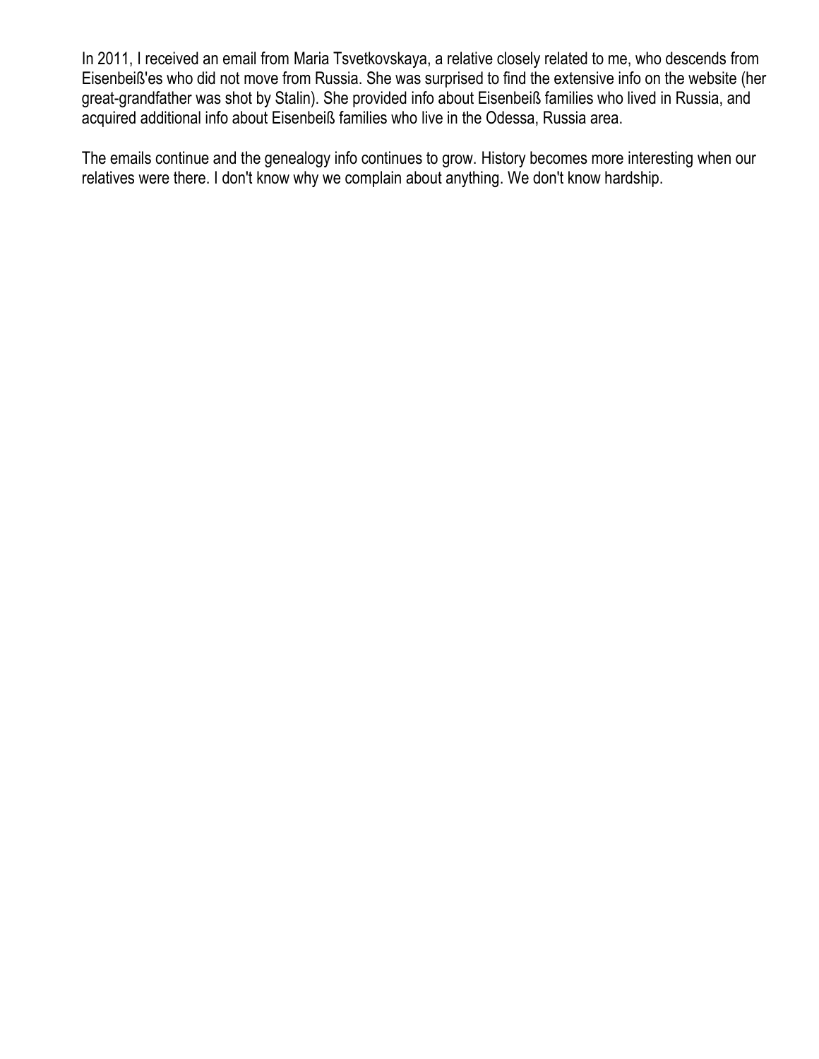In 2011, I received an email from Maria Tsvetkovskaya, a relative closely related to me, who descends from Eisenbeiß'es who did not move from Russia. She was surprised to find the extensive info on the website (her great-grandfather was shot by Stalin). She provided info about Eisenbeiß families who lived in Russia, and acquired additional info about Eisenbeiß families who live in the Odessa, Russia area.

The emails continue and the genealogy info continues to grow. History becomes more interesting when our relatives were there. I don't know why we complain about anything. We don't know hardship.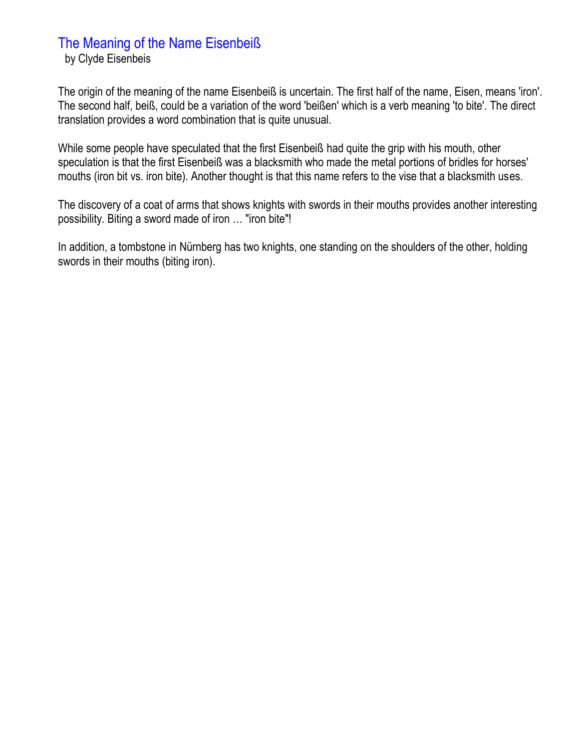# The Meaning of the Name Eisenbeiß

by Clyde Eisenbeis

The origin of the meaning of the name Eisenbeiß is uncertain. The first half of the name, Eisen, means 'iron'. The second half, beiß, could be a variation of the word 'beißen' which is a verb meaning 'to bite'. The direct translation provides a word combination that is quite unusual.

While some people have speculated that the first Eisenbeiß had quite the grip with his mouth, other speculation is that the first Eisenbeiß was a blacksmith who made the metal portions of bridles for horses' mouths (iron bit vs. iron bite). Another thought is that this name refers to the vise that a blacksmith uses.

The discovery of a coat of arms that shows knights with swords in their mouths provides another interesting possibility. Biting a sword made of iron … "iron bite"!

In addition, a tombstone in Nürnberg has two knights, one standing on the shoulders of the other, holding swords in their mouths (biting iron).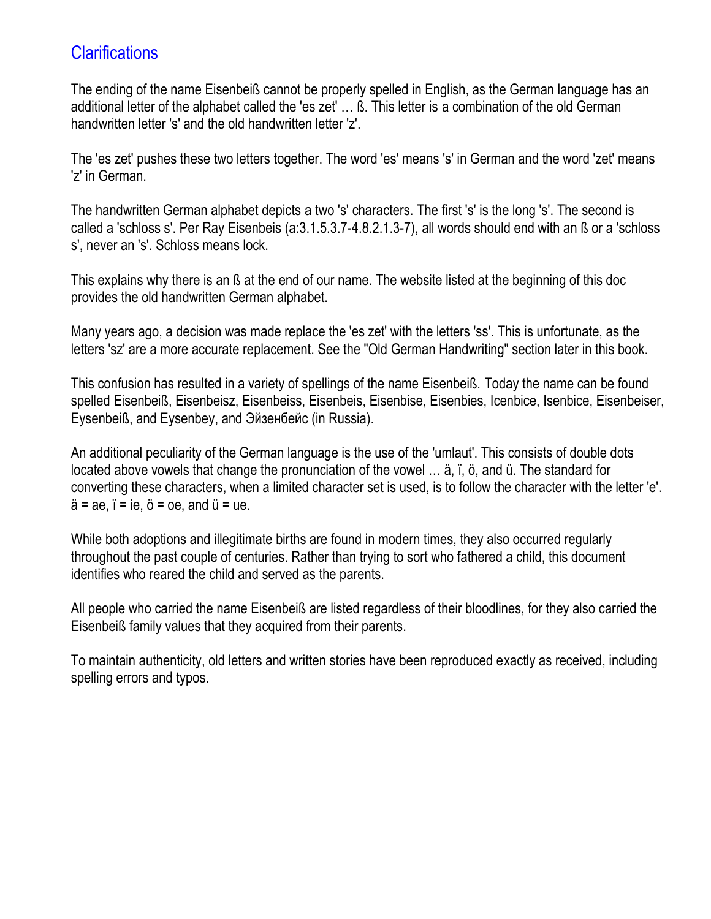## Clarifications

The ending of the name Eisenbeiß cannot be properly spelled in English, as the German language has an additional letter of the alphabet called the 'es zet' … ß. This letter is a combination of the old German handwritten letter 's' and the old handwritten letter 'z'.

The 'es zet' pushes these two letters together. The word 'es' means 's' in German and the word 'zet' means 'z' in German.

The handwritten German alphabet depicts a two 's' characters. The first 's' is the long 's'. The second is called a 'schloss s'. Per Ray Eisenbeis (a:3.1.5.3.7-4.8.2.1.3-7), all words should end with an ß or a 'schloss s', never an 's'. Schloss means lock.

This explains why there is an ß at the end of our name. The website listed at the beginning of this doc provides the old handwritten German alphabet.

Many years ago, a decision was made replace the 'es zet' with the letters 'ss'. This is unfortunate, as the letters 'sz' are a more accurate replacement. See the "Old German Handwriting" section later in this book.

This confusion has resulted in a variety of spellings of the name Eisenbeiß. Today the name can be found spelled Eisenbeiß, Eisenbeisz, Eisenbeiss, Eisenbeis, Eisenbise, Eisenbies, Icenbice, Isenbice, Eisenbeiser, Eysenbeiß, and Eysenbey, and Эйзенбейс (in Russia).

An additional peculiarity of the German language is the use of the 'umlaut'. This consists of double dots located above vowels that change the pronunciation of the vowel … ä, ï, ö, and ü. The standard for converting these characters, when a limited character set is used, is to follow the character with the letter 'e'. ä = ae, ï = ie, ö = oe, and ü = ue.

While both adoptions and illegitimate births are found in modern times, they also occurred regularly throughout the past couple of centuries. Rather than trying to sort who fathered a child, this document identifies who reared the child and served as the parents.

All people who carried the name Eisenbeiß are listed regardless of their bloodlines, for they also carried the Eisenbeiß family values that they acquired from their parents.

To maintain authenticity, old letters and written stories have been reproduced exactly as received, including spelling errors and typos.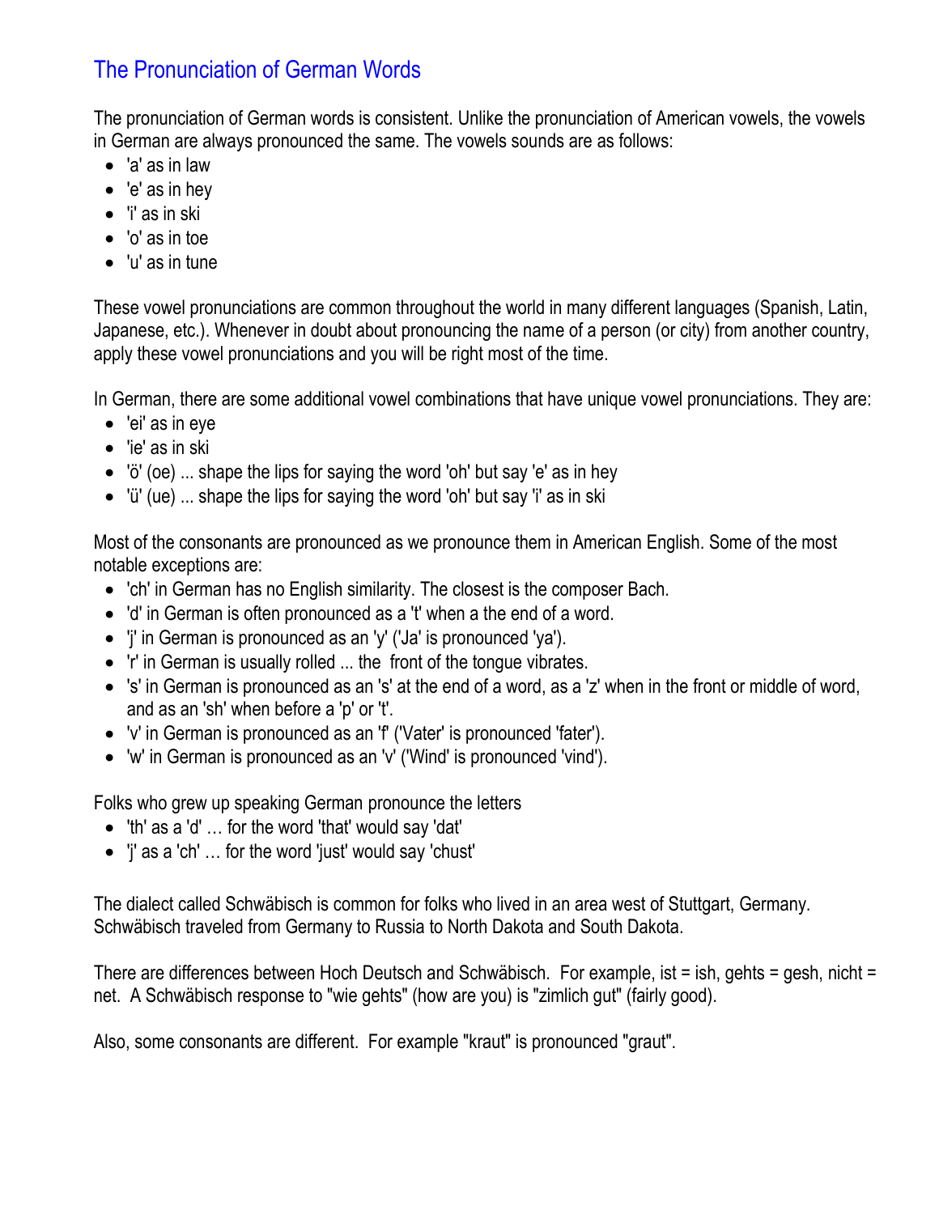# The Pronunciation of German Words

The pronunciation of German words is consistent. Unlike the pronunciation of American vowels, the vowels in German are always pronounced the same. The vowels sounds are as follows:

- 'a' as in law
- 'e' as in hey
- 'i' as in ski
- 'o' as in toe
- 'u' as in tune

These vowel pronunciations are common throughout the world in many different languages (Spanish, Latin, Japanese, etc.). Whenever in doubt about pronouncing the name of a person (or city) from another country, apply these vowel pronunciations and you will be right most of the time.

In German, there are some additional vowel combinations that have unique vowel pronunciations. They are:

- 'ei' as in eye
- 'ie' as in ski
- 'ö' (oe) ... shape the lips for saying the word 'oh' but say 'e' as in hey
- 'ü' (ue) ... shape the lips for saying the word 'oh' but say 'i' as in ski

Most of the consonants are pronounced as we pronounce them in American English. Some of the most notable exceptions are:

- 'ch' in German has no English similarity. The closest is the composer Bach.
- 'd' in German is often pronounced as a 't' when a the end of a word.
- 'j' in German is pronounced as an 'y' ('Ja' is pronounced 'ya').
- 'r' in German is usually rolled ... the front of the tongue vibrates.
- 's' in German is pronounced as an 's' at the end of a word, as a 'z' when in the front or middle of word, and as an 'sh' when before a 'p' or 't'.
- 'v' in German is pronounced as an 'f' ('Vater' is pronounced 'fater').
- 'w' in German is pronounced as an 'v' ('Wind' is pronounced 'vind').

Folks who grew up speaking German pronounce the letters

- 'th' as a 'd' … for the word 'that' would say 'dat'
- 'j' as a 'ch' … for the word 'just' would say 'chust'

The dialect called Schwäbisch is common for folks who lived in an area west of Stuttgart, Germany. Schwäbisch traveled from Germany to Russia to North Dakota and South Dakota.

There are differences between Hoch Deutsch and Schwäbisch. For example, ist = ish, gehts = gesh, nicht = net. A Schwäbisch response to "wie gehts" (how are you) is "zimlich gut" (fairly good).

Also, some consonants are different. For example "kraut" is pronounced "graut".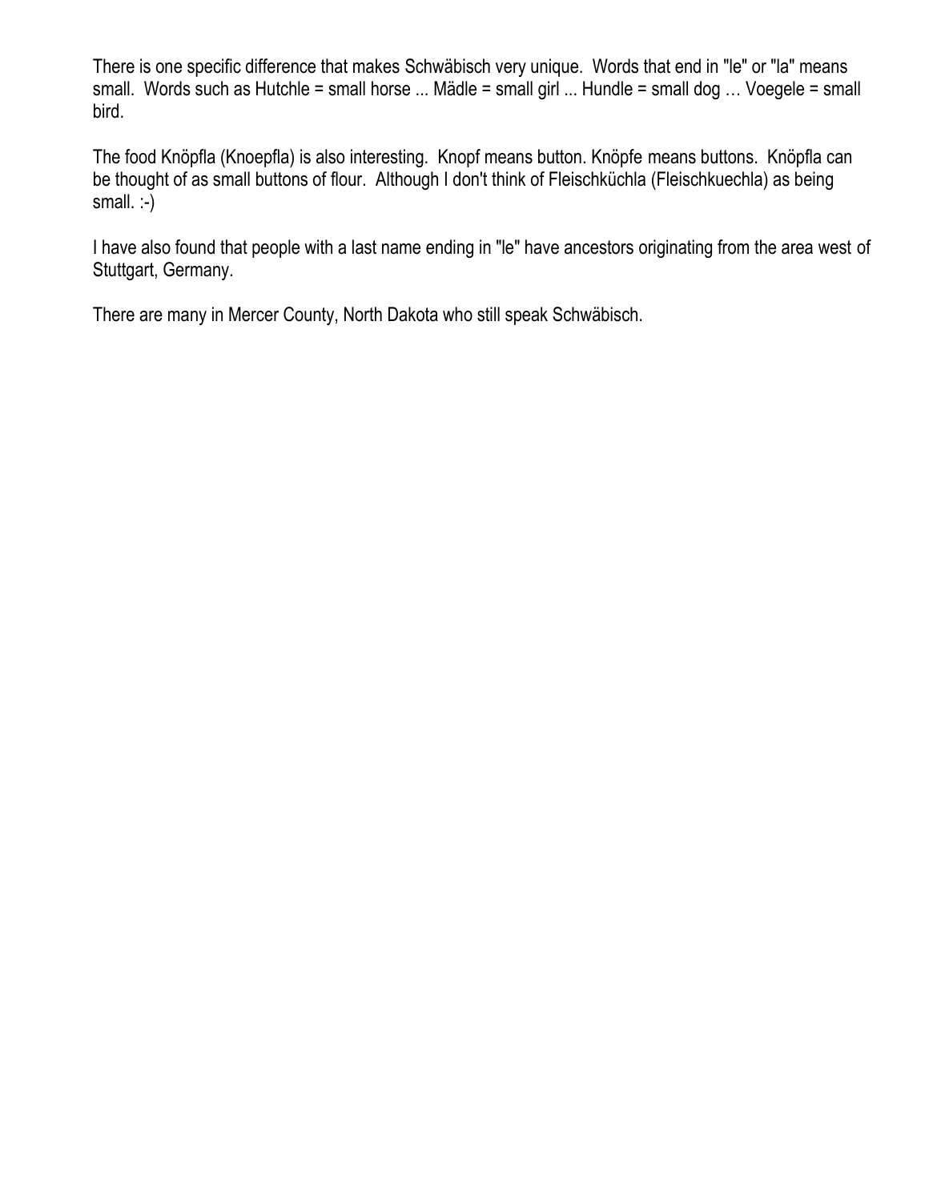There is one specific difference that makes Schwäbisch very unique. Words that end in "le" or "la" means small. Words such as Hutchle = small horse ... Mädle = small girl ... Hundle = small dog … Voegele = small bird.

The food Knöpfla (Knoepfla) is also interesting. Knopf means button. Knöpfe means buttons. Knöpfla can be thought of as small buttons of flour. Although I don't think of Fleischküchla (Fleischkuechla) as being small. :-)

I have also found that people with a last name ending in "le" have ancestors originating from the area west of Stuttgart, Germany.

There are many in Mercer County, North Dakota who still speak Schwäbisch.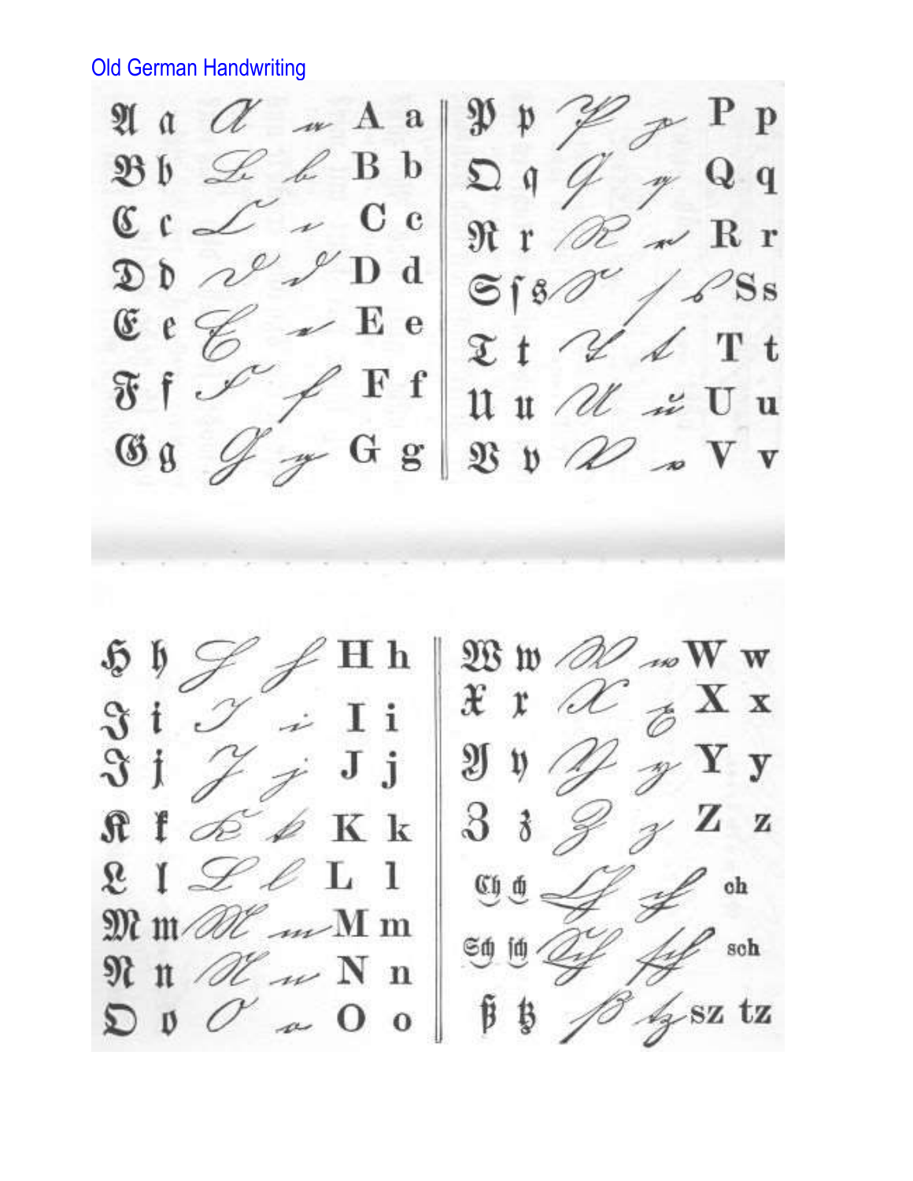Old German Handwriting

| Fraktur | Roman |
|---|---|
| 𝔄 𝔞 | A a |
| 𝔅 𝔟 | B b |
| ℭ 𝔠 | C c |
| 𝔇 𝔡 | D d |
| 𝔈 𝔢 | E e |
| 𝔉 𝔣 | F f |
| 𝔊 𝔤 | G g |
| ℌ 𝔥 | H h |
| ℑ 𝔦 | I i |
| 𝔍 𝔧 | J j |
| 𝔎 𝔨 | K k |
| 𝔏 𝔩 | L l |
| 𝔐 𝔪 | M m |
| 𝔑 𝔫 | N n |
| 𝔒 𝔬 | O o |
| 𝔓 𝔭 | P p |
| 𝔔 𝔮 | Q q |
| ℜ 𝔯 | R r |
| 𝔖 ſ s | S s |
| 𝔗 𝔱 | T t |
| 𝔘 𝔲 | U u |
| 𝔙 𝔳 | V v |
| 𝔚 𝔴 | W w |
| 𝔛 𝔵 | X x |
| 𝔜 𝔶 | Y y |
| ℨ 𝔷 | Z z |
| ℭ𝔥 𝔠𝔥 | ch |
| 𝔖𝔠𝔥 ſ𝔠𝔥 | sch |
| ß 𝔱𝔷 | sz tz |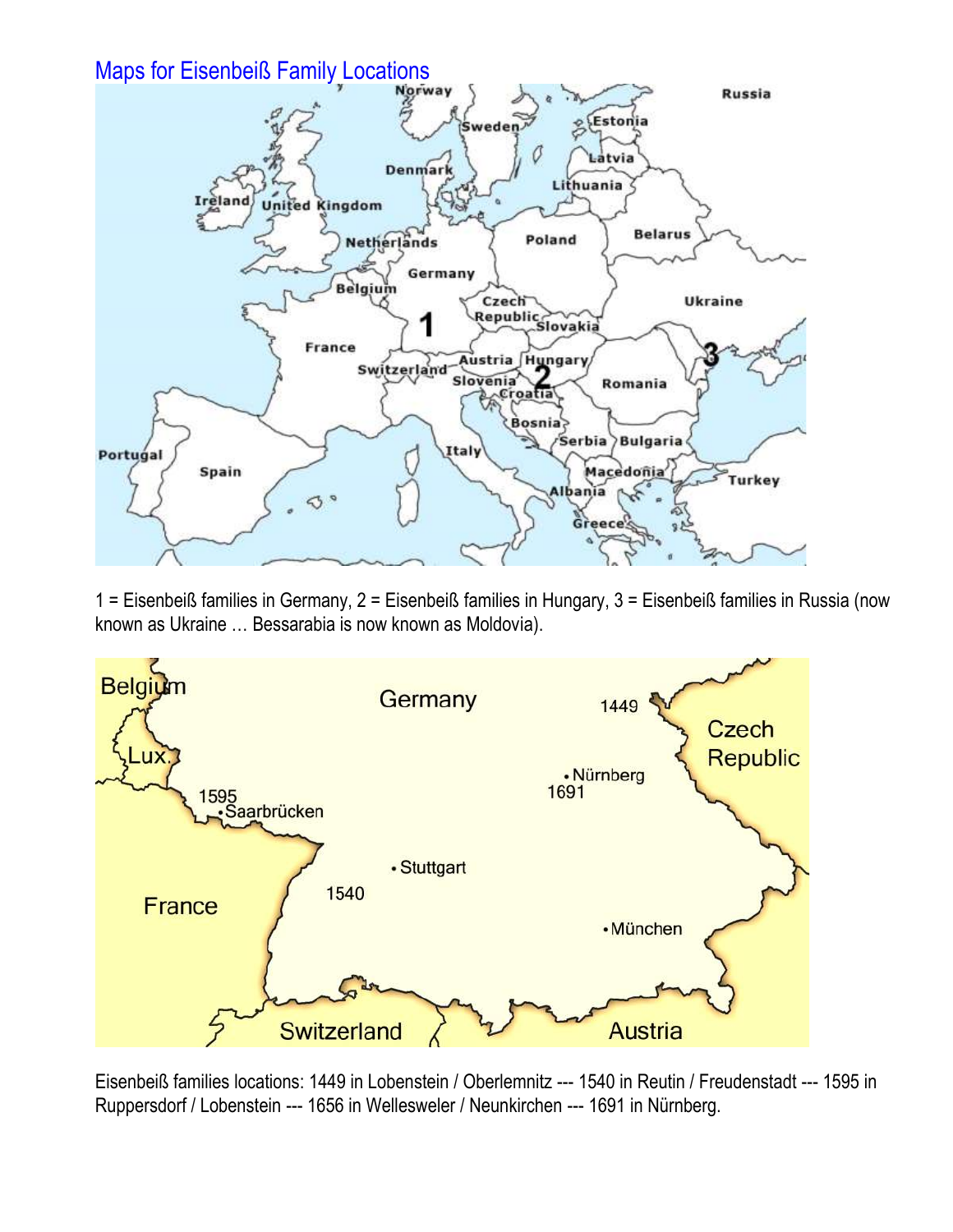# Maps for Eisenbeiß Family Locations

1 = Eisenbeiß families in Germany, 2 = Eisenbeiß families in Hungary, 3 = Eisenbeiß families in Russia (now known as Ukraine … Bessarabia is now known as Moldovia).

Eisenbeiß families locations: 1449 in Lobenstein / Oberlemnitz --- 1540 in Reutin / Freudenstadt --- 1595 in Ruppersdorf / Lobenstein --- 1656 in Wellesweler / Neunkirchen --- 1691 in Nürnberg.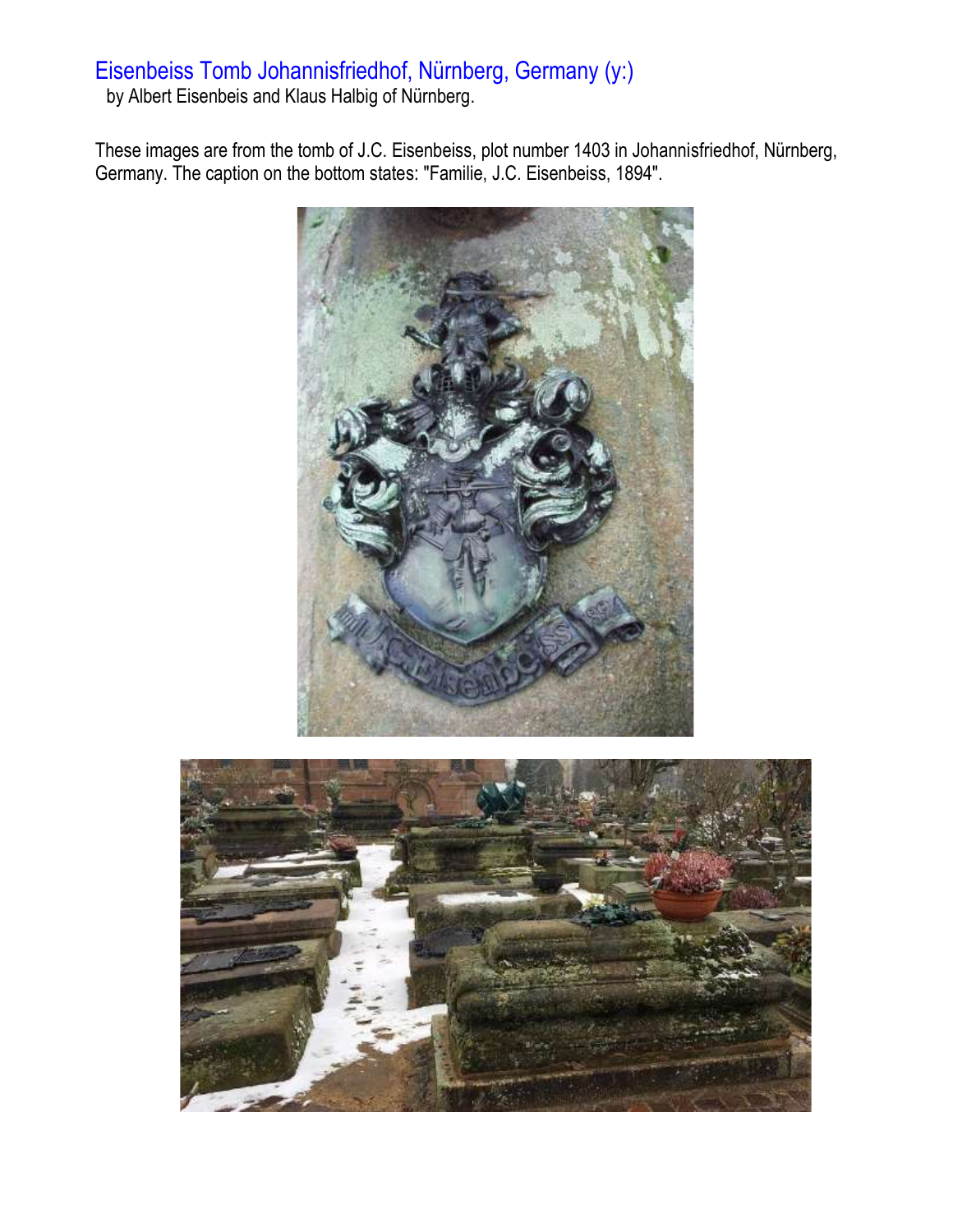## Eisenbeiss Tomb Johannisfriedhof, Nürnberg, Germany (y:)

by Albert Eisenbeis and Klaus Halbig of Nürnberg.

These images are from the tomb of J.C. Eisenbeiss, plot number 1403 in Johannisfriedhof, Nürnberg, Germany. The caption on the bottom states: "Familie, J.C. Eisenbeiss, 1894".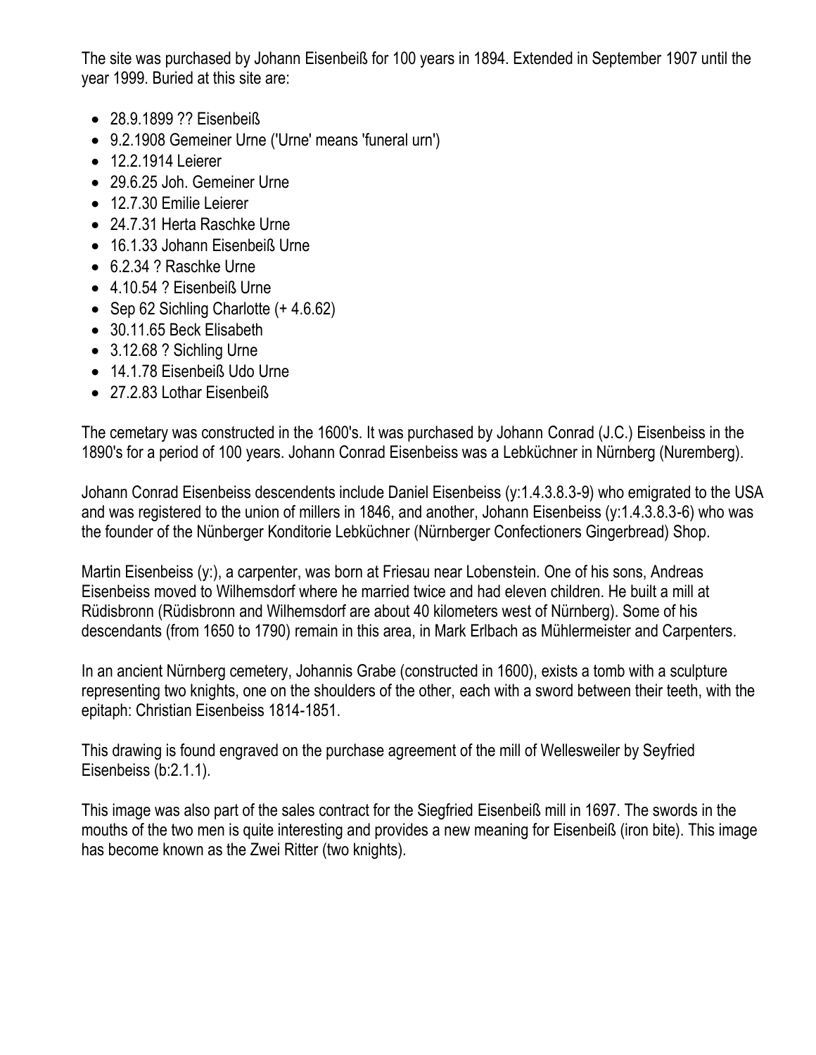The site was purchased by Johann Eisenbeiß for 100 years in 1894. Extended in September 1907 until the year 1999. Buried at this site are:

- 28.9.1899 ?? Eisenbeiß
- 9.2.1908 Gemeiner Urne ('Urne' means 'funeral urn')
- 12.2.1914 Leierer
- 29.6.25 Joh. Gemeiner Urne
- 12.7.30 Emilie Leierer
- 24.7.31 Herta Raschke Urne
- 16.1.33 Johann Eisenbeiß Urne
- 6.2.34 ? Raschke Urne
- 4.10.54 ? Eisenbeiß Urne
- Sep 62 Sichling Charlotte (+ 4.6.62)
- 30.11.65 Beck Elisabeth
- 3.12.68 ? Sichling Urne
- 14.1.78 Eisenbeiß Udo Urne
- 27.2.83 Lothar Eisenbeiß

The cemetary was constructed in the 1600's. It was purchased by Johann Conrad (J.C.) Eisenbeiss in the 1890's for a period of 100 years. Johann Conrad Eisenbeiss was a Lebküchner in Nürnberg (Nuremberg).

Johann Conrad Eisenbeiss descendents include Daniel Eisenbeiss (y:1.4.3.8.3-9) who emigrated to the USA and was registered to the union of millers in 1846, and another, Johann Eisenbeiss (y:1.4.3.8.3-6) who was the founder of the Nünberger Konditorie Lebküchner (Nürnberger Confectioners Gingerbread) Shop.

Martin Eisenbeiss (y:), a carpenter, was born at Friesau near Lobenstein. One of his sons, Andreas Eisenbeiss moved to Wilhemsdorf where he married twice and had eleven children. He built a mill at Rüdisbronn (Rüdisbronn and Wilhemsdorf are about 40 kilometers west of Nürnberg). Some of his descendants (from 1650 to 1790) remain in this area, in Mark Erlbach as Mühlermeister and Carpenters.

In an ancient Nürnberg cemetery, Johannis Grabe (constructed in 1600), exists a tomb with a sculpture representing two knights, one on the shoulders of the other, each with a sword between their teeth, with the epitaph: Christian Eisenbeiss 1814-1851.

This drawing is found engraved on the purchase agreement of the mill of Wellesweiler by Seyfried Eisenbeiss (b:2.1.1).

This image was also part of the sales contract for the Siegfried Eisenbeiß mill in 1697. The swords in the mouths of the two men is quite interesting and provides a new meaning for Eisenbeiß (iron bite). This image has become known as the Zwei Ritter (two knights).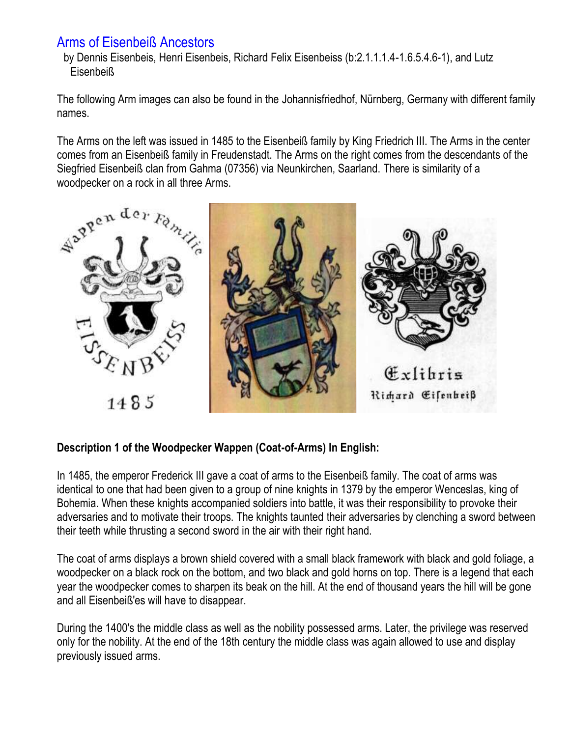# Arms of Eisenbeiß Ancestors

by Dennis Eisenbeis, Henri Eisenbeis, Richard Felix Eisenbeiss (b:2.1.1.1.4-1.6.5.4.6-1), and Lutz Eisenbeiß

The following Arm images can also be found in the Johannisfriedhof, Nürnberg, Germany with different family names.

The Arms on the left was issued in 1485 to the Eisenbeiß family by King Friedrich III. The Arms in the center comes from an Eisenbeiß family in Freudenstadt. The Arms on the right comes from the descendants of the Siegfried Eisenbeiß clan from Gahma (07356) via Neunkirchen, Saarland. There is similarity of a woodpecker on a rock in all three Arms.

Wappen der Familie EISSENBEISS 1485

Exlibris Richard Eisenbeiß

**Description 1 of the Woodpecker Wappen (Coat-of-Arms) In English:**

In 1485, the emperor Frederick III gave a coat of arms to the Eisenbeiß family. The coat of arms was identical to one that had been given to a group of nine knights in 1379 by the emperor Wenceslas, king of Bohemia. When these knights accompanied soldiers into battle, it was their responsibility to provoke their adversaries and to motivate their troops. The knights taunted their adversaries by clenching a sword between their teeth while thrusting a second sword in the air with their right hand.

The coat of arms displays a brown shield covered with a small black framework with black and gold foliage, a woodpecker on a black rock on the bottom, and two black and gold horns on top. There is a legend that each year the woodpecker comes to sharpen its beak on the hill. At the end of thousand years the hill will be gone and all Eisenbeiß'es will have to disappear.

During the 1400's the middle class as well as the nobility possessed arms. Later, the privilege was reserved only for the nobility. At the end of the 18th century the middle class was again allowed to use and display previously issued arms.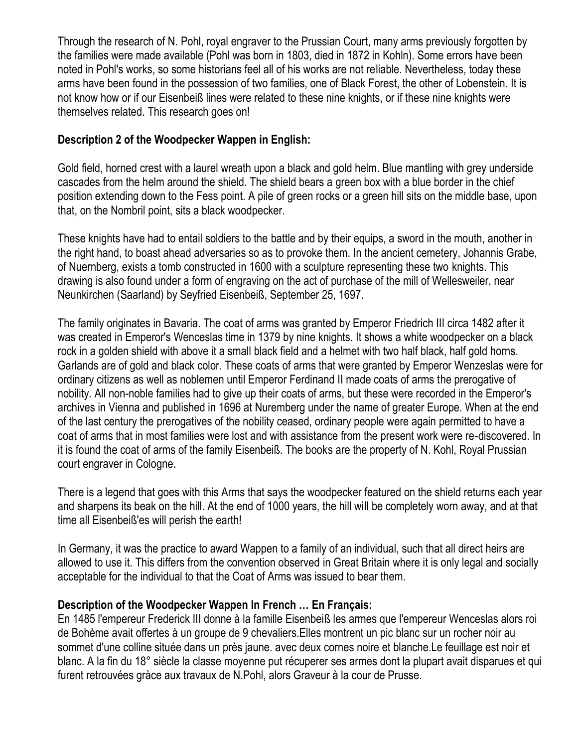Through the research of N. Pohl, royal engraver to the Prussian Court, many arms previously forgotten by the families were made available (Pohl was born in 1803, died in 1872 in Kohln). Some errors have been noted in Pohl's works, so some historians feel all of his works are not reliable. Nevertheless, today these arms have been found in the possession of two families, one of Black Forest, the other of Lobenstein. It is not know how or if our Eisenbeiß lines were related to these nine knights, or if these nine knights were themselves related. This research goes on!

**Description 2 of the Woodpecker Wappen in English:**

Gold field, horned crest with a laurel wreath upon a black and gold helm. Blue mantling with grey underside cascades from the helm around the shield. The shield bears a green box with a blue border in the chief position extending down to the Fess point. A pile of green rocks or a green hill sits on the middle base, upon that, on the Nombril point, sits a black woodpecker.

These knights have had to entail soldiers to the battle and by their equips, a sword in the mouth, another in the right hand, to boast ahead adversaries so as to provoke them. In the ancient cemetery, Johannis Grabe, of Nuernberg, exists a tomb constructed in 1600 with a sculpture representing these two knights. This drawing is also found under a form of engraving on the act of purchase of the mill of Wellesweiler, near Neunkirchen (Saarland) by Seyfried Eisenbeiß, September 25, 1697.

The family originates in Bavaria. The coat of arms was granted by Emperor Friedrich III circa 1482 after it was created in Emperor's Wenceslas time in 1379 by nine knights. It shows a white woodpecker on a black rock in a golden shield with above it a small black field and a helmet with two half black, half gold horns. Garlands are of gold and black color. These coats of arms that were granted by Emperor Wenzeslas were for ordinary citizens as well as noblemen until Emperor Ferdinand II made coats of arms the prerogative of nobility. All non-noble families had to give up their coats of arms, but these were recorded in the Emperor's archives in Vienna and published in 1696 at Nuremberg under the name of greater Europe. When at the end of the last century the prerogatives of the nobility ceased, ordinary people were again permitted to have a coat of arms that in most families were lost and with assistance from the present work were re-discovered. In it is found the coat of arms of the family Eisenbeiß. The books are the property of N. Kohl, Royal Prussian court engraver in Cologne.

There is a legend that goes with this Arms that says the woodpecker featured on the shield returns each year and sharpens its beak on the hill. At the end of 1000 years, the hill will be completely worn away, and at that time all Eisenbeiß'es will perish the earth!

In Germany, it was the practice to award Wappen to a family of an individual, such that all direct heirs are allowed to use it. This differs from the convention observed in Great Britain where it is only legal and socially acceptable for the individual to that the Coat of Arms was issued to bear them.

**Description of the Woodpecker Wappen In French … En Français:**

En 1485 l'empereur Frederick III donne à la famille Eisenbeiß les armes que l'empereur Wenceslas alors roi de Bohème avait offertes à un groupe de 9 chevaliers.Elles montrent un pic blanc sur un rocher noir au sommet d'une colline située dans un près jaune. avec deux cornes noire et blanche.Le feuillage est noir et blanc. A la fin du 18° siècle la classe moyenne put récuperer ses armes dont la plupart avait disparues et qui furent retrouvées gràce aux travaux de N.Pohl, alors Graveur à la cour de Prusse.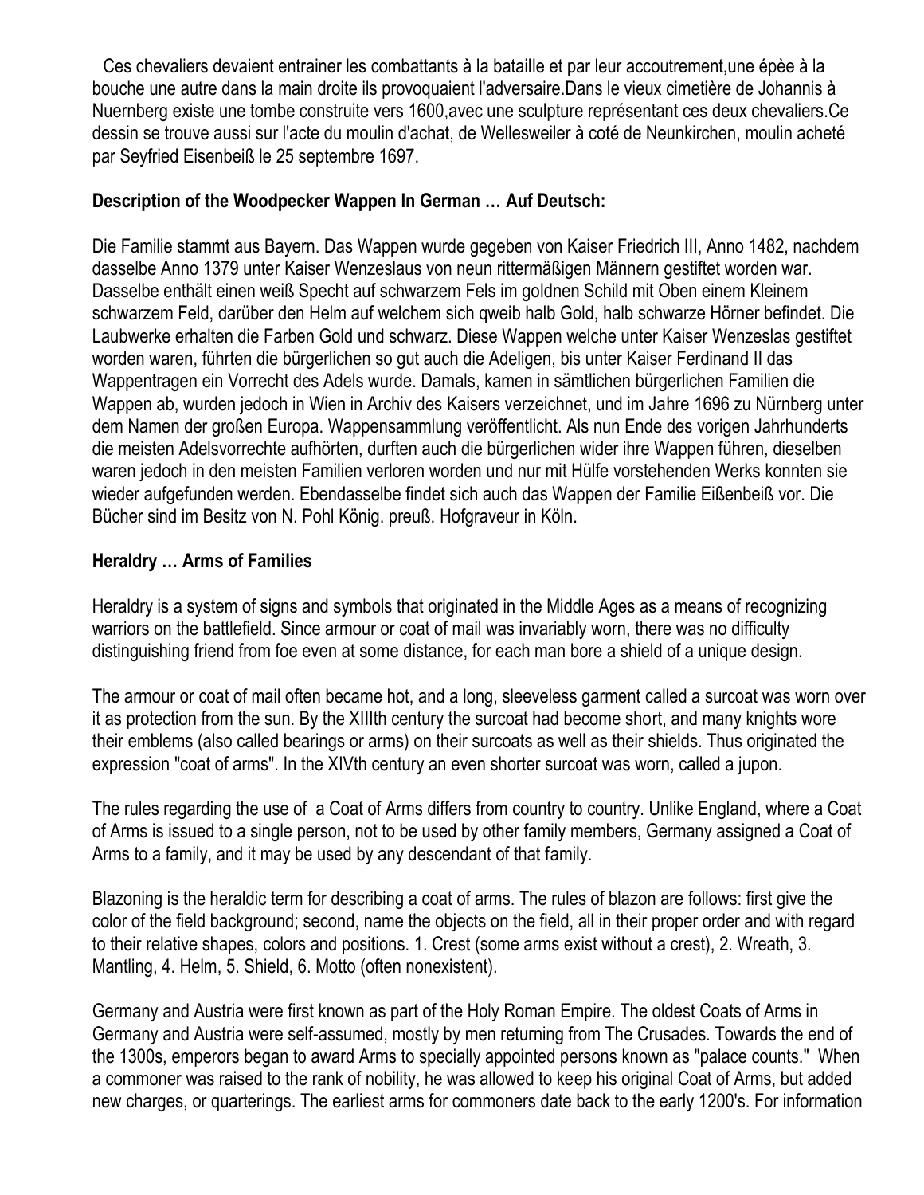Ces chevaliers devaient entrainer les combattants à la bataille et par leur accoutrement,une épèe à la bouche une autre dans la main droite ils provoquaient l'adversaire.Dans le vieux cimetière de Johannis à Nuernberg existe une tombe construite vers 1600,avec une sculpture représentant ces deux chevaliers.Ce dessin se trouve aussi sur l'acte du moulin d'achat, de Wellesweiler à coté de Neunkirchen, moulin acheté par Seyfried Eisenbeiß le 25 septembre 1697.

**Description of the Woodpecker Wappen In German … Auf Deutsch:**

Die Familie stammt aus Bayern. Das Wappen wurde gegeben von Kaiser Friedrich III, Anno 1482, nachdem dasselbe Anno 1379 unter Kaiser Wenzeslaus von neun rittermäßigen Männern gestiftet worden war. Dasselbe enthält einen weiß Specht auf schwarzem Fels im goldnen Schild mit Oben einem Kleinem schwarzem Feld, darüber den Helm auf welchem sich qweib halb Gold, halb schwarze Hörner befindet. Die Laubwerke erhalten die Farben Gold und schwarz. Diese Wappen welche unter Kaiser Wenzeslas gestiftet worden waren, führten die bürgerlichen so gut auch die Adeligen, bis unter Kaiser Ferdinand II das Wappentragen ein Vorrecht des Adels wurde. Damals, kamen in sämtlichen bürgerlichen Familien die Wappen ab, wurden jedoch in Wien in Archiv des Kaisers verzeichnet, und im Jahre 1696 zu Nürnberg unter dem Namen der großen Europa. Wappensammlung veröffentlicht. Als nun Ende des vorigen Jahrhunderts die meisten Adelsvorrechte aufhörten, durften auch die bürgerlichen wider ihre Wappen führen, dieselben waren jedoch in den meisten Familien verloren worden und nur mit Hülfe vorstehenden Werks konnten sie wieder aufgefunden werden. Ebendasselbe findet sich auch das Wappen der Familie Eißenbeiß vor. Die Bücher sind im Besitz von N. Pohl König. preuß. Hofgraveur in Köln.

**Heraldry … Arms of Families**

Heraldry is a system of signs and symbols that originated in the Middle Ages as a means of recognizing warriors on the battlefield. Since armour or coat of mail was invariably worn, there was no difficulty distinguishing friend from foe even at some distance, for each man bore a shield of a unique design.

The armour or coat of mail often became hot, and a long, sleeveless garment called a surcoat was worn over it as protection from the sun. By the XIIIth century the surcoat had become short, and many knights wore their emblems (also called bearings or arms) on their surcoats as well as their shields. Thus originated the expression "coat of arms". In the XIVth century an even shorter surcoat was worn, called a jupon.

The rules regarding the use of a Coat of Arms differs from country to country. Unlike England, where a Coat of Arms is issued to a single person, not to be used by other family members, Germany assigned a Coat of Arms to a family, and it may be used by any descendant of that family.

Blazoning is the heraldic term for describing a coat of arms. The rules of blazon are follows: first give the color of the field background; second, name the objects on the field, all in their proper order and with regard to their relative shapes, colors and positions. 1. Crest (some arms exist without a crest), 2. Wreath, 3. Mantling, 4. Helm, 5. Shield, 6. Motto (often nonexistent).

Germany and Austria were first known as part of the Holy Roman Empire. The oldest Coats of Arms in Germany and Austria were self-assumed, mostly by men returning from The Crusades. Towards the end of the 1300s, emperors began to award Arms to specially appointed persons known as "palace counts." When a commoner was raised to the rank of nobility, he was allowed to keep his original Coat of Arms, but added new charges, or quarterings. The earliest arms for commoners date back to the early 1200's. For information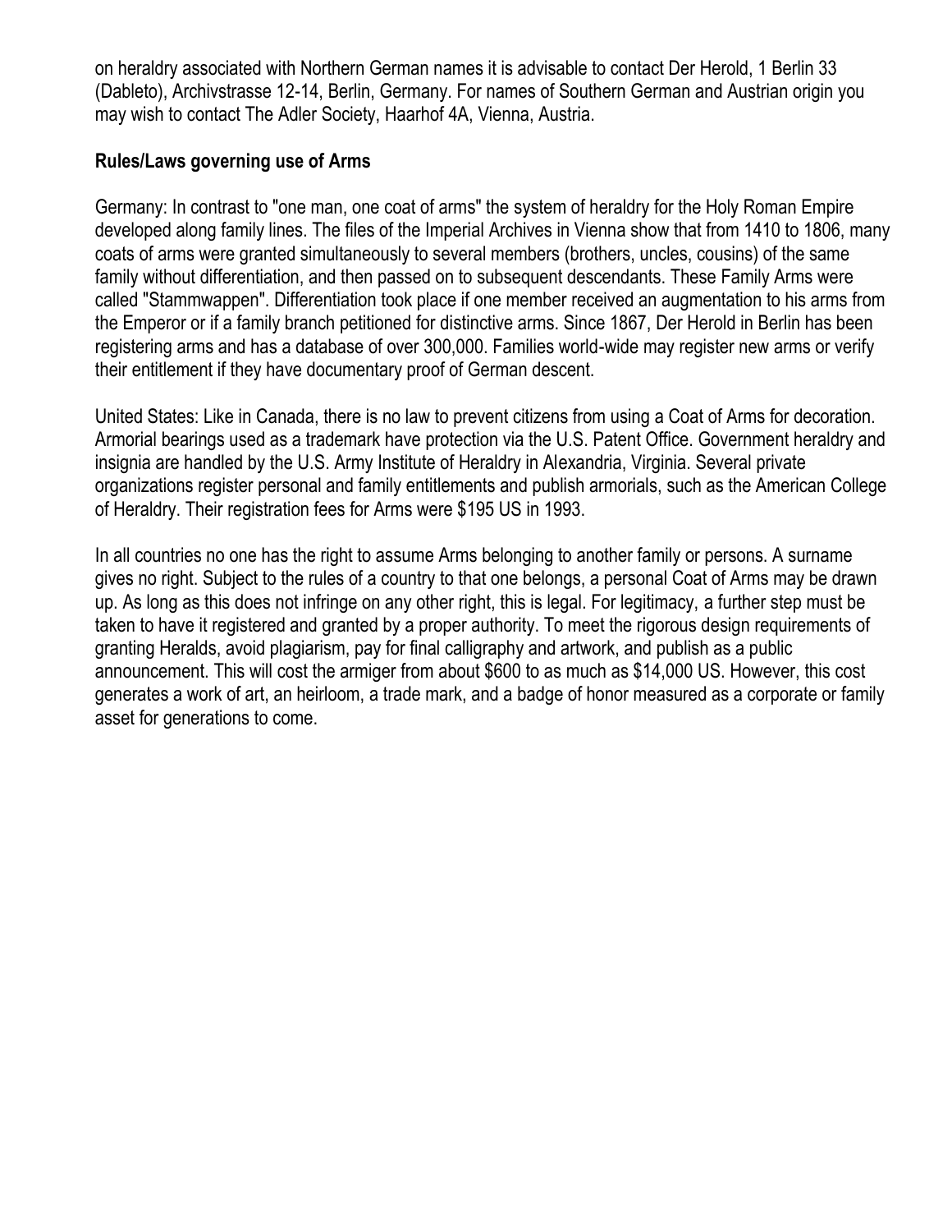on heraldry associated with Northern German names it is advisable to contact Der Herold, 1 Berlin 33 (Dableto), Archivstrasse 12-14, Berlin, Germany. For names of Southern German and Austrian origin you may wish to contact The Adler Society, Haarhof 4A, Vienna, Austria.

**Rules/Laws governing use of Arms**

Germany: In contrast to "one man, one coat of arms" the system of heraldry for the Holy Roman Empire developed along family lines. The files of the Imperial Archives in Vienna show that from 1410 to 1806, many coats of arms were granted simultaneously to several members (brothers, uncles, cousins) of the same family without differentiation, and then passed on to subsequent descendants. These Family Arms were called "Stammwappen". Differentiation took place if one member received an augmentation to his arms from the Emperor or if a family branch petitioned for distinctive arms. Since 1867, Der Herold in Berlin has been registering arms and has a database of over 300,000. Families world-wide may register new arms or verify their entitlement if they have documentary proof of German descent.

United States: Like in Canada, there is no law to prevent citizens from using a Coat of Arms for decoration. Armorial bearings used as a trademark have protection via the U.S. Patent Office. Government heraldry and insignia are handled by the U.S. Army Institute of Heraldry in Alexandria, Virginia. Several private organizations register personal and family entitlements and publish armorials, such as the American College of Heraldry. Their registration fees for Arms were $195 US in 1993.

In all countries no one has the right to assume Arms belonging to another family or persons. A surname gives no right. Subject to the rules of a country to that one belongs, a personal Coat of Arms may be drawn up. As long as this does not infringe on any other right, this is legal. For legitimacy, a further step must be taken to have it registered and granted by a proper authority. To meet the rigorous design requirements of granting Heralds, avoid plagiarism, pay for final calligraphy and artwork, and publish as a public announcement. This will cost the armiger from about $600 to as much as $14,000 US. However, this cost generates a work of art, an heirloom, a trade mark, and a badge of honor measured as a corporate or family asset for generations to come.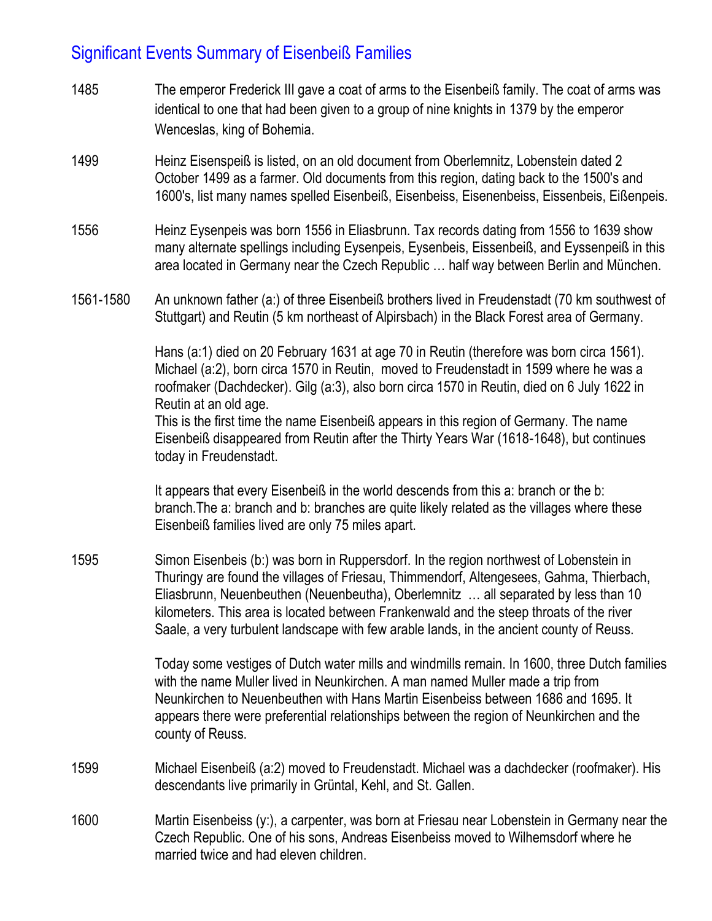# Significant Events Summary of Eisenbeiß Families

**1485** The emperor Frederick III gave a coat of arms to the Eisenbeiß family. The coat of arms was identical to one that had been given to a group of nine knights in 1379 by the emperor Wenceslas, king of Bohemia.

**1499** Heinz Eisenspeiß is listed, on an old document from Oberlemnitz, Lobenstein dated 2 October 1499 as a farmer. Old documents from this region, dating back to the 1500's and 1600's, list many names spelled Eisenbeiß, Eisenbeiss, Eisenenbeiss, Eissenbeis, Eißenpeis.

**1556** Heinz Eysenpeis was born 1556 in Eliasbrunn. Tax records dating from 1556 to 1639 show many alternate spellings including Eysenpeis, Eysenbeis, Eissenbeiß, and Eyssenpeiß in this area located in Germany near the Czech Republic … half way between Berlin and München.

**1561-1580** An unknown father (a:) of three Eisenbeiß brothers lived in Freudenstadt (70 km southwest of Stuttgart) and Reutin (5 km northeast of Alpirsbach) in the Black Forest area of Germany.

Hans (a:1) died on 20 February 1631 at age 70 in Reutin (therefore was born circa 1561). Michael (a:2), born circa 1570 in Reutin, moved to Freudenstadt in 1599 where he was a roofmaker (Dachdecker). Gilg (a:3), also born circa 1570 in Reutin, died on 6 July 1622 in Reutin at an old age.
This is the first time the name Eisenbeiß appears in this region of Germany. The name Eisenbeiß disappeared from Reutin after the Thirty Years War (1618-1648), but continues today in Freudenstadt.

It appears that every Eisenbeiß in the world descends from this a: branch or the b: branch.The a: branch and b: branches are quite likely related as the villages where these Eisenbeiß families lived are only 75 miles apart.

**1595** Simon Eisenbeis (b:) was born in Ruppersdorf. In the region northwest of Lobenstein in Thuringy are found the villages of Friesau, Thimmendorf, Altengesees, Gahma, Thierbach, Eliasbrunn, Neuenbeuthen (Neuenbeutha), Oberlemnitz … all separated by less than 10 kilometers. This area is located between Frankenwald and the steep throats of the river Saale, a very turbulent landscape with few arable lands, in the ancient county of Reuss.

Today some vestiges of Dutch water mills and windmills remain. In 1600, three Dutch families with the name Muller lived in Neunkirchen. A man named Muller made a trip from Neunkirchen to Neuenbeuthen with Hans Martin Eisenbeiss between 1686 and 1695. It appears there were preferential relationships between the region of Neunkirchen and the county of Reuss.

**1599** Michael Eisenbeiß (a:2) moved to Freudenstadt. Michael was a dachdecker (roofmaker). His descendants live primarily in Grüntal, Kehl, and St. Gallen.

**1600** Martin Eisenbeiss (y:), a carpenter, was born at Friesau near Lobenstein in Germany near the Czech Republic. One of his sons, Andreas Eisenbeiss moved to Wilhemsdorf where he married twice and had eleven children.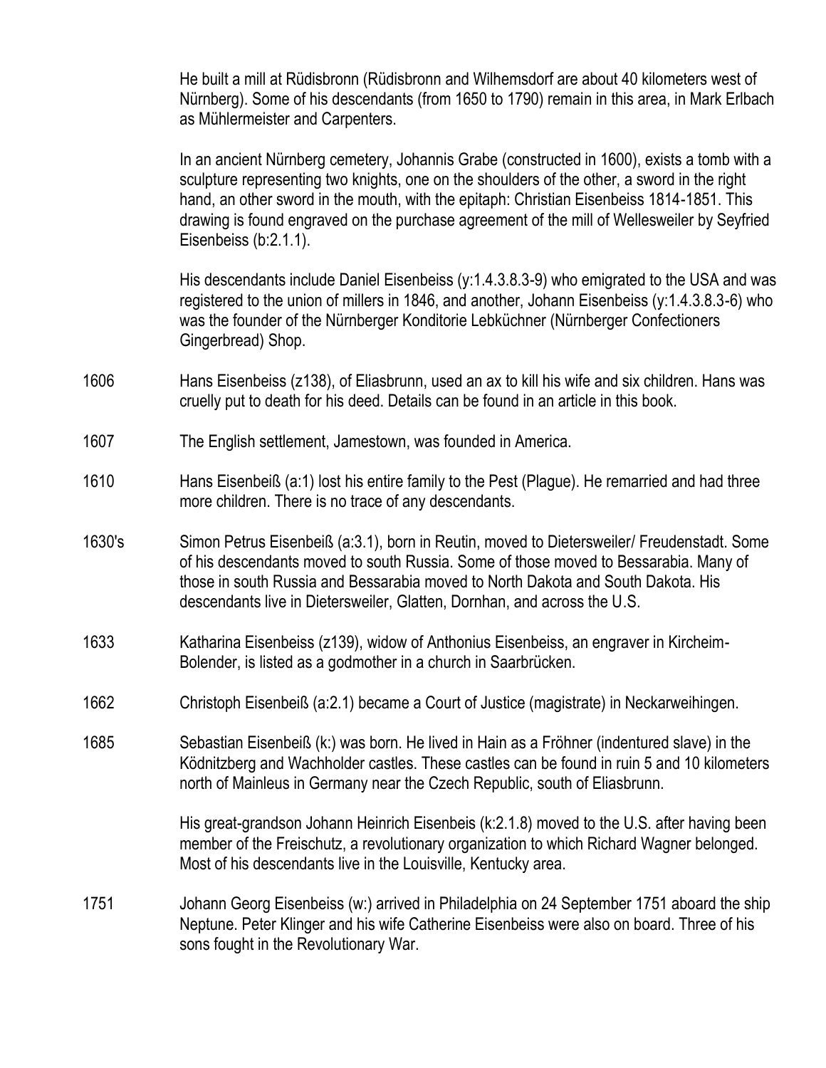He built a mill at Rüdisbronn (Rüdisbronn and Wilhemsdorf are about 40 kilometers west of Nürnberg). Some of his descendants (from 1650 to 1790) remain in this area, in Mark Erlbach as Mühlermeister and Carpenters.

In an ancient Nürnberg cemetery, Johannis Grabe (constructed in 1600), exists a tomb with a sculpture representing two knights, one on the shoulders of the other, a sword in the right hand, an other sword in the mouth, with the epitaph: Christian Eisenbeiss 1814-1851. This drawing is found engraved on the purchase agreement of the mill of Wellesweiler by Seyfried Eisenbeiss (b:2.1.1).

His descendants include Daniel Eisenbeiss (y:1.4.3.8.3-9) who emigrated to the USA and was registered to the union of millers in 1846, and another, Johann Eisenbeiss (y:1.4.3.8.3-6) who was the founder of the Nürnberger Konditorie Lebküchner (Nürnberger Confectioners Gingerbread) Shop.

1606 Hans Eisenbeiss (z138), of Eliasbrunn, used an ax to kill his wife and six children. Hans was cruelly put to death for his deed. Details can be found in an article in this book.

1607 The English settlement, Jamestown, was founded in America.

1610 Hans Eisenbeiß (a:1) lost his entire family to the Pest (Plague). He remarried and had three more children. There is no trace of any descendants.

1630's Simon Petrus Eisenbeiß (a:3.1), born in Reutin, moved to Dietersweiler/ Freudenstadt. Some of his descendants moved to south Russia. Some of those moved to Bessarabia. Many of those in south Russia and Bessarabia moved to North Dakota and South Dakota. His descendants live in Dietersweiler, Glatten, Dornhan, and across the U.S.

1633 Katharina Eisenbeiss (z139), widow of Anthonius Eisenbeiss, an engraver in Kircheim-Bolender, is listed as a godmother in a church in Saarbrücken.

1662 Christoph Eisenbeiß (a:2.1) became a Court of Justice (magistrate) in Neckarweihingen.

1685 Sebastian Eisenbeiß (k:) was born. He lived in Hain as a Fröhner (indentured slave) in the Ködnitzberg and Wachholder castles. These castles can be found in ruin 5 and 10 kilometers north of Mainleus in Germany near the Czech Republic, south of Eliasbrunn.

His great-grandson Johann Heinrich Eisenbeis (k:2.1.8) moved to the U.S. after having been member of the Freischutz, a revolutionary organization to which Richard Wagner belonged. Most of his descendants live in the Louisville, Kentucky area.

1751 Johann Georg Eisenbeiss (w:) arrived in Philadelphia on 24 September 1751 aboard the ship Neptune. Peter Klinger and his wife Catherine Eisenbeiss were also on board. Three of his sons fought in the Revolutionary War.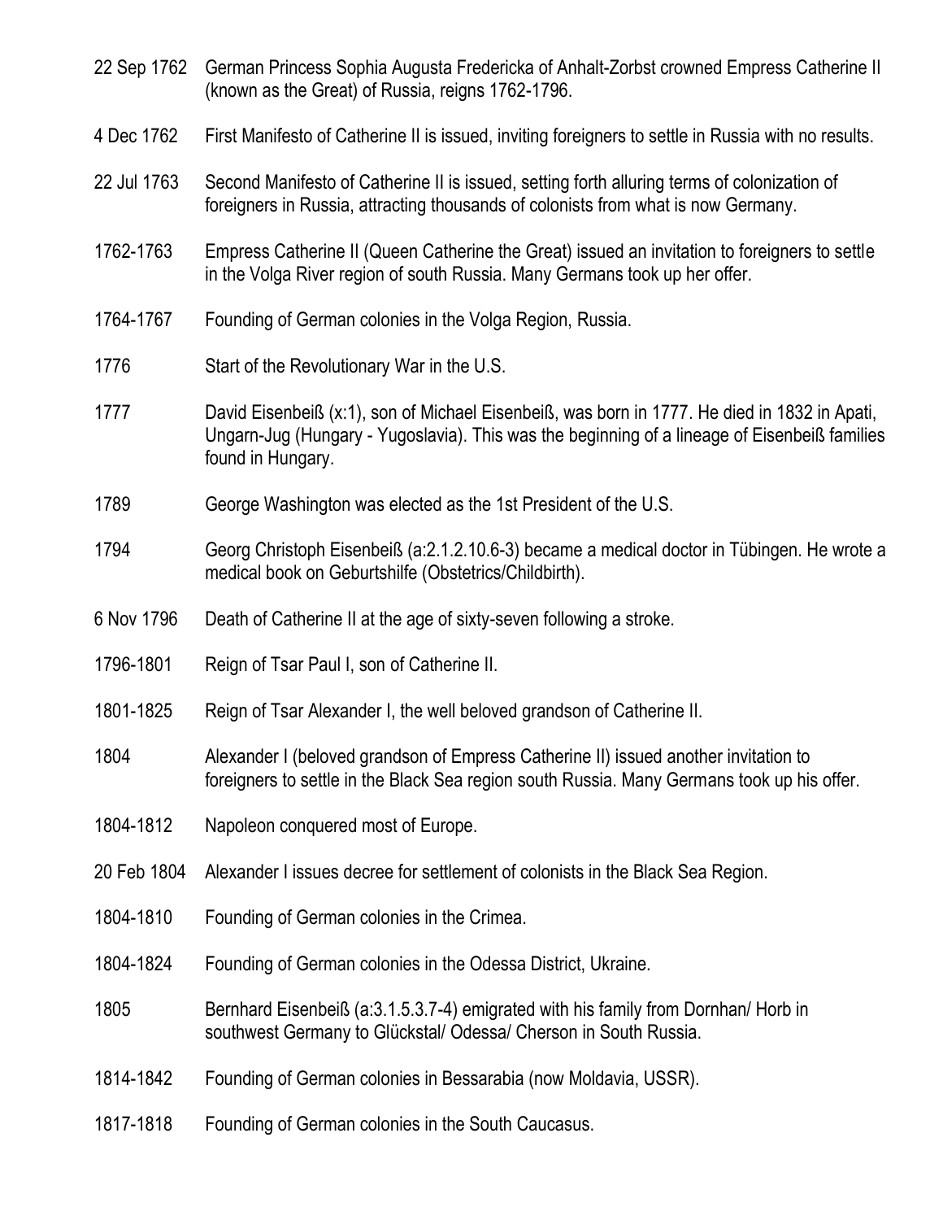| | |
|---|---|
| 22 Sep 1762 | German Princess Sophia Augusta Fredericka of Anhalt-Zorbst crowned Empress Catherine II (known as the Great) of Russia, reigns 1762-1796. |
| 4 Dec 1762 | First Manifesto of Catherine II is issued, inviting foreigners to settle in Russia with no results. |
| 22 Jul 1763 | Second Manifesto of Catherine II is issued, setting forth alluring terms of colonization of foreigners in Russia, attracting thousands of colonists from what is now Germany. |
| 1762-1763 | Empress Catherine II (Queen Catherine the Great) issued an invitation to foreigners to settle in the Volga River region of south Russia. Many Germans took up her offer. |
| 1764-1767 | Founding of German colonies in the Volga Region, Russia. |
| 1776 | Start of the Revolutionary War in the U.S. |
| 1777 | David Eisenbeiß (x:1), son of Michael Eisenbeiß, was born in 1777. He died in 1832 in Apati, Ungarn-Jug (Hungary - Yugoslavia). This was the beginning of a lineage of Eisenbeiß families found in Hungary. |
| 1789 | George Washington was elected as the 1st President of the U.S. |
| 1794 | Georg Christoph Eisenbeiß (a:2.1.2.10.6-3) became a medical doctor in Tübingen. He wrote a medical book on Geburtshilfe (Obstetrics/Childbirth). |
| 6 Nov 1796 | Death of Catherine II at the age of sixty-seven following a stroke. |
| 1796-1801 | Reign of Tsar Paul I, son of Catherine II. |
| 1801-1825 | Reign of Tsar Alexander I, the well beloved grandson of Catherine II. |
| 1804 | Alexander I (beloved grandson of Empress Catherine II) issued another invitation to foreigners to settle in the Black Sea region south Russia. Many Germans took up his offer. |
| 1804-1812 | Napoleon conquered most of Europe. |
| 20 Feb 1804 | Alexander I issues decree for settlement of colonists in the Black Sea Region. |
| 1804-1810 | Founding of German colonies in the Crimea. |
| 1804-1824 | Founding of German colonies in the Odessa District, Ukraine. |
| 1805 | Bernhard Eisenbeiß (a:3.1.5.3.7-4) emigrated with his family from Dornhan/ Horb in southwest Germany to Glückstal/ Odessa/ Cherson in South Russia. |
| 1814-1842 | Founding of German colonies in Bessarabia (now Moldavia, USSR). |
| 1817-1818 | Founding of German colonies in the South Caucasus. |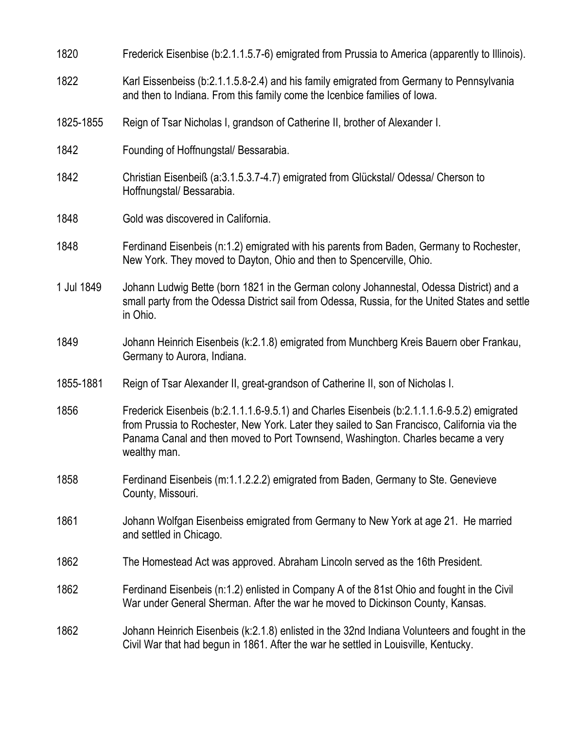| | |
|---|---|
| 1820 | Frederick Eisenbise (b:2.1.1.5.7-6) emigrated from Prussia to America (apparently to Illinois). |
| 1822 | Karl Eissenbeiss (b:2.1.1.5.8-2.4) and his family emigrated from Germany to Pennsylvania and then to Indiana. From this family come the Icenbice families of Iowa. |
| 1825-1855 | Reign of Tsar Nicholas I, grandson of Catherine II, brother of Alexander I. |
| 1842 | Founding of Hoffnungstal/ Bessarabia. |
| 1842 | Christian Eisenbeiß (a:3.1.5.3.7-4.7) emigrated from Glückstal/ Odessa/ Cherson to Hoffnungstal/ Bessarabia. |
| 1848 | Gold was discovered in California. |
| 1848 | Ferdinand Eisenbeis (n:1.2) emigrated with his parents from Baden, Germany to Rochester, New York. They moved to Dayton, Ohio and then to Spencerville, Ohio. |
| 1 Jul 1849 | Johann Ludwig Bette (born 1821 in the German colony Johannestal, Odessa District) and a small party from the Odessa District sail from Odessa, Russia, for the United States and settle in Ohio. |
| 1849 | Johann Heinrich Eisenbeis (k:2.1.8) emigrated from Munchberg Kreis Bauern ober Frankau, Germany to Aurora, Indiana. |
| 1855-1881 | Reign of Tsar Alexander II, great-grandson of Catherine II, son of Nicholas I. |
| 1856 | Frederick Eisenbeis (b:2.1.1.1.6-9.5.1) and Charles Eisenbeis (b:2.1.1.1.6-9.5.2) emigrated from Prussia to Rochester, New York. Later they sailed to San Francisco, California via the Panama Canal and then moved to Port Townsend, Washington. Charles became a very wealthy man. |
| 1858 | Ferdinand Eisenbeis (m:1.1.2.2.2) emigrated from Baden, Germany to Ste. Genevieve County, Missouri. |
| 1861 | Johann Wolfgan Eisenbeiss emigrated from Germany to New York at age 21. He married and settled in Chicago. |
| 1862 | The Homestead Act was approved. Abraham Lincoln served as the 16th President. |
| 1862 | Ferdinand Eisenbeis (n:1.2) enlisted in Company A of the 81st Ohio and fought in the Civil War under General Sherman. After the war he moved to Dickinson County, Kansas. |
| 1862 | Johann Heinrich Eisenbeis (k:2.1.8) enlisted in the 32nd Indiana Volunteers and fought in the Civil War that had begun in 1861. After the war he settled in Louisville, Kentucky. |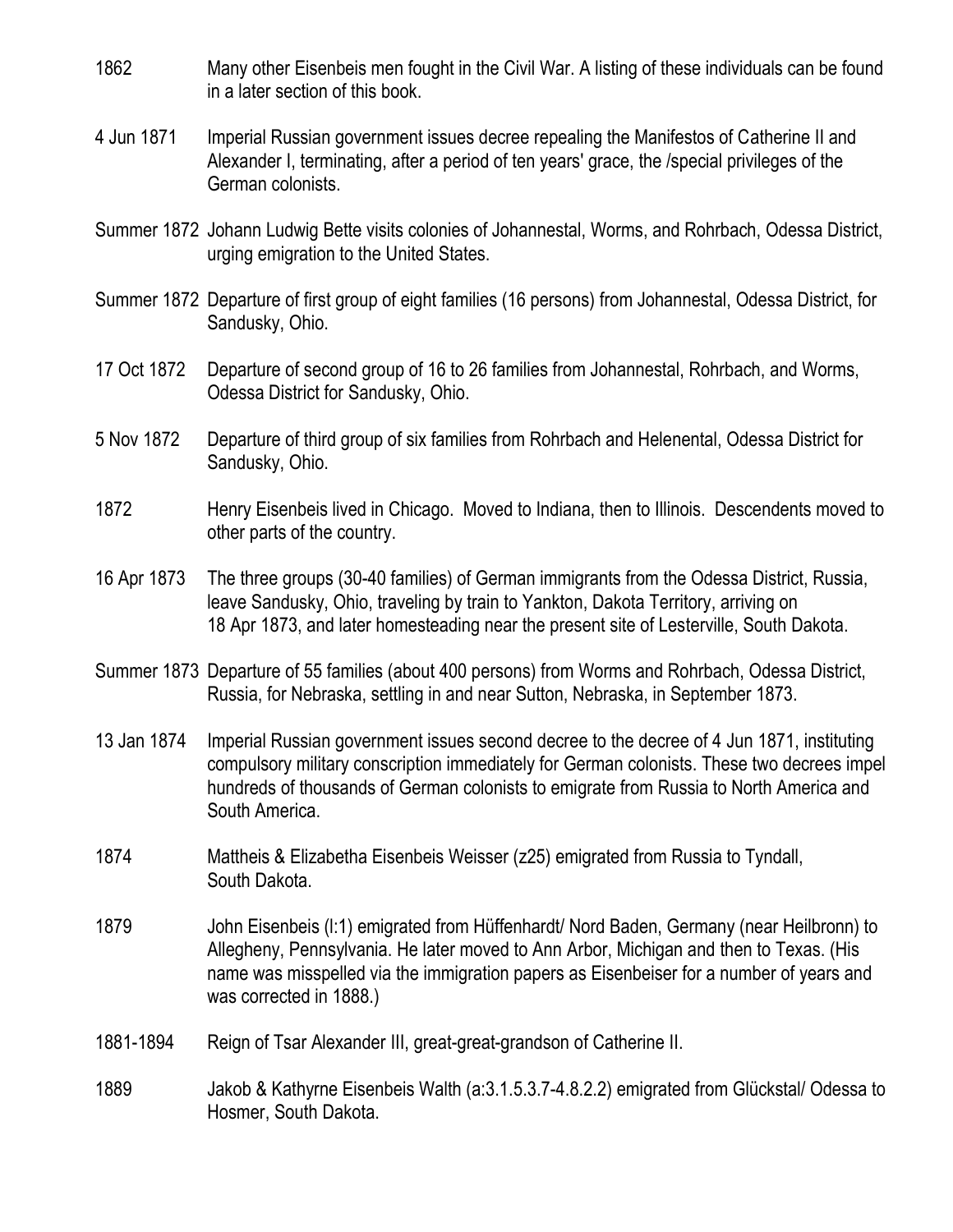1862 Many other Eisenbeis men fought in the Civil War. A listing of these individuals can be found in a later section of this book.

4 Jun 1871 Imperial Russian government issues decree repealing the Manifestos of Catherine II and Alexander I, terminating, after a period of ten years' grace, the /special privileges of the German colonists.

Summer 1872 Johann Ludwig Bette visits colonies of Johannestal, Worms, and Rohrbach, Odessa District, urging emigration to the United States.

Summer 1872 Departure of first group of eight families (16 persons) from Johannestal, Odessa District, for Sandusky, Ohio.

17 Oct 1872 Departure of second group of 16 to 26 families from Johannestal, Rohrbach, and Worms, Odessa District for Sandusky, Ohio.

5 Nov 1872 Departure of third group of six families from Rohrbach and Helenental, Odessa District for Sandusky, Ohio.

1872 Henry Eisenbeis lived in Chicago. Moved to Indiana, then to Illinois. Descendents moved to other parts of the country.

16 Apr 1873 The three groups (30-40 families) of German immigrants from the Odessa District, Russia, leave Sandusky, Ohio, traveling by train to Yankton, Dakota Territory, arriving on 18 Apr 1873, and later homesteading near the present site of Lesterville, South Dakota.

Summer 1873 Departure of 55 families (about 400 persons) from Worms and Rohrbach, Odessa District, Russia, for Nebraska, settling in and near Sutton, Nebraska, in September 1873.

13 Jan 1874 Imperial Russian government issues second decree to the decree of 4 Jun 1871, instituting compulsory military conscription immediately for German colonists. These two decrees impel hundreds of thousands of German colonists to emigrate from Russia to North America and South America.

1874 Mattheis & Elizabetha Eisenbeis Weisser (z25) emigrated from Russia to Tyndall, South Dakota.

1879 John Eisenbeis (l:1) emigrated from Hüffenhardt/ Nord Baden, Germany (near Heilbronn) to Allegheny, Pennsylvania. He later moved to Ann Arbor, Michigan and then to Texas. (His name was misspelled via the immigration papers as Eisenbeiser for a number of years and was corrected in 1888.)

1881-1894 Reign of Tsar Alexander III, great-great-grandson of Catherine II.

1889 Jakob & Kathyrne Eisenbeis Walth (a:3.1.5.3.7-4.8.2.2) emigrated from Glückstal/ Odessa to Hosmer, South Dakota.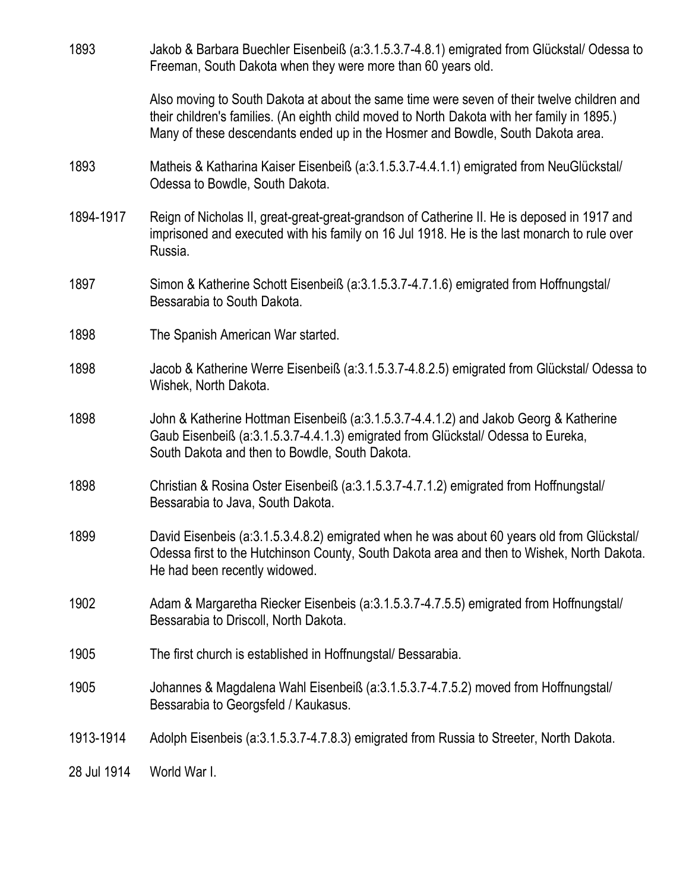| | |
|---|---|
| 1893 | Jakob & Barbara Buechler Eisenbeiß (a:3.1.5.3.7-4.8.1) emigrated from Glückstal/ Odessa to Freeman, South Dakota when they were more than 60 years old.<br><br>Also moving to South Dakota at about the same time were seven of their twelve children and their children's families. (An eighth child moved to North Dakota with her family in 1895.) Many of these descendants ended up in the Hosmer and Bowdle, South Dakota area. |
| 1893 | Matheis & Katharina Kaiser Eisenbeiß (a:3.1.5.3.7-4.4.1.1) emigrated from NeuGlückstal/ Odessa to Bowdle, South Dakota. |
| 1894-1917 | Reign of Nicholas II, great-great-great-grandson of Catherine II. He is deposed in 1917 and imprisoned and executed with his family on 16 Jul 1918. He is the last monarch to rule over Russia. |
| 1897 | Simon & Katherine Schott Eisenbeiß (a:3.1.5.3.7-4.7.1.6) emigrated from Hoffnungstal/ Bessarabia to South Dakota. |
| 1898 | The Spanish American War started. |
| 1898 | Jacob & Katherine Werre Eisenbeiß (a:3.1.5.3.7-4.8.2.5) emigrated from Glückstal/ Odessa to Wishek, North Dakota. |
| 1898 | John & Katherine Hottman Eisenbeiß (a:3.1.5.3.7-4.4.1.2) and Jakob Georg & Katherine Gaub Eisenbeiß (a:3.1.5.3.7-4.4.1.3) emigrated from Glückstal/ Odessa to Eureka, South Dakota and then to Bowdle, South Dakota. |
| 1898 | Christian & Rosina Oster Eisenbeiß (a:3.1.5.3.7-4.7.1.2) emigrated from Hoffnungstal/ Bessarabia to Java, South Dakota. |
| 1899 | David Eisenbeis (a:3.1.5.3.4.8.2) emigrated when he was about 60 years old from Glückstal/ Odessa first to the Hutchinson County, South Dakota area and then to Wishek, North Dakota. He had been recently widowed. |
| 1902 | Adam & Margaretha Riecker Eisenbeis (a:3.1.5.3.7-4.7.5.5) emigrated from Hoffnungstal/ Bessarabia to Driscoll, North Dakota. |
| 1905 | The first church is established in Hoffnungstal/ Bessarabia. |
| 1905 | Johannes & Magdalena Wahl Eisenbeiß (a:3.1.5.3.7-4.7.5.2) moved from Hoffnungstal/ Bessarabia to Georgsfeld / Kaukasus. |
| 1913-1914 | Adolph Eisenbeis (a:3.1.5.3.7-4.7.8.3) emigrated from Russia to Streeter, North Dakota. |
| 28 Jul 1914 | World War I. |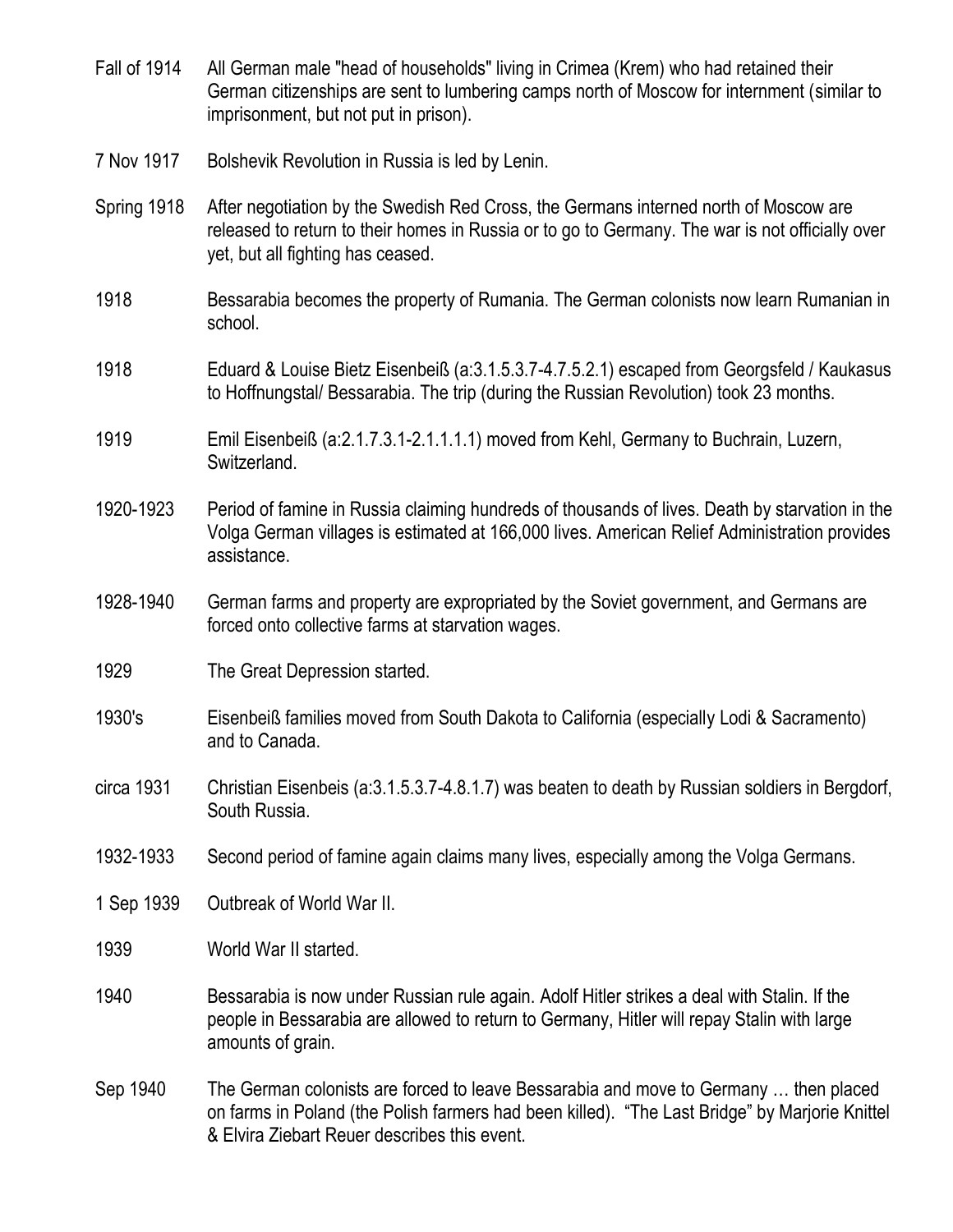| | |
|---|---|
| Fall of 1914 | All German male "head of households" living in Crimea (Krem) who had retained their German citizenships are sent to lumbering camps north of Moscow for internment (similar to imprisonment, but not put in prison). |
| 7 Nov 1917 | Bolshevik Revolution in Russia is led by Lenin. |
| Spring 1918 | After negotiation by the Swedish Red Cross, the Germans interned north of Moscow are released to return to their homes in Russia or to go to Germany. The war is not officially over yet, but all fighting has ceased. |
| 1918 | Bessarabia becomes the property of Rumania. The German colonists now learn Rumanian in school. |
| 1918 | Eduard & Louise Bietz Eisenbeiß (a:3.1.5.3.7-4.7.5.2.1) escaped from Georgsfeld / Kaukasus to Hoffnungstal/ Bessarabia. The trip (during the Russian Revolution) took 23 months. |
| 1919 | Emil Eisenbeiß (a:2.1.7.3.1-2.1.1.1.1) moved from Kehl, Germany to Buchrain, Luzern, Switzerland. |
| 1920-1923 | Period of famine in Russia claiming hundreds of thousands of lives. Death by starvation in the Volga German villages is estimated at 166,000 lives. American Relief Administration provides assistance. |
| 1928-1940 | German farms and property are expropriated by the Soviet government, and Germans are forced onto collective farms at starvation wages. |
| 1929 | The Great Depression started. |
| 1930's | Eisenbeiß families moved from South Dakota to California (especially Lodi & Sacramento) and to Canada. |
| circa 1931 | Christian Eisenbeis (a:3.1.5.3.7-4.8.1.7) was beaten to death by Russian soldiers in Bergdorf, South Russia. |
| 1932-1933 | Second period of famine again claims many lives, especially among the Volga Germans. |
| 1 Sep 1939 | Outbreak of World War II. |
| 1939 | World War II started. |
| 1940 | Bessarabia is now under Russian rule again. Adolf Hitler strikes a deal with Stalin. If the people in Bessarabia are allowed to return to Germany, Hitler will repay Stalin with large amounts of grain. |
| Sep 1940 | The German colonists are forced to leave Bessarabia and move to Germany … then placed on farms in Poland (the Polish farmers had been killed). "The Last Bridge" by Marjorie Knittel & Elvira Ziebart Reuer describes this event. |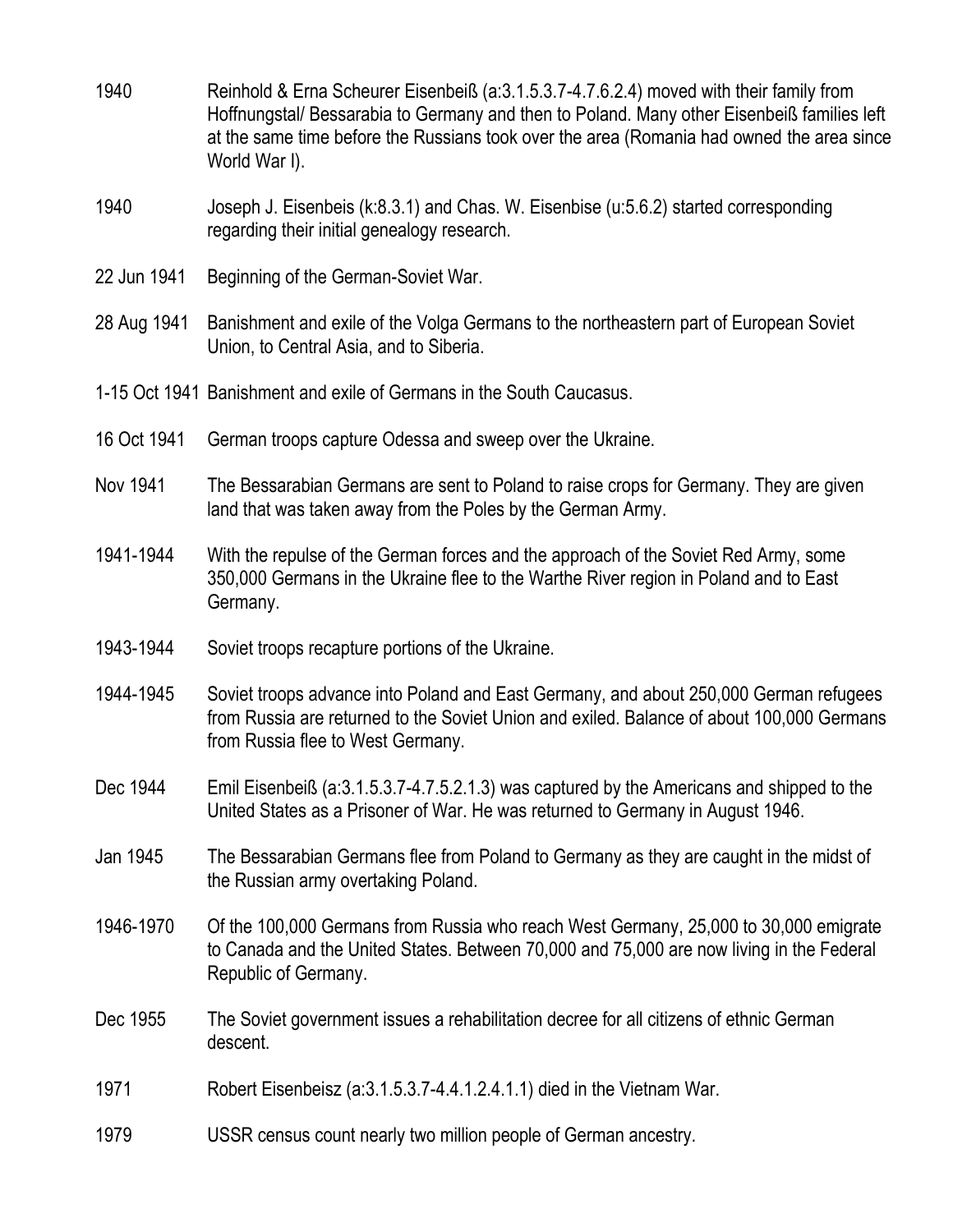| | |
|---|---|
| 1940 | Reinhold & Erna Scheurer Eisenbeiß (a:3.1.5.3.7-4.7.6.2.4) moved with their family from Hoffnungstal/ Bessarabia to Germany and then to Poland. Many other Eisenbeiß families left at the same time before the Russians took over the area (Romania had owned the area since World War I). |
| 1940 | Joseph J. Eisenbeis (k:8.3.1) and Chas. W. Eisenbise (u:5.6.2) started corresponding regarding their initial genealogy research. |
| 22 Jun 1941 | Beginning of the German-Soviet War. |
| 28 Aug 1941 | Banishment and exile of the Volga Germans to the northeastern part of European Soviet Union, to Central Asia, and to Siberia. |
| 1-15 Oct 1941 | Banishment and exile of Germans in the South Caucasus. |
| 16 Oct 1941 | German troops capture Odessa and sweep over the Ukraine. |
| Nov 1941 | The Bessarabian Germans are sent to Poland to raise crops for Germany. They are given land that was taken away from the Poles by the German Army. |
| 1941-1944 | With the repulse of the German forces and the approach of the Soviet Red Army, some 350,000 Germans in the Ukraine flee to the Warthe River region in Poland and to East Germany. |
| 1943-1944 | Soviet troops recapture portions of the Ukraine. |
| 1944-1945 | Soviet troops advance into Poland and East Germany, and about 250,000 German refugees from Russia are returned to the Soviet Union and exiled. Balance of about 100,000 Germans from Russia flee to West Germany. |
| Dec 1944 | Emil Eisenbeiß (a:3.1.5.3.7-4.7.5.2.1.3) was captured by the Americans and shipped to the United States as a Prisoner of War. He was returned to Germany in August 1946. |
| Jan 1945 | The Bessarabian Germans flee from Poland to Germany as they are caught in the midst of the Russian army overtaking Poland. |
| 1946-1970 | Of the 100,000 Germans from Russia who reach West Germany, 25,000 to 30,000 emigrate to Canada and the United States. Between 70,000 and 75,000 are now living in the Federal Republic of Germany. |
| Dec 1955 | The Soviet government issues a rehabilitation decree for all citizens of ethnic German descent. |
| 1971 | Robert Eisenbeisz (a:3.1.5.3.7-4.4.1.2.4.1.1) died in the Vietnam War. |
| 1979 | USSR census count nearly two million people of German ancestry. |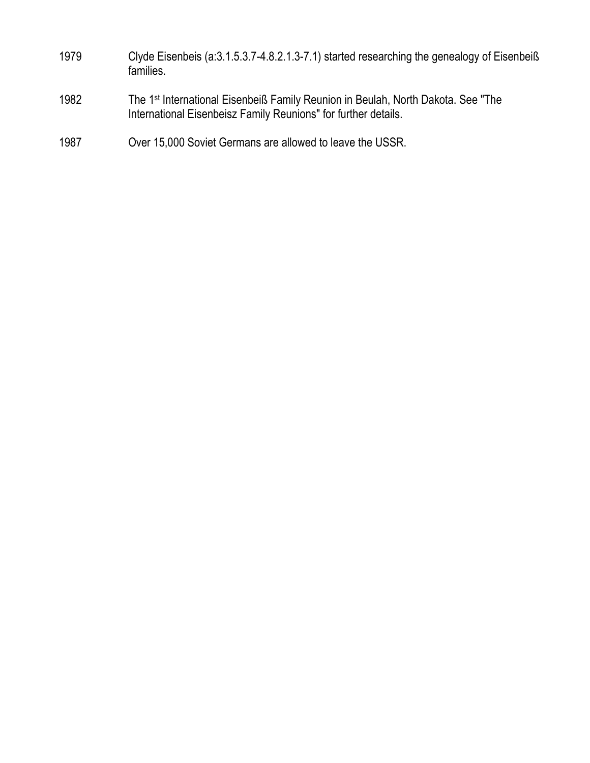1979 Clyde Eisenbeis (a:3.1.5.3.7-4.8.2.1.3-7.1) started researching the genealogy of Eisenbeiß families.

1982 The 1st International Eisenbeiß Family Reunion in Beulah, North Dakota. See "The International Eisenbeisz Family Reunions" for further details.

1987 Over 15,000 Soviet Germans are allowed to leave the USSR.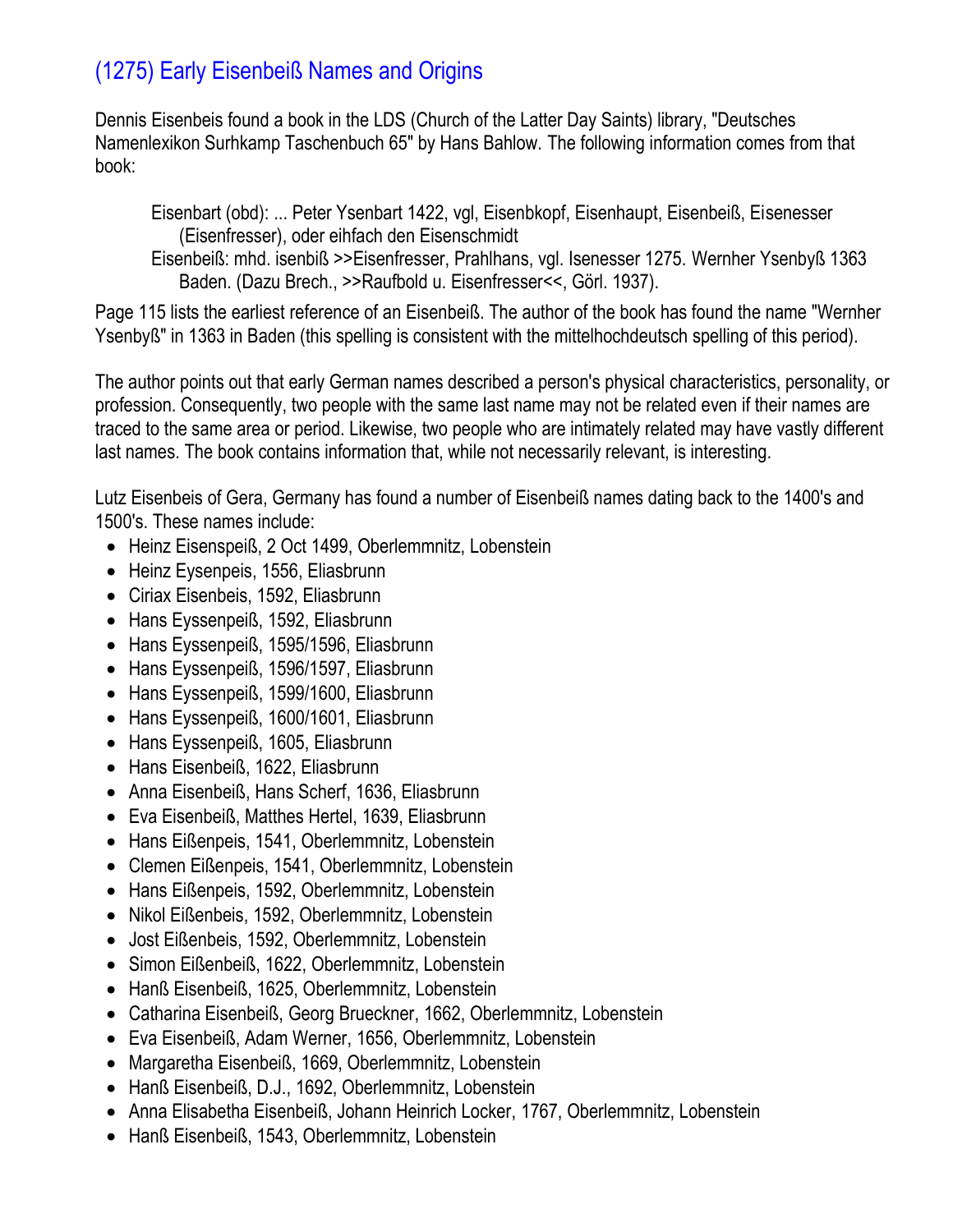# (1275) Early Eisenbeiß Names and Origins

Dennis Eisenbeis found a book in the LDS (Church of the Latter Day Saints) library, "Deutsches Namenlexikon Surhkamp Taschenbuch 65" by Hans Bahlow. The following information comes from that book:

> Eisenbart (obd): ... Peter Ysenbart 1422, vgl, Eisenbkopf, Eisenhaupt, Eisenbeiß, Eisenesser (Eisenfresser), oder eihfach den Eisenschmidt
>
> Eisenbeiß: mhd. isenbiß >>Eisenfresser, Prahlhans, vgl. Isenesser 1275. Wernher Ysenbyß 1363 Baden. (Dazu Brech., >>Raufbold u. Eisenfresser<<, Görl. 1937).

Page 115 lists the earliest reference of an Eisenbeiß. The author of the book has found the name "Wernher Ysenbyß" in 1363 in Baden (this spelling is consistent with the mittelhochdeutsch spelling of this period).

The author points out that early German names described a person's physical characteristics, personality, or profession. Consequently, two people with the same last name may not be related even if their names are traced to the same area or period. Likewise, two people who are intimately related may have vastly different last names. The book contains information that, while not necessarily relevant, is interesting.

Lutz Eisenbeis of Gera, Germany has found a number of Eisenbeiß names dating back to the 1400's and 1500's. These names include:

- Heinz Eisenspeiß, 2 Oct 1499, Oberlemmnitz, Lobenstein
- Heinz Eysenpeis, 1556, Eliasbrunn
- Ciriax Eisenbeis, 1592, Eliasbrunn
- Hans Eyssenpeiß, 1592, Eliasbrunn
- Hans Eyssenpeiß, 1595/1596, Eliasbrunn
- Hans Eyssenpeiß, 1596/1597, Eliasbrunn
- Hans Eyssenpeiß, 1599/1600, Eliasbrunn
- Hans Eyssenpeiß, 1600/1601, Eliasbrunn
- Hans Eyssenpeiß, 1605, Eliasbrunn
- Hans Eisenbeiß, 1622, Eliasbrunn
- Anna Eisenbeiß, Hans Scherf, 1636, Eliasbrunn
- Eva Eisenbeiß, Matthes Hertel, 1639, Eliasbrunn
- Hans Eißenpeis, 1541, Oberlemmnitz, Lobenstein
- Clemen Eißenpeis, 1541, Oberlemmnitz, Lobenstein
- Hans Eißenpeis, 1592, Oberlemmnitz, Lobenstein
- Nikol Eißenbeis, 1592, Oberlemmnitz, Lobenstein
- Jost Eißenbeis, 1592, Oberlemmnitz, Lobenstein
- Simon Eißenbeiß, 1622, Oberlemmnitz, Lobenstein
- Hanß Eisenbeiß, 1625, Oberlemmnitz, Lobenstein
- Catharina Eisenbeiß, Georg Brueckner, 1662, Oberlemmnitz, Lobenstein
- Eva Eisenbeiß, Adam Werner, 1656, Oberlemmnitz, Lobenstein
- Margaretha Eisenbeiß, 1669, Oberlemmnitz, Lobenstein
- Hanß Eisenbeiß, D.J., 1692, Oberlemmnitz, Lobenstein
- Anna Elisabetha Eisenbeiß, Johann Heinrich Locker, 1767, Oberlemmnitz, Lobenstein
- Hanß Eisenbeiß, 1543, Oberlemmnitz, Lobenstein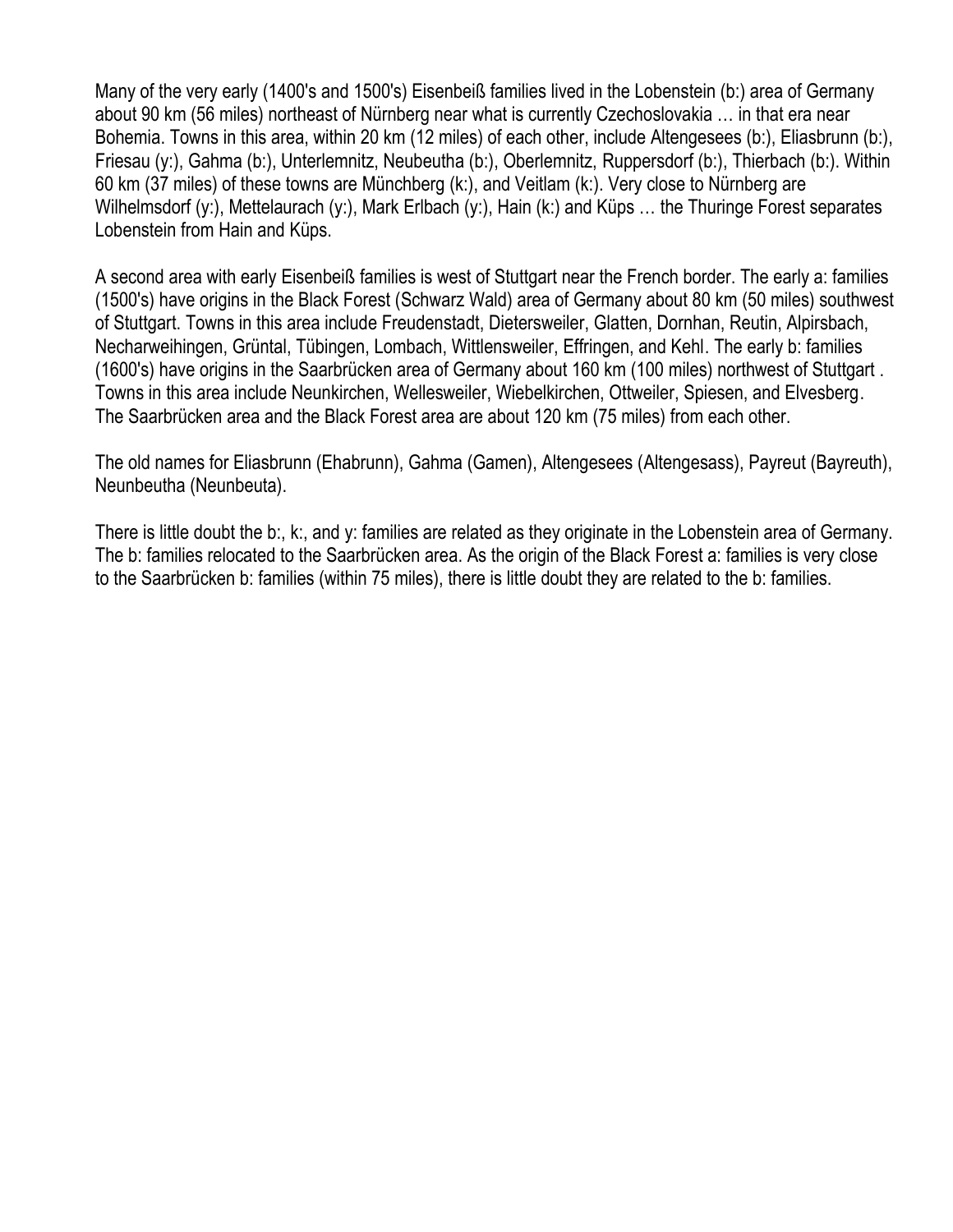Many of the very early (1400's and 1500's) Eisenbeiß families lived in the Lobenstein (b:) area of Germany about 90 km (56 miles) northeast of Nürnberg near what is currently Czechoslovakia … in that era near Bohemia. Towns in this area, within 20 km (12 miles) of each other, include Altengesees (b:), Eliasbrunn (b:), Friesau (y:), Gahma (b:), Unterlemnitz, Neubeutha (b:), Oberlemnitz, Ruppersdorf (b:), Thierbach (b:). Within 60 km (37 miles) of these towns are Münchberg (k:), and Veitlam (k:). Very close to Nürnberg are Wilhelmsdorf (y:), Mettelaurach (y:), Mark Erlbach (y:), Hain (k:) and Küps … the Thuringe Forest separates Lobenstein from Hain and Küps.

A second area with early Eisenbeiß families is west of Stuttgart near the French border. The early a: families (1500's) have origins in the Black Forest (Schwarz Wald) area of Germany about 80 km (50 miles) southwest of Stuttgart. Towns in this area include Freudenstadt, Dietersweiler, Glatten, Dornhan, Reutin, Alpirsbach, Necharweihingen, Grüntal, Tübingen, Lombach, Wittlensweiler, Effringen, and Kehl. The early b: families (1600's) have origins in the Saarbrücken area of Germany about 160 km (100 miles) northwest of Stuttgart . Towns in this area include Neunkirchen, Wellesweiler, Wiebelkirchen, Ottweiler, Spiesen, and Elvesberg. The Saarbrücken area and the Black Forest area are about 120 km (75 miles) from each other.

The old names for Eliasbrunn (Ehabrunn), Gahma (Gamen), Altengesees (Altengesass), Payreut (Bayreuth), Neunbeutha (Neunbeuta).

There is little doubt the b:, k:, and y: families are related as they originate in the Lobenstein area of Germany. The b: families relocated to the Saarbrücken area. As the origin of the Black Forest a: families is very close to the Saarbrücken b: families (within 75 miles), there is little doubt they are related to the b: families.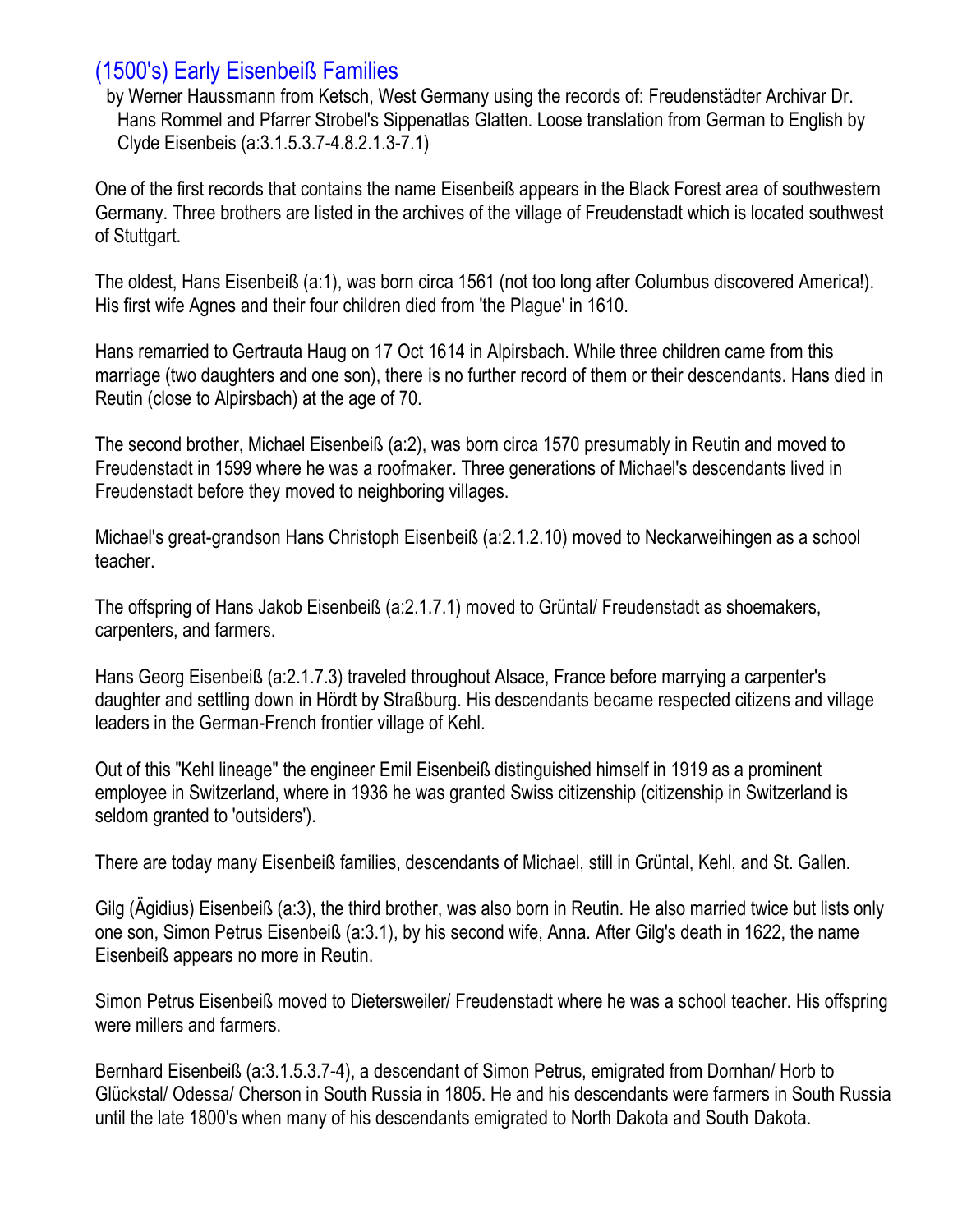## (1500's) Early Eisenbeiß Families

by Werner Haussmann from Ketsch, West Germany using the records of: Freudenstädter Archivar Dr. Hans Rommel and Pfarrer Strobel's Sippenatlas Glatten. Loose translation from German to English by Clyde Eisenbeis (a:3.1.5.3.7-4.8.2.1.3-7.1)

One of the first records that contains the name Eisenbeiß appears in the Black Forest area of southwestern Germany. Three brothers are listed in the archives of the village of Freudenstadt which is located southwest of Stuttgart.

The oldest, Hans Eisenbeiß (a:1), was born circa 1561 (not too long after Columbus discovered America!). His first wife Agnes and their four children died from 'the Plague' in 1610.

Hans remarried to Gertrauta Haug on 17 Oct 1614 in Alpirsbach. While three children came from this marriage (two daughters and one son), there is no further record of them or their descendants. Hans died in Reutin (close to Alpirsbach) at the age of 70.

The second brother, Michael Eisenbeiß (a:2), was born circa 1570 presumably in Reutin and moved to Freudenstadt in 1599 where he was a roofmaker. Three generations of Michael's descendants lived in Freudenstadt before they moved to neighboring villages.

Michael's great-grandson Hans Christoph Eisenbeiß (a:2.1.2.10) moved to Neckarweihingen as a school teacher.

The offspring of Hans Jakob Eisenbeiß (a:2.1.7.1) moved to Grüntal/ Freudenstadt as shoemakers, carpenters, and farmers.

Hans Georg Eisenbeiß (a:2.1.7.3) traveled throughout Alsace, France before marrying a carpenter's daughter and settling down in Hördt by Straßburg. His descendants became respected citizens and village leaders in the German-French frontier village of Kehl.

Out of this "Kehl lineage" the engineer Emil Eisenbeiß distinguished himself in 1919 as a prominent employee in Switzerland, where in 1936 he was granted Swiss citizenship (citizenship in Switzerland is seldom granted to 'outsiders').

There are today many Eisenbeiß families, descendants of Michael, still in Grüntal, Kehl, and St. Gallen.

Gilg (Ägidius) Eisenbeiß (a:3), the third brother, was also born in Reutin. He also married twice but lists only one son, Simon Petrus Eisenbeiß (a:3.1), by his second wife, Anna. After Gilg's death in 1622, the name Eisenbeiß appears no more in Reutin.

Simon Petrus Eisenbeiß moved to Dietersweiler/ Freudenstadt where he was a school teacher. His offspring were millers and farmers.

Bernhard Eisenbeiß (a:3.1.5.3.7-4), a descendant of Simon Petrus, emigrated from Dornhan/ Horb to Glückstal/ Odessa/ Cherson in South Russia in 1805. He and his descendants were farmers in South Russia until the late 1800's when many of his descendants emigrated to North Dakota and South Dakota.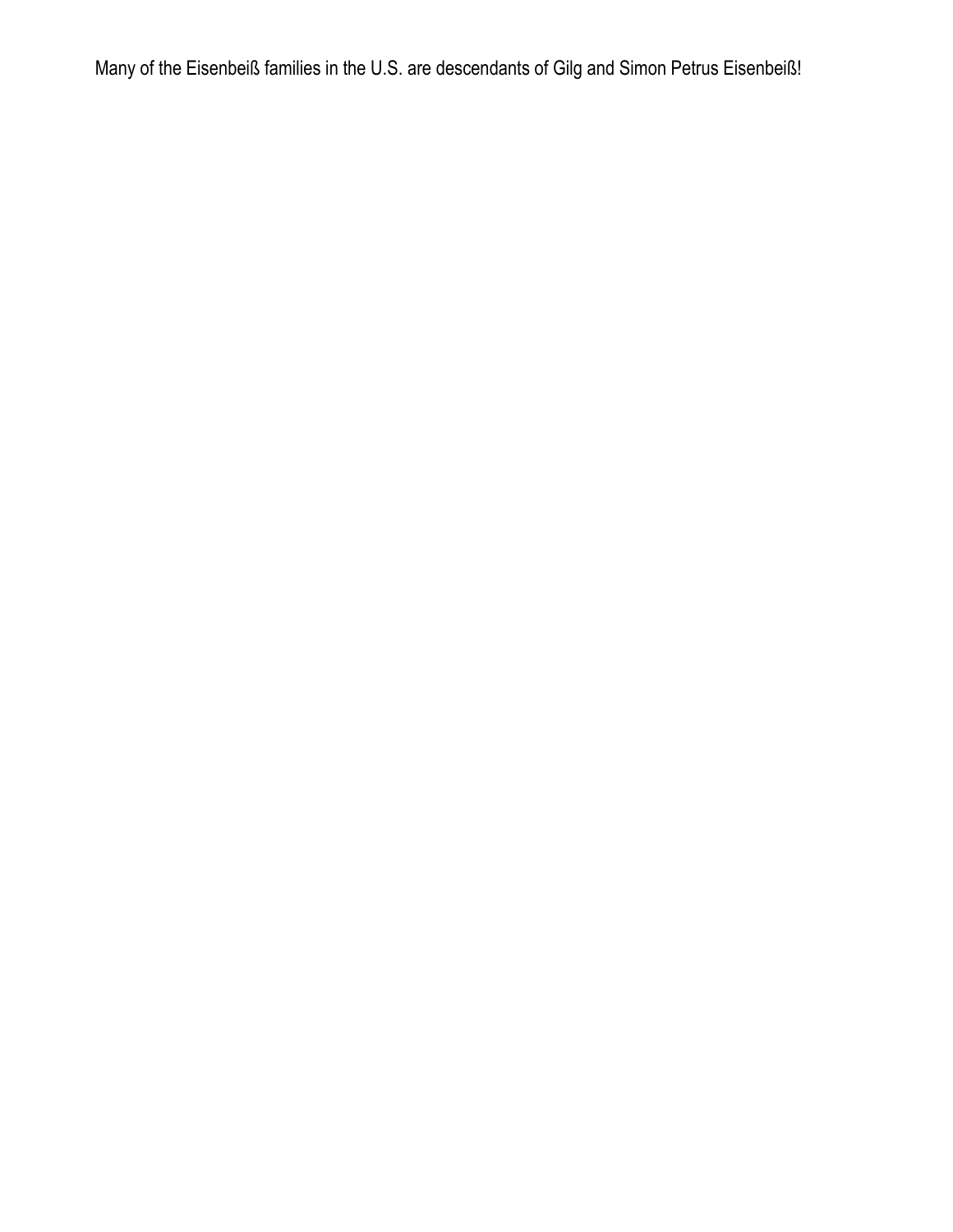Many of the Eisenbeiß families in the U.S. are descendants of Gilg and Simon Petrus Eisenbeiß!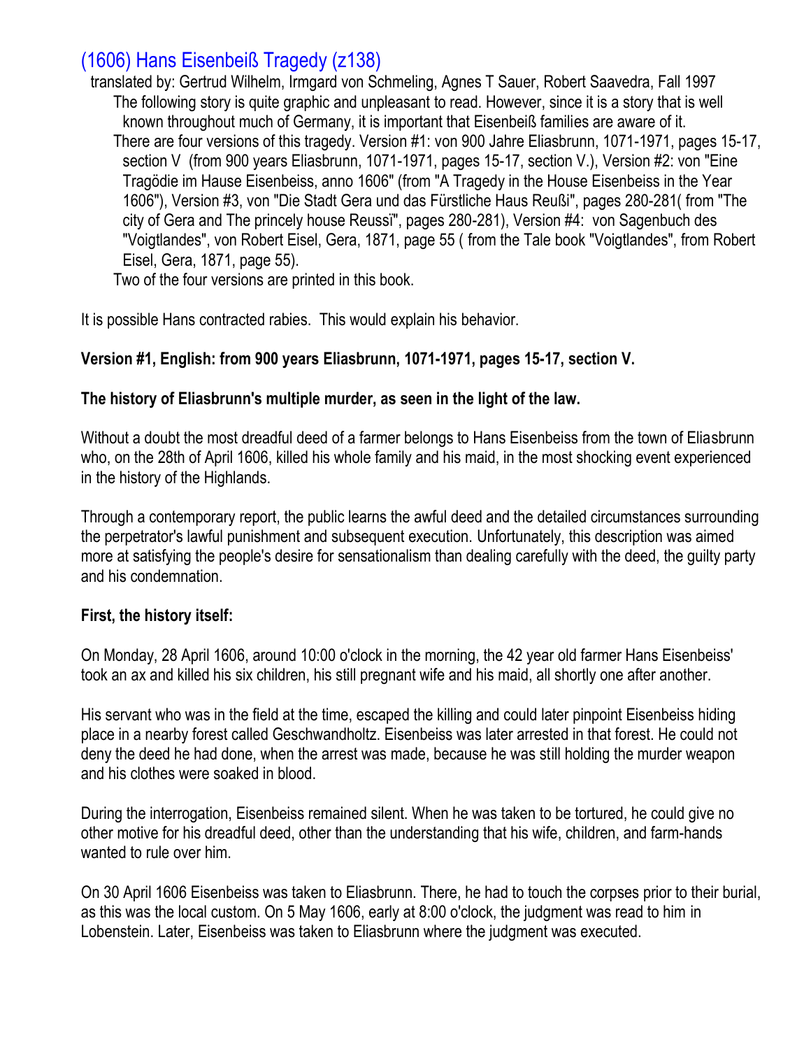## (1606) Hans Eisenbeiß Tragedy (z138)

translated by: Gertrud Wilhelm, Irmgard von Schmeling, Agnes T Sauer, Robert Saavedra, Fall 1997

The following story is quite graphic and unpleasant to read. However, since it is a story that is well known throughout much of Germany, it is important that Eisenbeiß families are aware of it.

There are four versions of this tragedy. Version #1: von 900 Jahre Eliasbrunn, 1071-1971, pages 15-17, section V (from 900 years Eliasbrunn, 1071-1971, pages 15-17, section V.), Version #2: von "Eine Tragödie im Hause Eisenbeiss, anno 1606" (from "A Tragedy in the House Eisenbeiss in the Year 1606"), Version #3, von "Die Stadt Gera und das Fürstliche Haus Reußi", pages 280-281( from "The city of Gera and The princely house Reussi", pages 280-281), Version #4: von Sagenbuch des "Voigtlandes", von Robert Eisel, Gera, 1871, page 55 ( from the Tale book "Voigtlandes", from Robert Eisel, Gera, 1871, page 55).

Two of the four versions are printed in this book.

It is possible Hans contracted rabies. This would explain his behavior.

**Version #1, English: from 900 years Eliasbrunn, 1071-1971, pages 15-17, section V.**

**The history of Eliasbrunn's multiple murder, as seen in the light of the law.**

Without a doubt the most dreadful deed of a farmer belongs to Hans Eisenbeiss from the town of Eliasbrunn who, on the 28th of April 1606, killed his whole family and his maid, in the most shocking event experienced in the history of the Highlands.

Through a contemporary report, the public learns the awful deed and the detailed circumstances surrounding the perpetrator's lawful punishment and subsequent execution. Unfortunately, this description was aimed more at satisfying the people's desire for sensationalism than dealing carefully with the deed, the guilty party and his condemnation.

**First, the history itself:**

On Monday, 28 April 1606, around 10:00 o'clock in the morning, the 42 year old farmer Hans Eisenbeiss' took an ax and killed his six children, his still pregnant wife and his maid, all shortly one after another.

His servant who was in the field at the time, escaped the killing and could later pinpoint Eisenbeiss hiding place in a nearby forest called Geschwandholtz. Eisenbeiss was later arrested in that forest. He could not deny the deed he had done, when the arrest was made, because he was still holding the murder weapon and his clothes were soaked in blood.

During the interrogation, Eisenbeiss remained silent. When he was taken to be tortured, he could give no other motive for his dreadful deed, other than the understanding that his wife, children, and farm-hands wanted to rule over him.

On 30 April 1606 Eisenbeiss was taken to Eliasbrunn. There, he had to touch the corpses prior to their burial, as this was the local custom. On 5 May 1606, early at 8:00 o'clock, the judgment was read to him in Lobenstein. Later, Eisenbeiss was taken to Eliasbrunn where the judgment was executed.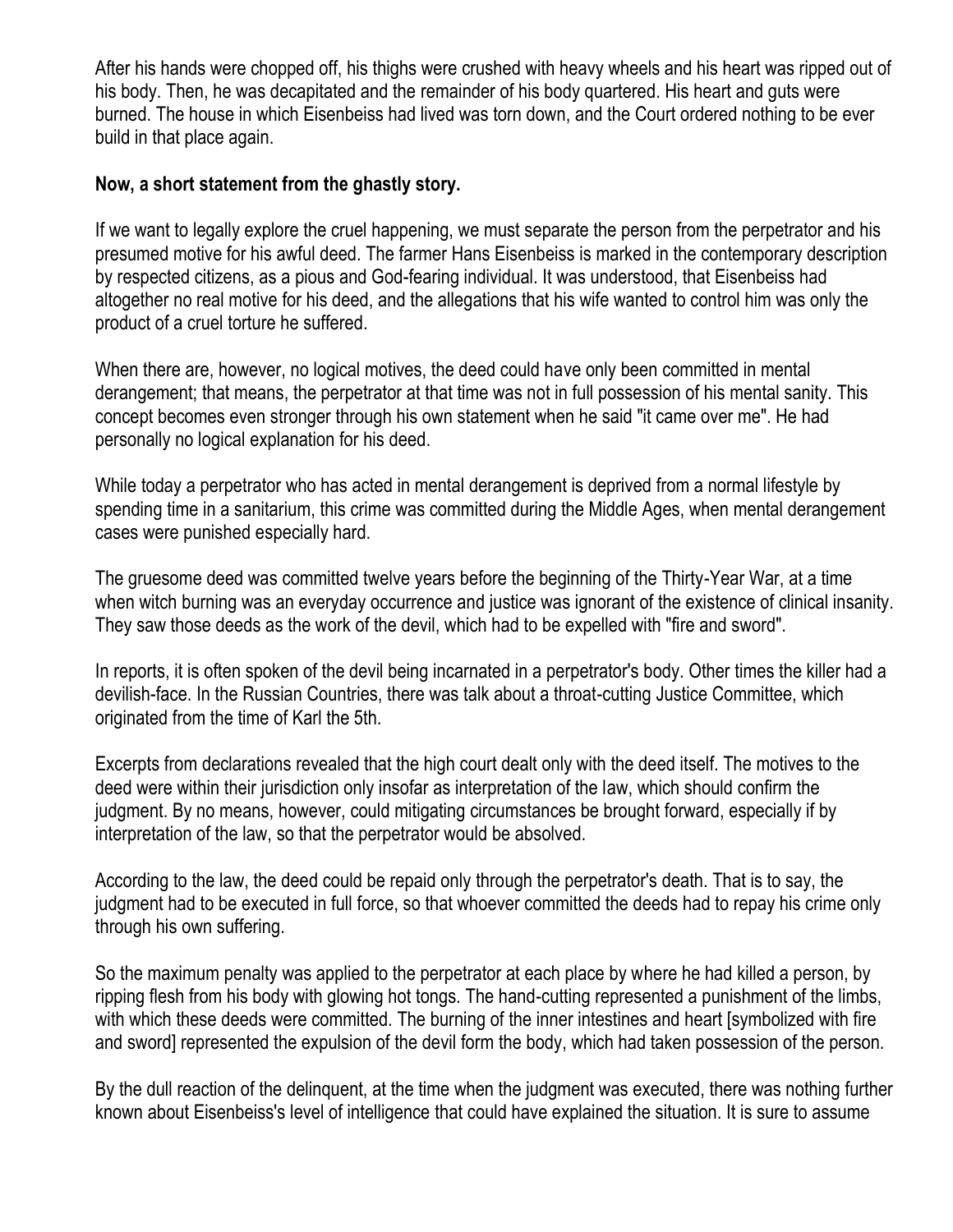After his hands were chopped off, his thighs were crushed with heavy wheels and his heart was ripped out of his body. Then, he was decapitated and the remainder of his body quartered. His heart and guts were burned. The house in which Eisenbeiss had lived was torn down, and the Court ordered nothing to be ever build in that place again.

**Now, a short statement from the ghastly story.**

If we want to legally explore the cruel happening, we must separate the person from the perpetrator and his presumed motive for his awful deed. The farmer Hans Eisenbeiss is marked in the contemporary description by respected citizens, as a pious and God-fearing individual. It was understood, that Eisenbeiss had altogether no real motive for his deed, and the allegations that his wife wanted to control him was only the product of a cruel torture he suffered.

When there are, however, no logical motives, the deed could have only been committed in mental derangement; that means, the perpetrator at that time was not in full possession of his mental sanity. This concept becomes even stronger through his own statement when he said "it came over me". He had personally no logical explanation for his deed.

While today a perpetrator who has acted in mental derangement is deprived from a normal lifestyle by spending time in a sanitarium, this crime was committed during the Middle Ages, when mental derangement cases were punished especially hard.

The gruesome deed was committed twelve years before the beginning of the Thirty-Year War, at a time when witch burning was an everyday occurrence and justice was ignorant of the existence of clinical insanity. They saw those deeds as the work of the devil, which had to be expelled with "fire and sword".

In reports, it is often spoken of the devil being incarnated in a perpetrator's body. Other times the killer had a devilish-face. In the Russian Countries, there was talk about a throat-cutting Justice Committee, which originated from the time of Karl the 5th.

Excerpts from declarations revealed that the high court dealt only with the deed itself. The motives to the deed were within their jurisdiction only insofar as interpretation of the law, which should confirm the judgment. By no means, however, could mitigating circumstances be brought forward, especially if by interpretation of the law, so that the perpetrator would be absolved.

According to the law, the deed could be repaid only through the perpetrator's death. That is to say, the judgment had to be executed in full force, so that whoever committed the deeds had to repay his crime only through his own suffering.

So the maximum penalty was applied to the perpetrator at each place by where he had killed a person, by ripping flesh from his body with glowing hot tongs. The hand-cutting represented a punishment of the limbs, with which these deeds were committed. The burning of the inner intestines and heart [symbolized with fire and sword] represented the expulsion of the devil form the body, which had taken possession of the person.

By the dull reaction of the delinquent, at the time when the judgment was executed, there was nothing further known about Eisenbeiss's level of intelligence that could have explained the situation. It is sure to assume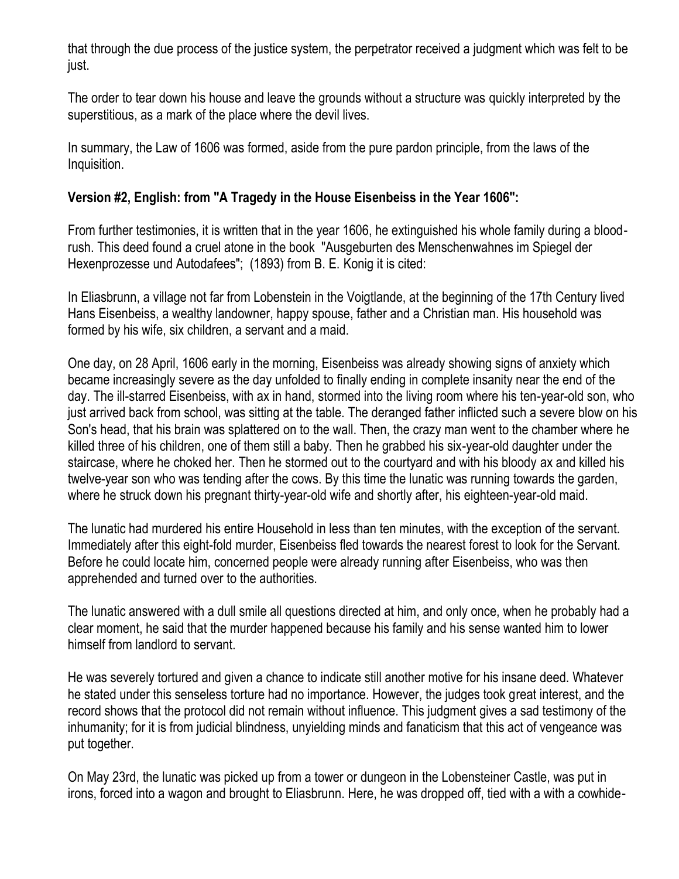that through the due process of the justice system, the perpetrator received a judgment which was felt to be just.

The order to tear down his house and leave the grounds without a structure was quickly interpreted by the superstitious, as a mark of the place where the devil lives.

In summary, the Law of 1606 was formed, aside from the pure pardon principle, from the laws of the Inquisition.

**Version #2, English: from "A Tragedy in the House Eisenbeiss in the Year 1606":**

From further testimonies, it is written that in the year 1606, he extinguished his whole family during a blood-rush. This deed found a cruel atone in the book "Ausgeburten des Menschenwahnes im Spiegel der Hexenprozesse und Autodafees"; (1893) from B. E. Konig it is cited:

In Eliasbrunn, a village not far from Lobenstein in the Voigtlande, at the beginning of the 17th Century lived Hans Eisenbeiss, a wealthy landowner, happy spouse, father and a Christian man. His household was formed by his wife, six children, a servant and a maid.

One day, on 28 April, 1606 early in the morning, Eisenbeiss was already showing signs of anxiety which became increasingly severe as the day unfolded to finally ending in complete insanity near the end of the day. The ill-starred Eisenbeiss, with ax in hand, stormed into the living room where his ten-year-old son, who just arrived back from school, was sitting at the table. The deranged father inflicted such a severe blow on his Son's head, that his brain was splattered on to the wall. Then, the crazy man went to the chamber where he killed three of his children, one of them still a baby. Then he grabbed his six-year-old daughter under the staircase, where he choked her. Then he stormed out to the courtyard and with his bloody ax and killed his twelve-year son who was tending after the cows. By this time the lunatic was running towards the garden, where he struck down his pregnant thirty-year-old wife and shortly after, his eighteen-year-old maid.

The lunatic had murdered his entire Household in less than ten minutes, with the exception of the servant. Immediately after this eight-fold murder, Eisenbeiss fled towards the nearest forest to look for the Servant. Before he could locate him, concerned people were already running after Eisenbeiss, who was then apprehended and turned over to the authorities.

The lunatic answered with a dull smile all questions directed at him, and only once, when he probably had a clear moment, he said that the murder happened because his family and his sense wanted him to lower himself from landlord to servant.

He was severely tortured and given a chance to indicate still another motive for his insane deed. Whatever he stated under this senseless torture had no importance. However, the judges took great interest, and the record shows that the protocol did not remain without influence. This judgment gives a sad testimony of the inhumanity; for it is from judicial blindness, unyielding minds and fanaticism that this act of vengeance was put together.

On May 23rd, the lunatic was picked up from a tower or dungeon in the Lobensteiner Castle, was put in irons, forced into a wagon and brought to Eliasbrunn. Here, he was dropped off, tied with a with a cowhide-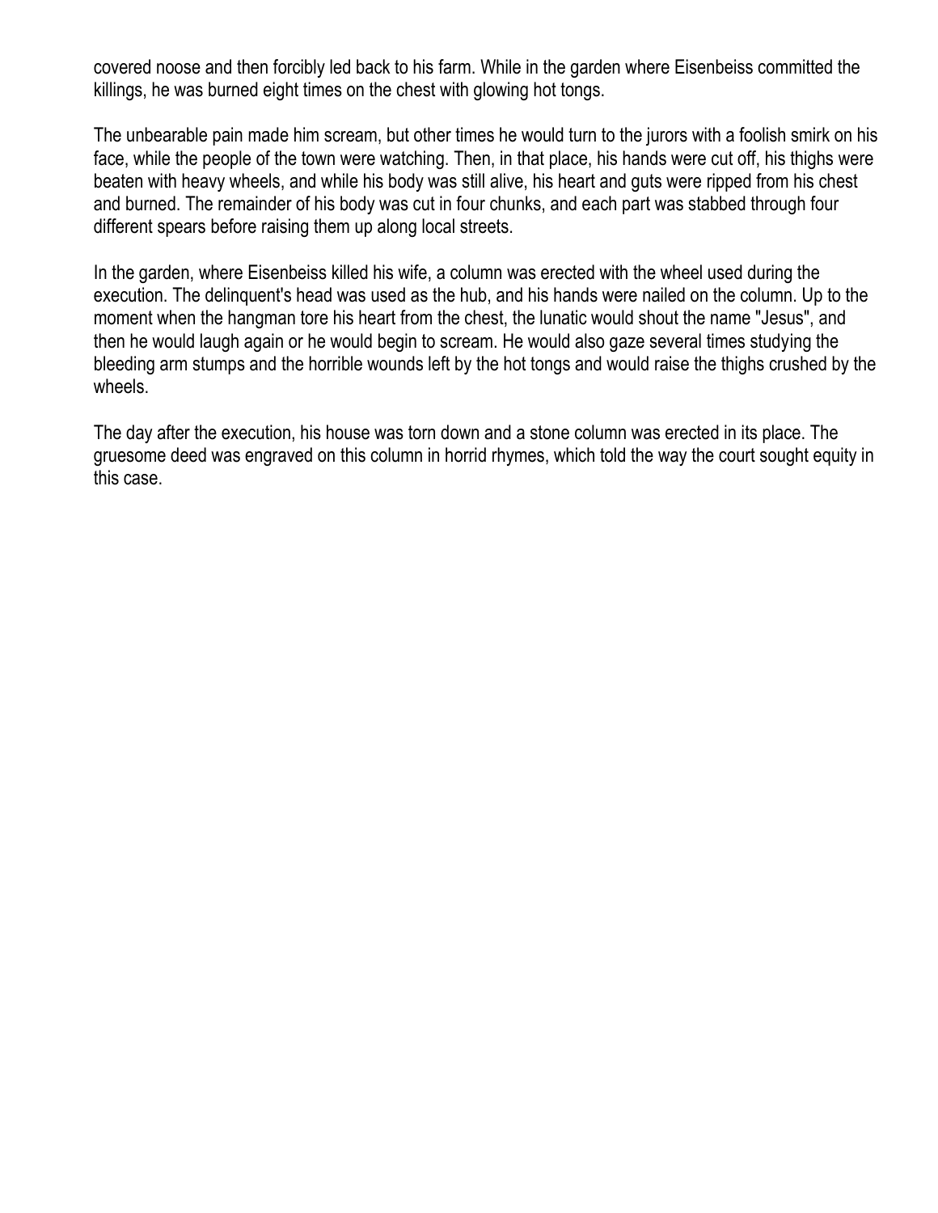covered noose and then forcibly led back to his farm. While in the garden where Eisenbeiss committed the killings, he was burned eight times on the chest with glowing hot tongs.

The unbearable pain made him scream, but other times he would turn to the jurors with a foolish smirk on his face, while the people of the town were watching. Then, in that place, his hands were cut off, his thighs were beaten with heavy wheels, and while his body was still alive, his heart and guts were ripped from his chest and burned. The remainder of his body was cut in four chunks, and each part was stabbed through four different spears before raising them up along local streets.

In the garden, where Eisenbeiss killed his wife, a column was erected with the wheel used during the execution. The delinquent's head was used as the hub, and his hands were nailed on the column. Up to the moment when the hangman tore his heart from the chest, the lunatic would shout the name "Jesus", and then he would laugh again or he would begin to scream. He would also gaze several times studying the bleeding arm stumps and the horrible wounds left by the hot tongs and would raise the thighs crushed by the wheels.

The day after the execution, his house was torn down and a stone column was erected in its place. The gruesome deed was engraved on this column in horrid rhymes, which told the way the court sought equity in this case.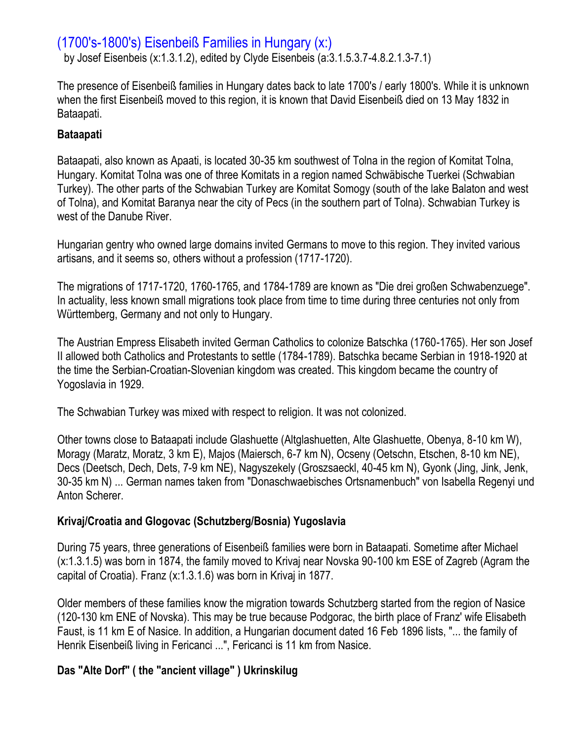# (1700's-1800's) Eisenbeiß Families in Hungary (x:)

by Josef Eisenbeis (x:1.3.1.2), edited by Clyde Eisenbeis (a:3.1.5.3.7-4.8.2.1.3-7.1)

The presence of Eisenbeiß families in Hungary dates back to late 1700's / early 1800's. While it is unknown when the first Eisenbeiß moved to this region, it is known that David Eisenbeiß died on 13 May 1832 in Bataapati.

**Bataapati**

Bataapati, also known as Apaati, is located 30-35 km southwest of Tolna in the region of Komitat Tolna, Hungary. Komitat Tolna was one of three Komitats in a region named Schwäbische Tuerkei (Schwabian Turkey). The other parts of the Schwabian Turkey are Komitat Somogy (south of the lake Balaton and west of Tolna), and Komitat Baranya near the city of Pecs (in the southern part of Tolna). Schwabian Turkey is west of the Danube River.

Hungarian gentry who owned large domains invited Germans to move to this region. They invited various artisans, and it seems so, others without a profession (1717-1720).

The migrations of 1717-1720, 1760-1765, and 1784-1789 are known as "Die drei großen Schwabenzuege". In actuality, less known small migrations took place from time to time during three centuries not only from Württemberg, Germany and not only to Hungary.

The Austrian Empress Elisabeth invited German Catholics to colonize Batschka (1760-1765). Her son Josef II allowed both Catholics and Protestants to settle (1784-1789). Batschka became Serbian in 1918-1920 at the time the Serbian-Croatian-Slovenian kingdom was created. This kingdom became the country of Yogoslavia in 1929.

The Schwabian Turkey was mixed with respect to religion. It was not colonized.

Other towns close to Bataapati include Glashuette (Altglashuetten, Alte Glashuette, Obenya, 8-10 km W), Moragy (Maratz, Moratz, 3 km E), Majos (Maiersch, 6-7 km N), Ocseny (Oetschn, Etschen, 8-10 km NE), Decs (Deetsch, Dech, Dets, 7-9 km NE), Nagyszekely (Groszsaeckl, 40-45 km N), Gyonk (Jing, Jink, Jenk, 30-35 km N) ... German names taken from "Donaschwaebisches Ortsnamenbuch" von Isabella Regenyi und Anton Scherer.

**Krivaj/Croatia and Glogovac (Schutzberg/Bosnia) Yugoslavia**

During 75 years, three generations of Eisenbeiß families were born in Bataapati. Sometime after Michael (x:1.3.1.5) was born in 1874, the family moved to Krivaj near Novska 90-100 km ESE of Zagreb (Agram the capital of Croatia). Franz (x:1.3.1.6) was born in Krivaj in 1877.

Older members of these families know the migration towards Schutzberg started from the region of Nasice (120-130 km ENE of Novska). This may be true because Podgorac, the birth place of Franz' wife Elisabeth Faust, is 11 km E of Nasice. In addition, a Hungarian document dated 16 Feb 1896 lists, "... the family of Henrik Eisenbeiß living in Fericanci ...", Fericanci is 11 km from Nasice.

**Das "Alte Dorf" ( the "ancient village" ) Ukrinskilug**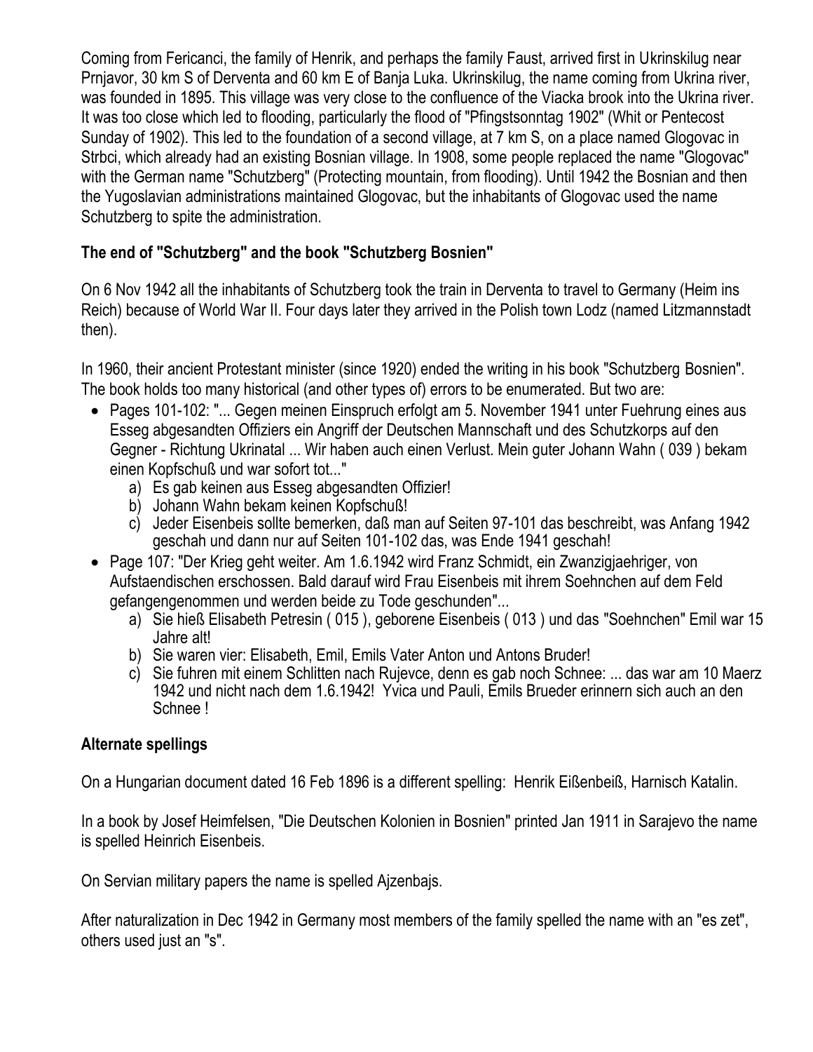Coming from Fericanci, the family of Henrik, and perhaps the family Faust, arrived first in Ukrinskilug near Prnjavor, 30 km S of Derventa and 60 km E of Banja Luka. Ukrinskilug, the name coming from Ukrina river, was founded in 1895. This village was very close to the confluence of the Viacka brook into the Ukrina river. It was too close which led to flooding, particularly the flood of "Pfingstsonntag 1902" (Whit or Pentecost Sunday of 1902). This led to the foundation of a second village, at 7 km S, on a place named Glogovac in Strbci, which already had an existing Bosnian village. In 1908, some people replaced the name "Glogovac" with the German name "Schutzberg" (Protecting mountain, from flooding). Until 1942 the Bosnian and then the Yugoslavian administrations maintained Glogovac, but the inhabitants of Glogovac used the name Schutzberg to spite the administration.

### The end of "Schutzberg" and the book "Schutzberg Bosnien"

On 6 Nov 1942 all the inhabitants of Schutzberg took the train in Derventa to travel to Germany (Heim ins Reich) because of World War II. Four days later they arrived in the Polish town Lodz (named Litzmannstadt then).

In 1960, their ancient Protestant minister (since 1920) ended the writing in his book "Schutzberg Bosnien". The book holds too many historical (and other types of) errors to be enumerated. But two are:

- Pages 101-102: "... Gegen meinen Einspruch erfolgt am 5. November 1941 unter Fuehrung eines aus Esseg abgesandten Offiziers ein Angriff der Deutschen Mannschaft und des Schutzkorps auf den Gegner - Richtung Ukrinatal ... Wir haben auch einen Verlust. Mein guter Johann Wahn ( 039 ) bekam einen Kopfschuß und war sofort tot..."
  a) Es gab keinen aus Esseg abgesandten Offizier!
  b) Johann Wahn bekam keinen Kopfschuß!
  c) Jeder Eisenbeis sollte bemerken, daß man auf Seiten 97-101 das beschreibt, was Anfang 1942 geschah und dann nur auf Seiten 101-102 das, was Ende 1941 geschah!
- Page 107: "Der Krieg geht weiter. Am 1.6.1942 wird Franz Schmidt, ein Zwanzigjaehriger, von Aufstaendischen erschossen. Bald darauf wird Frau Eisenbeis mit ihrem Soehnchen auf dem Feld gefangengenommen und werden beide zu Tode geschunden"...
  a) Sie hieß Elisabeth Petresin ( 015 ), geborene Eisenbeis ( 013 ) und das "Soehnchen" Emil war 15 Jahre alt!
  b) Sie waren vier: Elisabeth, Emil, Emils Vater Anton und Antons Bruder!
  c) Sie fuhren mit einem Schlitten nach Rujevce, denn es gab noch Schnee: ... das war am 10 Maerz 1942 und nicht nach dem 1.6.1942! Yvica und Pauli, Emils Brueder erinnern sich auch an den Schnee !

### Alternate spellings

On a Hungarian document dated 16 Feb 1896 is a different spelling: Henrik Eißenbeiß, Harnisch Katalin.

In a book by Josef Heimfelsen, "Die Deutschen Kolonien in Bosnien" printed Jan 1911 in Sarajevo the name is spelled Heinrich Eisenbeis.

On Servian military papers the name is spelled Ajzenbajs.

After naturalization in Dec 1942 in Germany most members of the family spelled the name with an "es zet", others used just an "s".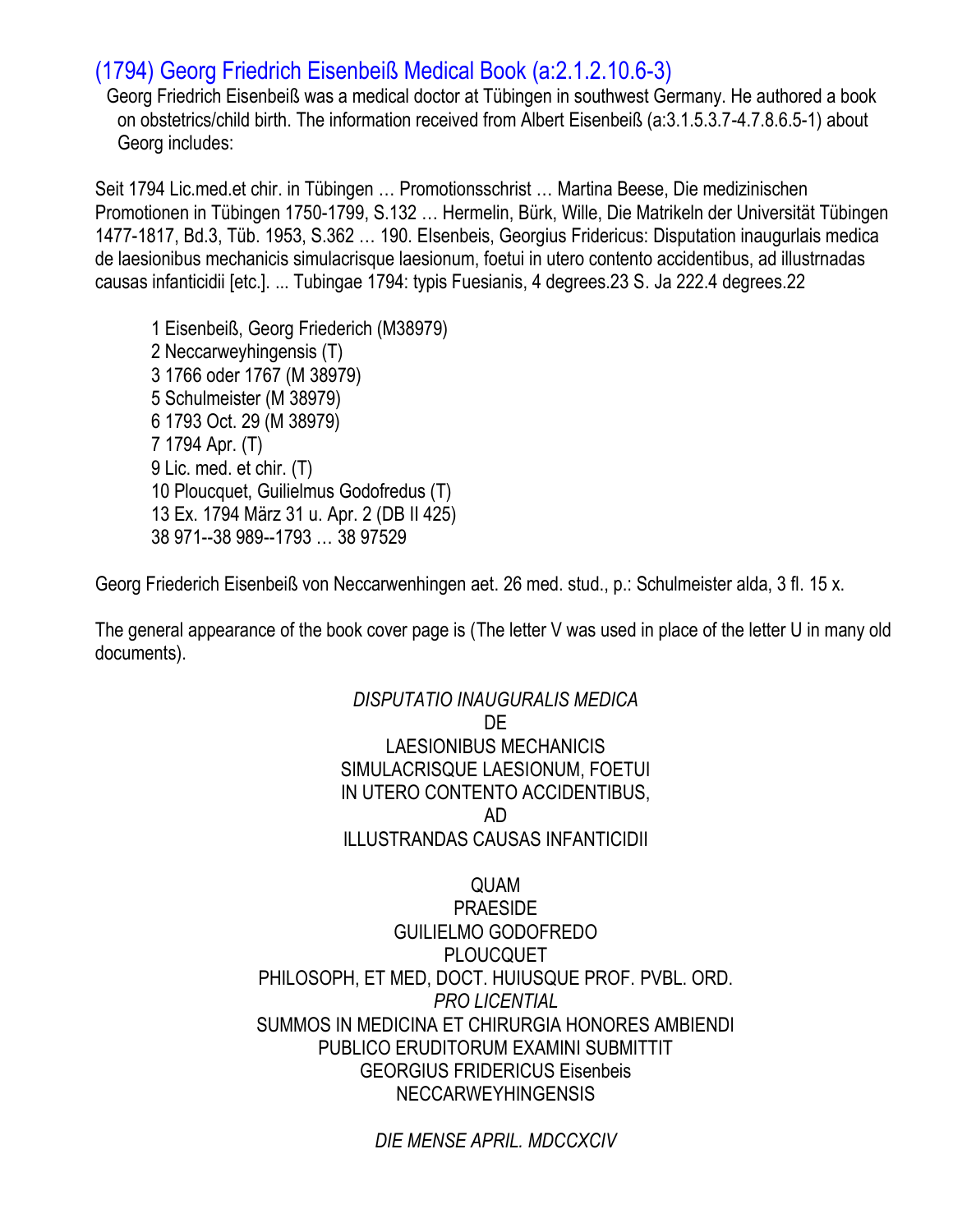## (1794) Georg Friedrich Eisenbeiß Medical Book (a:2.1.2.10.6-3)

Georg Friedrich Eisenbeiß was a medical doctor at Tübingen in southwest Germany. He authored a book on obstetrics/child birth. The information received from Albert Eisenbeiß (a:3.1.5.3.7-4.7.8.6.5-1) about Georg includes:

Seit 1794 Lic.med.et chir. in Tübingen … Promotionsschrist … Martina Beese, Die medizinischen Promotionen in Tübingen 1750-1799, S.132 … Hermelin, Bürk, Wille, Die Matrikeln der Universität Tübingen 1477-1817, Bd.3, Tüb. 1953, S.362 … 190. EIsenbeis, Georgius Fridericus: Disputation inaugurlais medica de laesionibus mechanicis simulacrisque laesionum, foetui in utero contento accidentibus, ad illustrnadas causas infanticidii [etc.]. ... Tubingae 1794: typis Fuesianis, 4 degrees.23 S. Ja 222.4 degrees.22

1 Eisenbeiß, Georg Friederich (M38979)
2 Neccarweyhingensis (T)
3 1766 oder 1767 (M 38979)
5 Schulmeister (M 38979)
6 1793 Oct. 29 (M 38979)
7 1794 Apr. (T)
9 Lic. med. et chir. (T)
10 Ploucquet, Guilielmus Godofredus (T)
13 Ex. 1794 März 31 u. Apr. 2 (DB II 425)
38 971--38 989--1793 … 38 97529

Georg Friederich Eisenbeiß von Neccarwenhingen aet. 26 med. stud., p.: Schulmeister alda, 3 fl. 15 x.

The general appearance of the book cover page is (The letter V was used in place of the letter U in many old documents).

*DISPUTATIO INAUGURALIS MEDICA*
DE
LAESIONIBUS MECHANICIS
SIMULACRISQUE LAESIONUM, FOETUI
IN UTERO CONTENTO ACCIDENTIBUS,
AD
ILLUSTRANDAS CAUSAS INFANTICIDII

QUAM
PRAESIDE
GUILIELMO GODOFREDO
PLOUCQUET
PHILOSOPH, ET MED, DOCT. HUIUSQUE PROF. PVBL. ORD.
*PRO LICENTIAL*
SUMMOS IN MEDICINA ET CHIRURGIA HONORES AMBIENDI
PUBLICO ERUDITORUM EXAMINI SUBMITTIT
GEORGIUS FRIDERICUS Eisenbeis
NECCARWEYHINGENSIS

*DIE MENSE APRIL. MDCCXCIV*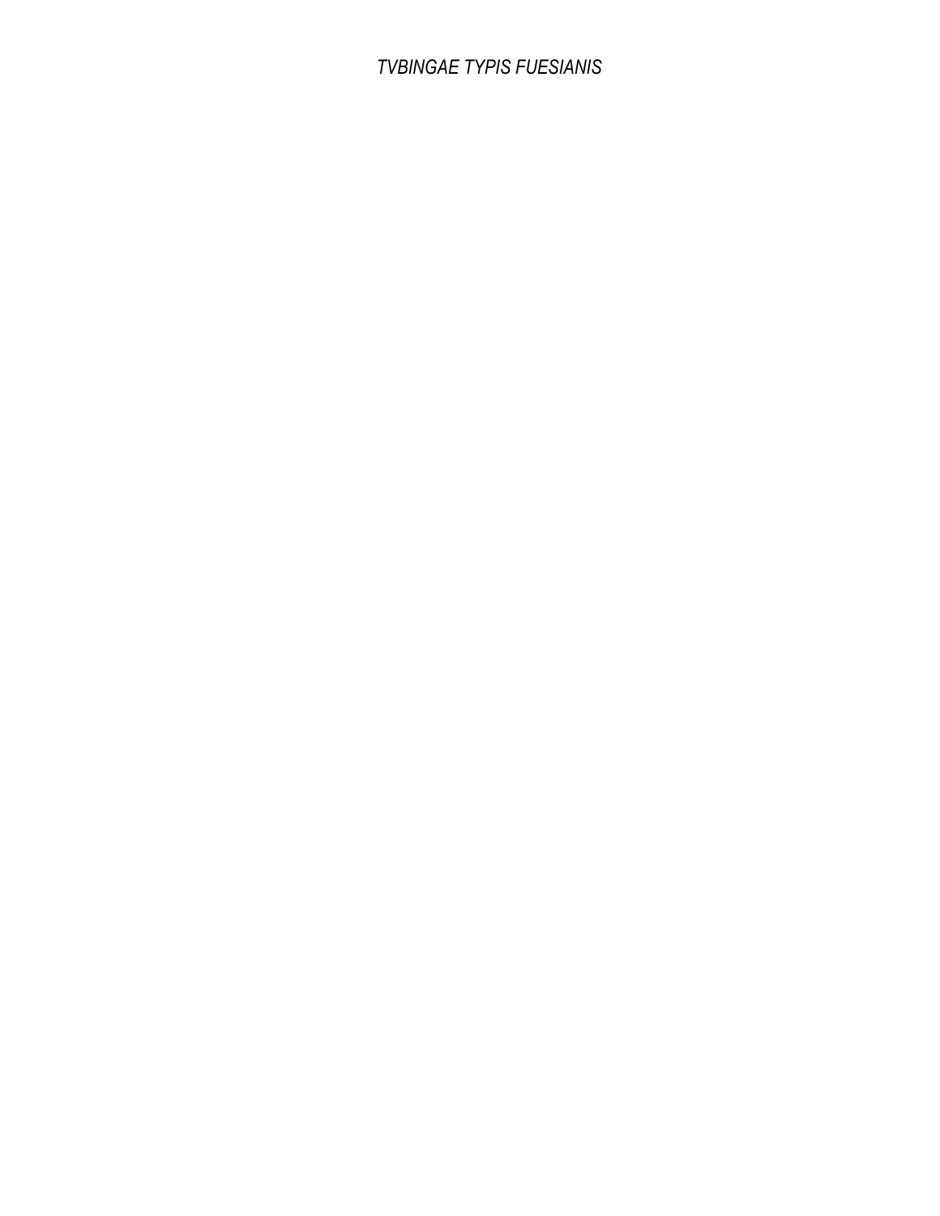*TVBINGAE TYPIS FUESIANIS*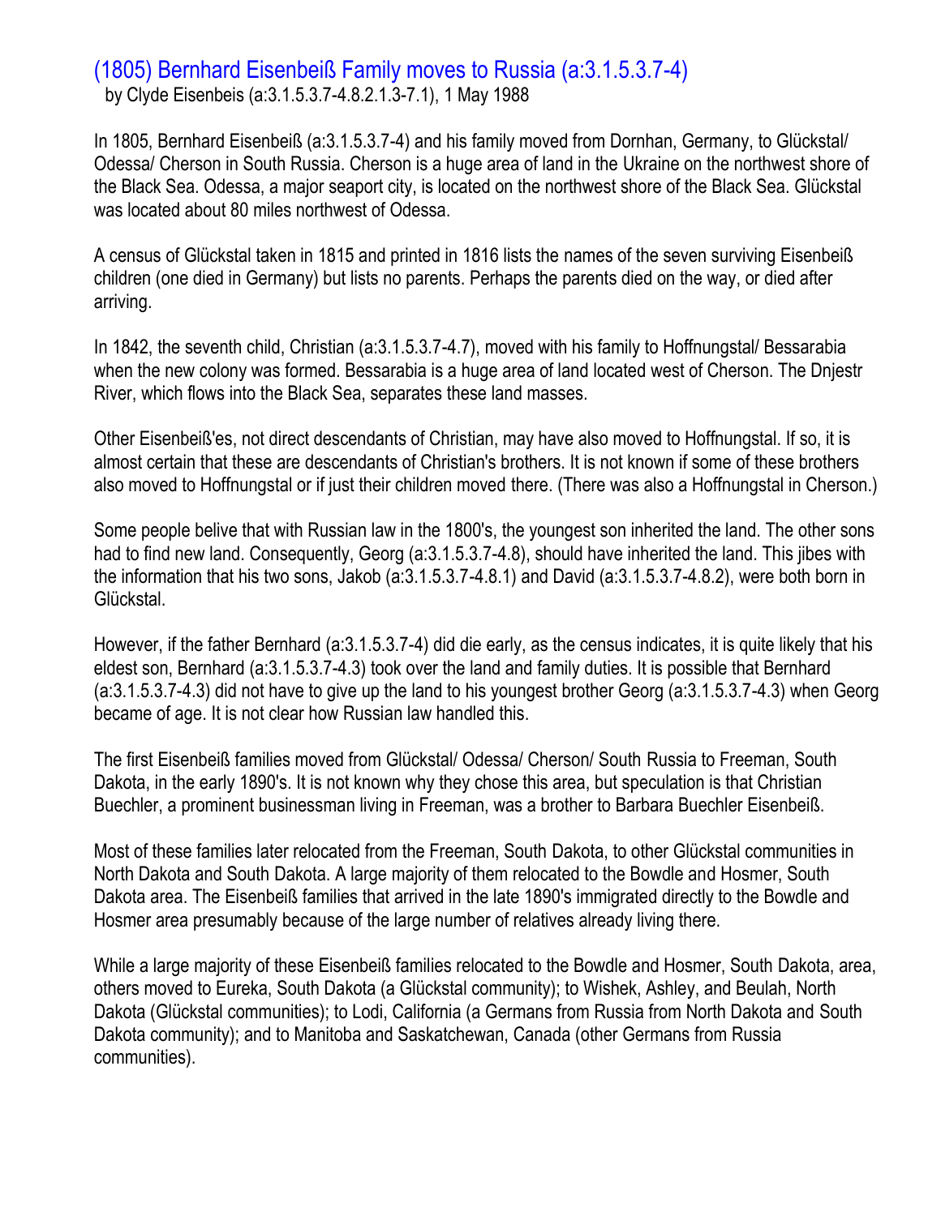## (1805) Bernhard Eisenbeiß Family moves to Russia (a:3.1.5.3.7-4)

by Clyde Eisenbeis (a:3.1.5.3.7-4.8.2.1.3-7.1), 1 May 1988

In 1805, Bernhard Eisenbeiß (a:3.1.5.3.7-4) and his family moved from Dornhan, Germany, to Glückstal/ Odessa/ Cherson in South Russia. Cherson is a huge area of land in the Ukraine on the northwest shore of the Black Sea. Odessa, a major seaport city, is located on the northwest shore of the Black Sea. Glückstal was located about 80 miles northwest of Odessa.

A census of Glückstal taken in 1815 and printed in 1816 lists the names of the seven surviving Eisenbeiß children (one died in Germany) but lists no parents. Perhaps the parents died on the way, or died after arriving.

In 1842, the seventh child, Christian (a:3.1.5.3.7-4.7), moved with his family to Hoffnungstal/ Bessarabia when the new colony was formed. Bessarabia is a huge area of land located west of Cherson. The Dnjestr River, which flows into the Black Sea, separates these land masses.

Other Eisenbeiß'es, not direct descendants of Christian, may have also moved to Hoffnungstal. If so, it is almost certain that these are descendants of Christian's brothers. It is not known if some of these brothers also moved to Hoffnungstal or if just their children moved there. (There was also a Hoffnungstal in Cherson.)

Some people belive that with Russian law in the 1800's, the youngest son inherited the land. The other sons had to find new land. Consequently, Georg (a:3.1.5.3.7-4.8), should have inherited the land. This jibes with the information that his two sons, Jakob (a:3.1.5.3.7-4.8.1) and David (a:3.1.5.3.7-4.8.2), were both born in Glückstal.

However, if the father Bernhard (a:3.1.5.3.7-4) did die early, as the census indicates, it is quite likely that his eldest son, Bernhard (a:3.1.5.3.7-4.3) took over the land and family duties. It is possible that Bernhard (a:3.1.5.3.7-4.3) did not have to give up the land to his youngest brother Georg (a:3.1.5.3.7-4.3) when Georg became of age. It is not clear how Russian law handled this.

The first Eisenbeiß families moved from Glückstal/ Odessa/ Cherson/ South Russia to Freeman, South Dakota, in the early 1890's. It is not known why they chose this area, but speculation is that Christian Buechler, a prominent businessman living in Freeman, was a brother to Barbara Buechler Eisenbeiß.

Most of these families later relocated from the Freeman, South Dakota, to other Glückstal communities in North Dakota and South Dakota. A large majority of them relocated to the Bowdle and Hosmer, South Dakota area. The Eisenbeiß families that arrived in the late 1890's immigrated directly to the Bowdle and Hosmer area presumably because of the large number of relatives already living there.

While a large majority of these Eisenbeiß families relocated to the Bowdle and Hosmer, South Dakota, area, others moved to Eureka, South Dakota (a Glückstal community); to Wishek, Ashley, and Beulah, North Dakota (Glückstal communities); to Lodi, California (a Germans from Russia from North Dakota and South Dakota community); and to Manitoba and Saskatchewan, Canada (other Germans from Russia communities).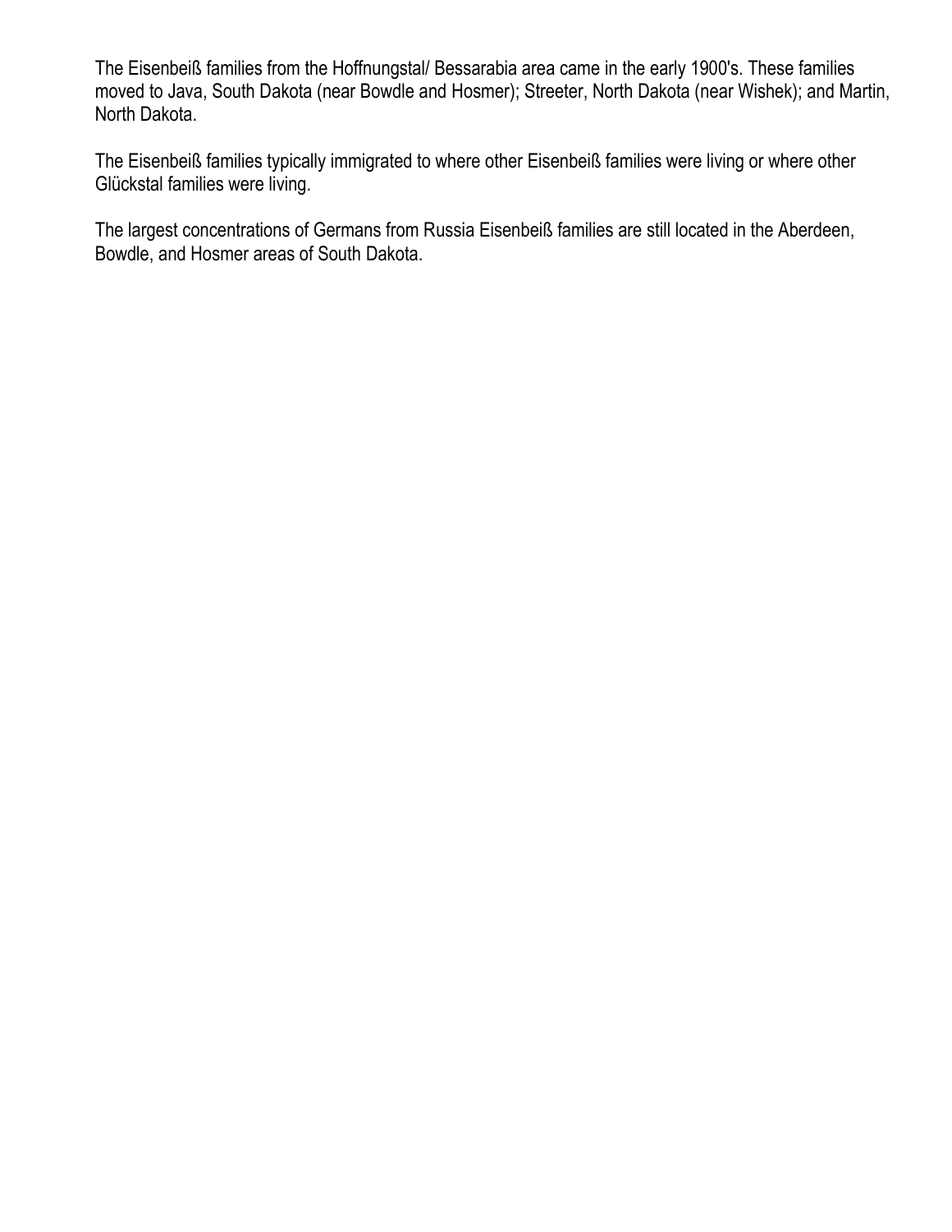The Eisenbeiß families from the Hoffnungstal/ Bessarabia area came in the early 1900's. These families moved to Java, South Dakota (near Bowdle and Hosmer); Streeter, North Dakota (near Wishek); and Martin, North Dakota.

The Eisenbeiß families typically immigrated to where other Eisenbeiß families were living or where other Glückstal families were living.

The largest concentrations of Germans from Russia Eisenbeiß families are still located in the Aberdeen, Bowdle, and Hosmer areas of South Dakota.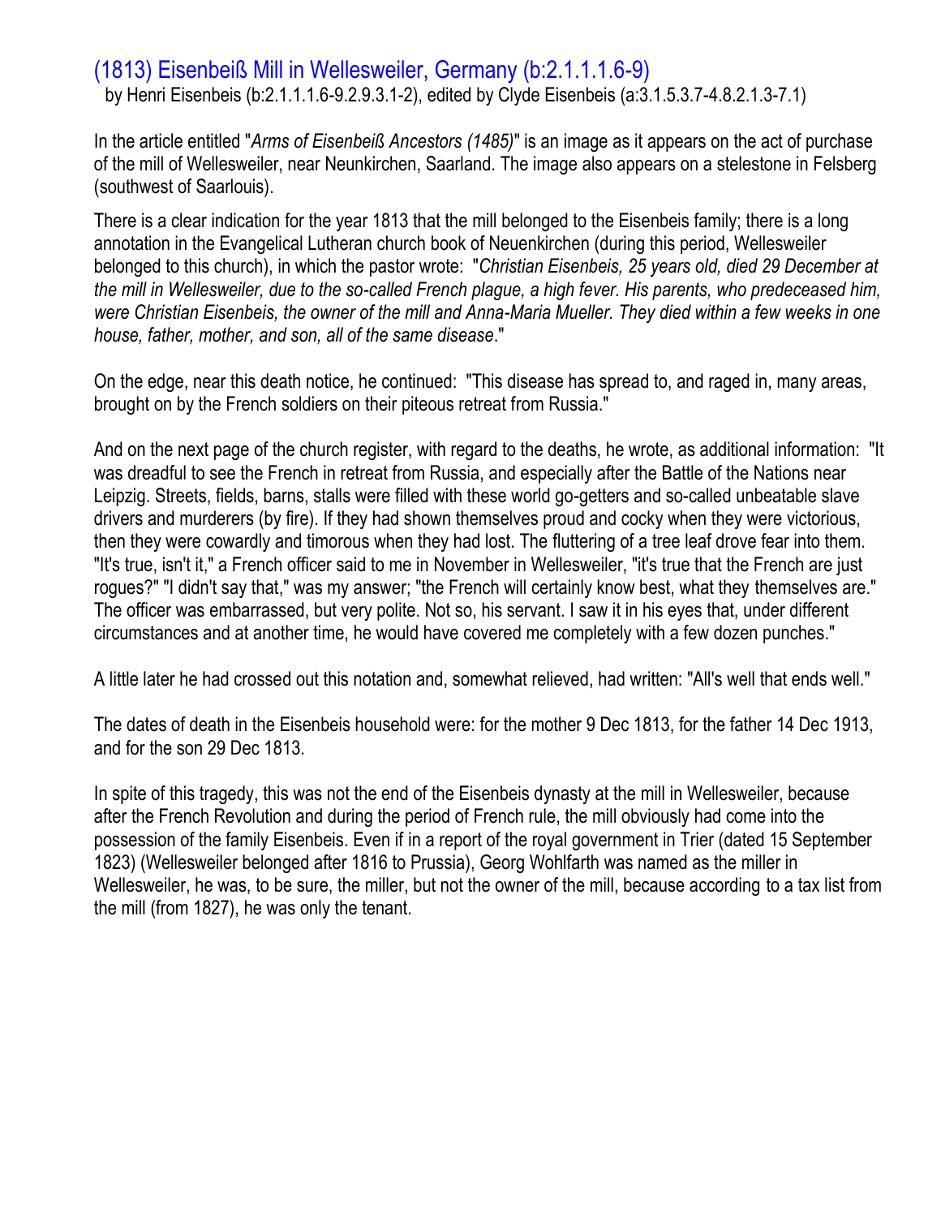## (1813) Eisenbeiß Mill in Wellesweiler, Germany (b:2.1.1.1.6-9)

by Henri Eisenbeis (b:2.1.1.1.6-9.2.9.3.1-2), edited by Clyde Eisenbeis (a:3.1.5.3.7-4.8.2.1.3-7.1)

In the article entitled "*Arms of Eisenbeiß Ancestors (1485)*" is an image as it appears on the act of purchase of the mill of Wellesweiler, near Neunkirchen, Saarland. The image also appears on a stelestone in Felsberg (southwest of Saarlouis).

There is a clear indication for the year 1813 that the mill belonged to the Eisenbeis family; there is a long annotation in the Evangelical Lutheran church book of Neuenkirchen (during this period, Wellesweiler belonged to this church), in which the pastor wrote: "*Christian Eisenbeis, 25 years old, died 29 December at the mill in Wellesweiler, due to the so-called French plague, a high fever. His parents, who predeceased him, were Christian Eisenbeis, the owner of the mill and Anna-Maria Mueller. They died within a few weeks in one house, father, mother, and son, all of the same disease*."

On the edge, near this death notice, he continued: "This disease has spread to, and raged in, many areas, brought on by the French soldiers on their piteous retreat from Russia."

And on the next page of the church register, with regard to the deaths, he wrote, as additional information: "It was dreadful to see the French in retreat from Russia, and especially after the Battle of the Nations near Leipzig. Streets, fields, barns, stalls were filled with these world go-getters and so-called unbeatable slave drivers and murderers (by fire). If they had shown themselves proud and cocky when they were victorious, then they were cowardly and timorous when they had lost. The fluttering of a tree leaf drove fear into them. "It's true, isn't it," a French officer said to me in November in Wellesweiler, "it's true that the French are just rogues?" "I didn't say that," was my answer; "the French will certainly know best, what they themselves are." The officer was embarrassed, but very polite. Not so, his servant. I saw it in his eyes that, under different circumstances and at another time, he would have covered me completely with a few dozen punches."

A little later he had crossed out this notation and, somewhat relieved, had written: "All's well that ends well."

The dates of death in the Eisenbeis household were: for the mother 9 Dec 1813, for the father 14 Dec 1913, and for the son 29 Dec 1813.

In spite of this tragedy, this was not the end of the Eisenbeis dynasty at the mill in Wellesweiler, because after the French Revolution and during the period of French rule, the mill obviously had come into the possession of the family Eisenbeis. Even if in a report of the royal government in Trier (dated 15 September 1823) (Wellesweiler belonged after 1816 to Prussia), Georg Wohlfarth was named as the miller in Wellesweiler, he was, to be sure, the miller, but not the owner of the mill, because according to a tax list from the mill (from 1827), he was only the tenant.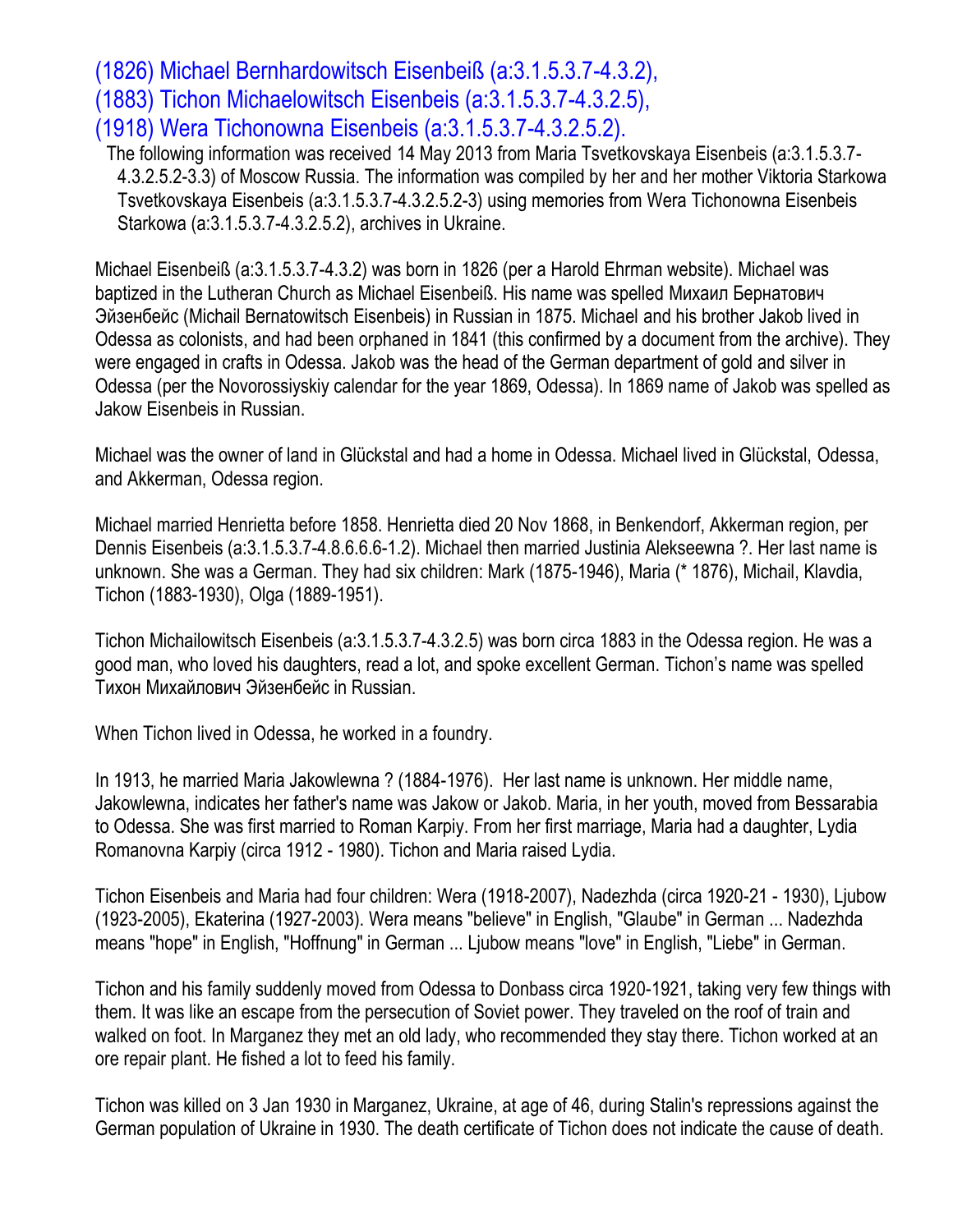### (1826) Michael Bernhardowitsch Eisenbeiß (a:3.1.5.3.7-4.3.2),
### (1883) Tichon Michaelowitsch Eisenbeis (a:3.1.5.3.7-4.3.2.5),
### (1918) Wera Tichonowna Eisenbeis (a:3.1.5.3.7-4.3.2.5.2).

The following information was received 14 May 2013 from Maria Tsvetkovskaya Eisenbeis (a:3.1.5.3.7-4.3.2.5.2-3.3) of Moscow Russia. The information was compiled by her and her mother Viktoria Starkowa Tsvetkovskaya Eisenbeis (a:3.1.5.3.7-4.3.2.5.2-3) using memories from Wera Tichonowna Eisenbeis Starkowa (a:3.1.5.3.7-4.3.2.5.2), archives in Ukraine.

Michael Eisenbeiß (a:3.1.5.3.7-4.3.2) was born in 1826 (per a Harold Ehrman website). Michael was baptized in the Lutheran Church as Michael Eisenbeiß. His name was spelled Михаил Бернатович Эйзенбейс (Michail Bernatowitsch Eisenbeis) in Russian in 1875. Michael and his brother Jakob lived in Odessa as colonists, and had been orphaned in 1841 (this confirmed by a document from the archive). They were engaged in crafts in Odessa. Jakob was the head of the German department of gold and silver in Odessa (per the Novorossiyskiy calendar for the year 1869, Odessa). In 1869 name of Jakob was spelled as Jakow Eisenbeis in Russian.

Michael was the owner of land in Glückstal and had a home in Odessa. Michael lived in Glückstal, Odessa, and Akkerman, Odessa region.

Michael married Henrietta before 1858. Henrietta died 20 Nov 1868, in Benkendorf, Akkerman region, per Dennis Eisenbeis (a:3.1.5.3.7-4.8.6.6.6-1.2). Michael then married Justinia Alekseewna ?. Her last name is unknown. She was a German. They had six children: Mark (1875-1946), Maria (* 1876), Michail, Klavdia, Tichon (1883-1930), Olga (1889-1951).

Tichon Michailowitsch Eisenbeis (a:3.1.5.3.7-4.3.2.5) was born circa 1883 in the Odessa region. He was a good man, who loved his daughters, read a lot, and spoke excellent German. Tichon's name was spelled Тихон Михайлович Эйзенбейс in Russian.

When Tichon lived in Odessa, he worked in a foundry.

In 1913, he married Maria Jakowlewna ? (1884-1976). Her last name is unknown. Her middle name, Jakowlewna, indicates her father's name was Jakow or Jakob. Maria, in her youth, moved from Bessarabia to Odessa. She was first married to Roman Karpiy. From her first marriage, Maria had a daughter, Lydia Romanovna Karpiy (circa 1912 - 1980). Tichon and Maria raised Lydia.

Tichon Eisenbeis and Maria had four children: Wera (1918-2007), Nadezhda (circa 1920-21 - 1930), Ljubow (1923-2005), Ekaterina (1927-2003). Wera means "believe" in English, "Glaube" in German ... Nadezhda means "hope" in English, "Hoffnung" in German ... Ljubow means "love" in English, "Liebe" in German.

Tichon and his family suddenly moved from Odessa to Donbass circa 1920-1921, taking very few things with them. It was like an escape from the persecution of Soviet power. They traveled on the roof of train and walked on foot. In Marganez they met an old lady, who recommended they stay there. Tichon worked at an ore repair plant. He fished a lot to feed his family.

Tichon was killed on 3 Jan 1930 in Marganez, Ukraine, at age of 46, during Stalin's repressions against the German population of Ukraine in 1930. The death certificate of Tichon does not indicate the cause of death.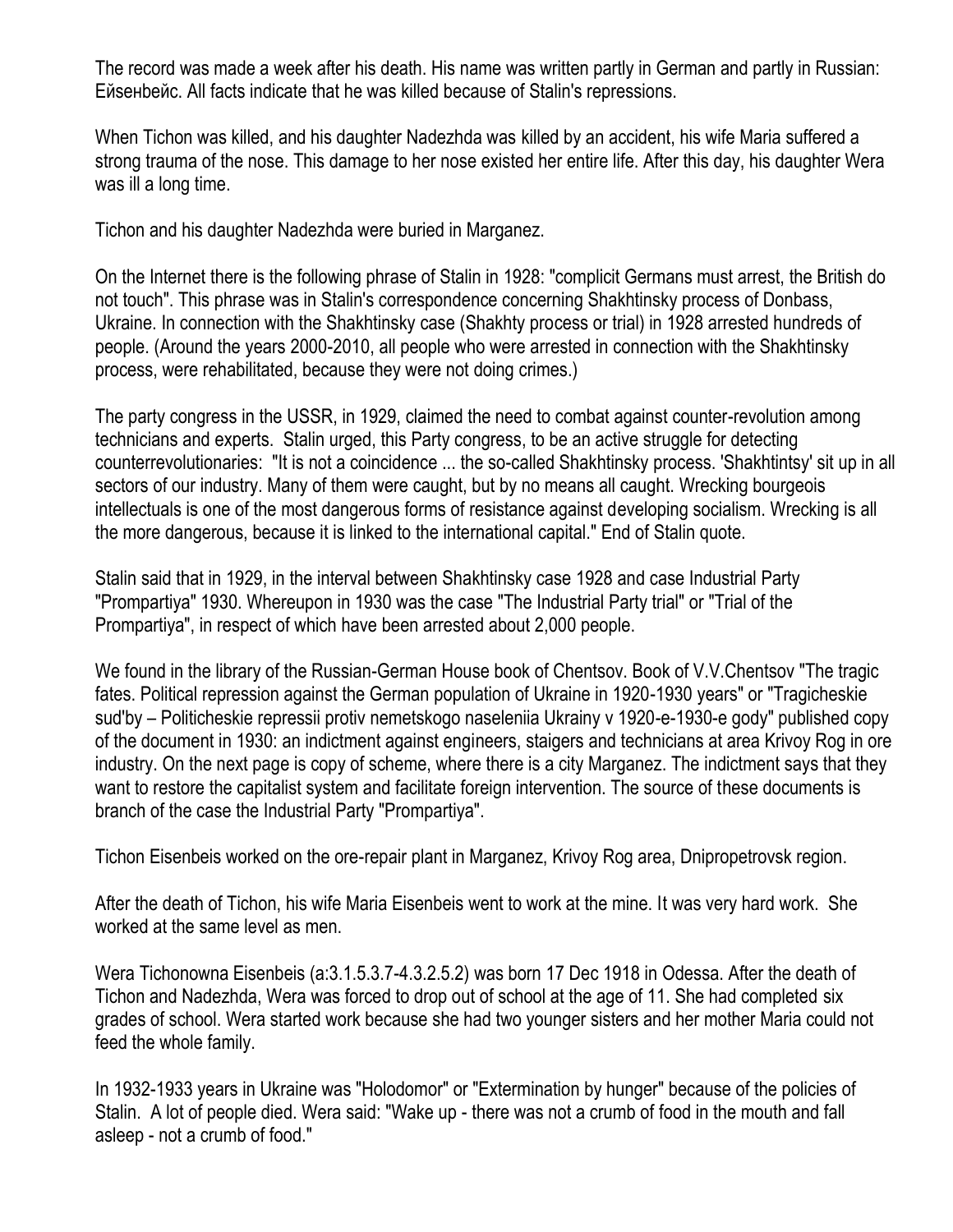The record was made a week after his death. His name was written partly in German and partly in Russian: Ейsенbейс. All facts indicate that he was killed because of Stalin's repressions.

When Tichon was killed, and his daughter Nadezhda was killed by an accident, his wife Maria suffered a strong trauma of the nose. This damage to her nose existed her entire life. After this day, his daughter Wera was ill a long time.

Tichon and his daughter Nadezhda were buried in Marganez.

On the Internet there is the following phrase of Stalin in 1928: "complicit Germans must arrest, the British do not touch". This phrase was in Stalin's correspondence concerning Shakhtinsky process of Donbass, Ukraine. In connection with the Shakhtinsky case (Shakhty process or trial) in 1928 arrested hundreds of people. (Around the years 2000-2010, all people who were arrested in connection with the Shakhtinsky process, were rehabilitated, because they were not doing crimes.)

The party congress in the USSR, in 1929, claimed the need to combat against counter-revolution among technicians and experts. Stalin urged, this Party congress, to be an active struggle for detecting counterrevolutionaries: "It is not a coincidence ... the so-called Shakhtinsky process. 'Shakhtintsy' sit up in all sectors of our industry. Many of them were caught, but by no means all caught. Wrecking bourgeois intellectuals is one of the most dangerous forms of resistance against developing socialism. Wrecking is all the more dangerous, because it is linked to the international capital." End of Stalin quote.

Stalin said that in 1929, in the interval between Shakhtinsky case 1928 and case Industrial Party "Prompartiya" 1930. Whereupon in 1930 was the case "The Industrial Party trial" or "Trial of the Prompartiya", in respect of which have been arrested about 2,000 people.

We found in the library of the Russian-German House book of Chentsov. Book of V.V.Chentsov "The tragic fates. Political repression against the German population of Ukraine in 1920-1930 years" or "Tragicheskie sud'by – Politicheskie repressii protiv nemetskogo naseleniia Ukrainy v 1920-e-1930-e gody" published copy of the document in 1930: an indictment against engineers, staigers and technicians at area Krivoy Rog in ore industry. On the next page is copy of scheme, where there is a city Marganez. The indictment says that they want to restore the capitalist system and facilitate foreign intervention. The source of these documents is branch of the case the Industrial Party "Prompartiya".

Tichon Eisenbeis worked on the ore-repair plant in Marganez, Krivoy Rog area, Dnipropetrovsk region.

After the death of Tichon, his wife Maria Eisenbeis went to work at the mine. It was very hard work. She worked at the same level as men.

Wera Tichonowna Eisenbeis (a:3.1.5.3.7-4.3.2.5.2) was born 17 Dec 1918 in Odessa. After the death of Tichon and Nadezhda, Wera was forced to drop out of school at the age of 11. She had completed six grades of school. Wera started work because she had two younger sisters and her mother Maria could not feed the whole family.

In 1932-1933 years in Ukraine was "Holodomor" or "Extermination by hunger" because of the policies of Stalin. A lot of people died. Wera said: "Wake up - there was not a crumb of food in the mouth and fall asleep - not a crumb of food."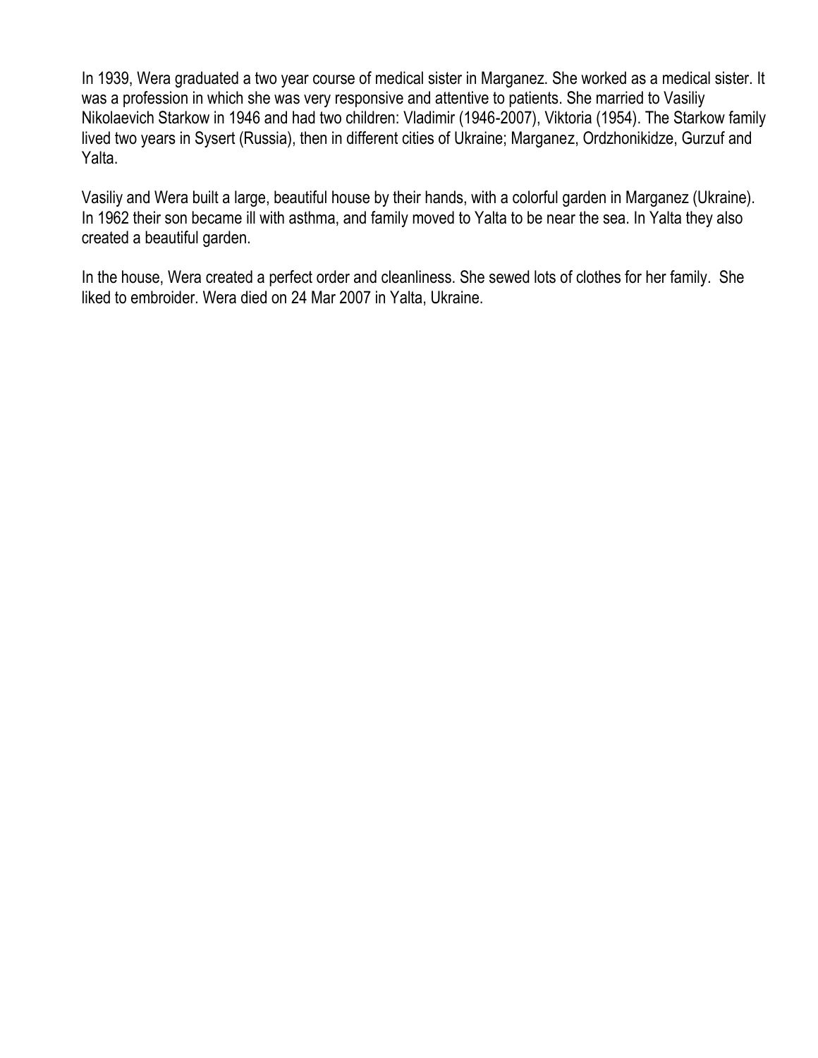In 1939, Wera graduated a two year course of medical sister in Marganez. She worked as a medical sister. It was a profession in which she was very responsive and attentive to patients. She married to Vasiliy Nikolaevich Starkow in 1946 and had two children: Vladimir (1946-2007), Viktoria (1954). The Starkow family lived two years in Sysert (Russia), then in different cities of Ukraine; Marganez, Ordzhonikidze, Gurzuf and Yalta.

Vasiliy and Wera built a large, beautiful house by their hands, with a colorful garden in Marganez (Ukraine). In 1962 their son became ill with asthma, and family moved to Yalta to be near the sea. In Yalta they also created a beautiful garden.

In the house, Wera created a perfect order and cleanliness. She sewed lots of clothes for her family. She liked to embroider. Wera died on 24 Mar 2007 in Yalta, Ukraine.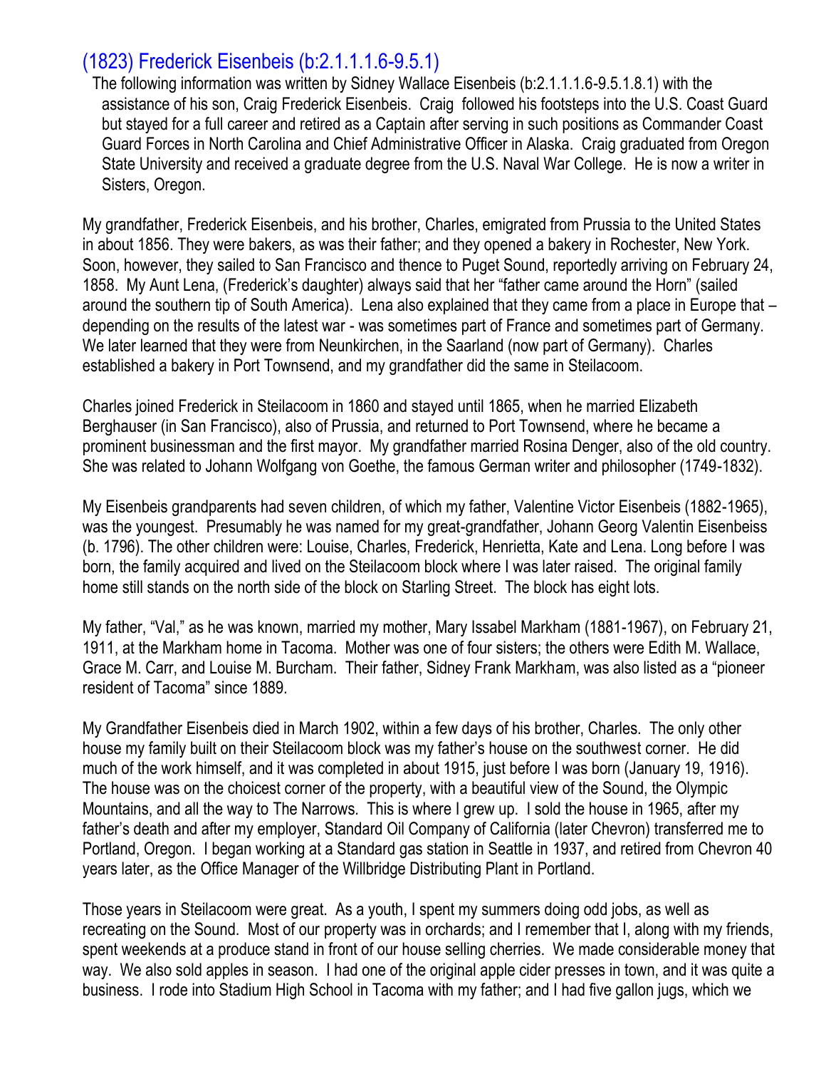## (1823) Frederick Eisenbeis (b:2.1.1.1.6-9.5.1)

The following information was written by Sidney Wallace Eisenbeis (b:2.1.1.1.6-9.5.1.8.1) with the assistance of his son, Craig Frederick Eisenbeis. Craig followed his footsteps into the U.S. Coast Guard but stayed for a full career and retired as a Captain after serving in such positions as Commander Coast Guard Forces in North Carolina and Chief Administrative Officer in Alaska. Craig graduated from Oregon State University and received a graduate degree from the U.S. Naval War College. He is now a writer in Sisters, Oregon.

My grandfather, Frederick Eisenbeis, and his brother, Charles, emigrated from Prussia to the United States in about 1856. They were bakers, as was their father; and they opened a bakery in Rochester, New York. Soon, however, they sailed to San Francisco and thence to Puget Sound, reportedly arriving on February 24, 1858. My Aunt Lena, (Frederick's daughter) always said that her "father came around the Horn" (sailed around the southern tip of South America). Lena also explained that they came from a place in Europe that – depending on the results of the latest war - was sometimes part of France and sometimes part of Germany. We later learned that they were from Neunkirchen, in the Saarland (now part of Germany). Charles established a bakery in Port Townsend, and my grandfather did the same in Steilacoom.

Charles joined Frederick in Steilacoom in 1860 and stayed until 1865, when he married Elizabeth Berghauser (in San Francisco), also of Prussia, and returned to Port Townsend, where he became a prominent businessman and the first mayor. My grandfather married Rosina Denger, also of the old country. She was related to Johann Wolfgang von Goethe, the famous German writer and philosopher (1749-1832).

My Eisenbeis grandparents had seven children, of which my father, Valentine Victor Eisenbeis (1882-1965), was the youngest. Presumably he was named for my great-grandfather, Johann Georg Valentin Eisenbeiss (b. 1796). The other children were: Louise, Charles, Frederick, Henrietta, Kate and Lena. Long before I was born, the family acquired and lived on the Steilacoom block where I was later raised. The original family home still stands on the north side of the block on Starling Street. The block has eight lots.

My father, "Val," as he was known, married my mother, Mary Issabel Markham (1881-1967), on February 21, 1911, at the Markham home in Tacoma. Mother was one of four sisters; the others were Edith M. Wallace, Grace M. Carr, and Louise M. Burcham. Their father, Sidney Frank Markham, was also listed as a "pioneer resident of Tacoma" since 1889.

My Grandfather Eisenbeis died in March 1902, within a few days of his brother, Charles. The only other house my family built on their Steilacoom block was my father's house on the southwest corner. He did much of the work himself, and it was completed in about 1915, just before I was born (January 19, 1916). The house was on the choicest corner of the property, with a beautiful view of the Sound, the Olympic Mountains, and all the way to The Narrows. This is where I grew up. I sold the house in 1965, after my father's death and after my employer, Standard Oil Company of California (later Chevron) transferred me to Portland, Oregon. I began working at a Standard gas station in Seattle in 1937, and retired from Chevron 40 years later, as the Office Manager of the Willbridge Distributing Plant in Portland.

Those years in Steilacoom were great. As a youth, I spent my summers doing odd jobs, as well as recreating on the Sound. Most of our property was in orchards; and I remember that I, along with my friends, spent weekends at a produce stand in front of our house selling cherries. We made considerable money that way. We also sold apples in season. I had one of the original apple cider presses in town, and it was quite a business. I rode into Stadium High School in Tacoma with my father; and I had five gallon jugs, which we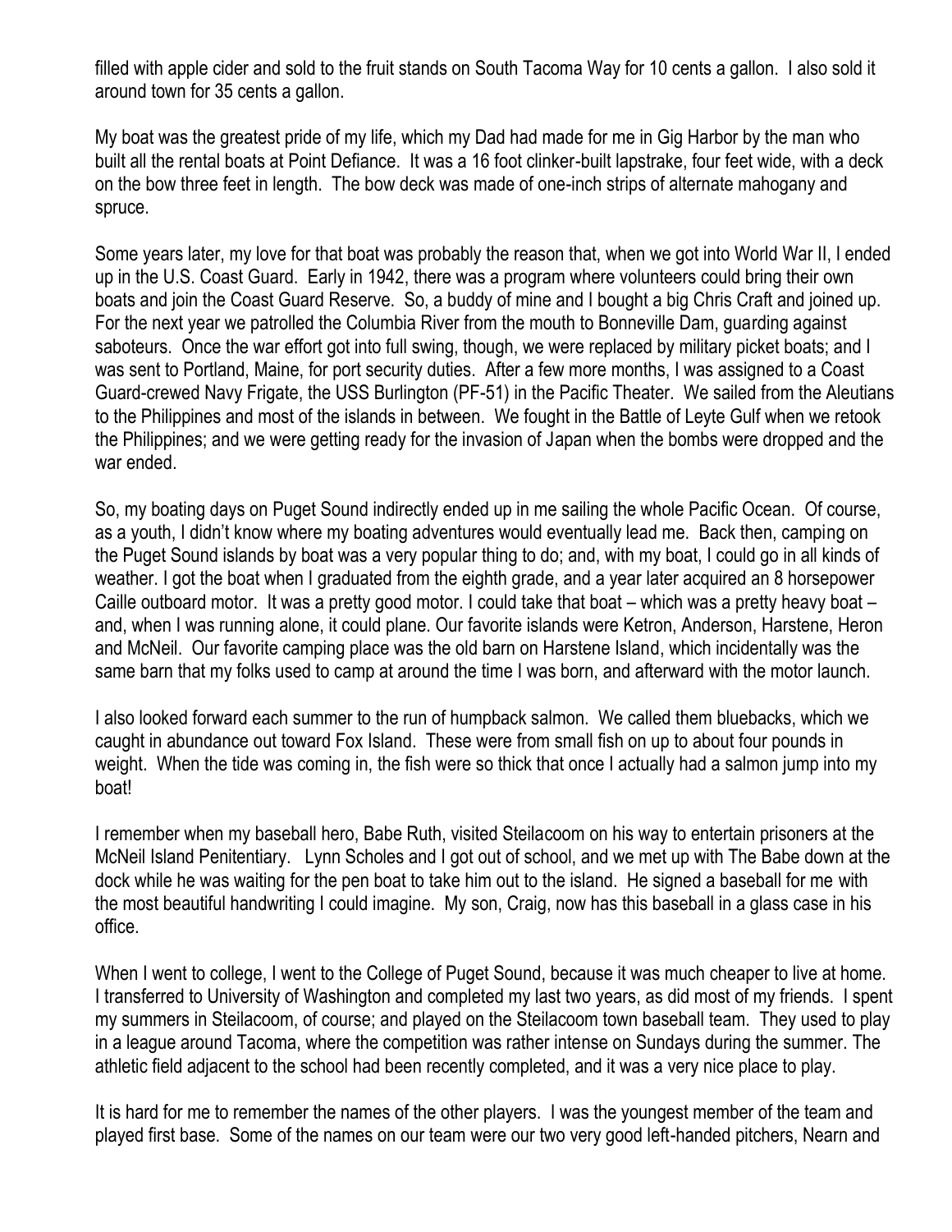filled with apple cider and sold to the fruit stands on South Tacoma Way for 10 cents a gallon. I also sold it around town for 35 cents a gallon.

My boat was the greatest pride of my life, which my Dad had made for me in Gig Harbor by the man who built all the rental boats at Point Defiance. It was a 16 foot clinker-built lapstrake, four feet wide, with a deck on the bow three feet in length. The bow deck was made of one-inch strips of alternate mahogany and spruce.

Some years later, my love for that boat was probably the reason that, when we got into World War II, I ended up in the U.S. Coast Guard. Early in 1942, there was a program where volunteers could bring their own boats and join the Coast Guard Reserve. So, a buddy of mine and I bought a big Chris Craft and joined up. For the next year we patrolled the Columbia River from the mouth to Bonneville Dam, guarding against saboteurs. Once the war effort got into full swing, though, we were replaced by military picket boats; and I was sent to Portland, Maine, for port security duties. After a few more months, I was assigned to a Coast Guard-crewed Navy Frigate, the USS Burlington (PF-51) in the Pacific Theater. We sailed from the Aleutians to the Philippines and most of the islands in between. We fought in the Battle of Leyte Gulf when we retook the Philippines; and we were getting ready for the invasion of Japan when the bombs were dropped and the war ended.

So, my boating days on Puget Sound indirectly ended up in me sailing the whole Pacific Ocean. Of course, as a youth, I didn't know where my boating adventures would eventually lead me. Back then, camping on the Puget Sound islands by boat was a very popular thing to do; and, with my boat, I could go in all kinds of weather. I got the boat when I graduated from the eighth grade, and a year later acquired an 8 horsepower Caille outboard motor. It was a pretty good motor. I could take that boat – which was a pretty heavy boat – and, when I was running alone, it could plane. Our favorite islands were Ketron, Anderson, Harstene, Heron and McNeil. Our favorite camping place was the old barn on Harstene Island, which incidentally was the same barn that my folks used to camp at around the time I was born, and afterward with the motor launch.

I also looked forward each summer to the run of humpback salmon. We called them bluebacks, which we caught in abundance out toward Fox Island. These were from small fish on up to about four pounds in weight. When the tide was coming in, the fish were so thick that once I actually had a salmon jump into my boat!

I remember when my baseball hero, Babe Ruth, visited Steilacoom on his way to entertain prisoners at the McNeil Island Penitentiary. Lynn Scholes and I got out of school, and we met up with The Babe down at the dock while he was waiting for the pen boat to take him out to the island. He signed a baseball for me with the most beautiful handwriting I could imagine. My son, Craig, now has this baseball in a glass case in his office.

When I went to college, I went to the College of Puget Sound, because it was much cheaper to live at home. I transferred to University of Washington and completed my last two years, as did most of my friends. I spent my summers in Steilacoom, of course; and played on the Steilacoom town baseball team. They used to play in a league around Tacoma, where the competition was rather intense on Sundays during the summer. The athletic field adjacent to the school had been recently completed, and it was a very nice place to play.

It is hard for me to remember the names of the other players. I was the youngest member of the team and played first base. Some of the names on our team were our two very good left-handed pitchers, Nearn and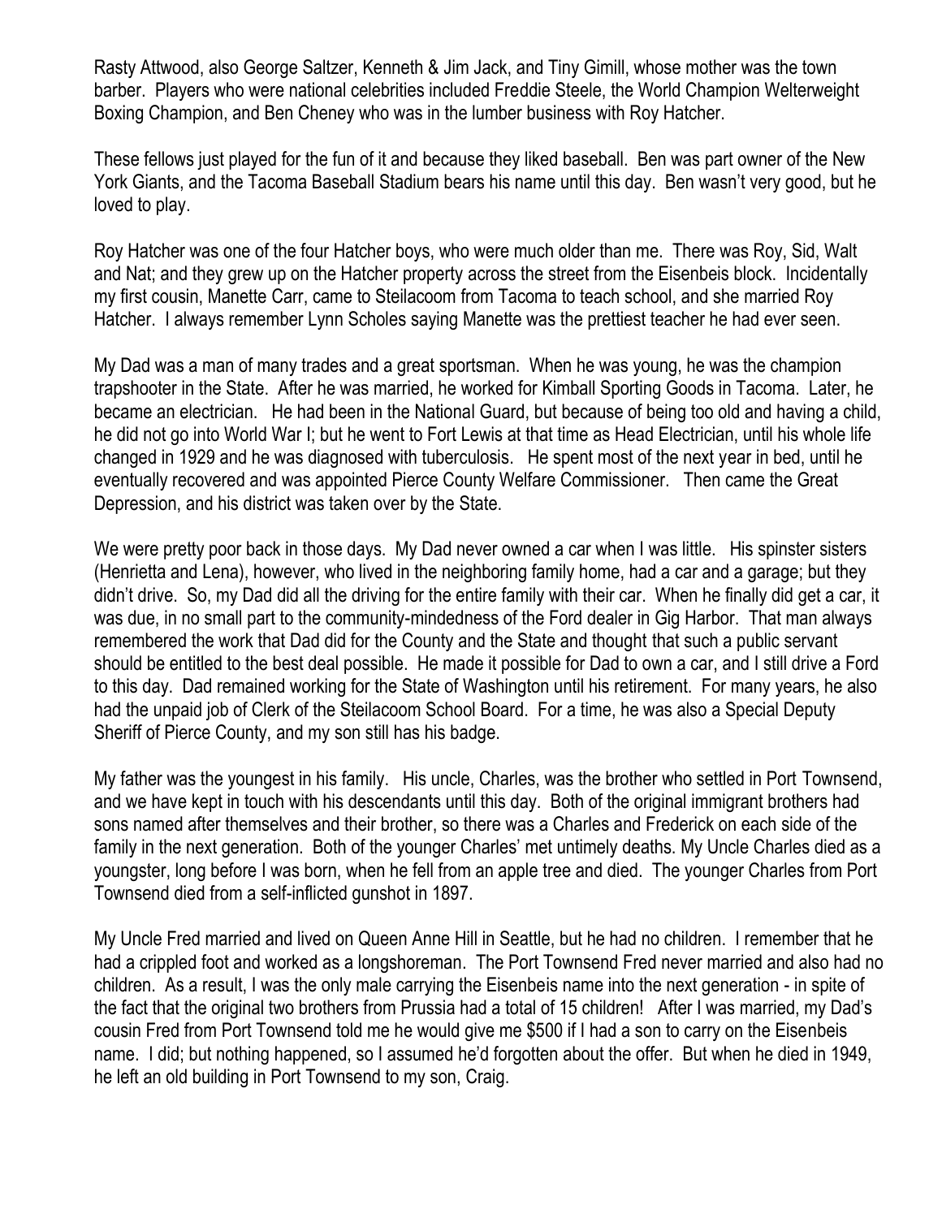Rasty Attwood, also George Saltzer, Kenneth & Jim Jack, and Tiny Gimill, whose mother was the town barber. Players who were national celebrities included Freddie Steele, the World Champion Welterweight Boxing Champion, and Ben Cheney who was in the lumber business with Roy Hatcher.

These fellows just played for the fun of it and because they liked baseball. Ben was part owner of the New York Giants, and the Tacoma Baseball Stadium bears his name until this day. Ben wasn't very good, but he loved to play.

Roy Hatcher was one of the four Hatcher boys, who were much older than me. There was Roy, Sid, Walt and Nat; and they grew up on the Hatcher property across the street from the Eisenbeis block. Incidentally my first cousin, Manette Carr, came to Steilacoom from Tacoma to teach school, and she married Roy Hatcher. I always remember Lynn Scholes saying Manette was the prettiest teacher he had ever seen.

My Dad was a man of many trades and a great sportsman. When he was young, he was the champion trapshooter in the State. After he was married, he worked for Kimball Sporting Goods in Tacoma. Later, he became an electrician. He had been in the National Guard, but because of being too old and having a child, he did not go into World War I; but he went to Fort Lewis at that time as Head Electrician, until his whole life changed in 1929 and he was diagnosed with tuberculosis. He spent most of the next year in bed, until he eventually recovered and was appointed Pierce County Welfare Commissioner. Then came the Great Depression, and his district was taken over by the State.

We were pretty poor back in those days. My Dad never owned a car when I was little. His spinster sisters (Henrietta and Lena), however, who lived in the neighboring family home, had a car and a garage; but they didn't drive. So, my Dad did all the driving for the entire family with their car. When he finally did get a car, it was due, in no small part to the community-mindedness of the Ford dealer in Gig Harbor. That man always remembered the work that Dad did for the County and the State and thought that such a public servant should be entitled to the best deal possible. He made it possible for Dad to own a car, and I still drive a Ford to this day. Dad remained working for the State of Washington until his retirement. For many years, he also had the unpaid job of Clerk of the Steilacoom School Board. For a time, he was also a Special Deputy Sheriff of Pierce County, and my son still has his badge.

My father was the youngest in his family. His uncle, Charles, was the brother who settled in Port Townsend, and we have kept in touch with his descendants until this day. Both of the original immigrant brothers had sons named after themselves and their brother, so there was a Charles and Frederick on each side of the family in the next generation. Both of the younger Charles' met untimely deaths. My Uncle Charles died as a youngster, long before I was born, when he fell from an apple tree and died. The younger Charles from Port Townsend died from a self-inflicted gunshot in 1897.

My Uncle Fred married and lived on Queen Anne Hill in Seattle, but he had no children. I remember that he had a crippled foot and worked as a longshoreman. The Port Townsend Fred never married and also had no children. As a result, I was the only male carrying the Eisenbeis name into the next generation - in spite of the fact that the original two brothers from Prussia had a total of 15 children! After I was married, my Dad's cousin Fred from Port Townsend told me he would give me $500 if I had a son to carry on the Eisenbeis name. I did; but nothing happened, so I assumed he'd forgotten about the offer. But when he died in 1949, he left an old building in Port Townsend to my son, Craig.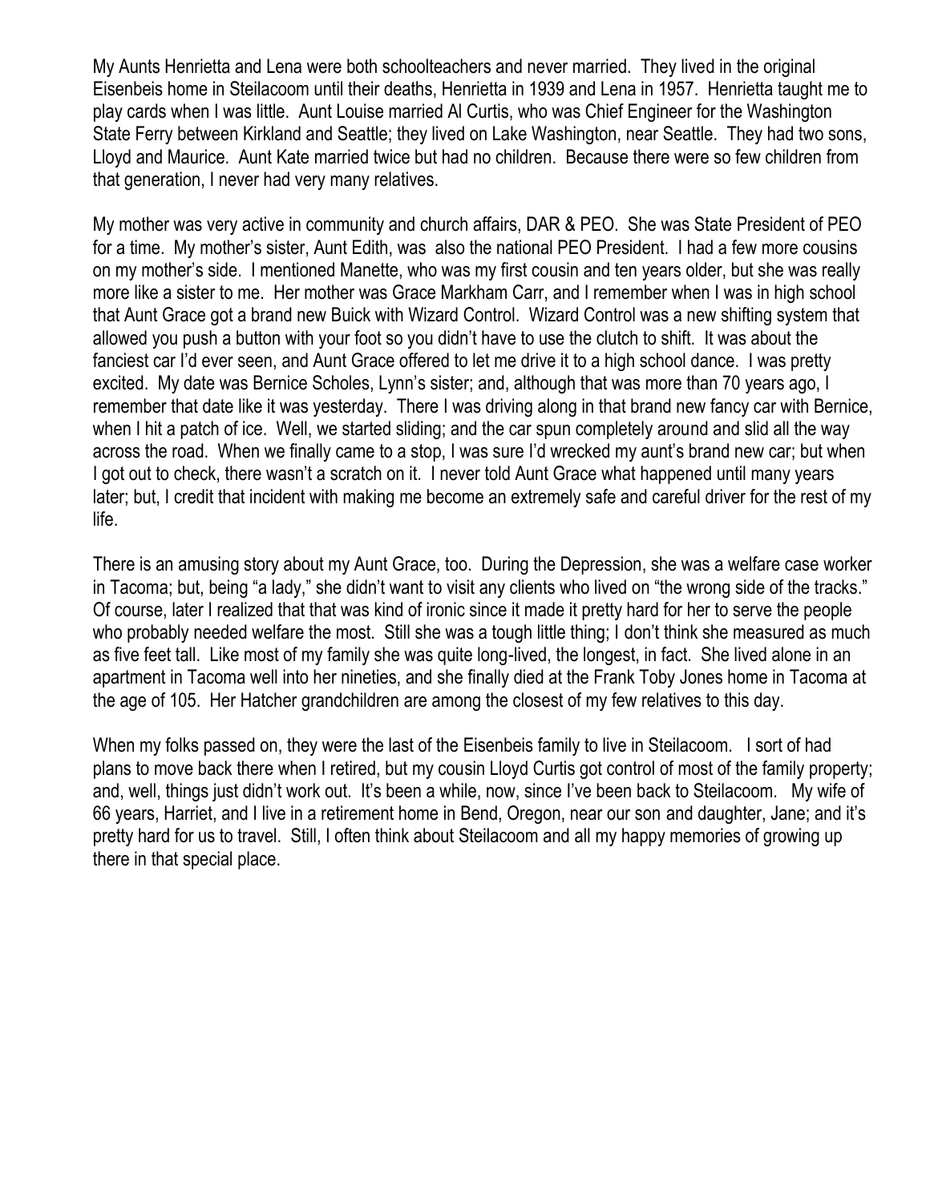My Aunts Henrietta and Lena were both schoolteachers and never married. They lived in the original Eisenbeis home in Steilacoom until their deaths, Henrietta in 1939 and Lena in 1957. Henrietta taught me to play cards when I was little. Aunt Louise married Al Curtis, who was Chief Engineer for the Washington State Ferry between Kirkland and Seattle; they lived on Lake Washington, near Seattle. They had two sons, Lloyd and Maurice. Aunt Kate married twice but had no children. Because there were so few children from that generation, I never had very many relatives.

My mother was very active in community and church affairs, DAR & PEO. She was State President of PEO for a time. My mother's sister, Aunt Edith, was also the national PEO President. I had a few more cousins on my mother's side. I mentioned Manette, who was my first cousin and ten years older, but she was really more like a sister to me. Her mother was Grace Markham Carr, and I remember when I was in high school that Aunt Grace got a brand new Buick with Wizard Control. Wizard Control was a new shifting system that allowed you push a button with your foot so you didn't have to use the clutch to shift. It was about the fanciest car I'd ever seen, and Aunt Grace offered to let me drive it to a high school dance. I was pretty excited. My date was Bernice Scholes, Lynn's sister; and, although that was more than 70 years ago, I remember that date like it was yesterday. There I was driving along in that brand new fancy car with Bernice, when I hit a patch of ice. Well, we started sliding; and the car spun completely around and slid all the way across the road. When we finally came to a stop, I was sure I'd wrecked my aunt's brand new car; but when I got out to check, there wasn't a scratch on it. I never told Aunt Grace what happened until many years later; but, I credit that incident with making me become an extremely safe and careful driver for the rest of my life.

There is an amusing story about my Aunt Grace, too. During the Depression, she was a welfare case worker in Tacoma; but, being "a lady," she didn't want to visit any clients who lived on "the wrong side of the tracks." Of course, later I realized that that was kind of ironic since it made it pretty hard for her to serve the people who probably needed welfare the most. Still she was a tough little thing; I don't think she measured as much as five feet tall. Like most of my family she was quite long-lived, the longest, in fact. She lived alone in an apartment in Tacoma well into her nineties, and she finally died at the Frank Toby Jones home in Tacoma at the age of 105. Her Hatcher grandchildren are among the closest of my few relatives to this day.

When my folks passed on, they were the last of the Eisenbeis family to live in Steilacoom. I sort of had plans to move back there when I retired, but my cousin Lloyd Curtis got control of most of the family property; and, well, things just didn't work out. It's been a while, now, since I've been back to Steilacoom. My wife of 66 years, Harriet, and I live in a retirement home in Bend, Oregon, near our son and daughter, Jane; and it's pretty hard for us to travel. Still, I often think about Steilacoom and all my happy memories of growing up there in that special place.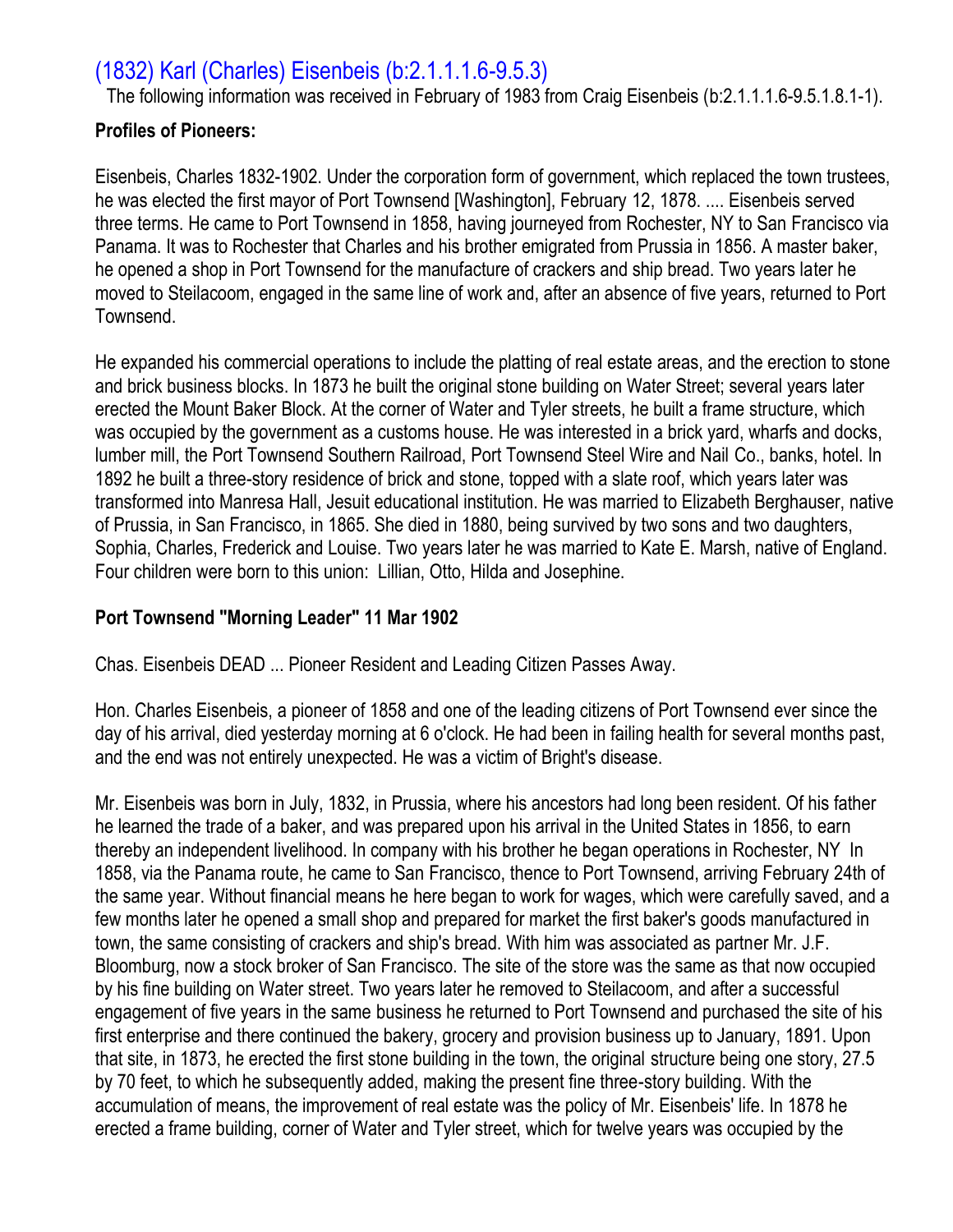## (1832) Karl (Charles) Eisenbeis (b:2.1.1.1.6-9.5.3)

The following information was received in February of 1983 from Craig Eisenbeis (b:2.1.1.1.6-9.5.1.8.1-1).

**Profiles of Pioneers:**

Eisenbeis, Charles 1832-1902. Under the corporation form of government, which replaced the town trustees, he was elected the first mayor of Port Townsend [Washington], February 12, 1878. .... Eisenbeis served three terms. He came to Port Townsend in 1858, having journeyed from Rochester, NY to San Francisco via Panama. It was to Rochester that Charles and his brother emigrated from Prussia in 1856. A master baker, he opened a shop in Port Townsend for the manufacture of crackers and ship bread. Two years later he moved to Steilacoom, engaged in the same line of work and, after an absence of five years, returned to Port Townsend.

He expanded his commercial operations to include the platting of real estate areas, and the erection to stone and brick business blocks. In 1873 he built the original stone building on Water Street; several years later erected the Mount Baker Block. At the corner of Water and Tyler streets, he built a frame structure, which was occupied by the government as a customs house. He was interested in a brick yard, wharfs and docks, lumber mill, the Port Townsend Southern Railroad, Port Townsend Steel Wire and Nail Co., banks, hotel. In 1892 he built a three-story residence of brick and stone, topped with a slate roof, which years later was transformed into Manresa Hall, Jesuit educational institution. He was married to Elizabeth Berghauser, native of Prussia, in San Francisco, in 1865. She died in 1880, being survived by two sons and two daughters, Sophia, Charles, Frederick and Louise. Two years later he was married to Kate E. Marsh, native of England. Four children were born to this union: Lillian, Otto, Hilda and Josephine.

**Port Townsend "Morning Leader" 11 Mar 1902**

Chas. Eisenbeis DEAD ... Pioneer Resident and Leading Citizen Passes Away.

Hon. Charles Eisenbeis, a pioneer of 1858 and one of the leading citizens of Port Townsend ever since the day of his arrival, died yesterday morning at 6 o'clock. He had been in failing health for several months past, and the end was not entirely unexpected. He was a victim of Bright's disease.

Mr. Eisenbeis was born in July, 1832, in Prussia, where his ancestors had long been resident. Of his father he learned the trade of a baker, and was prepared upon his arrival in the United States in 1856, to earn thereby an independent livelihood. In company with his brother he began operations in Rochester, NY In 1858, via the Panama route, he came to San Francisco, thence to Port Townsend, arriving February 24th of the same year. Without financial means he here began to work for wages, which were carefully saved, and a few months later he opened a small shop and prepared for market the first baker's goods manufactured in town, the same consisting of crackers and ship's bread. With him was associated as partner Mr. J.F. Bloomburg, now a stock broker of San Francisco. The site of the store was the same as that now occupied by his fine building on Water street. Two years later he removed to Steilacoom, and after a successful engagement of five years in the same business he returned to Port Townsend and purchased the site of his first enterprise and there continued the bakery, grocery and provision business up to January, 1891. Upon that site, in 1873, he erected the first stone building in the town, the original structure being one story, 27.5 by 70 feet, to which he subsequently added, making the present fine three-story building. With the accumulation of means, the improvement of real estate was the policy of Mr. Eisenbeis' life. In 1878 he erected a frame building, corner of Water and Tyler street, which for twelve years was occupied by the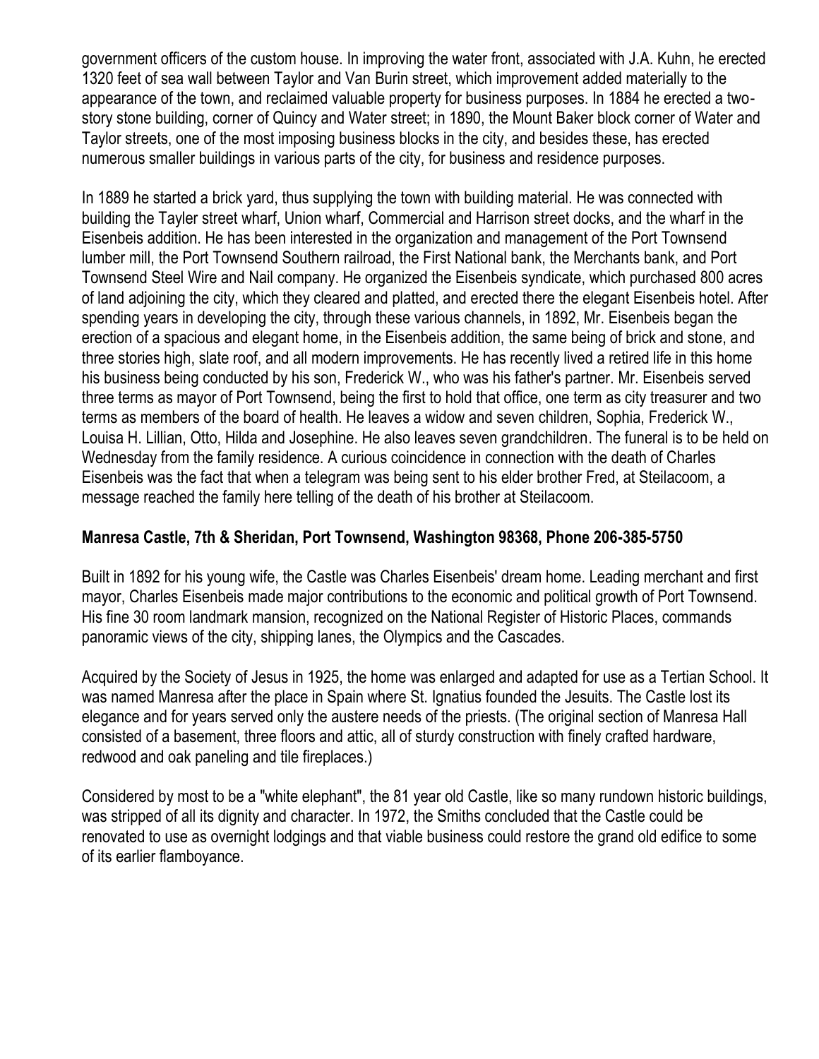government officers of the custom house. In improving the water front, associated with J.A. Kuhn, he erected 1320 feet of sea wall between Taylor and Van Burin street, which improvement added materially to the appearance of the town, and reclaimed valuable property for business purposes. In 1884 he erected a two-story stone building, corner of Quincy and Water street; in 1890, the Mount Baker block corner of Water and Taylor streets, one of the most imposing business blocks in the city, and besides these, has erected numerous smaller buildings in various parts of the city, for business and residence purposes.

In 1889 he started a brick yard, thus supplying the town with building material. He was connected with building the Tayler street wharf, Union wharf, Commercial and Harrison street docks, and the wharf in the Eisenbeis addition. He has been interested in the organization and management of the Port Townsend lumber mill, the Port Townsend Southern railroad, the First National bank, the Merchants bank, and Port Townsend Steel Wire and Nail company. He organized the Eisenbeis syndicate, which purchased 800 acres of land adjoining the city, which they cleared and platted, and erected there the elegant Eisenbeis hotel. After spending years in developing the city, through these various channels, in 1892, Mr. Eisenbeis began the erection of a spacious and elegant home, in the Eisenbeis addition, the same being of brick and stone, and three stories high, slate roof, and all modern improvements. He has recently lived a retired life in this home his business being conducted by his son, Frederick W., who was his father's partner. Mr. Eisenbeis served three terms as mayor of Port Townsend, being the first to hold that office, one term as city treasurer and two terms as members of the board of health. He leaves a widow and seven children, Sophia, Frederick W., Louisa H. Lillian, Otto, Hilda and Josephine. He also leaves seven grandchildren. The funeral is to be held on Wednesday from the family residence. A curious coincidence in connection with the death of Charles Eisenbeis was the fact that when a telegram was being sent to his elder brother Fred, at Steilacoom, a message reached the family here telling of the death of his brother at Steilacoom.

**Manresa Castle, 7th & Sheridan, Port Townsend, Washington 98368, Phone 206-385-5750**

Built in 1892 for his young wife, the Castle was Charles Eisenbeis' dream home. Leading merchant and first mayor, Charles Eisenbeis made major contributions to the economic and political growth of Port Townsend. His fine 30 room landmark mansion, recognized on the National Register of Historic Places, commands panoramic views of the city, shipping lanes, the Olympics and the Cascades.

Acquired by the Society of Jesus in 1925, the home was enlarged and adapted for use as a Tertian School. It was named Manresa after the place in Spain where St. Ignatius founded the Jesuits. The Castle lost its elegance and for years served only the austere needs of the priests. (The original section of Manresa Hall consisted of a basement, three floors and attic, all of sturdy construction with finely crafted hardware, redwood and oak paneling and tile fireplaces.)

Considered by most to be a "white elephant", the 81 year old Castle, like so many rundown historic buildings, was stripped of all its dignity and character. In 1972, the Smiths concluded that the Castle could be renovated to use as overnight lodgings and that viable business could restore the grand old edifice to some of its earlier flamboyance.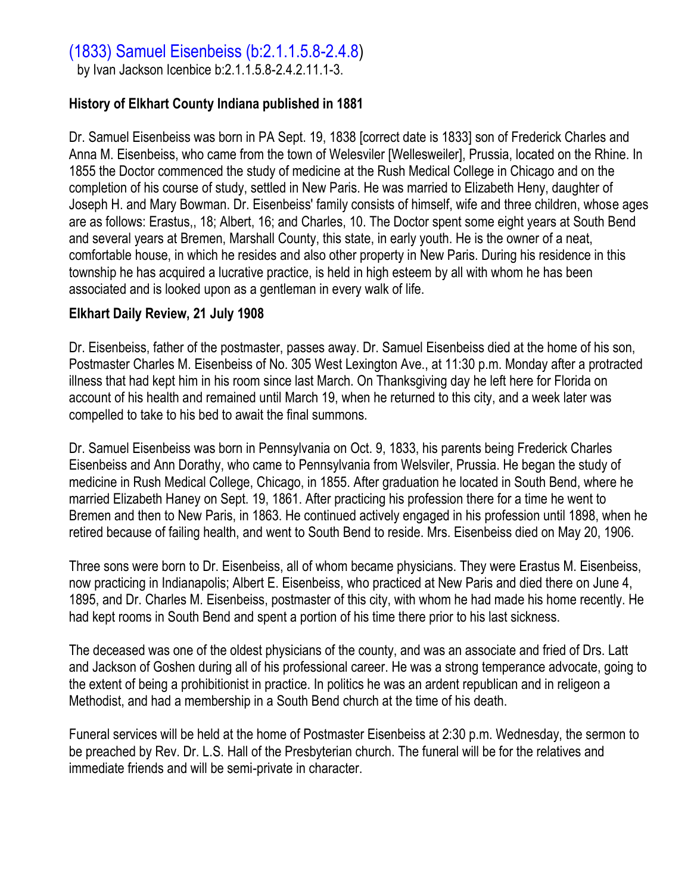# (1833) Samuel Eisenbeiss (b:2.1.1.5.8-2.4.8)

by Ivan Jackson Icenbice b:2.1.1.5.8-2.4.2.11.1-3.

**History of Elkhart County Indiana published in 1881**

Dr. Samuel Eisenbeiss was born in PA Sept. 19, 1838 [correct date is 1833] son of Frederick Charles and Anna M. Eisenbeiss, who came from the town of Welesviler [Wellesweiler], Prussia, located on the Rhine. In 1855 the Doctor commenced the study of medicine at the Rush Medical College in Chicago and on the completion of his course of study, settled in New Paris. He was married to Elizabeth Heny, daughter of Joseph H. and Mary Bowman. Dr. Eisenbeiss' family consists of himself, wife and three children, whose ages are as follows: Erastus,, 18; Albert, 16; and Charles, 10. The Doctor spent some eight years at South Bend and several years at Bremen, Marshall County, this state, in early youth. He is the owner of a neat, comfortable house, in which he resides and also other property in New Paris. During his residence in this township he has acquired a lucrative practice, is held in high esteem by all with whom he has been associated and is looked upon as a gentleman in every walk of life.

**Elkhart Daily Review, 21 July 1908**

Dr. Eisenbeiss, father of the postmaster, passes away. Dr. Samuel Eisenbeiss died at the home of his son, Postmaster Charles M. Eisenbeiss of No. 305 West Lexington Ave., at 11:30 p.m. Monday after a protracted illness that had kept him in his room since last March. On Thanksgiving day he left here for Florida on account of his health and remained until March 19, when he returned to this city, and a week later was compelled to take to his bed to await the final summons.

Dr. Samuel Eisenbeiss was born in Pennsylvania on Oct. 9, 1833, his parents being Frederick Charles Eisenbeiss and Ann Dorathy, who came to Pennsylvania from Welsviler, Prussia. He began the study of medicine in Rush Medical College, Chicago, in 1855. After graduation he located in South Bend, where he married Elizabeth Haney on Sept. 19, 1861. After practicing his profession there for a time he went to Bremen and then to New Paris, in 1863. He continued actively engaged in his profession until 1898, when he retired because of failing health, and went to South Bend to reside. Mrs. Eisenbeiss died on May 20, 1906.

Three sons were born to Dr. Eisenbeiss, all of whom became physicians. They were Erastus M. Eisenbeiss, now practicing in Indianapolis; Albert E. Eisenbeiss, who practiced at New Paris and died there on June 4, 1895, and Dr. Charles M. Eisenbeiss, postmaster of this city, with whom he had made his home recently. He had kept rooms in South Bend and spent a portion of his time there prior to his last sickness.

The deceased was one of the oldest physicians of the county, and was an associate and fried of Drs. Latt and Jackson of Goshen during all of his professional career. He was a strong temperance advocate, going to the extent of being a prohibitionist in practice. In politics he was an ardent republican and in religeon a Methodist, and had a membership in a South Bend church at the time of his death.

Funeral services will be held at the home of Postmaster Eisenbeiss at 2:30 p.m. Wednesday, the sermon to be preached by Rev. Dr. L.S. Hall of the Presbyterian church. The funeral will be for the relatives and immediate friends and will be semi-private in character.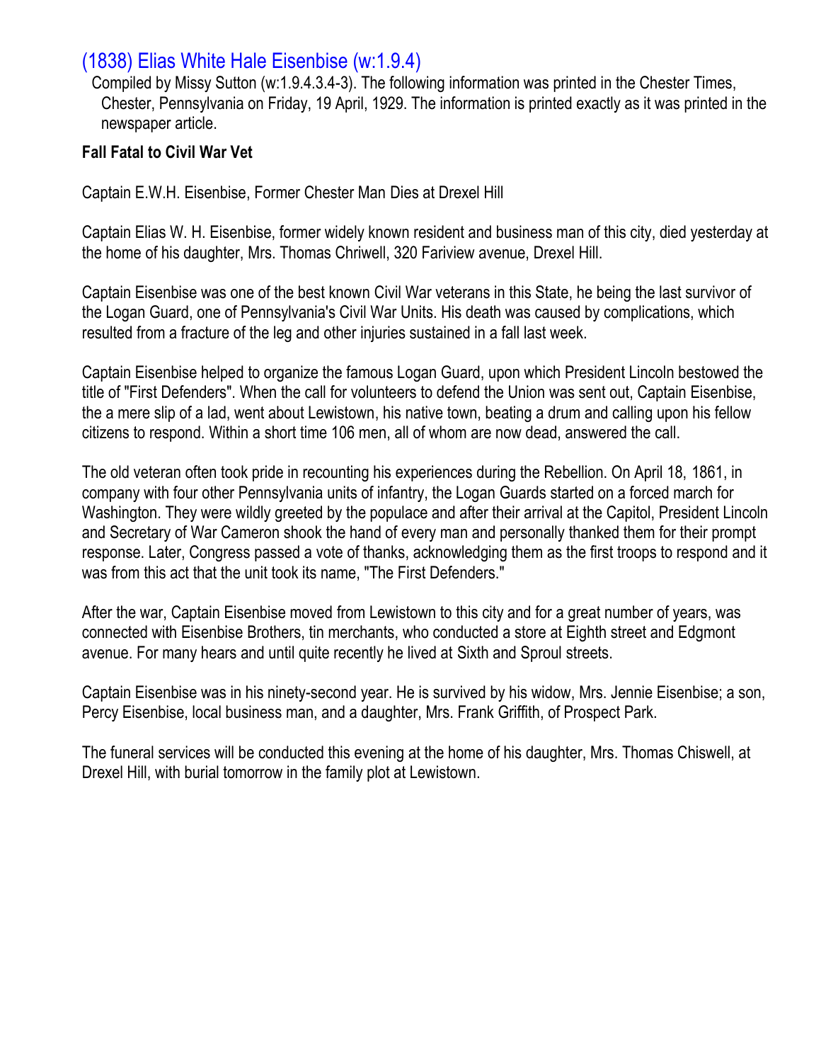## (1838) Elias White Hale Eisenbise (w:1.9.4)

Compiled by Missy Sutton (w:1.9.4.3.4-3). The following information was printed in the Chester Times, Chester, Pennsylvania on Friday, 19 April, 1929. The information is printed exactly as it was printed in the newspaper article.

**Fall Fatal to Civil War Vet**

Captain E.W.H. Eisenbise, Former Chester Man Dies at Drexel Hill

Captain Elias W. H. Eisenbise, former widely known resident and business man of this city, died yesterday at the home of his daughter, Mrs. Thomas Chriwell, 320 Fariview avenue, Drexel Hill.

Captain Eisenbise was one of the best known Civil War veterans in this State, he being the last survivor of the Logan Guard, one of Pennsylvania's Civil War Units. His death was caused by complications, which resulted from a fracture of the leg and other injuries sustained in a fall last week.

Captain Eisenbise helped to organize the famous Logan Guard, upon which President Lincoln bestowed the title of "First Defenders". When the call for volunteers to defend the Union was sent out, Captain Eisenbise, the a mere slip of a lad, went about Lewistown, his native town, beating a drum and calling upon his fellow citizens to respond. Within a short time 106 men, all of whom are now dead, answered the call.

The old veteran often took pride in recounting his experiences during the Rebellion. On April 18, 1861, in company with four other Pennsylvania units of infantry, the Logan Guards started on a forced march for Washington. They were wildly greeted by the populace and after their arrival at the Capitol, President Lincoln and Secretary of War Cameron shook the hand of every man and personally thanked them for their prompt response. Later, Congress passed a vote of thanks, acknowledging them as the first troops to respond and it was from this act that the unit took its name, "The First Defenders."

After the war, Captain Eisenbise moved from Lewistown to this city and for a great number of years, was connected with Eisenbise Brothers, tin merchants, who conducted a store at Eighth street and Edgmont avenue. For many hears and until quite recently he lived at Sixth and Sproul streets.

Captain Eisenbise was in his ninety-second year. He is survived by his widow, Mrs. Jennie Eisenbise; a son, Percy Eisenbise, local business man, and a daughter, Mrs. Frank Griffith, of Prospect Park.

The funeral services will be conducted this evening at the home of his daughter, Mrs. Thomas Chiswell, at Drexel Hill, with burial tomorrow in the family plot at Lewistown.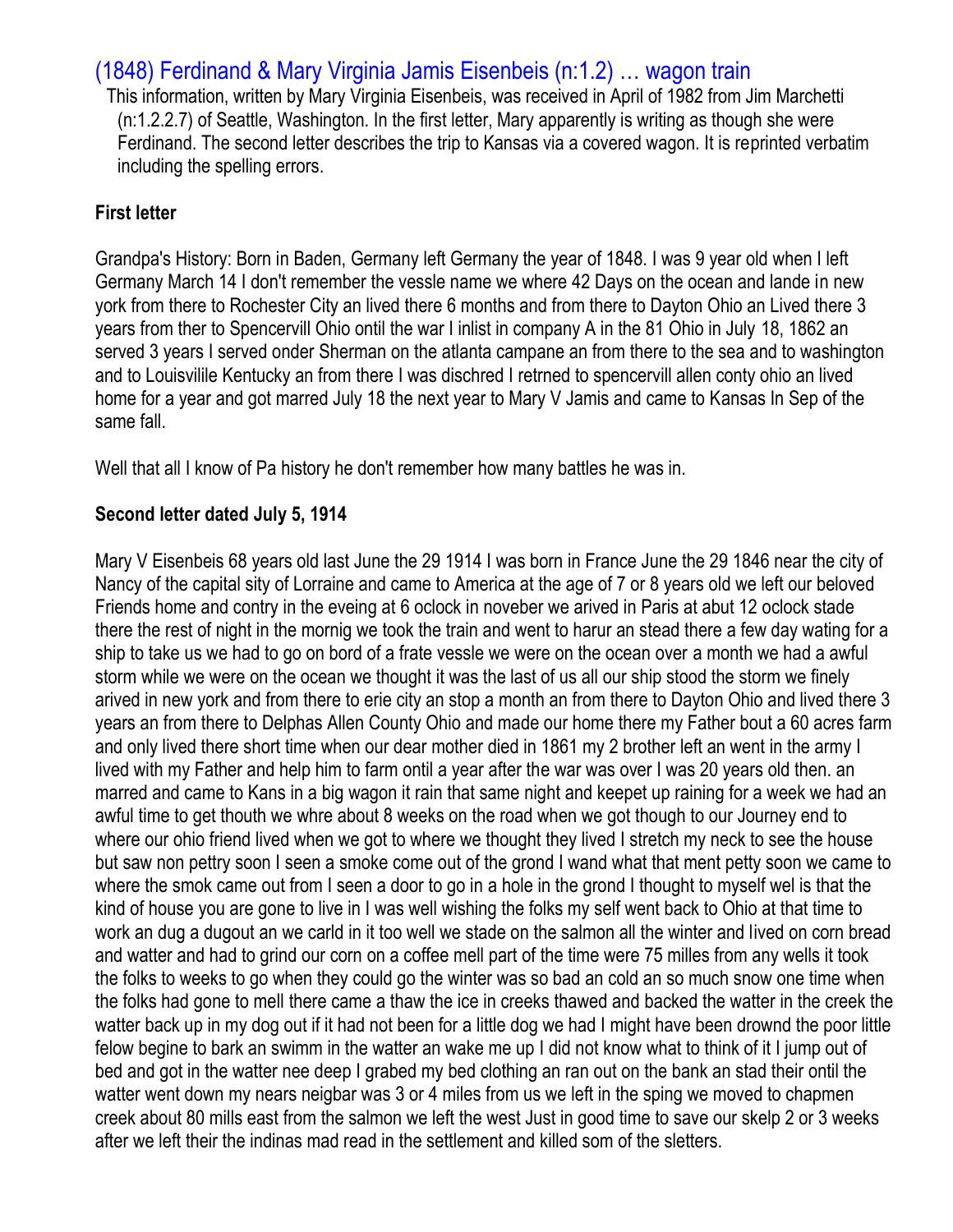# (1848) Ferdinand & Mary Virginia Jamis Eisenbeis (n:1.2) … wagon train

This information, written by Mary Virginia Eisenbeis, was received in April of 1982 from Jim Marchetti (n:1.2.2.7) of Seattle, Washington. In the first letter, Mary apparently is writing as though she were Ferdinand. The second letter describes the trip to Kansas via a covered wagon. It is reprinted verbatim including the spelling errors.

**First letter**

Grandpa's History: Born in Baden, Germany left Germany the year of 1848. I was 9 year old when I left Germany March 14 I don't remember the vessle name we where 42 Days on the ocean and lande in new york from there to Rochester City an lived there 6 months and from there to Dayton Ohio an Lived there 3 years from ther to Spencervill Ohio ontil the war I inlist in company A in the 81 Ohio in July 18, 1862 an served 3 years I served onder Sherman on the atlanta campane an from there to the sea and to washington and to Louisvilile Kentucky an from there I was dischred I retrned to spencervill allen conty ohio an lived home for a year and got marred July 18 the next year to Mary V Jamis and came to Kansas In Sep of the same fall.

Well that all I know of Pa history he don't remember how many battles he was in.

**Second letter dated July 5, 1914**

Mary V Eisenbeis 68 years old last June the 29 1914 I was born in France June the 29 1846 near the city of Nancy of the capital sity of Lorraine and came to America at the age of 7 or 8 years old we left our beloved Friends home and contry in the eveing at 6 oclock in noveber we arived in Paris at abut 12 oclock stade there the rest of night in the mornig we took the train and went to harur an stead there a few day wating for a ship to take us we had to go on bord of a frate vessle we were on the ocean over a month we had a awful storm while we were on the ocean we thought it was the last of us all our ship stood the storm we finely arived in new york and from there to erie city an stop a month an from there to Dayton Ohio and lived there 3 years an from there to Delphas Allen County Ohio and made our home there my Father bout a 60 acres farm and only lived there short time when our dear mother died in 1861 my 2 brother left an went in the army I lived with my Father and help him to farm ontil a year after the war was over I was 20 years old then. an marred and came to Kans in a big wagon it rain that same night and keepet up raining for a week we had an awful time to get thouth we whre about 8 weeks on the road when we got though to our Journey end to where our ohio friend lived when we got to where we thought they lived I stretch my neck to see the house but saw non pettry soon I seen a smoke come out of the grond I wand what that ment petty soon we came to where the smok came out from I seen a door to go in a hole in the grond I thought to myself wel is that the kind of house you are gone to live in I was well wishing the folks my self went back to Ohio at that time to work an dug a dugout an we carld in it too well we stade on the salmon all the winter and lived on corn bread and watter and had to grind our corn on a coffee mell part of the time were 75 milles from any wells it took the folks to weeks to go when they could go the winter was so bad an cold an so much snow one time when the folks had gone to mell there came a thaw the ice in creeks thawed and backed the watter in the creek the watter back up in my dog out if it had not been for a little dog we had I might have been drownd the poor little felow begine to bark an swimm in the watter an wake me up I did not know what to think of it I jump out of bed and got in the watter nee deep I grabed my bed clothing an ran out on the bank an stad their ontil the watter went down my nears neigbar was 3 or 4 miles from us we left in the sping we moved to chapmen creek about 80 mills east from the salmon we left the west Just in good time to save our skelp 2 or 3 weeks after we left their the indinas mad read in the settlement and killed som of the sletters.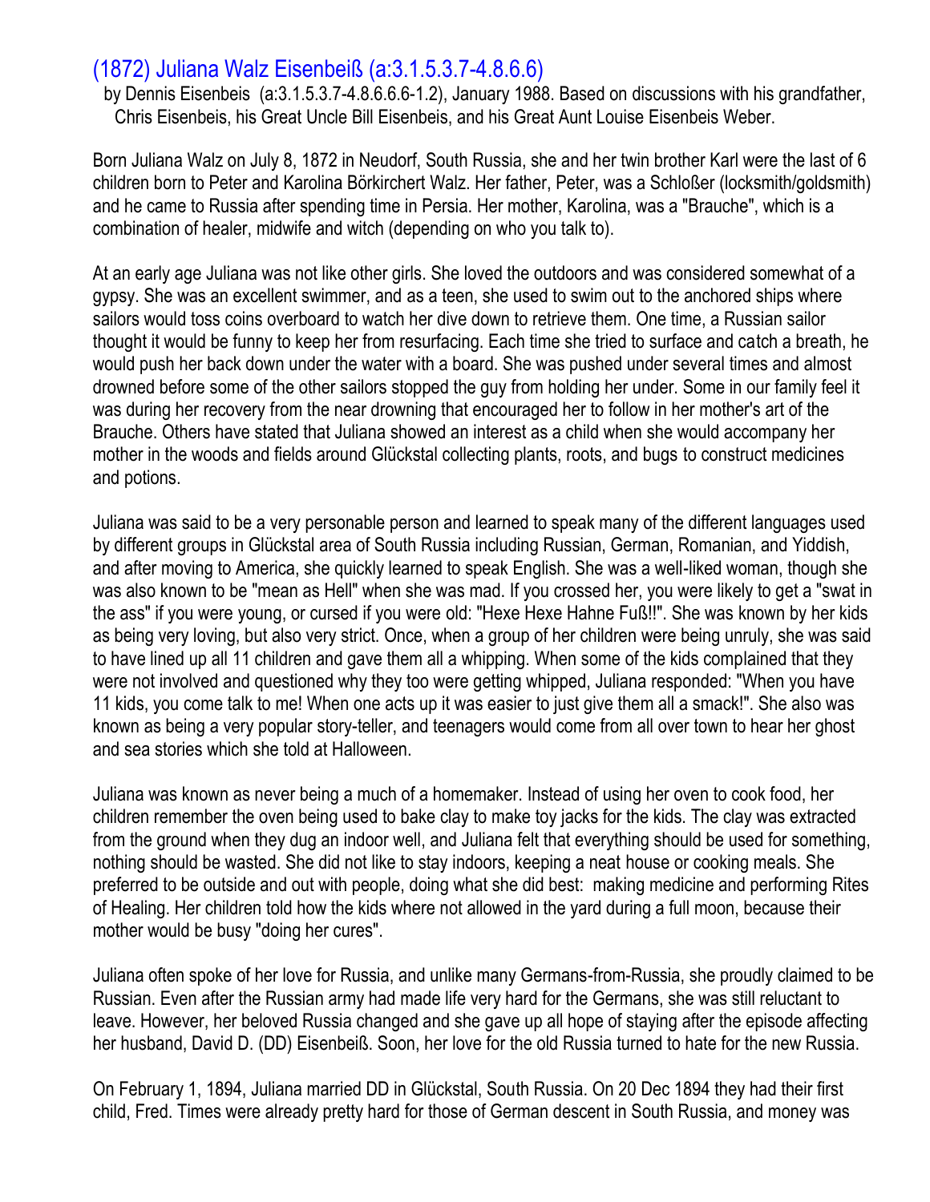## (1872) Juliana Walz Eisenbeiß (a:3.1.5.3.7-4.8.6.6)

by Dennis Eisenbeis (a:3.1.5.3.7-4.8.6.6.6-1.2), January 1988. Based on discussions with his grandfather, Chris Eisenbeis, his Great Uncle Bill Eisenbeis, and his Great Aunt Louise Eisenbeis Weber.

Born Juliana Walz on July 8, 1872 in Neudorf, South Russia, she and her twin brother Karl were the last of 6 children born to Peter and Karolina Börkirchert Walz. Her father, Peter, was a Schloßer (locksmith/goldsmith) and he came to Russia after spending time in Persia. Her mother, Karolina, was a "Brauche", which is a combination of healer, midwife and witch (depending on who you talk to).

At an early age Juliana was not like other girls. She loved the outdoors and was considered somewhat of a gypsy. She was an excellent swimmer, and as a teen, she used to swim out to the anchored ships where sailors would toss coins overboard to watch her dive down to retrieve them. One time, a Russian sailor thought it would be funny to keep her from resurfacing. Each time she tried to surface and catch a breath, he would push her back down under the water with a board. She was pushed under several times and almost drowned before some of the other sailors stopped the guy from holding her under. Some in our family feel it was during her recovery from the near drowning that encouraged her to follow in her mother's art of the Brauche. Others have stated that Juliana showed an interest as a child when she would accompany her mother in the woods and fields around Glückstal collecting plants, roots, and bugs to construct medicines and potions.

Juliana was said to be a very personable person and learned to speak many of the different languages used by different groups in Glückstal area of South Russia including Russian, German, Romanian, and Yiddish, and after moving to America, she quickly learned to speak English. She was a well-liked woman, though she was also known to be "mean as Hell" when she was mad. If you crossed her, you were likely to get a "swat in the ass" if you were young, or cursed if you were old: "Hexe Hexe Hahne Fuß!!". She was known by her kids as being very loving, but also very strict. Once, when a group of her children were being unruly, she was said to have lined up all 11 children and gave them all a whipping. When some of the kids complained that they were not involved and questioned why they too were getting whipped, Juliana responded: "When you have 11 kids, you come talk to me! When one acts up it was easier to just give them all a smack!". She also was known as being a very popular story-teller, and teenagers would come from all over town to hear her ghost and sea stories which she told at Halloween.

Juliana was known as never being a much of a homemaker. Instead of using her oven to cook food, her children remember the oven being used to bake clay to make toy jacks for the kids. The clay was extracted from the ground when they dug an indoor well, and Juliana felt that everything should be used for something, nothing should be wasted. She did not like to stay indoors, keeping a neat house or cooking meals. She preferred to be outside and out with people, doing what she did best: making medicine and performing Rites of Healing. Her children told how the kids where not allowed in the yard during a full moon, because their mother would be busy "doing her cures".

Juliana often spoke of her love for Russia, and unlike many Germans-from-Russia, she proudly claimed to be Russian. Even after the Russian army had made life very hard for the Germans, she was still reluctant to leave. However, her beloved Russia changed and she gave up all hope of staying after the episode affecting her husband, David D. (DD) Eisenbeiß. Soon, her love for the old Russia turned to hate for the new Russia.

On February 1, 1894, Juliana married DD in Glückstal, South Russia. On 20 Dec 1894 they had their first child, Fred. Times were already pretty hard for those of German descent in South Russia, and money was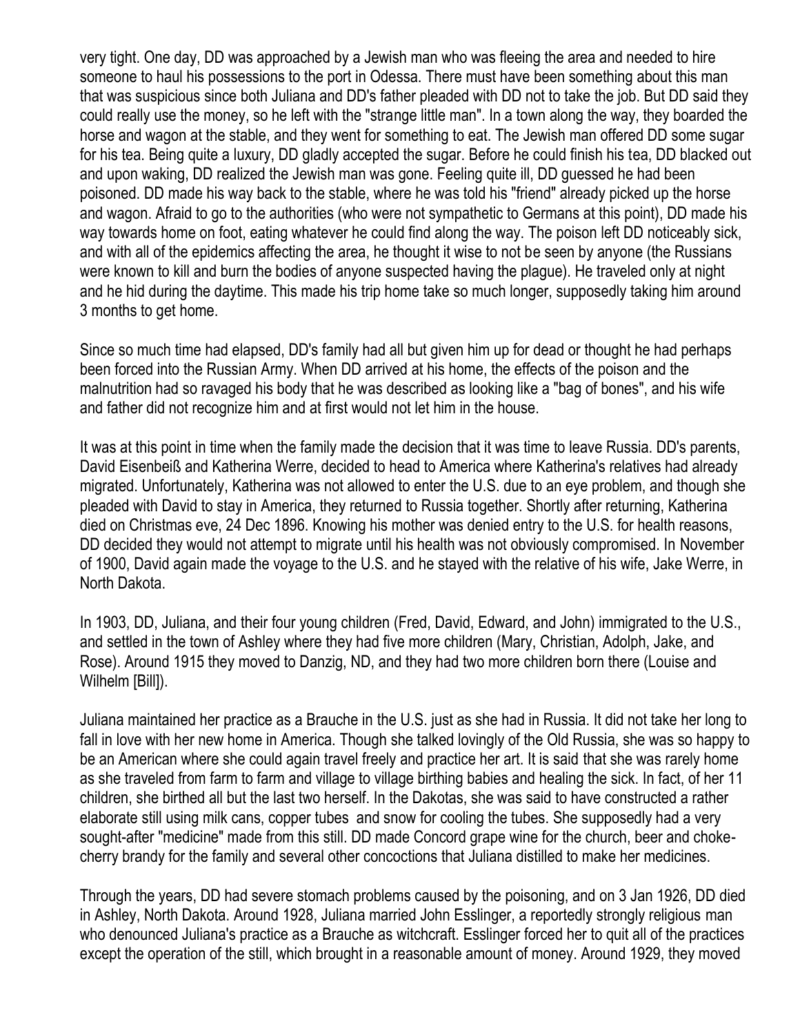very tight. One day, DD was approached by a Jewish man who was fleeing the area and needed to hire someone to haul his possessions to the port in Odessa. There must have been something about this man that was suspicious since both Juliana and DD's father pleaded with DD not to take the job. But DD said they could really use the money, so he left with the "strange little man". In a town along the way, they boarded the horse and wagon at the stable, and they went for something to eat. The Jewish man offered DD some sugar for his tea. Being quite a luxury, DD gladly accepted the sugar. Before he could finish his tea, DD blacked out and upon waking, DD realized the Jewish man was gone. Feeling quite ill, DD guessed he had been poisoned. DD made his way back to the stable, where he was told his "friend" already picked up the horse and wagon. Afraid to go to the authorities (who were not sympathetic to Germans at this point), DD made his way towards home on foot, eating whatever he could find along the way. The poison left DD noticeably sick, and with all of the epidemics affecting the area, he thought it wise to not be seen by anyone (the Russians were known to kill and burn the bodies of anyone suspected having the plague). He traveled only at night and he hid during the daytime. This made his trip home take so much longer, supposedly taking him around 3 months to get home.

Since so much time had elapsed, DD's family had all but given him up for dead or thought he had perhaps been forced into the Russian Army. When DD arrived at his home, the effects of the poison and the malnutrition had so ravaged his body that he was described as looking like a "bag of bones", and his wife and father did not recognize him and at first would not let him in the house.

It was at this point in time when the family made the decision that it was time to leave Russia. DD's parents, David Eisenbeiß and Katherina Werre, decided to head to America where Katherina's relatives had already migrated. Unfortunately, Katherina was not allowed to enter the U.S. due to an eye problem, and though she pleaded with David to stay in America, they returned to Russia together. Shortly after returning, Katherina died on Christmas eve, 24 Dec 1896. Knowing his mother was denied entry to the U.S. for health reasons, DD decided they would not attempt to migrate until his health was not obviously compromised. In November of 1900, David again made the voyage to the U.S. and he stayed with the relative of his wife, Jake Werre, in North Dakota.

In 1903, DD, Juliana, and their four young children (Fred, David, Edward, and John) immigrated to the U.S., and settled in the town of Ashley where they had five more children (Mary, Christian, Adolph, Jake, and Rose). Around 1915 they moved to Danzig, ND, and they had two more children born there (Louise and Wilhelm [Bill]).

Juliana maintained her practice as a Brauche in the U.S. just as she had in Russia. It did not take her long to fall in love with her new home in America. Though she talked lovingly of the Old Russia, she was so happy to be an American where she could again travel freely and practice her art. It is said that she was rarely home as she traveled from farm to farm and village to village birthing babies and healing the sick. In fact, of her 11 children, she birthed all but the last two herself. In the Dakotas, she was said to have constructed a rather elaborate still using milk cans, copper tubes and snow for cooling the tubes. She supposedly had a very sought-after "medicine" made from this still. DD made Concord grape wine for the church, beer and choke-cherry brandy for the family and several other concoctions that Juliana distilled to make her medicines.

Through the years, DD had severe stomach problems caused by the poisoning, and on 3 Jan 1926, DD died in Ashley, North Dakota. Around 1928, Juliana married John Esslinger, a reportedly strongly religious man who denounced Juliana's practice as a Brauche as witchcraft. Esslinger forced her to quit all of the practices except the operation of the still, which brought in a reasonable amount of money. Around 1929, they moved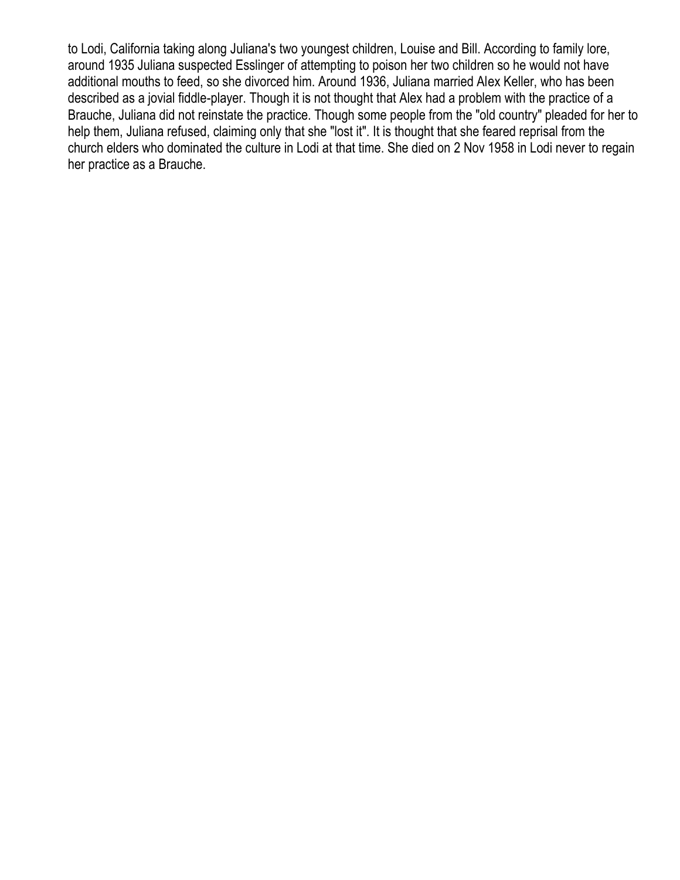to Lodi, California taking along Juliana's two youngest children, Louise and Bill. According to family lore, around 1935 Juliana suspected Esslinger of attempting to poison her two children so he would not have additional mouths to feed, so she divorced him. Around 1936, Juliana married Alex Keller, who has been described as a jovial fiddle-player. Though it is not thought that Alex had a problem with the practice of a Brauche, Juliana did not reinstate the practice. Though some people from the "old country" pleaded for her to help them, Juliana refused, claiming only that she "lost it". It is thought that she feared reprisal from the church elders who dominated the culture in Lodi at that time. She died on 2 Nov 1958 in Lodi never to regain her practice as a Brauche.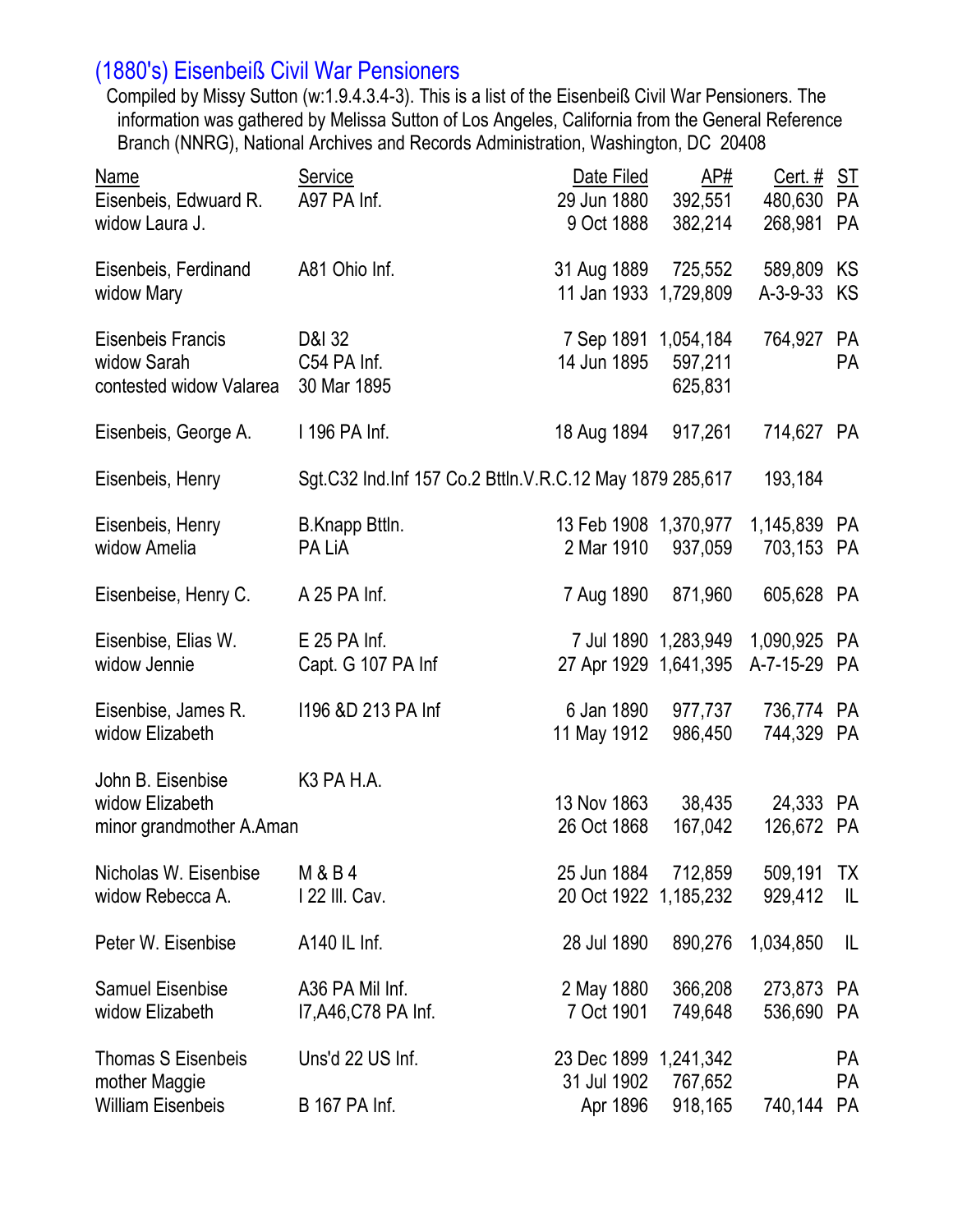## (1880's) Eisenbeiß Civil War Pensioners

Compiled by Missy Sutton (w:1.9.4.3.4-3). This is a list of the Eisenbeiß Civil War Pensioners. The information was gathered by Melissa Sutton of Los Angeles, California from the General Reference Branch (NNRG), National Archives and Records Administration, Washington, DC 20408

| Name | Service | Date Filed | AP# | Cert. # | ST |
|---|---|---|---|---|---|
| Eisenbeis, Edwuard R. | A97 PA Inf. | 29 Jun 1880 | 392,551 | 480,630 | PA |
| widow Laura J. | | 9 Oct 1888 | 382,214 | 268,981 | PA |
| Eisenbeis, Ferdinand | A81 Ohio Inf. | 31 Aug 1889 | 725,552 | 589,809 | KS |
| widow Mary | | 11 Jan 1933 | 1,729,809 | A-3-9-33 | KS |
| Eisenbeis Francis | D&I 32 | 7 Sep 1891 | 1,054,184 | 764,927 | PA |
| widow Sarah | C54 PA Inf. | 14 Jun 1895 | 597,211 | | PA |
| contested widow Valarea | 30 Mar 1895 | | 625,831 | | |
| Eisenbeis, George A. | I 196 PA Inf. | 18 Aug 1894 | 917,261 | 714,627 | PA |
| Eisenbeis, Henry | Sgt.C32 Ind.Inf 157 Co.2 Bttln.V.R.C. | 12 May 1879 | 285,617 | 193,184 | |
| Eisenbeis, Henry | B.Knapp Bttln. | 13 Feb 1908 | 1,370,977 | 1,145,839 | PA |
| widow Amelia | PA LiA | 2 Mar 1910 | 937,059 | 703,153 | PA |
| Eisenbeise, Henry C. | A 25 PA Inf. | 7 Aug 1890 | 871,960 | 605,628 | PA |
| Eisenbise, Elias W. | E 25 PA Inf. | 7 Jul 1890 | 1,283,949 | 1,090,925 | PA |
| widow Jennie | Capt. G 107 PA Inf | 27 Apr 1929 | 1,641,395 | A-7-15-29 | PA |
| Eisenbise, James R. | I196 &D 213 PA Inf | 6 Jan 1890 | 977,737 | 736,774 | PA |
| widow Elizabeth | | 11 May 1912 | 986,450 | 744,329 | PA |
| John B. Eisenbise | K3 PA H.A. | | | | |
| widow Elizabeth | | 13 Nov 1863 | 38,435 | 24,333 | PA |
| minor grandmother A.Aman | | 26 Oct 1868 | 167,042 | 126,672 | PA |
| Nicholas W. Eisenbise | M & B 4 | 25 Jun 1884 | 712,859 | 509,191 | TX |
| widow Rebecca A. | I 22 Ill. Cav. | 20 Oct 1922 | 1,185,232 | 929,412 | IL |
| Peter W. Eisenbise | A140 IL Inf. | 28 Jul 1890 | 890,276 | 1,034,850 | IL |
| Samuel Eisenbise | A36 PA Mil Inf. | 2 May 1880 | 366,208 | 273,873 | PA |
| widow Elizabeth | I7,A46,C78 PA Inf. | 7 Oct 1901 | 749,648 | 536,690 | PA |
| Thomas S Eisenbeis | Uns'd 22 US Inf. | 23 Dec 1899 | 1,241,342 | | PA |
| mother Maggie | | 31 Jul 1902 | 767,652 | | PA |
| William Eisenbeis | B 167 PA Inf. | Apr 1896 | 918,165 | 740,144 | PA |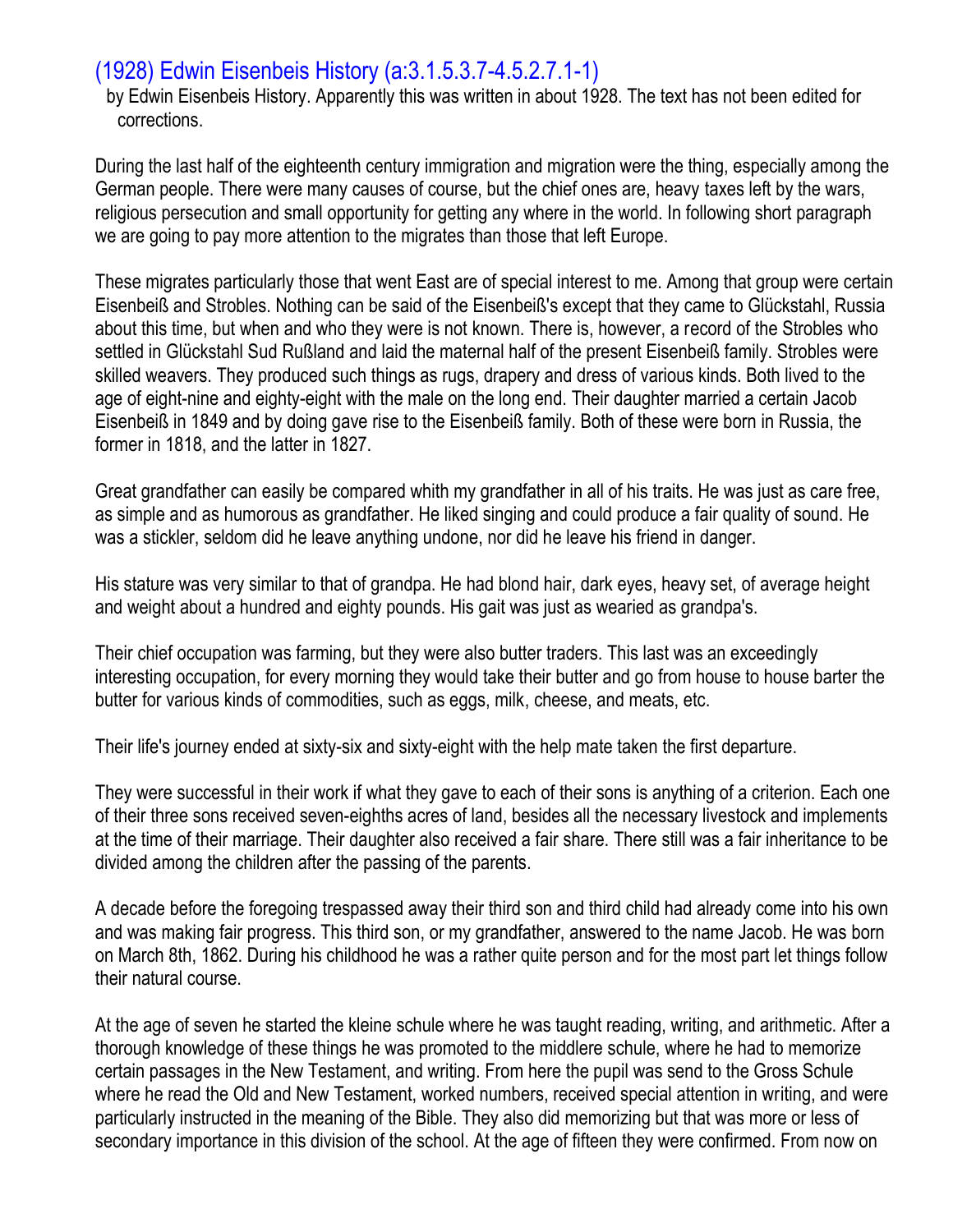## (1928) Edwin Eisenbeis History (a:3.1.5.3.7-4.5.2.7.1-1)

by Edwin Eisenbeis History. Apparently this was written in about 1928. The text has not been edited for corrections.

During the last half of the eighteenth century immigration and migration were the thing, especially among the German people. There were many causes of course, but the chief ones are, heavy taxes left by the wars, religious persecution and small opportunity for getting any where in the world. In following short paragraph we are going to pay more attention to the migrates than those that left Europe.

These migrates particularly those that went East are of special interest to me. Among that group were certain Eisenbeiß and Strobles. Nothing can be said of the Eisenbeiß's except that they came to Glückstahl, Russia about this time, but when and who they were is not known. There is, however, a record of the Strobles who settled in Glückstahl Sud Rußland and laid the maternal half of the present Eisenbeiß family. Strobles were skilled weavers. They produced such things as rugs, drapery and dress of various kinds. Both lived to the age of eight-nine and eighty-eight with the male on the long end. Their daughter married a certain Jacob Eisenbeiß in 1849 and by doing gave rise to the Eisenbeiß family. Both of these were born in Russia, the former in 1818, and the latter in 1827.

Great grandfather can easily be compared whith my grandfather in all of his traits. He was just as care free, as simple and as humorous as grandfather. He liked singing and could produce a fair quality of sound. He was a stickler, seldom did he leave anything undone, nor did he leave his friend in danger.

His stature was very similar to that of grandpa. He had blond hair, dark eyes, heavy set, of average height and weight about a hundred and eighty pounds. His gait was just as wearied as grandpa's.

Their chief occupation was farming, but they were also butter traders. This last was an exceedingly interesting occupation, for every morning they would take their butter and go from house to house barter the butter for various kinds of commodities, such as eggs, milk, cheese, and meats, etc.

Their life's journey ended at sixty-six and sixty-eight with the help mate taken the first departure.

They were successful in their work if what they gave to each of their sons is anything of a criterion. Each one of their three sons received seven-eighths acres of land, besides all the necessary livestock and implements at the time of their marriage. Their daughter also received a fair share. There still was a fair inheritance to be divided among the children after the passing of the parents.

A decade before the foregoing trespassed away their third son and third child had already come into his own and was making fair progress. This third son, or my grandfather, answered to the name Jacob. He was born on March 8th, 1862. During his childhood he was a rather quite person and for the most part let things follow their natural course.

At the age of seven he started the kleine schule where he was taught reading, writing, and arithmetic. After a thorough knowledge of these things he was promoted to the middlere schule, where he had to memorize certain passages in the New Testament, and writing. From here the pupil was send to the Gross Schule where he read the Old and New Testament, worked numbers, received special attention in writing, and were particularly instructed in the meaning of the Bible. They also did memorizing but that was more or less of secondary importance in this division of the school. At the age of fifteen they were confirmed. From now on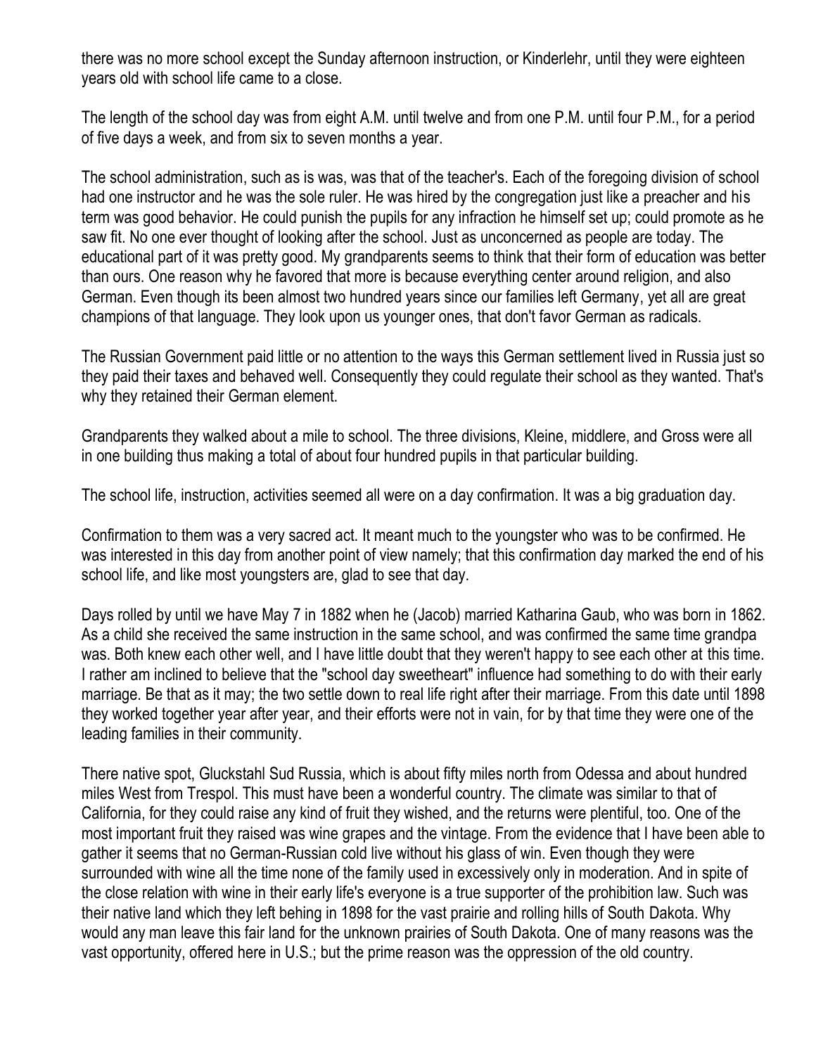there was no more school except the Sunday afternoon instruction, or Kinderlehr, until they were eighteen years old with school life came to a close.

The length of the school day was from eight A.M. until twelve and from one P.M. until four P.M., for a period of five days a week, and from six to seven months a year.

The school administration, such as is was, was that of the teacher's. Each of the foregoing division of school had one instructor and he was the sole ruler. He was hired by the congregation just like a preacher and his term was good behavior. He could punish the pupils for any infraction he himself set up; could promote as he saw fit. No one ever thought of looking after the school. Just as unconcerned as people are today. The educational part of it was pretty good. My grandparents seems to think that their form of education was better than ours. One reason why he favored that more is because everything center around religion, and also German. Even though its been almost two hundred years since our families left Germany, yet all are great champions of that language. They look upon us younger ones, that don't favor German as radicals.

The Russian Government paid little or no attention to the ways this German settlement lived in Russia just so they paid their taxes and behaved well. Consequently they could regulate their school as they wanted. That's why they retained their German element.

Grandparents they walked about a mile to school. The three divisions, Kleine, middlere, and Gross were all in one building thus making a total of about four hundred pupils in that particular building.

The school life, instruction, activities seemed all were on a day confirmation. It was a big graduation day.

Confirmation to them was a very sacred act. It meant much to the youngster who was to be confirmed. He was interested in this day from another point of view namely; that this confirmation day marked the end of his school life, and like most youngsters are, glad to see that day.

Days rolled by until we have May 7 in 1882 when he (Jacob) married Katharina Gaub, who was born in 1862. As a child she received the same instruction in the same school, and was confirmed the same time grandpa was. Both knew each other well, and I have little doubt that they weren't happy to see each other at this time. I rather am inclined to believe that the "school day sweetheart" influence had something to do with their early marriage. Be that as it may; the two settle down to real life right after their marriage. From this date until 1898 they worked together year after year, and their efforts were not in vain, for by that time they were one of the leading families in their community.

There native spot, Gluckstahl Sud Russia, which is about fifty miles north from Odessa and about hundred miles West from Trespol. This must have been a wonderful country. The climate was similar to that of California, for they could raise any kind of fruit they wished, and the returns were plentiful, too. One of the most important fruit they raised was wine grapes and the vintage. From the evidence that I have been able to gather it seems that no German-Russian cold live without his glass of win. Even though they were surrounded with wine all the time none of the family used in excessively only in moderation. And in spite of the close relation with wine in their early life's everyone is a true supporter of the prohibition law. Such was their native land which they left behing in 1898 for the vast prairie and rolling hills of South Dakota. Why would any man leave this fair land for the unknown prairies of South Dakota. One of many reasons was the vast opportunity, offered here in U.S.; but the prime reason was the oppression of the old country.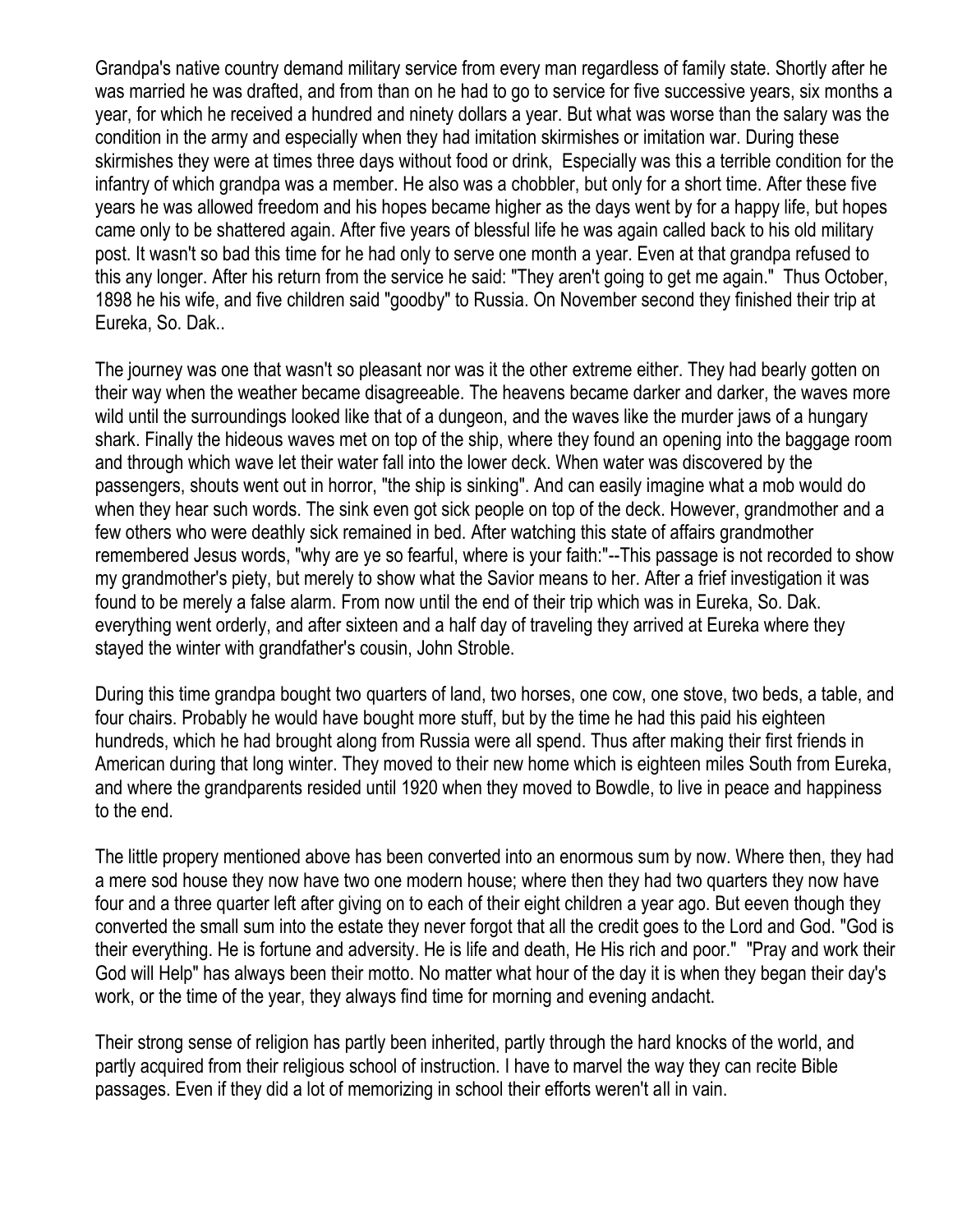Grandpa's native country demand military service from every man regardless of family state. Shortly after he was married he was drafted, and from than on he had to go to service for five successive years, six months a year, for which he received a hundred and ninety dollars a year. But what was worse than the salary was the condition in the army and especially when they had imitation skirmishes or imitation war. During these skirmishes they were at times three days without food or drink, Especially was this a terrible condition for the infantry of which grandpa was a member. He also was a chobbler, but only for a short time. After these five years he was allowed freedom and his hopes became higher as the days went by for a happy life, but hopes came only to be shattered again. After five years of blessful life he was again called back to his old military post. It wasn't so bad this time for he had only to serve one month a year. Even at that grandpa refused to this any longer. After his return from the service he said: "They aren't going to get me again." Thus October, 1898 he his wife, and five children said "goodby" to Russia. On November second they finished their trip at Eureka, So. Dak..

The journey was one that wasn't so pleasant nor was it the other extreme either. They had bearly gotten on their way when the weather became disagreeable. The heavens became darker and darker, the waves more wild until the surroundings looked like that of a dungeon, and the waves like the murder jaws of a hungary shark. Finally the hideous waves met on top of the ship, where they found an opening into the baggage room and through which wave let their water fall into the lower deck. When water was discovered by the passengers, shouts went out in horror, "the ship is sinking". And can easily imagine what a mob would do when they hear such words. The sink even got sick people on top of the deck. However, grandmother and a few others who were deathly sick remained in bed. After watching this state of affairs grandmother remembered Jesus words, "why are ye so fearful, where is your faith:"--This passage is not recorded to show my grandmother's piety, but merely to show what the Savior means to her. After a frief investigation it was found to be merely a false alarm. From now until the end of their trip which was in Eureka, So. Dak. everything went orderly, and after sixteen and a half day of traveling they arrived at Eureka where they stayed the winter with grandfather's cousin, John Stroble.

During this time grandpa bought two quarters of land, two horses, one cow, one stove, two beds, a table, and four chairs. Probably he would have bought more stuff, but by the time he had this paid his eighteen hundreds, which he had brought along from Russia were all spend. Thus after making their first friends in American during that long winter. They moved to their new home which is eighteen miles South from Eureka, and where the grandparents resided until 1920 when they moved to Bowdle, to live in peace and happiness to the end.

The little propery mentioned above has been converted into an enormous sum by now. Where then, they had a mere sod house they now have two one modern house; where then they had two quarters they now have four and a three quarter left after giving on to each of their eight children a year ago. But eeven though they converted the small sum into the estate they never forgot that all the credit goes to the Lord and God. "God is their everything. He is fortune and adversity. He is life and death, He His rich and poor." "Pray and work their God will Help" has always been their motto. No matter what hour of the day it is when they began their day's work, or the time of the year, they always find time for morning and evening andacht.

Their strong sense of religion has partly been inherited, partly through the hard knocks of the world, and partly acquired from their religious school of instruction. I have to marvel the way they can recite Bible passages. Even if they did a lot of memorizing in school their efforts weren't all in vain.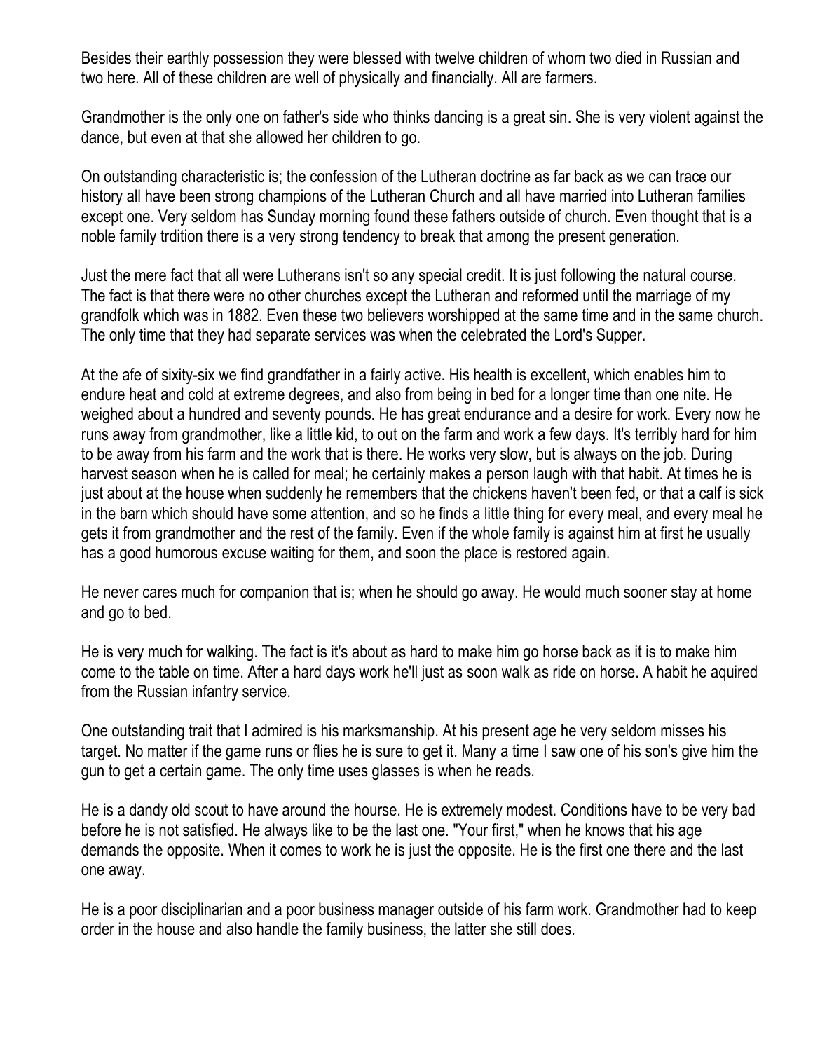Besides their earthly possession they were blessed with twelve children of whom two died in Russian and two here. All of these children are well of physically and financially. All are farmers.

Grandmother is the only one on father's side who thinks dancing is a great sin. She is very violent against the dance, but even at that she allowed her children to go.

On outstanding characteristic is; the confession of the Lutheran doctrine as far back as we can trace our history all have been strong champions of the Lutheran Church and all have married into Lutheran families except one. Very seldom has Sunday morning found these fathers outside of church. Even thought that is a noble family trdition there is a very strong tendency to break that among the present generation.

Just the mere fact that all were Lutherans isn't so any special credit. It is just following the natural course. The fact is that there were no other churches except the Lutheran and reformed until the marriage of my grandfolk which was in 1882. Even these two believers worshipped at the same time and in the same church. The only time that they had separate services was when the celebrated the Lord's Supper.

At the afe of sixity-six we find grandfather in a fairly active. His health is excellent, which enables him to endure heat and cold at extreme degrees, and also from being in bed for a longer time than one nite. He weighed about a hundred and seventy pounds. He has great endurance and a desire for work. Every now he runs away from grandmother, like a little kid, to out on the farm and work a few days. It's terribly hard for him to be away from his farm and the work that is there. He works very slow, but is always on the job. During harvest season when he is called for meal; he certainly makes a person laugh with that habit. At times he is just about at the house when suddenly he remembers that the chickens haven't been fed, or that a calf is sick in the barn which should have some attention, and so he finds a little thing for every meal, and every meal he gets it from grandmother and the rest of the family. Even if the whole family is against him at first he usually has a good humorous excuse waiting for them, and soon the place is restored again.

He never cares much for companion that is; when he should go away. He would much sooner stay at home and go to bed.

He is very much for walking. The fact is it's about as hard to make him go horse back as it is to make him come to the table on time. After a hard days work he'll just as soon walk as ride on horse. A habit he aquired from the Russian infantry service.

One outstanding trait that I admired is his marksmanship. At his present age he very seldom misses his target. No matter if the game runs or flies he is sure to get it. Many a time I saw one of his son's give him the gun to get a certain game. The only time uses glasses is when he reads.

He is a dandy old scout to have around the hourse. He is extremely modest. Conditions have to be very bad before he is not satisfied. He always like to be the last one. "Your first," when he knows that his age demands the opposite. When it comes to work he is just the opposite. He is the first one there and the last one away.

He is a poor disciplinarian and a poor business manager outside of his farm work. Grandmother had to keep order in the house and also handle the family business, the latter she still does.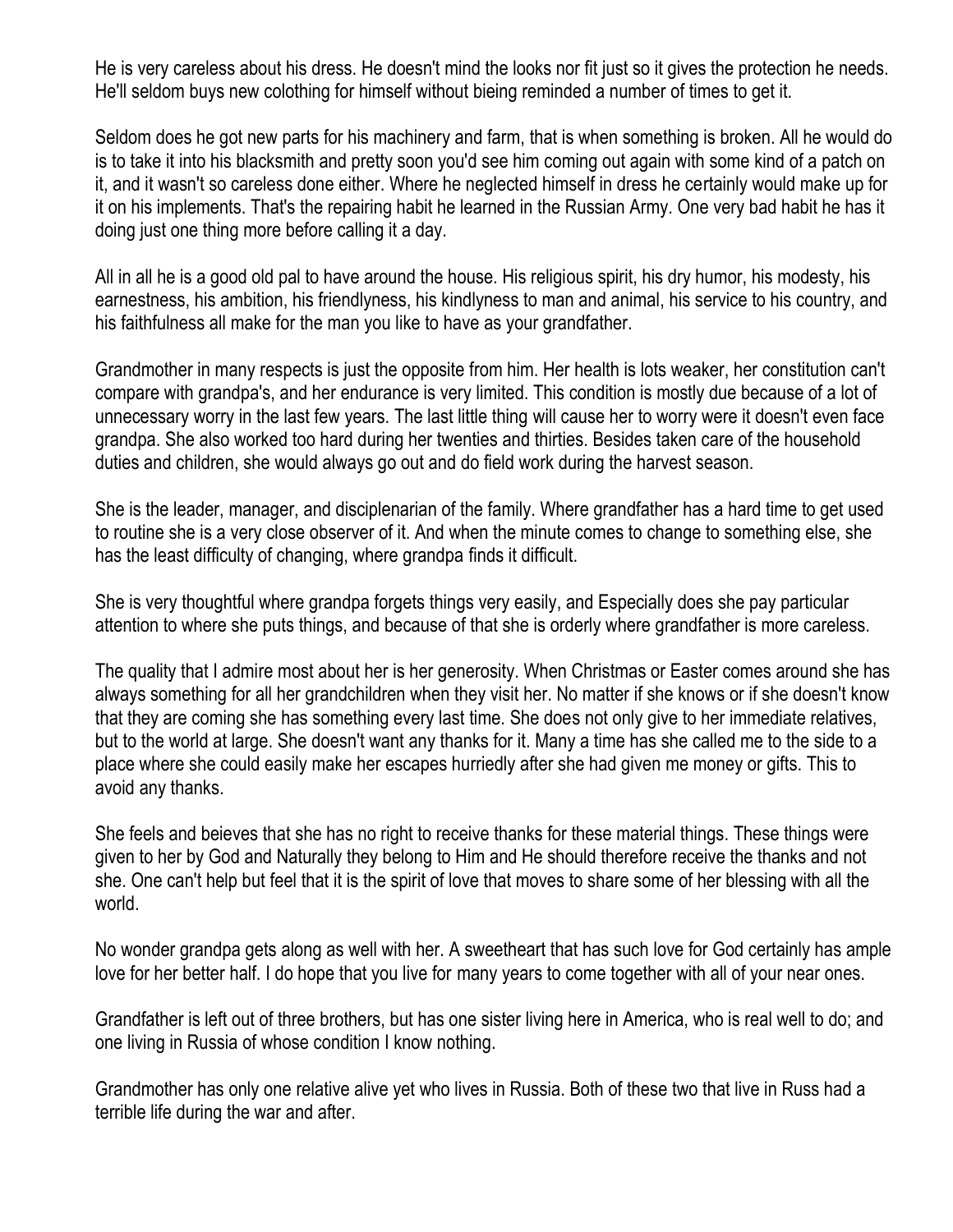He is very careless about his dress. He doesn't mind the looks nor fit just so it gives the protection he needs. He'll seldom buys new colothing for himself without bieing reminded a number of times to get it.

Seldom does he got new parts for his machinery and farm, that is when something is broken. All he would do is to take it into his blacksmith and pretty soon you'd see him coming out again with some kind of a patch on it, and it wasn't so careless done either. Where he neglected himself in dress he certainly would make up for it on his implements. That's the repairing habit he learned in the Russian Army. One very bad habit he has it doing just one thing more before calling it a day.

All in all he is a good old pal to have around the house. His religious spirit, his dry humor, his modesty, his earnestness, his ambition, his friendlyness, his kindlyness to man and animal, his service to his country, and his faithfulness all make for the man you like to have as your grandfather.

Grandmother in many respects is just the opposite from him. Her health is lots weaker, her constitution can't compare with grandpa's, and her endurance is very limited. This condition is mostly due because of a lot of unnecessary worry in the last few years. The last little thing will cause her to worry were it doesn't even face grandpa. She also worked too hard during her twenties and thirties. Besides taken care of the household duties and children, she would always go out and do field work during the harvest season.

She is the leader, manager, and disciplenarian of the family. Where grandfather has a hard time to get used to routine she is a very close observer of it. And when the minute comes to change to something else, she has the least difficulty of changing, where grandpa finds it difficult.

She is very thoughtful where grandpa forgets things very easily, and Especially does she pay particular attention to where she puts things, and because of that she is orderly where grandfather is more careless.

The quality that I admire most about her is her generosity. When Christmas or Easter comes around she has always something for all her grandchildren when they visit her. No matter if she knows or if she doesn't know that they are coming she has something every last time. She does not only give to her immediate relatives, but to the world at large. She doesn't want any thanks for it. Many a time has she called me to the side to a place where she could easily make her escapes hurriedly after she had given me money or gifts. This to avoid any thanks.

She feels and beieves that she has no right to receive thanks for these material things. These things were given to her by God and Naturally they belong to Him and He should therefore receive the thanks and not she. One can't help but feel that it is the spirit of love that moves to share some of her blessing with all the world.

No wonder grandpa gets along as well with her. A sweetheart that has such love for God certainly has ample love for her better half. I do hope that you live for many years to come together with all of your near ones.

Grandfather is left out of three brothers, but has one sister living here in America, who is real well to do; and one living in Russia of whose condition I know nothing.

Grandmother has only one relative alive yet who lives in Russia. Both of these two that live in Russ had a terrible life during the war and after.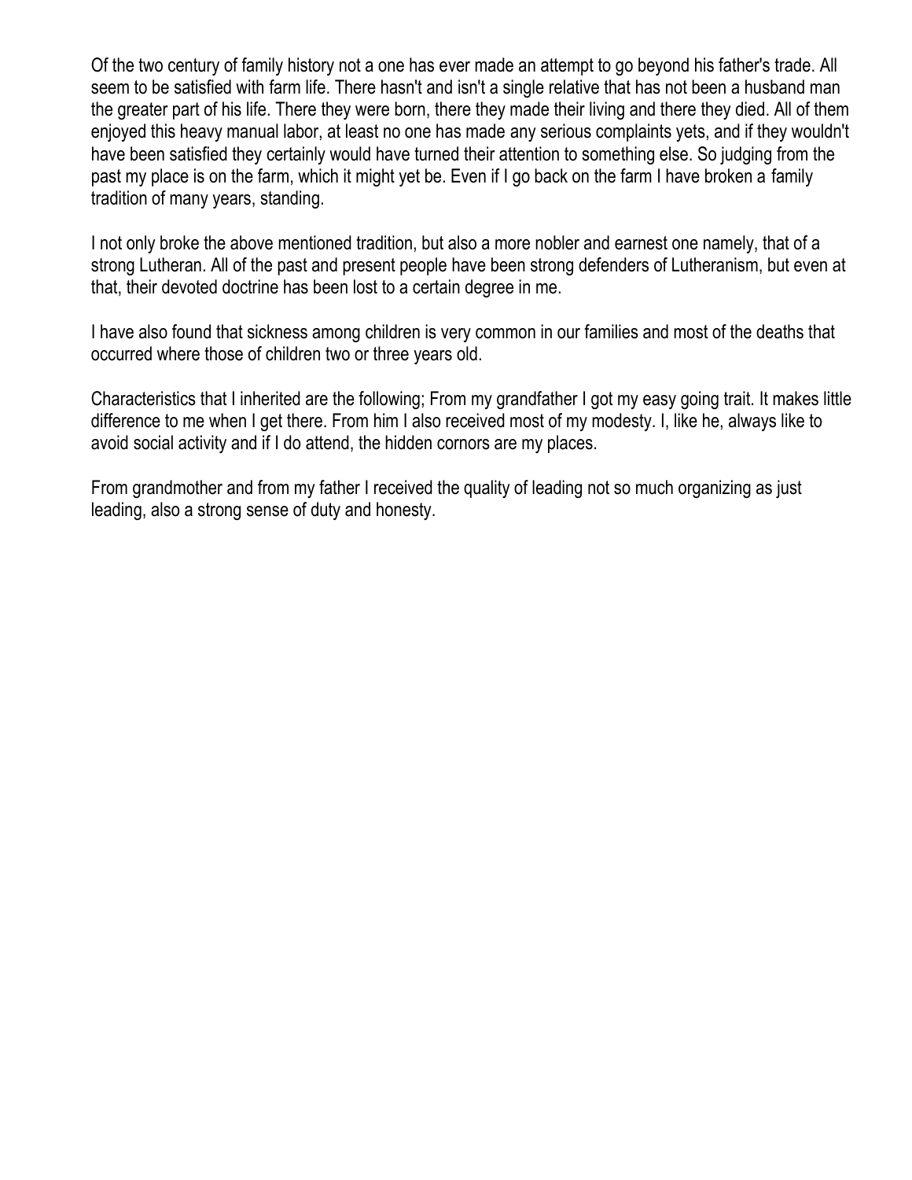Of the two century of family history not a one has ever made an attempt to go beyond his father's trade. All seem to be satisfied with farm life. There hasn't and isn't a single relative that has not been a husband man the greater part of his life. There they were born, there they made their living and there they died. All of them enjoyed this heavy manual labor, at least no one has made any serious complaints yets, and if they wouldn't have been satisfied they certainly would have turned their attention to something else. So judging from the past my place is on the farm, which it might yet be. Even if I go back on the farm I have broken a family tradition of many years, standing.

I not only broke the above mentioned tradition, but also a more nobler and earnest one namely, that of a strong Lutheran. All of the past and present people have been strong defenders of Lutheranism, but even at that, their devoted doctrine has been lost to a certain degree in me.

I have also found that sickness among children is very common in our families and most of the deaths that occurred where those of children two or three years old.

Characteristics that I inherited are the following; From my grandfather I got my easy going trait. It makes little difference to me when I get there. From him I also received most of my modesty. I, like he, always like to avoid social activity and if I do attend, the hidden cornors are my places.

From grandmother and from my father I received the quality of leading not so much organizing as just leading, also a strong sense of duty and honesty.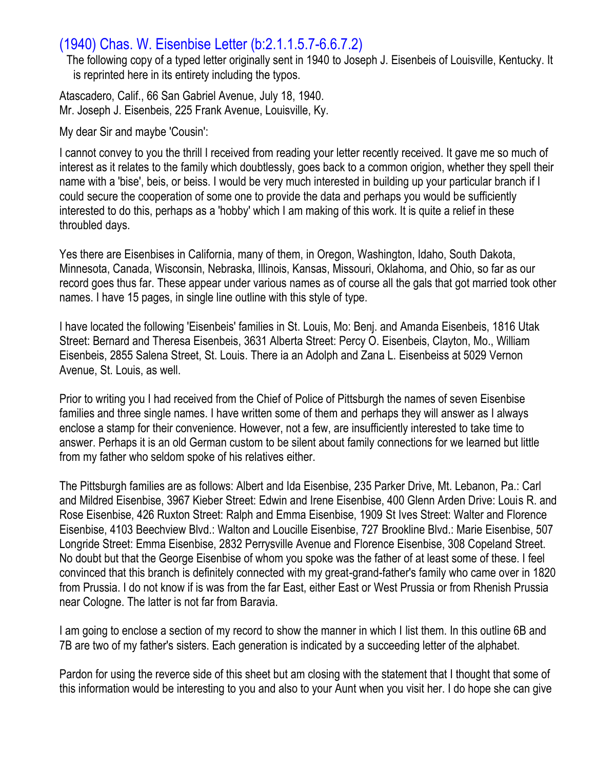## (1940) Chas. W. Eisenbise Letter (b:2.1.1.5.7-6.6.7.2)

The following copy of a typed letter originally sent in 1940 to Joseph J. Eisenbeis of Louisville, Kentucky. It is reprinted here in its entirety including the typos.

Atascadero, Calif., 66 San Gabriel Avenue, July 18, 1940.
Mr. Joseph J. Eisenbeis, 225 Frank Avenue, Louisville, Ky.

My dear Sir and maybe 'Cousin':

I cannot convey to you the thrill I received from reading your letter recently received. It gave me so much of interest as it relates to the family which doubtlessly, goes back to a common origion, whether they spell their name with a 'bise', beis, or beiss. I would be very much interested in building up your particular branch if I could secure the cooperation of some one to provide the data and perhaps you would be sufficiently interested to do this, perhaps as a 'hobby' which I am making of this work. It is quite a relief in these throubled days.

Yes there are Eisenbises in California, many of them, in Oregon, Washington, Idaho, South Dakota, Minnesota, Canada, Wisconsin, Nebraska, Illinois, Kansas, Missouri, Oklahoma, and Ohio, so far as our record goes thus far. These appear under various names as of course all the gals that got married took other names. I have 15 pages, in single line outline with this style of type.

I have located the following 'Eisenbeis' families in St. Louis, Mo: Benj. and Amanda Eisenbeis, 1816 Utak Street: Bernard and Theresa Eisenbeis, 3631 Alberta Street: Percy O. Eisenbeis, Clayton, Mo., William Eisenbeis, 2855 Salena Street, St. Louis. There ia an Adolph and Zana L. Eisenbeiss at 5029 Vernon Avenue, St. Louis, as well.

Prior to writing you I had received from the Chief of Police of Pittsburgh the names of seven Eisenbise families and three single names. I have written some of them and perhaps they will answer as I always enclose a stamp for their convenience. However, not a few, are insufficiently interested to take time to answer. Perhaps it is an old German custom to be silent about family connections for we learned but little from my father who seldom spoke of his relatives either.

The Pittsburgh families are as follows: Albert and Ida Eisenbise, 235 Parker Drive, Mt. Lebanon, Pa.: Carl and Mildred Eisenbise, 3967 Kieber Street: Edwin and Irene Eisenbise, 400 Glenn Arden Drive: Louis R. and Rose Eisenbise, 426 Ruxton Street: Ralph and Emma Eisenbise, 1909 St Ives Street: Walter and Florence Eisenbise, 4103 Beechview Blvd.: Walton and Loucille Eisenbise, 727 Brookline Blvd.: Marie Eisenbise, 507 Longride Street: Emma Eisenbise, 2832 Perrysville Avenue and Florence Eisenbise, 308 Copeland Street. No doubt but that the George Eisenbise of whom you spoke was the father of at least some of these. I feel convinced that this branch is definitely connected with my great-grand-father's family who came over in 1820 from Prussia. I do not know if is was from the far East, either East or West Prussia or from Rhenish Prussia near Cologne. The latter is not far from Baravia.

I am going to enclose a section of my record to show the manner in which I list them. In this outline 6B and 7B are two of my father's sisters. Each generation is indicated by a succeeding letter of the alphabet.

Pardon for using the reverce side of this sheet but am closing with the statement that I thought that some of this information would be interesting to you and also to your Aunt when you visit her. I do hope she can give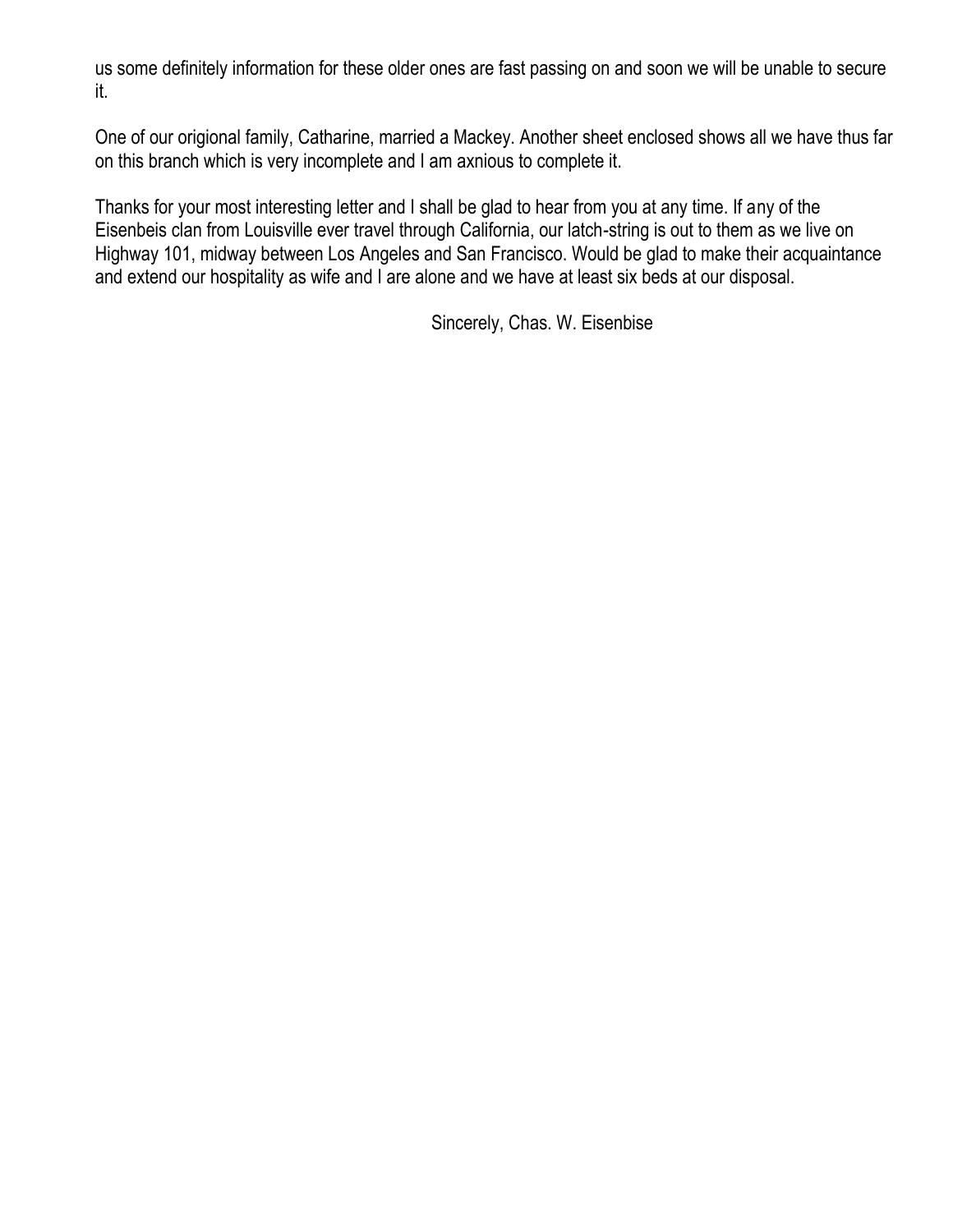us some definitely information for these older ones are fast passing on and soon we will be unable to secure it.

One of our origional family, Catharine, married a Mackey. Another sheet enclosed shows all we have thus far on this branch which is very incomplete and I am axnious to complete it.

Thanks for your most interesting letter and I shall be glad to hear from you at any time. If any of the Eisenbeis clan from Louisville ever travel through California, our latch-string is out to them as we live on Highway 101, midway between Los Angeles and San Francisco. Would be glad to make their acquaintance and extend our hospitality as wife and I are alone and we have at least six beds at our disposal.

Sincerely, Chas. W. Eisenbise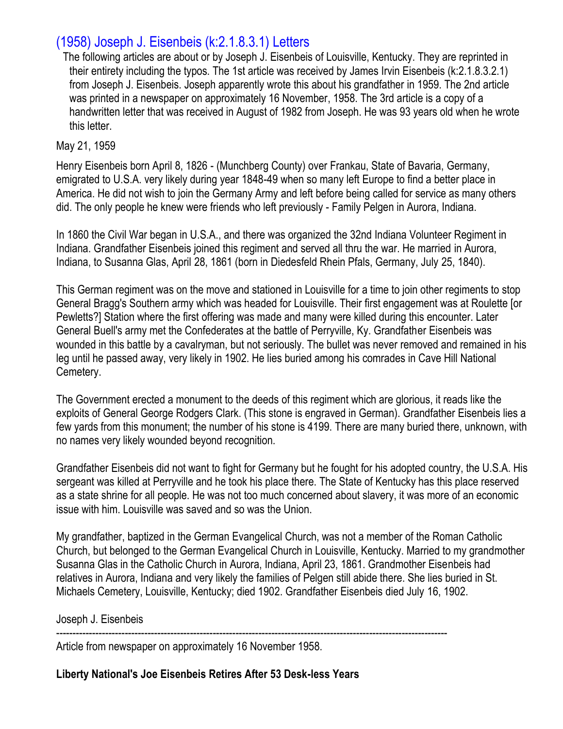## (1958) Joseph J. Eisenbeis (k:2.1.8.3.1) Letters

The following articles are about or by Joseph J. Eisenbeis of Louisville, Kentucky. They are reprinted in their entirety including the typos. The 1st article was received by James Irvin Eisenbeis (k:2.1.8.3.2.1) from Joseph J. Eisenbeis. Joseph apparently wrote this about his grandfather in 1959. The 2nd article was printed in a newspaper on approximately 16 November, 1958. The 3rd article is a copy of a handwritten letter that was received in August of 1982 from Joseph. He was 93 years old when he wrote this letter.

May 21, 1959

Henry Eisenbeis born April 8, 1826 - (Munchberg County) over Frankau, State of Bavaria, Germany, emigrated to U.S.A. very likely during year 1848-49 when so many left Europe to find a better place in America. He did not wish to join the Germany Army and left before being called for service as many others did. The only people he knew were friends who left previously - Family Pelgen in Aurora, Indiana.

In 1860 the Civil War began in U.S.A., and there was organized the 32nd Indiana Volunteer Regiment in Indiana. Grandfather Eisenbeis joined this regiment and served all thru the war. He married in Aurora, Indiana, to Susanna Glas, April 28, 1861 (born in Diedesfeld Rhein Pfals, Germany, July 25, 1840).

This German regiment was on the move and stationed in Louisville for a time to join other regiments to stop General Bragg's Southern army which was headed for Louisville. Their first engagement was at Roulette [or Pewletts?] Station where the first offering was made and many were killed during this encounter. Later General Buell's army met the Confederates at the battle of Perryville, Ky. Grandfather Eisenbeis was wounded in this battle by a cavalryman, but not seriously. The bullet was never removed and remained in his leg until he passed away, very likely in 1902. He lies buried among his comrades in Cave Hill National Cemetery.

The Government erected a monument to the deeds of this regiment which are glorious, it reads like the exploits of General George Rodgers Clark. (This stone is engraved in German). Grandfather Eisenbeis lies a few yards from this monument; the number of his stone is 4199. There are many buried there, unknown, with no names very likely wounded beyond recognition.

Grandfather Eisenbeis did not want to fight for Germany but he fought for his adopted country, the U.S.A. His sergeant was killed at Perryville and he took his place there. The State of Kentucky has this place reserved as a state shrine for all people. He was not too much concerned about slavery, it was more of an economic issue with him. Louisville was saved and so was the Union.

My grandfather, baptized in the German Evangelical Church, was not a member of the Roman Catholic Church, but belonged to the German Evangelical Church in Louisville, Kentucky. Married to my grandmother Susanna Glas in the Catholic Church in Aurora, Indiana, April 23, 1861. Grandmother Eisenbeis had relatives in Aurora, Indiana and very likely the families of Pelgen still abide there. She lies buried in St. Michaels Cemetery, Louisville, Kentucky; died 1902. Grandfather Eisenbeis died July 16, 1902.

Joseph J. Eisenbeis

---

Article from newspaper on approximately 16 November 1958.

**Liberty National's Joe Eisenbeis Retires After 53 Desk-less Years**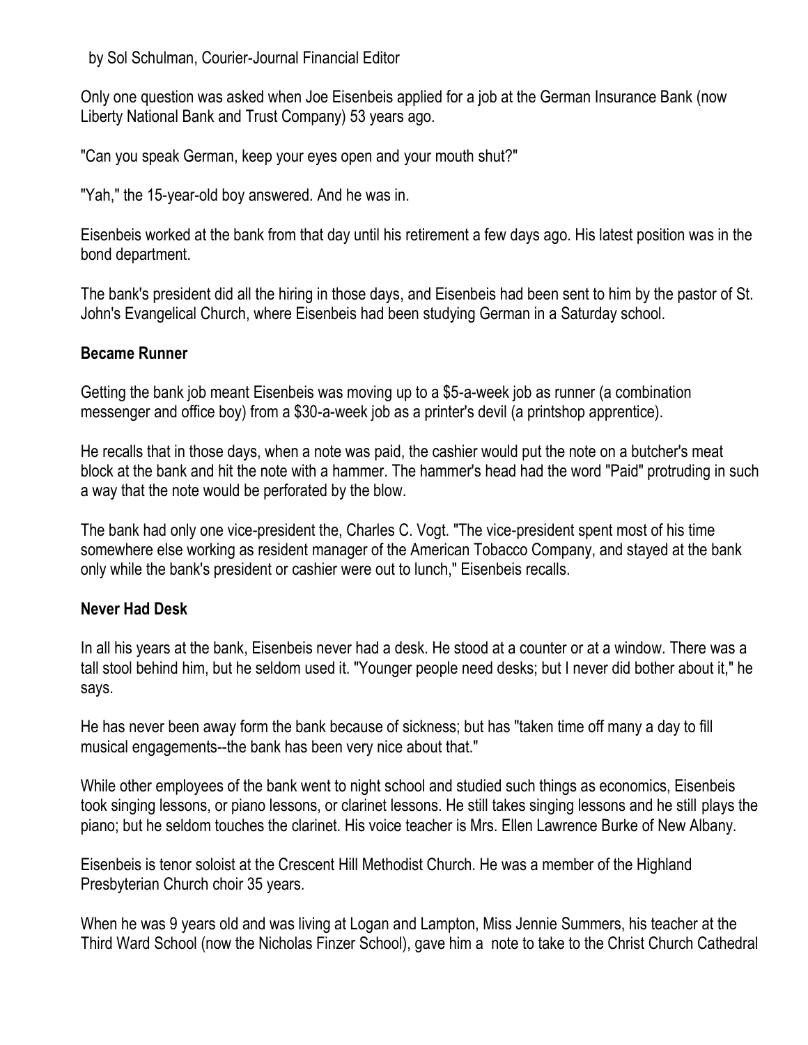by Sol Schulman, Courier-Journal Financial Editor

Only one question was asked when Joe Eisenbeis applied for a job at the German Insurance Bank (now Liberty National Bank and Trust Company) 53 years ago.

"Can you speak German, keep your eyes open and your mouth shut?"

"Yah," the 15-year-old boy answered. And he was in.

Eisenbeis worked at the bank from that day until his retirement a few days ago. His latest position was in the bond department.

The bank's president did all the hiring in those days, and Eisenbeis had been sent to him by the pastor of St. John's Evangelical Church, where Eisenbeis had been studying German in a Saturday school.

**Became Runner**

Getting the bank job meant Eisenbeis was moving up to a $5-a-week job as runner (a combination messenger and office boy) from a $30-a-week job as a printer's devil (a printshop apprentice).

He recalls that in those days, when a note was paid, the cashier would put the note on a butcher's meat block at the bank and hit the note with a hammer. The hammer's head had the word "Paid" protruding in such a way that the note would be perforated by the blow.

The bank had only one vice-president the, Charles C. Vogt. "The vice-president spent most of his time somewhere else working as resident manager of the American Tobacco Company, and stayed at the bank only while the bank's president or cashier were out to lunch," Eisenbeis recalls.

**Never Had Desk**

In all his years at the bank, Eisenbeis never had a desk. He stood at a counter or at a window. There was a tall stool behind him, but he seldom used it. "Younger people need desks; but I never did bother about it," he says.

He has never been away form the bank because of sickness; but has "taken time off many a day to fill musical engagements--the bank has been very nice about that."

While other employees of the bank went to night school and studied such things as economics, Eisenbeis took singing lessons, or piano lessons, or clarinet lessons. He still takes singing lessons and he still plays the piano; but he seldom touches the clarinet. His voice teacher is Mrs. Ellen Lawrence Burke of New Albany.

Eisenbeis is tenor soloist at the Crescent Hill Methodist Church. He was a member of the Highland Presbyterian Church choir 35 years.

When he was 9 years old and was living at Logan and Lampton, Miss Jennie Summers, his teacher at the Third Ward School (now the Nicholas Finzer School), gave him a note to take to the Christ Church Cathedral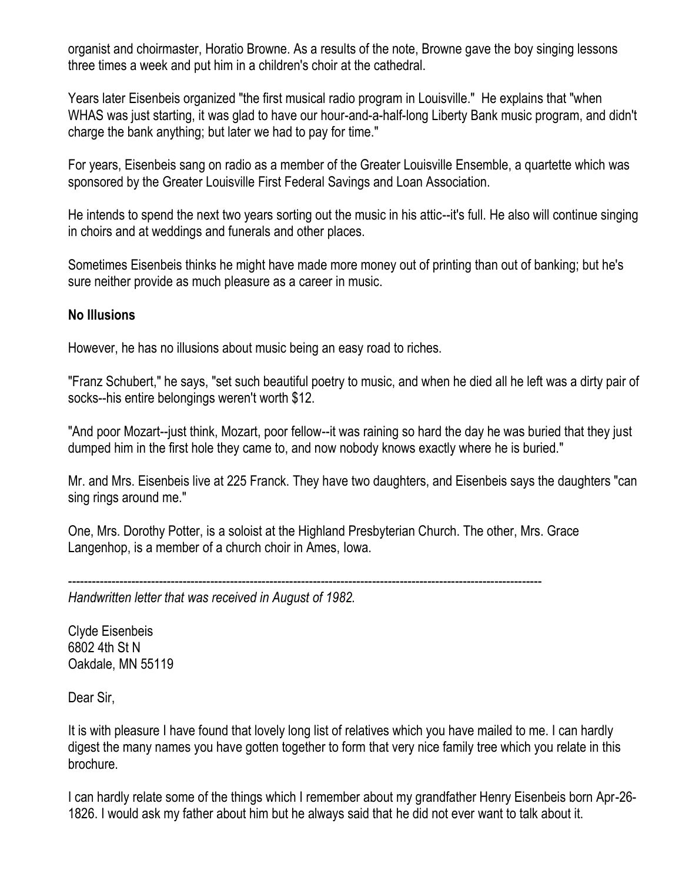organist and choirmaster, Horatio Browne. As a results of the note, Browne gave the boy singing lessons three times a week and put him in a children's choir at the cathedral.

Years later Eisenbeis organized "the first musical radio program in Louisville." He explains that "when WHAS was just starting, it was glad to have our hour-and-a-half-long Liberty Bank music program, and didn't charge the bank anything; but later we had to pay for time."

For years, Eisenbeis sang on radio as a member of the Greater Louisville Ensemble, a quartette which was sponsored by the Greater Louisville First Federal Savings and Loan Association.

He intends to spend the next two years sorting out the music in his attic--it's full. He also will continue singing in choirs and at weddings and funerals and other places.

Sometimes Eisenbeis thinks he might have made more money out of printing than out of banking; but he's sure neither provide as much pleasure as a career in music.

**No Illusions**

However, he has no illusions about music being an easy road to riches.

"Franz Schubert," he says, "set such beautiful poetry to music, and when he died all he left was a dirty pair of socks--his entire belongings weren't worth $12.

"And poor Mozart--just think, Mozart, poor fellow--it was raining so hard the day he was buried that they just dumped him in the first hole they came to, and now nobody knows exactly where he is buried."

Mr. and Mrs. Eisenbeis live at 225 Franck. They have two daughters, and Eisenbeis says the daughters "can sing rings around me."

One, Mrs. Dorothy Potter, is a soloist at the Highland Presbyterian Church. The other, Mrs. Grace Langenhop, is a member of a church choir in Ames, Iowa.

---

*Handwritten letter that was received in August of 1982.*

Clyde Eisenbeis
6802 4th St N
Oakdale, MN 55119

Dear Sir,

It is with pleasure I have found that lovely long list of relatives which you have mailed to me. I can hardly digest the many names you have gotten together to form that very nice family tree which you relate in this brochure.

I can hardly relate some of the things which I remember about my grandfather Henry Eisenbeis born Apr-26-1826. I would ask my father about him but he always said that he did not ever want to talk about it.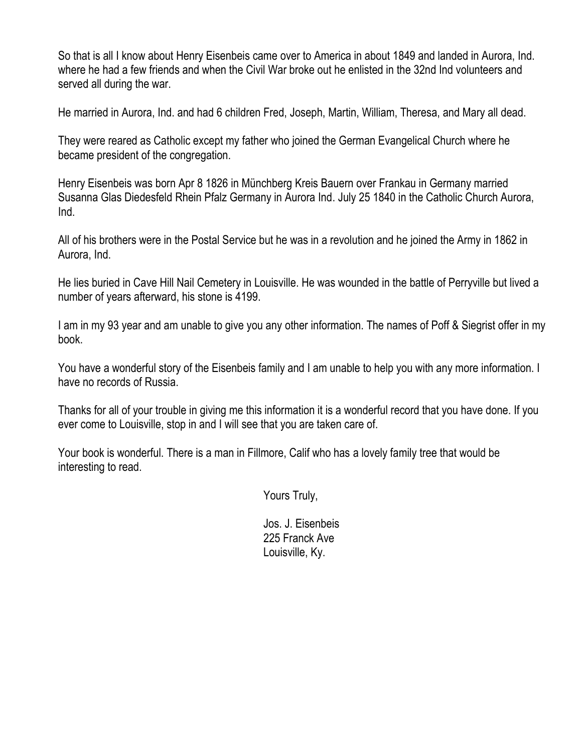So that is all I know about Henry Eisenbeis came over to America in about 1849 and landed in Aurora, Ind. where he had a few friends and when the Civil War broke out he enlisted in the 32nd Ind volunteers and served all during the war.

He married in Aurora, Ind. and had 6 children Fred, Joseph, Martin, William, Theresa, and Mary all dead.

They were reared as Catholic except my father who joined the German Evangelical Church where he became president of the congregation.

Henry Eisenbeis was born Apr 8 1826 in Münchberg Kreis Bauern over Frankau in Germany married Susanna Glas Diedesfeld Rhein Pfalz Germany in Aurora Ind. July 25 1840 in the Catholic Church Aurora, Ind.

All of his brothers were in the Postal Service but he was in a revolution and he joined the Army in 1862 in Aurora, Ind.

He lies buried in Cave Hill Nail Cemetery in Louisville. He was wounded in the battle of Perryville but lived a number of years afterward, his stone is 4199.

I am in my 93 year and am unable to give you any other information. The names of Poff & Siegrist offer in my book.

You have a wonderful story of the Eisenbeis family and I am unable to help you with any more information. I have no records of Russia.

Thanks for all of your trouble in giving me this information it is a wonderful record that you have done. If you ever come to Louisville, stop in and I will see that you are taken care of.

Your book is wonderful. There is a man in Fillmore, Calif who has a lovely family tree that would be interesting to read.

Yours Truly,

Jos. J. Eisenbeis
225 Franck Ave
Louisville, Ky.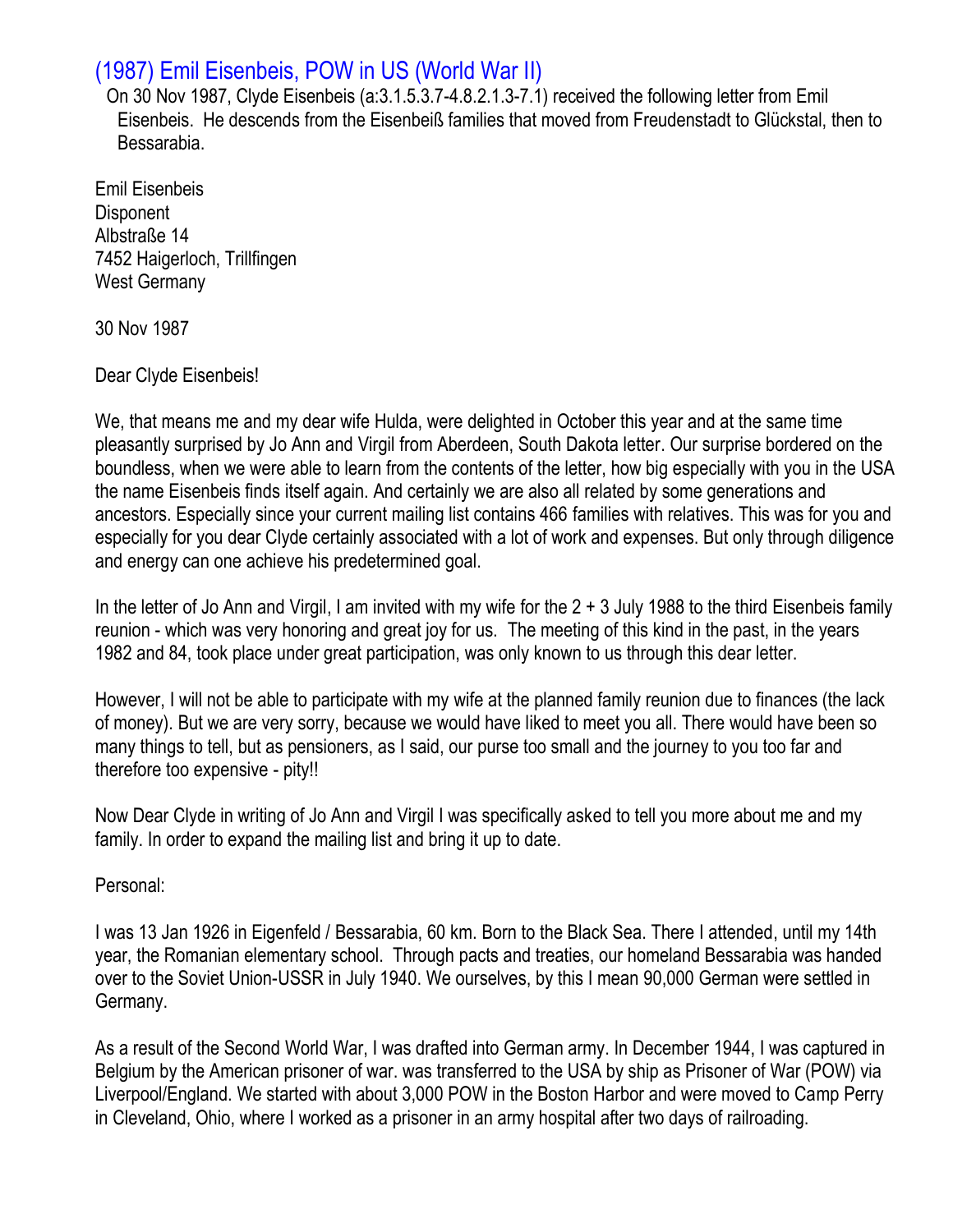## (1987) Emil Eisenbeis, POW in US (World War II)

On 30 Nov 1987, Clyde Eisenbeis (a:3.1.5.3.7-4.8.2.1.3-7.1) received the following letter from Emil Eisenbeis. He descends from the Eisenbeiß families that moved from Freudenstadt to Glückstal, then to Bessarabia.

Emil Eisenbeis
Disponent
Albstraße 14
7452 Haigerloch, Trillfingen
West Germany

30 Nov 1987

Dear Clyde Eisenbeis!

We, that means me and my dear wife Hulda, were delighted in October this year and at the same time pleasantly surprised by Jo Ann and Virgil from Aberdeen, South Dakota letter. Our surprise bordered on the boundless, when we were able to learn from the contents of the letter, how big especially with you in the USA the name Eisenbeis finds itself again. And certainly we are also all related by some generations and ancestors. Especially since your current mailing list contains 466 families with relatives. This was for you and especially for you dear Clyde certainly associated with a lot of work and expenses. But only through diligence and energy can one achieve his predetermined goal.

In the letter of Jo Ann and Virgil, I am invited with my wife for the 2 + 3 July 1988 to the third Eisenbeis family reunion - which was very honoring and great joy for us. The meeting of this kind in the past, in the years 1982 and 84, took place under great participation, was only known to us through this dear letter.

However, I will not be able to participate with my wife at the planned family reunion due to finances (the lack of money). But we are very sorry, because we would have liked to meet you all. There would have been so many things to tell, but as pensioners, as I said, our purse too small and the journey to you too far and therefore too expensive - pity!!

Now Dear Clyde in writing of Jo Ann and Virgil I was specifically asked to tell you more about me and my family. In order to expand the mailing list and bring it up to date.

Personal:

I was 13 Jan 1926 in Eigenfeld / Bessarabia, 60 km. Born to the Black Sea. There I attended, until my 14th year, the Romanian elementary school. Through pacts and treaties, our homeland Bessarabia was handed over to the Soviet Union-USSR in July 1940. We ourselves, by this I mean 90,000 German were settled in Germany.

As a result of the Second World War, I was drafted into German army. In December 1944, I was captured in Belgium by the American prisoner of war. was transferred to the USA by ship as Prisoner of War (POW) via Liverpool/England. We started with about 3,000 POW in the Boston Harbor and were moved to Camp Perry in Cleveland, Ohio, where I worked as a prisoner in an army hospital after two days of railroading.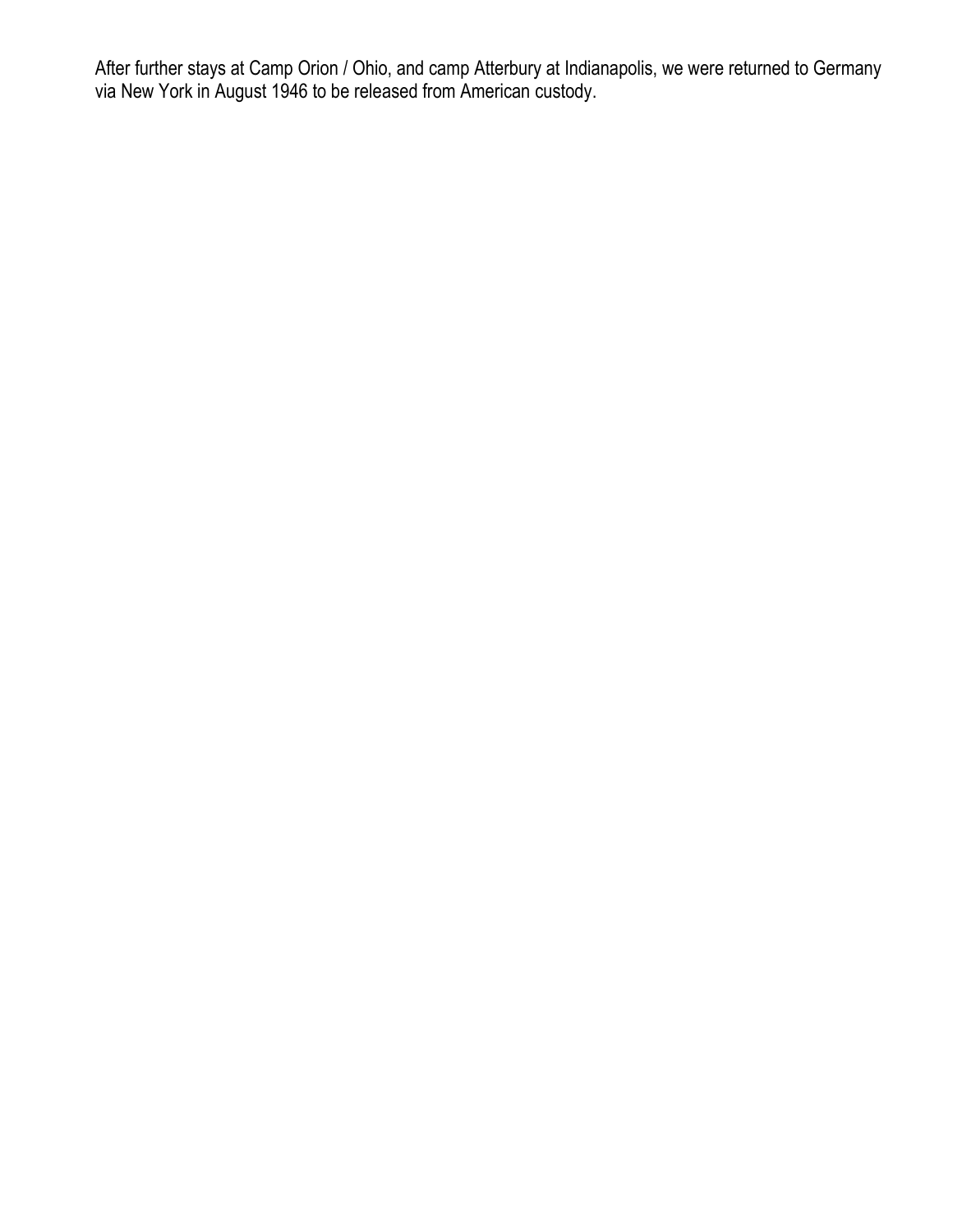After further stays at Camp Orion / Ohio, and camp Atterbury at Indianapolis, we were returned to Germany via New York in August 1946 to be released from American custody.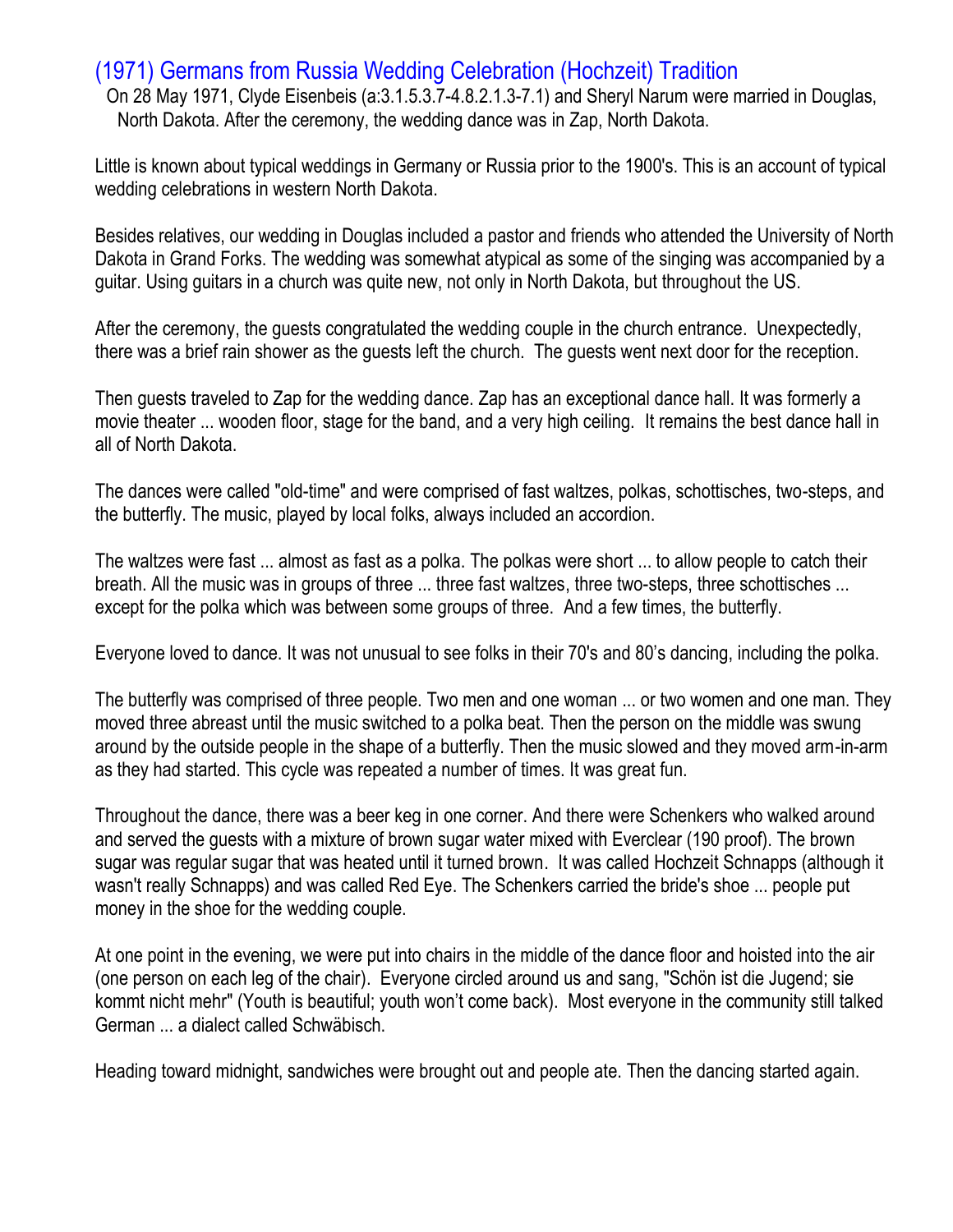## (1971) Germans from Russia Wedding Celebration (Hochzeit) Tradition

On 28 May 1971, Clyde Eisenbeis (a:3.1.5.3.7-4.8.2.1.3-7.1) and Sheryl Narum were married in Douglas, North Dakota. After the ceremony, the wedding dance was in Zap, North Dakota.

Little is known about typical weddings in Germany or Russia prior to the 1900's. This is an account of typical wedding celebrations in western North Dakota.

Besides relatives, our wedding in Douglas included a pastor and friends who attended the University of North Dakota in Grand Forks. The wedding was somewhat atypical as some of the singing was accompanied by a guitar. Using guitars in a church was quite new, not only in North Dakota, but throughout the US.

After the ceremony, the guests congratulated the wedding couple in the church entrance. Unexpectedly, there was a brief rain shower as the guests left the church. The guests went next door for the reception.

Then guests traveled to Zap for the wedding dance. Zap has an exceptional dance hall. It was formerly a movie theater ... wooden floor, stage for the band, and a very high ceiling. It remains the best dance hall in all of North Dakota.

The dances were called "old-time" and were comprised of fast waltzes, polkas, schottisches, two-steps, and the butterfly. The music, played by local folks, always included an accordion.

The waltzes were fast ... almost as fast as a polka. The polkas were short ... to allow people to catch their breath. All the music was in groups of three ... three fast waltzes, three two-steps, three schottisches ... except for the polka which was between some groups of three. And a few times, the butterfly.

Everyone loved to dance. It was not unusual to see folks in their 70's and 80's dancing, including the polka.

The butterfly was comprised of three people. Two men and one woman ... or two women and one man. They moved three abreast until the music switched to a polka beat. Then the person on the middle was swung around by the outside people in the shape of a butterfly. Then the music slowed and they moved arm-in-arm as they had started. This cycle was repeated a number of times. It was great fun.

Throughout the dance, there was a beer keg in one corner. And there were Schenkers who walked around and served the guests with a mixture of brown sugar water mixed with Everclear (190 proof). The brown sugar was regular sugar that was heated until it turned brown. It was called Hochzeit Schnapps (although it wasn't really Schnapps) and was called Red Eye. The Schenkers carried the bride's shoe ... people put money in the shoe for the wedding couple.

At one point in the evening, we were put into chairs in the middle of the dance floor and hoisted into the air (one person on each leg of the chair). Everyone circled around us and sang, "Schön ist die Jugend; sie kommt nicht mehr" (Youth is beautiful; youth won't come back). Most everyone in the community still talked German ... a dialect called Schwäbisch.

Heading toward midnight, sandwiches were brought out and people ate. Then the dancing started again.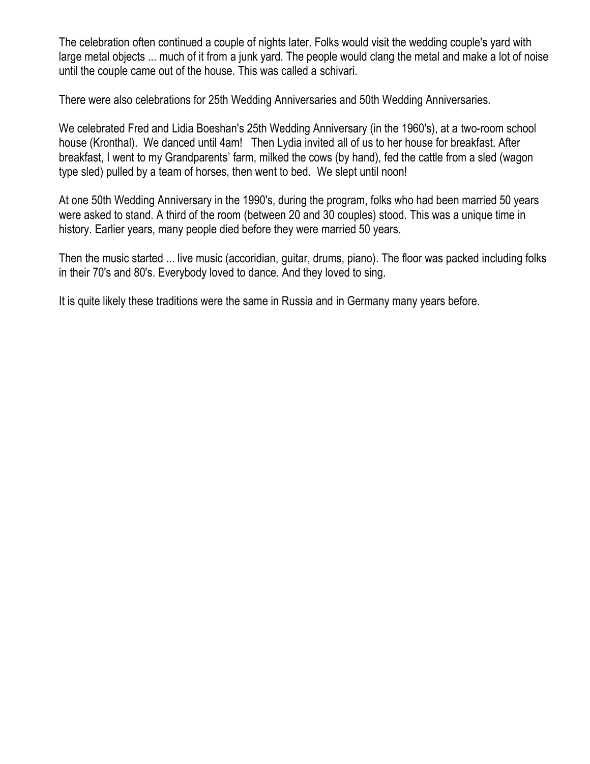The celebration often continued a couple of nights later. Folks would visit the wedding couple's yard with large metal objects ... much of it from a junk yard. The people would clang the metal and make a lot of noise until the couple came out of the house. This was called a schivari.

There were also celebrations for 25th Wedding Anniversaries and 50th Wedding Anniversaries.

We celebrated Fred and Lidia Boeshan's 25th Wedding Anniversary (in the 1960's), at a two-room school house (Kronthal). We danced until 4am! Then Lydia invited all of us to her house for breakfast. After breakfast, I went to my Grandparents' farm, milked the cows (by hand), fed the cattle from a sled (wagon type sled) pulled by a team of horses, then went to bed. We slept until noon!

At one 50th Wedding Anniversary in the 1990's, during the program, folks who had been married 50 years were asked to stand. A third of the room (between 20 and 30 couples) stood. This was a unique time in history. Earlier years, many people died before they were married 50 years.

Then the music started ... live music (accoridian, guitar, drums, piano). The floor was packed including folks in their 70's and 80's. Everybody loved to dance. And they loved to sing.

It is quite likely these traditions were the same in Russia and in Germany many years before.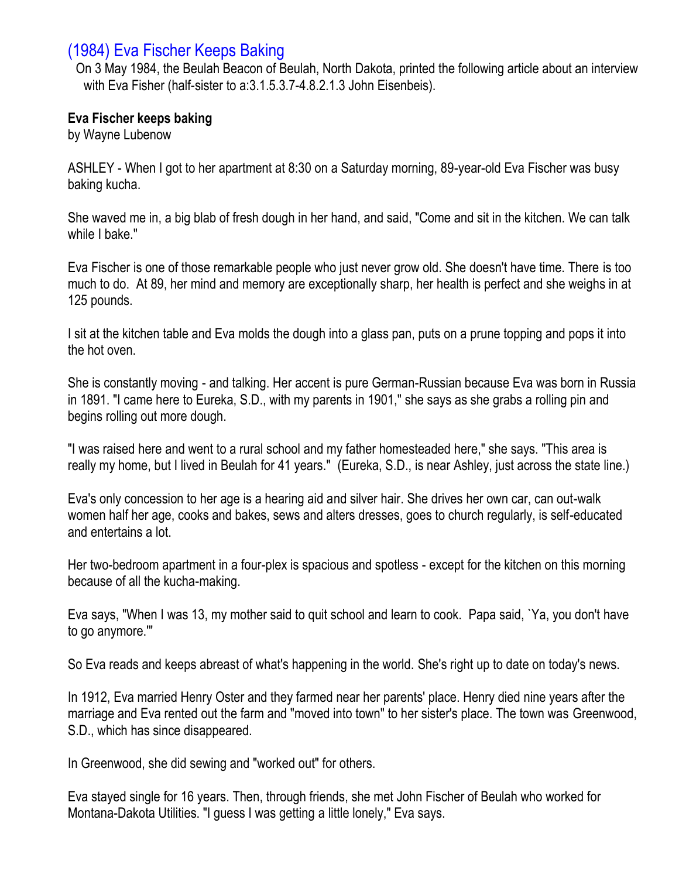## (1984) Eva Fischer Keeps Baking

On 3 May 1984, the Beulah Beacon of Beulah, North Dakota, printed the following article about an interview with Eva Fisher (half-sister to a:3.1.5.3.7-4.8.2.1.3 John Eisenbeis).

**Eva Fischer keeps baking**

by Wayne Lubenow

ASHLEY - When I got to her apartment at 8:30 on a Saturday morning, 89-year-old Eva Fischer was busy baking kucha.

She waved me in, a big blab of fresh dough in her hand, and said, "Come and sit in the kitchen. We can talk while I bake."

Eva Fischer is one of those remarkable people who just never grow old. She doesn't have time. There is too much to do. At 89, her mind and memory are exceptionally sharp, her health is perfect and she weighs in at 125 pounds.

I sit at the kitchen table and Eva molds the dough into a glass pan, puts on a prune topping and pops it into the hot oven.

She is constantly moving - and talking. Her accent is pure German-Russian because Eva was born in Russia in 1891. "I came here to Eureka, S.D., with my parents in 1901," she says as she grabs a rolling pin and begins rolling out more dough.

"I was raised here and went to a rural school and my father homesteaded here," she says. "This area is really my home, but I lived in Beulah for 41 years." (Eureka, S.D., is near Ashley, just across the state line.)

Eva's only concession to her age is a hearing aid and silver hair. She drives her own car, can out-walk women half her age, cooks and bakes, sews and alters dresses, goes to church regularly, is self-educated and entertains a lot.

Her two-bedroom apartment in a four-plex is spacious and spotless - except for the kitchen on this morning because of all the kucha-making.

Eva says, "When I was 13, my mother said to quit school and learn to cook. Papa said, `Ya, you don't have to go anymore.'"

So Eva reads and keeps abreast of what's happening in the world. She's right up to date on today's news.

In 1912, Eva married Henry Oster and they farmed near her parents' place. Henry died nine years after the marriage and Eva rented out the farm and "moved into town" to her sister's place. The town was Greenwood, S.D., which has since disappeared.

In Greenwood, she did sewing and "worked out" for others.

Eva stayed single for 16 years. Then, through friends, she met John Fischer of Beulah who worked for Montana-Dakota Utilities. "I guess I was getting a little lonely," Eva says.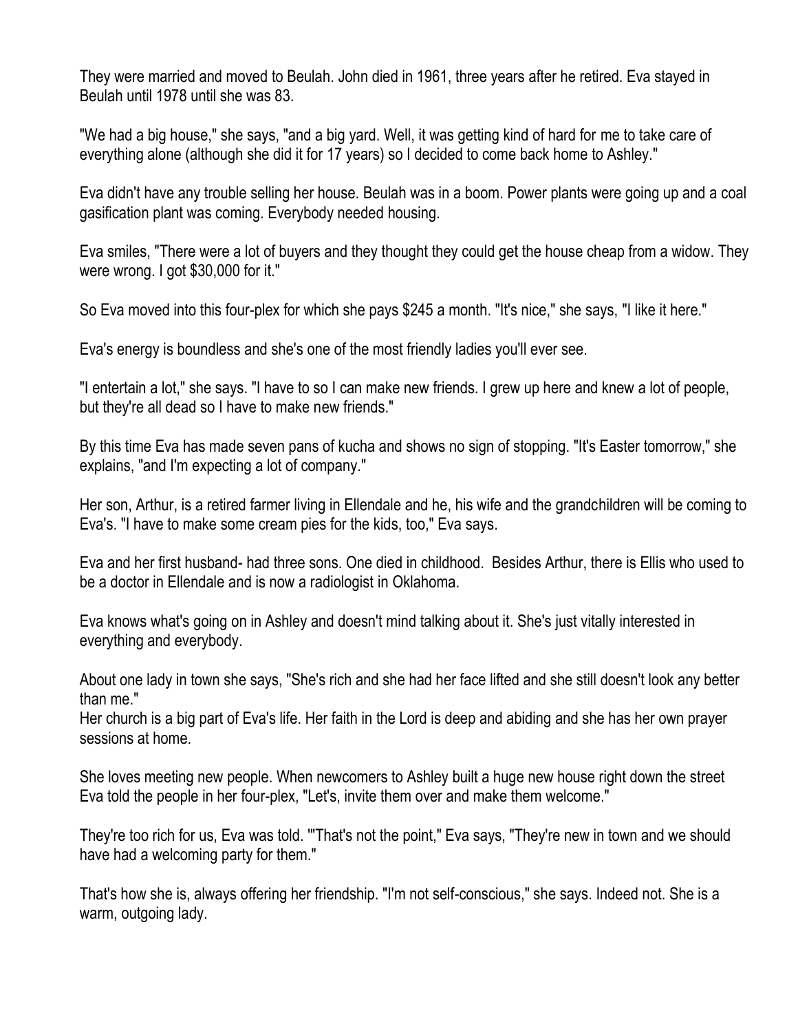They were married and moved to Beulah. John died in 1961, three years after he retired. Eva stayed in Beulah until 1978 until she was 83.

"We had a big house," she says, "and a big yard. Well, it was getting kind of hard for me to take care of everything alone (although she did it for 17 years) so I decided to come back home to Ashley."

Eva didn't have any trouble selling her house. Beulah was in a boom. Power plants were going up and a coal gasification plant was coming. Everybody needed housing.

Eva smiles, "There were a lot of buyers and they thought they could get the house cheap from a widow. They were wrong. I got $30,000 for it."

So Eva moved into this four-plex for which she pays $245 a month. "It's nice," she says, "I like it here."

Eva's energy is boundless and she's one of the most friendly ladies you'll ever see.

"I entertain a lot," she says. "I have to so I can make new friends. I grew up here and knew a lot of people, but they're all dead so I have to make new friends."

By this time Eva has made seven pans of kucha and shows no sign of stopping. "It's Easter tomorrow," she explains, "and I'm expecting a lot of company."

Her son, Arthur, is a retired farmer living in Ellendale and he, his wife and the grandchildren will be coming to Eva's. "I have to make some cream pies for the kids, too," Eva says.

Eva and her first husband- had three sons. One died in childhood. Besides Arthur, there is Ellis who used to be a doctor in Ellendale and is now a radiologist in Oklahoma.

Eva knows what's going on in Ashley and doesn't mind talking about it. She's just vitally interested in everything and everybody.

About one lady in town she says, "She's rich and she had her face lifted and she still doesn't look any better than me."
Her church is a big part of Eva's life. Her faith in the Lord is deep and abiding and she has her own prayer sessions at home.

She loves meeting new people. When newcomers to Ashley built a huge new house right down the street Eva told the people in her four-plex, "Let's, invite them over and make them welcome."

They're too rich for us, Eva was told. '"That's not the point," Eva says, "They're new in town and we should have had a welcoming party for them."

That's how she is, always offering her friendship. "I'm not self-conscious," she says. Indeed not. She is a warm, outgoing lady.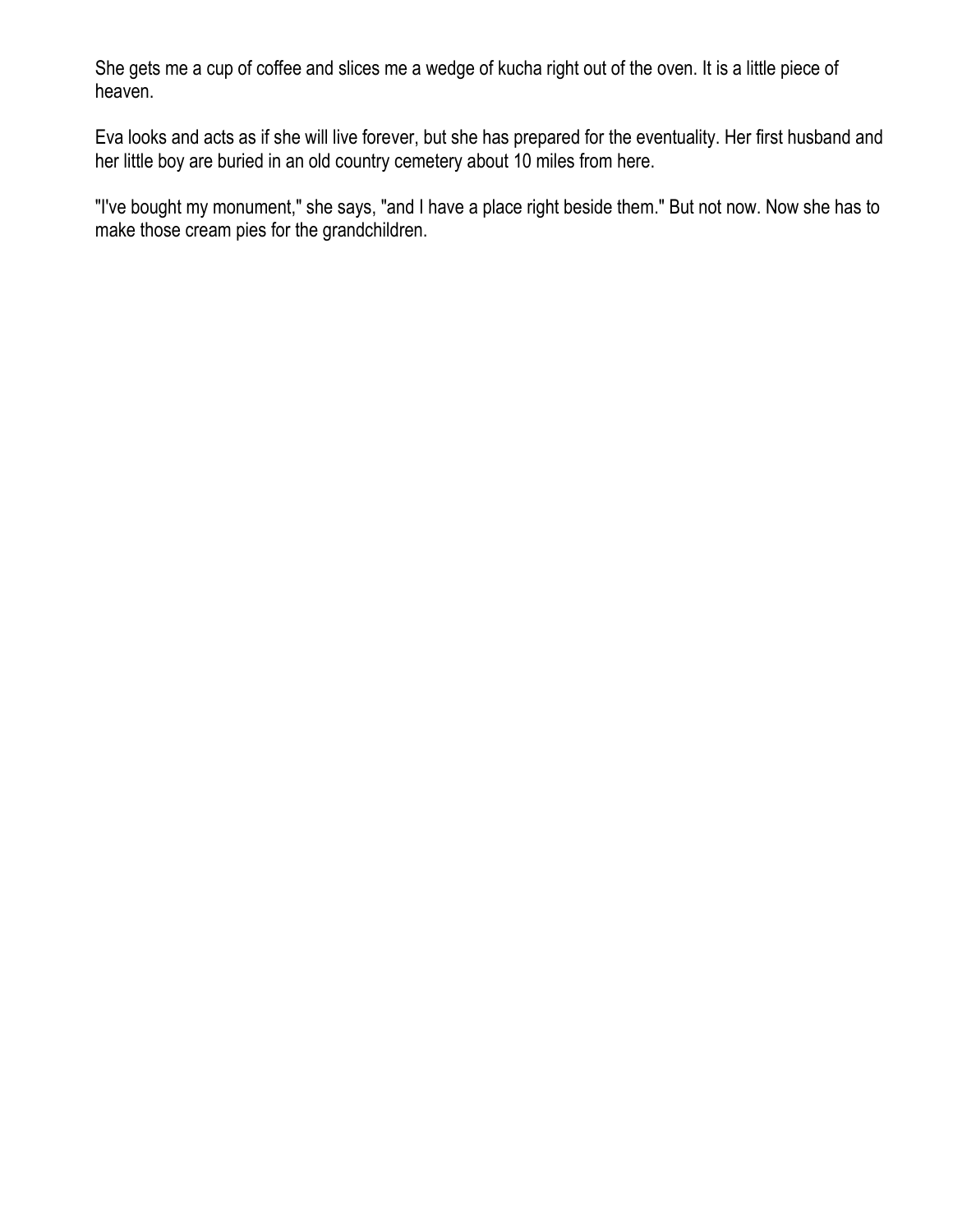She gets me a cup of coffee and slices me a wedge of kucha right out of the oven. It is a little piece of heaven.

Eva looks and acts as if she will live forever, but she has prepared for the eventuality. Her first husband and her little boy are buried in an old country cemetery about 10 miles from here.

"I've bought my monument," she says, "and I have a place right beside them." But not now. Now she has to make those cream pies for the grandchildren.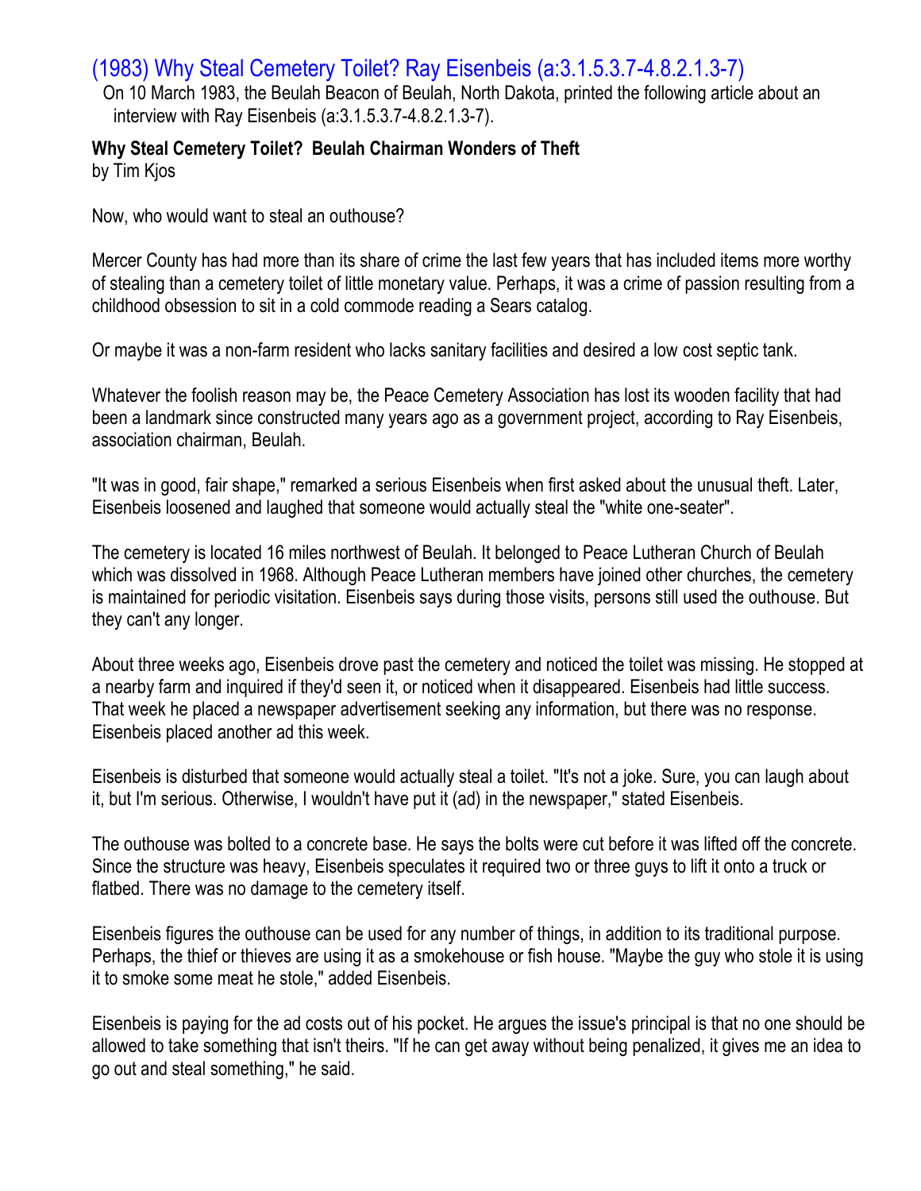## (1983) Why Steal Cemetery Toilet? Ray Eisenbeis (a:3.1.5.3.7-4.8.2.1.3-7)

On 10 March 1983, the Beulah Beacon of Beulah, North Dakota, printed the following article about an interview with Ray Eisenbeis (a:3.1.5.3.7-4.8.2.1.3-7).

**Why Steal Cemetery Toilet? Beulah Chairman Wonders of Theft**
by Tim Kjos

Now, who would want to steal an outhouse?

Mercer County has had more than its share of crime the last few years that has included items more worthy of stealing than a cemetery toilet of little monetary value. Perhaps, it was a crime of passion resulting from a childhood obsession to sit in a cold commode reading a Sears catalog.

Or maybe it was a non-farm resident who lacks sanitary facilities and desired a low cost septic tank.

Whatever the foolish reason may be, the Peace Cemetery Association has lost its wooden facility that had been a landmark since constructed many years ago as a government project, according to Ray Eisenbeis, association chairman, Beulah.

"It was in good, fair shape," remarked a serious Eisenbeis when first asked about the unusual theft. Later, Eisenbeis loosened and laughed that someone would actually steal the "white one-seater".

The cemetery is located 16 miles northwest of Beulah. It belonged to Peace Lutheran Church of Beulah which was dissolved in 1968. Although Peace Lutheran members have joined other churches, the cemetery is maintained for periodic visitation. Eisenbeis says during those visits, persons still used the outhouse. But they can't any longer.

About three weeks ago, Eisenbeis drove past the cemetery and noticed the toilet was missing. He stopped at a nearby farm and inquired if they'd seen it, or noticed when it disappeared. Eisenbeis had little success. That week he placed a newspaper advertisement seeking any information, but there was no response. Eisenbeis placed another ad this week.

Eisenbeis is disturbed that someone would actually steal a toilet. "It's not a joke. Sure, you can laugh about it, but I'm serious. Otherwise, I wouldn't have put it (ad) in the newspaper," stated Eisenbeis.

The outhouse was bolted to a concrete base. He says the bolts were cut before it was lifted off the concrete. Since the structure was heavy, Eisenbeis speculates it required two or three guys to lift it onto a truck or flatbed. There was no damage to the cemetery itself.

Eisenbeis figures the outhouse can be used for any number of things, in addition to its traditional purpose. Perhaps, the thief or thieves are using it as a smokehouse or fish house. "Maybe the guy who stole it is using it to smoke some meat he stole," added Eisenbeis.

Eisenbeis is paying for the ad costs out of his pocket. He argues the issue's principal is that no one should be allowed to take something that isn't theirs. "If he can get away without being penalized, it gives me an idea to go out and steal something," he said.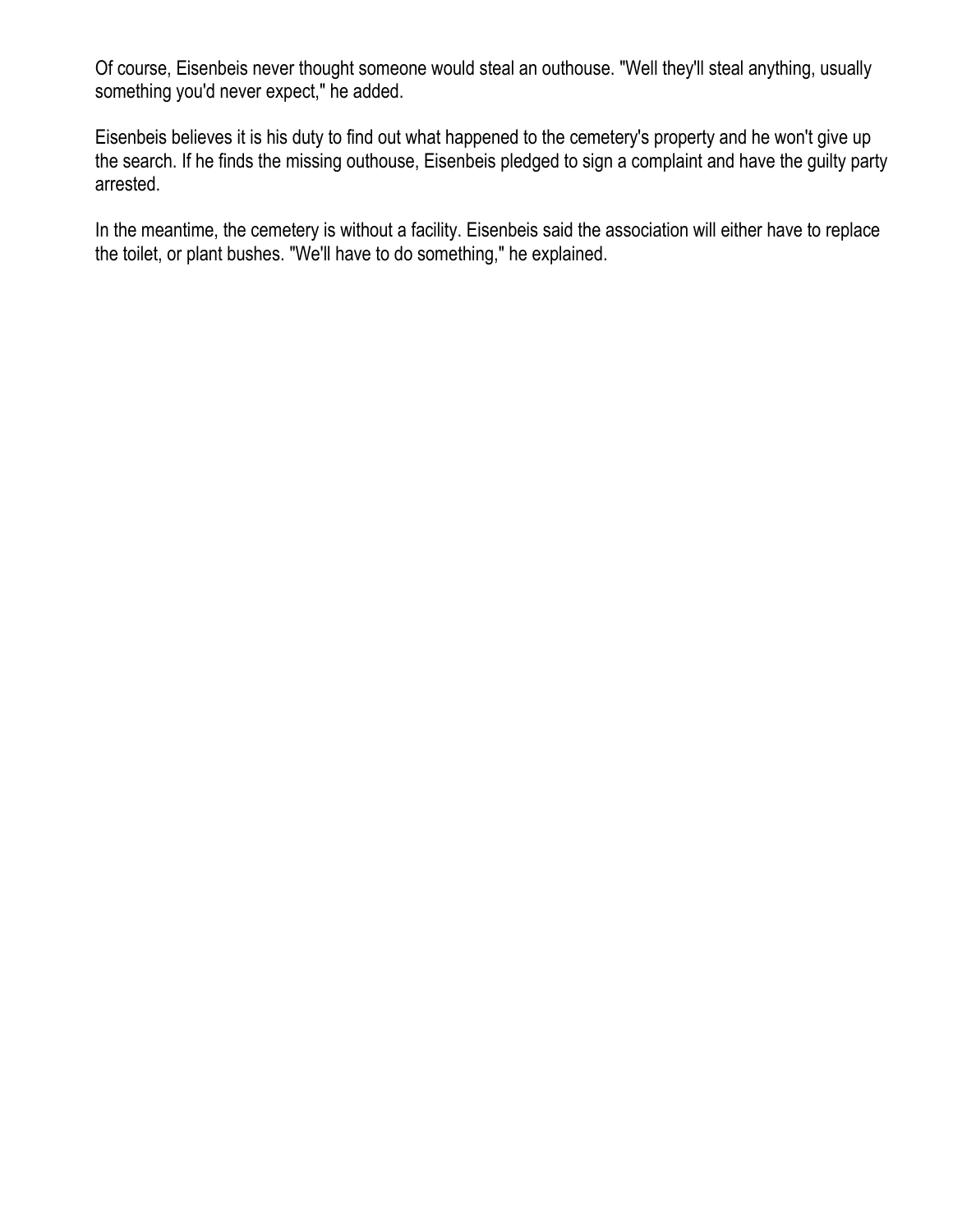Of course, Eisenbeis never thought someone would steal an outhouse. "Well they'll steal anything, usually something you'd never expect," he added.

Eisenbeis believes it is his duty to find out what happened to the cemetery's property and he won't give up the search. If he finds the missing outhouse, Eisenbeis pledged to sign a complaint and have the guilty party arrested.

In the meantime, the cemetery is without a facility. Eisenbeis said the association will either have to replace the toilet, or plant bushes. "We'll have to do something," he explained.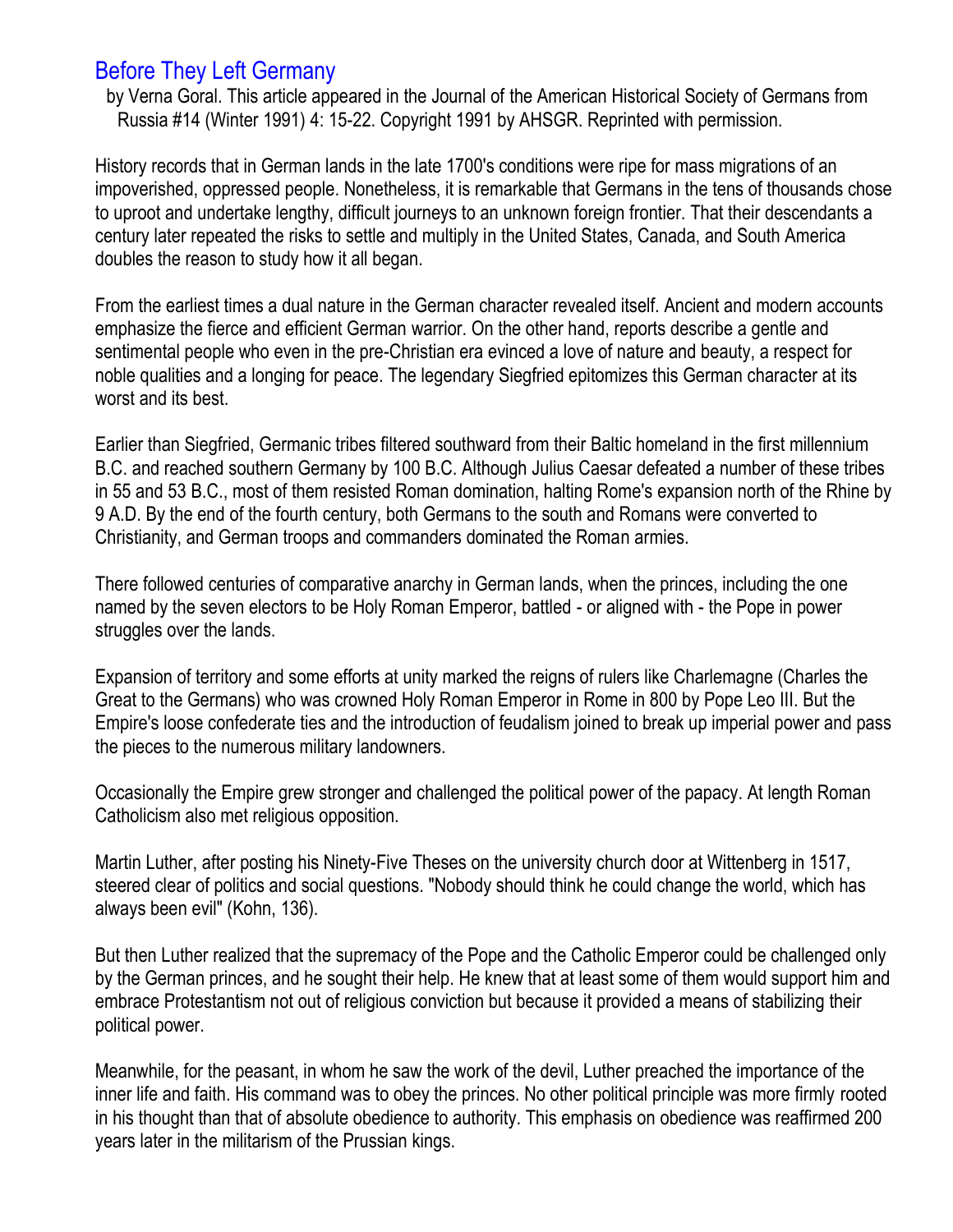# Before They Left Germany

by Verna Goral. This article appeared in the Journal of the American Historical Society of Germans from Russia #14 (Winter 1991) 4: 15-22. Copyright 1991 by AHSGR. Reprinted with permission.

History records that in German lands in the late 1700's conditions were ripe for mass migrations of an impoverished, oppressed people. Nonetheless, it is remarkable that Germans in the tens of thousands chose to uproot and undertake lengthy, difficult journeys to an unknown foreign frontier. That their descendants a century later repeated the risks to settle and multiply in the United States, Canada, and South America doubles the reason to study how it all began.

From the earliest times a dual nature in the German character revealed itself. Ancient and modern accounts emphasize the fierce and efficient German warrior. On the other hand, reports describe a gentle and sentimental people who even in the pre-Christian era evinced a love of nature and beauty, a respect for noble qualities and a longing for peace. The legendary Siegfried epitomizes this German character at its worst and its best.

Earlier than Siegfried, Germanic tribes filtered southward from their Baltic homeland in the first millennium B.C. and reached southern Germany by 100 B.C. Although Julius Caesar defeated a number of these tribes in 55 and 53 B.C., most of them resisted Roman domination, halting Rome's expansion north of the Rhine by 9 A.D. By the end of the fourth century, both Germans to the south and Romans were converted to Christianity, and German troops and commanders dominated the Roman armies.

There followed centuries of comparative anarchy in German lands, when the princes, including the one named by the seven electors to be Holy Roman Emperor, battled - or aligned with - the Pope in power struggles over the lands.

Expansion of territory and some efforts at unity marked the reigns of rulers like Charlemagne (Charles the Great to the Germans) who was crowned Holy Roman Emperor in Rome in 800 by Pope Leo III. But the Empire's loose confederate ties and the introduction of feudalism joined to break up imperial power and pass the pieces to the numerous military landowners.

Occasionally the Empire grew stronger and challenged the political power of the papacy. At length Roman Catholicism also met religious opposition.

Martin Luther, after posting his Ninety-Five Theses on the university church door at Wittenberg in 1517, steered clear of politics and social questions. "Nobody should think he could change the world, which has always been evil" (Kohn, 136).

But then Luther realized that the supremacy of the Pope and the Catholic Emperor could be challenged only by the German princes, and he sought their help. He knew that at least some of them would support him and embrace Protestantism not out of religious conviction but because it provided a means of stabilizing their political power.

Meanwhile, for the peasant, in whom he saw the work of the devil, Luther preached the importance of the inner life and faith. His command was to obey the princes. No other political principle was more firmly rooted in his thought than that of absolute obedience to authority. This emphasis on obedience was reaffirmed 200 years later in the militarism of the Prussian kings.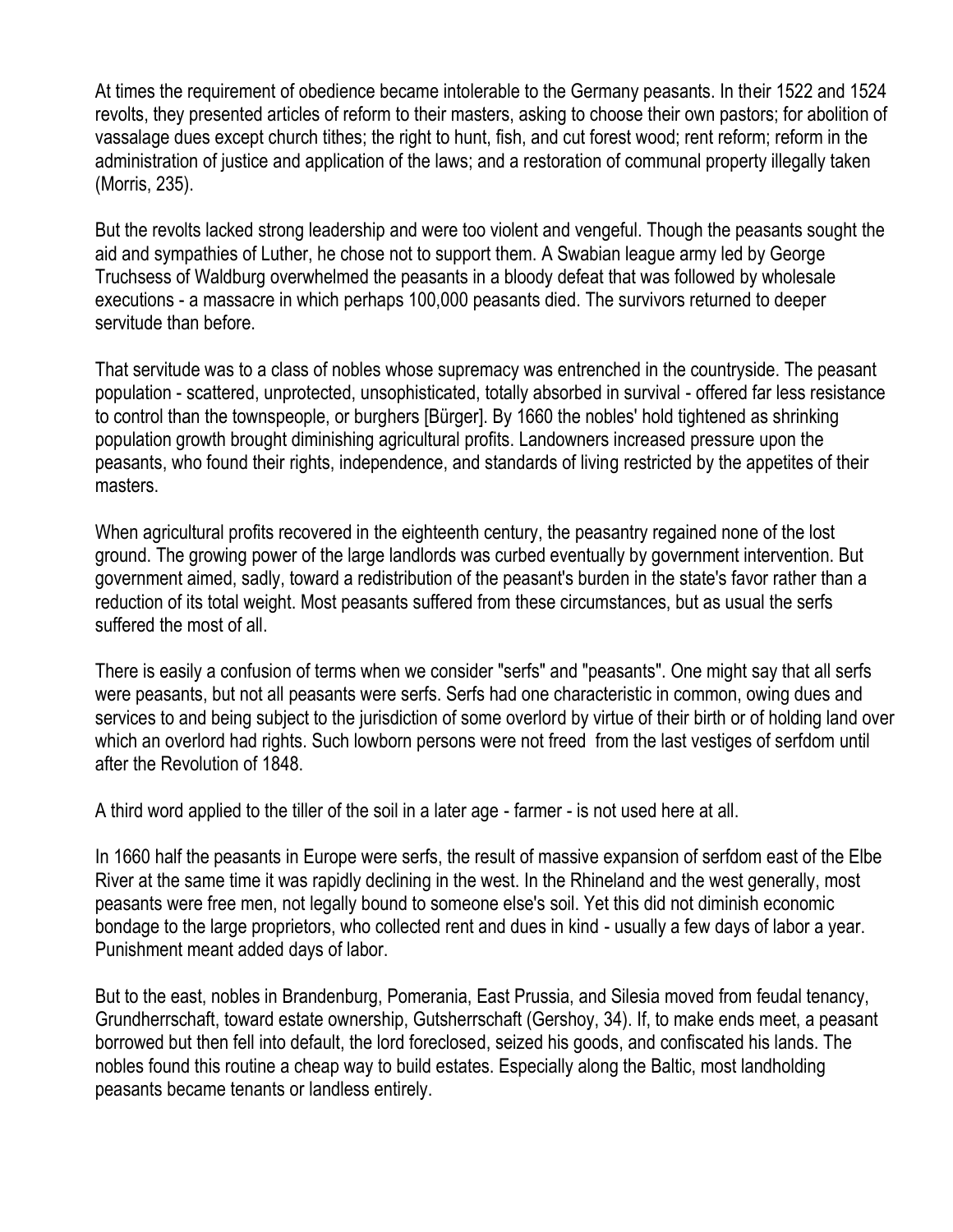At times the requirement of obedience became intolerable to the Germany peasants. In their 1522 and 1524 revolts, they presented articles of reform to their masters, asking to choose their own pastors; for abolition of vassalage dues except church tithes; the right to hunt, fish, and cut forest wood; rent reform; reform in the administration of justice and application of the laws; and a restoration of communal property illegally taken (Morris, 235).

But the revolts lacked strong leadership and were too violent and vengeful. Though the peasants sought the aid and sympathies of Luther, he chose not to support them. A Swabian league army led by George Truchsess of Waldburg overwhelmed the peasants in a bloody defeat that was followed by wholesale executions - a massacre in which perhaps 100,000 peasants died. The survivors returned to deeper servitude than before.

That servitude was to a class of nobles whose supremacy was entrenched in the countryside. The peasant population - scattered, unprotected, unsophisticated, totally absorbed in survival - offered far less resistance to control than the townspeople, or burghers [Bürger]. By 1660 the nobles' hold tightened as shrinking population growth brought diminishing agricultural profits. Landowners increased pressure upon the peasants, who found their rights, independence, and standards of living restricted by the appetites of their masters.

When agricultural profits recovered in the eighteenth century, the peasantry regained none of the lost ground. The growing power of the large landlords was curbed eventually by government intervention. But government aimed, sadly, toward a redistribution of the peasant's burden in the state's favor rather than a reduction of its total weight. Most peasants suffered from these circumstances, but as usual the serfs suffered the most of all.

There is easily a confusion of terms when we consider "serfs" and "peasants". One might say that all serfs were peasants, but not all peasants were serfs. Serfs had one characteristic in common, owing dues and services to and being subject to the jurisdiction of some overlord by virtue of their birth or of holding land over which an overlord had rights. Such lowborn persons were not freed from the last vestiges of serfdom until after the Revolution of 1848.

A third word applied to the tiller of the soil in a later age - farmer - is not used here at all.

In 1660 half the peasants in Europe were serfs, the result of massive expansion of serfdom east of the Elbe River at the same time it was rapidly declining in the west. In the Rhineland and the west generally, most peasants were free men, not legally bound to someone else's soil. Yet this did not diminish economic bondage to the large proprietors, who collected rent and dues in kind - usually a few days of labor a year. Punishment meant added days of labor.

But to the east, nobles in Brandenburg, Pomerania, East Prussia, and Silesia moved from feudal tenancy, Grundherrschaft, toward estate ownership, Gutsherrschaft (Gershoy, 34). If, to make ends meet, a peasant borrowed but then fell into default, the lord foreclosed, seized his goods, and confiscated his lands. The nobles found this routine a cheap way to build estates. Especially along the Baltic, most landholding peasants became tenants or landless entirely.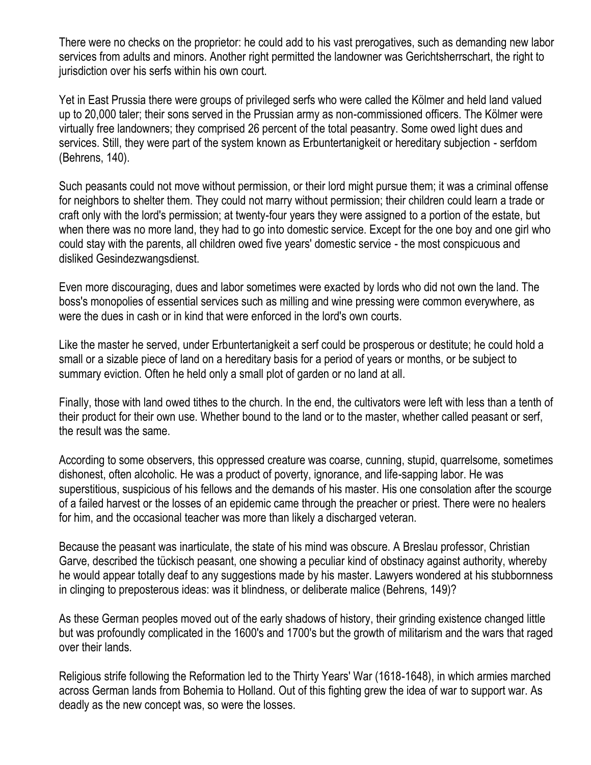There were no checks on the proprietor: he could add to his vast prerogatives, such as demanding new labor services from adults and minors. Another right permitted the landowner was Gerichtsherrschart, the right to jurisdiction over his serfs within his own court.

Yet in East Prussia there were groups of privileged serfs who were called the Kölmer and held land valued up to 20,000 taler; their sons served in the Prussian army as non-commissioned officers. The Kölmer were virtually free landowners; they comprised 26 percent of the total peasantry. Some owed light dues and services. Still, they were part of the system known as Erbuntertanigkeit or hereditary subjection - serfdom (Behrens, 140).

Such peasants could not move without permission, or their lord might pursue them; it was a criminal offense for neighbors to shelter them. They could not marry without permission; their children could learn a trade or craft only with the lord's permission; at twenty-four years they were assigned to a portion of the estate, but when there was no more land, they had to go into domestic service. Except for the one boy and one girl who could stay with the parents, all children owed five years' domestic service - the most conspicuous and disliked Gesindezwangsdienst.

Even more discouraging, dues and labor sometimes were exacted by lords who did not own the land. The boss's monopolies of essential services such as milling and wine pressing were common everywhere, as were the dues in cash or in kind that were enforced in the lord's own courts.

Like the master he served, under Erbuntertanigkeit a serf could be prosperous or destitute; he could hold a small or a sizable piece of land on a hereditary basis for a period of years or months, or be subject to summary eviction. Often he held only a small plot of garden or no land at all.

Finally, those with land owed tithes to the church. In the end, the cultivators were left with less than a tenth of their product for their own use. Whether bound to the land or to the master, whether called peasant or serf, the result was the same.

According to some observers, this oppressed creature was coarse, cunning, stupid, quarrelsome, sometimes dishonest, often alcoholic. He was a product of poverty, ignorance, and life-sapping labor. He was superstitious, suspicious of his fellows and the demands of his master. His one consolation after the scourge of a failed harvest or the losses of an epidemic came through the preacher or priest. There were no healers for him, and the occasional teacher was more than likely a discharged veteran.

Because the peasant was inarticulate, the state of his mind was obscure. A Breslau professor, Christian Garve, described the tückisch peasant, one showing a peculiar kind of obstinacy against authority, whereby he would appear totally deaf to any suggestions made by his master. Lawyers wondered at his stubbornness in clinging to preposterous ideas: was it blindness, or deliberate malice (Behrens, 149)?

As these German peoples moved out of the early shadows of history, their grinding existence changed little but was profoundly complicated in the 1600's and 1700's but the growth of militarism and the wars that raged over their lands.

Religious strife following the Reformation led to the Thirty Years' War (1618-1648), in which armies marched across German lands from Bohemia to Holland. Out of this fighting grew the idea of war to support war. As deadly as the new concept was, so were the losses.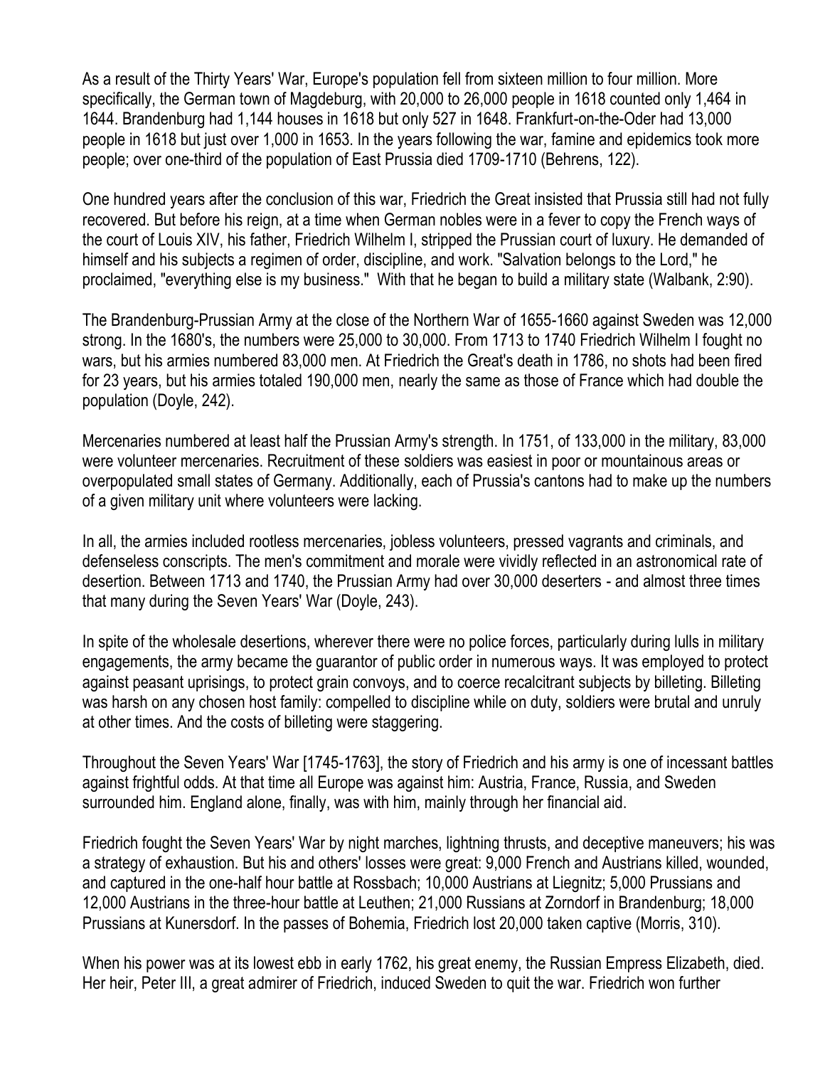As a result of the Thirty Years' War, Europe's population fell from sixteen million to four million. More specifically, the German town of Magdeburg, with 20,000 to 26,000 people in 1618 counted only 1,464 in 1644. Brandenburg had 1,144 houses in 1618 but only 527 in 1648. Frankfurt-on-the-Oder had 13,000 people in 1618 but just over 1,000 in 1653. In the years following the war, famine and epidemics took more people; over one-third of the population of East Prussia died 1709-1710 (Behrens, 122).

One hundred years after the conclusion of this war, Friedrich the Great insisted that Prussia still had not fully recovered. But before his reign, at a time when German nobles were in a fever to copy the French ways of the court of Louis XIV, his father, Friedrich Wilhelm I, stripped the Prussian court of luxury. He demanded of himself and his subjects a regimen of order, discipline, and work. "Salvation belongs to the Lord," he proclaimed, "everything else is my business." With that he began to build a military state (Walbank, 2:90).

The Brandenburg-Prussian Army at the close of the Northern War of 1655-1660 against Sweden was 12,000 strong. In the 1680's, the numbers were 25,000 to 30,000. From 1713 to 1740 Friedrich Wilhelm I fought no wars, but his armies numbered 83,000 men. At Friedrich the Great's death in 1786, no shots had been fired for 23 years, but his armies totaled 190,000 men, nearly the same as those of France which had double the population (Doyle, 242).

Mercenaries numbered at least half the Prussian Army's strength. In 1751, of 133,000 in the military, 83,000 were volunteer mercenaries. Recruitment of these soldiers was easiest in poor or mountainous areas or overpopulated small states of Germany. Additionally, each of Prussia's cantons had to make up the numbers of a given military unit where volunteers were lacking.

In all, the armies included rootless mercenaries, jobless volunteers, pressed vagrants and criminals, and defenseless conscripts. The men's commitment and morale were vividly reflected in an astronomical rate of desertion. Between 1713 and 1740, the Prussian Army had over 30,000 deserters - and almost three times that many during the Seven Years' War (Doyle, 243).

In spite of the wholesale desertions, wherever there were no police forces, particularly during lulls in military engagements, the army became the guarantor of public order in numerous ways. It was employed to protect against peasant uprisings, to protect grain convoys, and to coerce recalcitrant subjects by billeting. Billeting was harsh on any chosen host family: compelled to discipline while on duty, soldiers were brutal and unruly at other times. And the costs of billeting were staggering.

Throughout the Seven Years' War [1745-1763], the story of Friedrich and his army is one of incessant battles against frightful odds. At that time all Europe was against him: Austria, France, Russia, and Sweden surrounded him. England alone, finally, was with him, mainly through her financial aid.

Friedrich fought the Seven Years' War by night marches, lightning thrusts, and deceptive maneuvers; his was a strategy of exhaustion. But his and others' losses were great: 9,000 French and Austrians killed, wounded, and captured in the one-half hour battle at Rossbach; 10,000 Austrians at Liegnitz; 5,000 Prussians and 12,000 Austrians in the three-hour battle at Leuthen; 21,000 Russians at Zorndorf in Brandenburg; 18,000 Prussians at Kunersdorf. In the passes of Bohemia, Friedrich lost 20,000 taken captive (Morris, 310).

When his power was at its lowest ebb in early 1762, his great enemy, the Russian Empress Elizabeth, died. Her heir, Peter III, a great admirer of Friedrich, induced Sweden to quit the war. Friedrich won further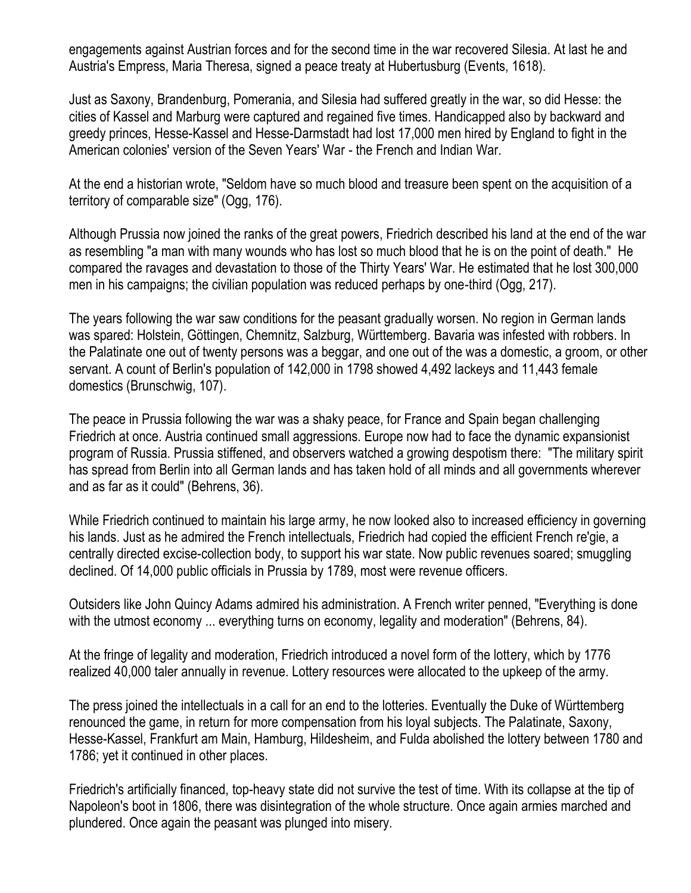engagements against Austrian forces and for the second time in the war recovered Silesia. At last he and Austria's Empress, Maria Theresa, signed a peace treaty at Hubertusburg (Events, 1618).

Just as Saxony, Brandenburg, Pomerania, and Silesia had suffered greatly in the war, so did Hesse: the cities of Kassel and Marburg were captured and regained five times. Handicapped also by backward and greedy princes, Hesse-Kassel and Hesse-Darmstadt had lost 17,000 men hired by England to fight in the American colonies' version of the Seven Years' War - the French and Indian War.

At the end a historian wrote, "Seldom have so much blood and treasure been spent on the acquisition of a territory of comparable size" (Ogg, 176).

Although Prussia now joined the ranks of the great powers, Friedrich described his land at the end of the war as resembling "a man with many wounds who has lost so much blood that he is on the point of death." He compared the ravages and devastation to those of the Thirty Years' War. He estimated that he lost 300,000 men in his campaigns; the civilian population was reduced perhaps by one-third (Ogg, 217).

The years following the war saw conditions for the peasant gradually worsen. No region in German lands was spared: Holstein, Göttingen, Chemnitz, Salzburg, Württemberg. Bavaria was infested with robbers. In the Palatinate one out of twenty persons was a beggar, and one out of the was a domestic, a groom, or other servant. A count of Berlin's population of 142,000 in 1798 showed 4,492 lackeys and 11,443 female domestics (Brunschwig, 107).

The peace in Prussia following the war was a shaky peace, for France and Spain began challenging Friedrich at once. Austria continued small aggressions. Europe now had to face the dynamic expansionist program of Russia. Prussia stiffened, and observers watched a growing despotism there: "The military spirit has spread from Berlin into all German lands and has taken hold of all minds and all governments wherever and as far as it could" (Behrens, 36).

While Friedrich continued to maintain his large army, he now looked also to increased efficiency in governing his lands. Just as he admired the French intellectuals, Friedrich had copied the efficient French re'gie, a centrally directed excise-collection body, to support his war state. Now public revenues soared; smuggling declined. Of 14,000 public officials in Prussia by 1789, most were revenue officers.

Outsiders like John Quincy Adams admired his administration. A French writer penned, "Everything is done with the utmost economy ... everything turns on economy, legality and moderation" (Behrens, 84).

At the fringe of legality and moderation, Friedrich introduced a novel form of the lottery, which by 1776 realized 40,000 taler annually in revenue. Lottery resources were allocated to the upkeep of the army.

The press joined the intellectuals in a call for an end to the lotteries. Eventually the Duke of Württemberg renounced the game, in return for more compensation from his loyal subjects. The Palatinate, Saxony, Hesse-Kassel, Frankfurt am Main, Hamburg, Hildesheim, and Fulda abolished the lottery between 1780 and 1786; yet it continued in other places.

Friedrich's artificially financed, top-heavy state did not survive the test of time. With its collapse at the tip of Napoleon's boot in 1806, there was disintegration of the whole structure. Once again armies marched and plundered. Once again the peasant was plunged into misery.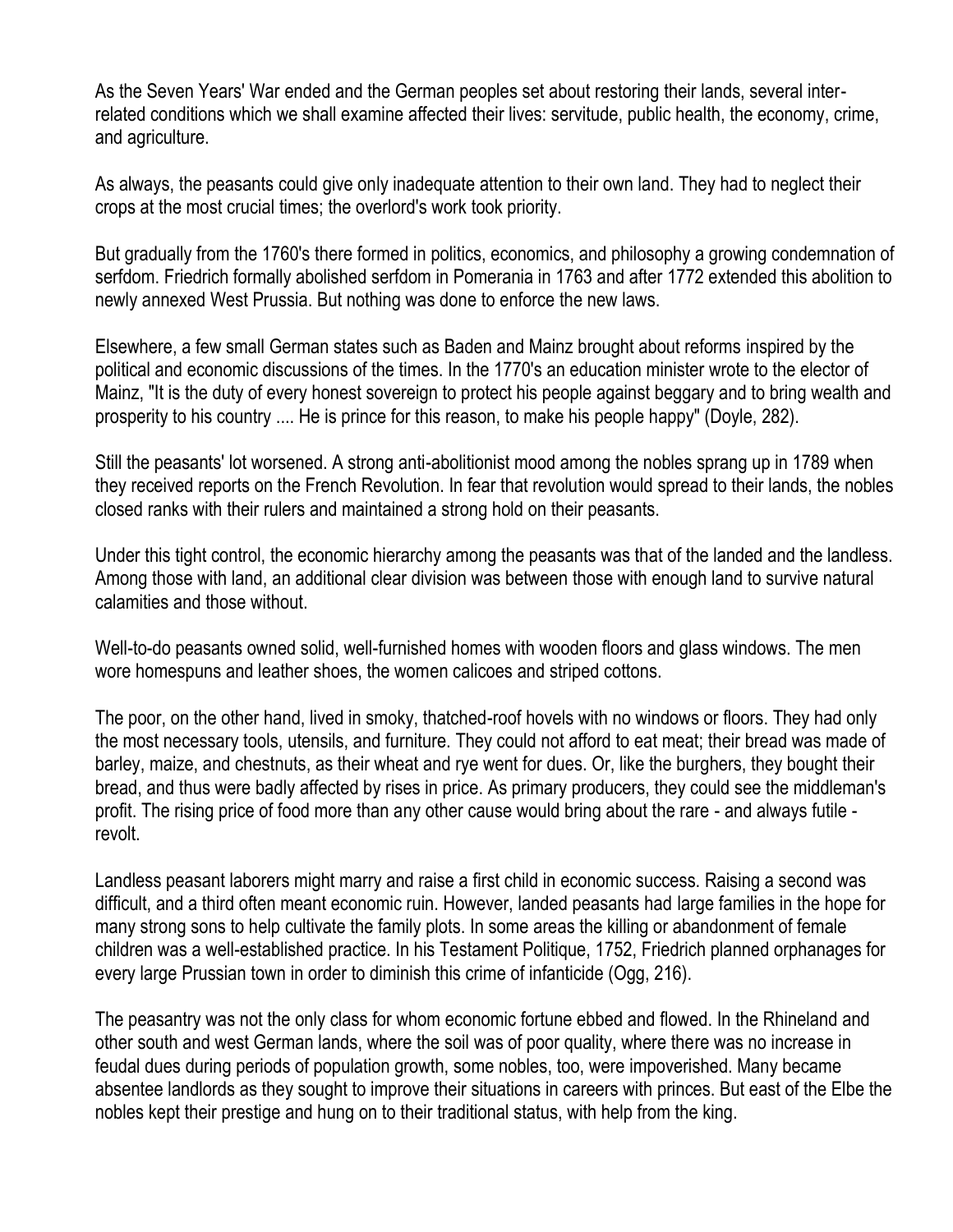As the Seven Years' War ended and the German peoples set about restoring their lands, several inter-related conditions which we shall examine affected their lives: servitude, public health, the economy, crime, and agriculture.

As always, the peasants could give only inadequate attention to their own land. They had to neglect their crops at the most crucial times; the overlord's work took priority.

But gradually from the 1760's there formed in politics, economics, and philosophy a growing condemnation of serfdom. Friedrich formally abolished serfdom in Pomerania in 1763 and after 1772 extended this abolition to newly annexed West Prussia. But nothing was done to enforce the new laws.

Elsewhere, a few small German states such as Baden and Mainz brought about reforms inspired by the political and economic discussions of the times. In the 1770's an education minister wrote to the elector of Mainz, "It is the duty of every honest sovereign to protect his people against beggary and to bring wealth and prosperity to his country .... He is prince for this reason, to make his people happy" (Doyle, 282).

Still the peasants' lot worsened. A strong anti-abolitionist mood among the nobles sprang up in 1789 when they received reports on the French Revolution. In fear that revolution would spread to their lands, the nobles closed ranks with their rulers and maintained a strong hold on their peasants.

Under this tight control, the economic hierarchy among the peasants was that of the landed and the landless. Among those with land, an additional clear division was between those with enough land to survive natural calamities and those without.

Well-to-do peasants owned solid, well-furnished homes with wooden floors and glass windows. The men wore homespuns and leather shoes, the women calicoes and striped cottons.

The poor, on the other hand, lived in smoky, thatched-roof hovels with no windows or floors. They had only the most necessary tools, utensils, and furniture. They could not afford to eat meat; their bread was made of barley, maize, and chestnuts, as their wheat and rye went for dues. Or, like the burghers, they bought their bread, and thus were badly affected by rises in price. As primary producers, they could see the middleman's profit. The rising price of food more than any other cause would bring about the rare - and always futile - revolt.

Landless peasant laborers might marry and raise a first child in economic success. Raising a second was difficult, and a third often meant economic ruin. However, landed peasants had large families in the hope for many strong sons to help cultivate the family plots. In some areas the killing or abandonment of female children was a well-established practice. In his Testament Politique, 1752, Friedrich planned orphanages for every large Prussian town in order to diminish this crime of infanticide (Ogg, 216).

The peasantry was not the only class for whom economic fortune ebbed and flowed. In the Rhineland and other south and west German lands, where the soil was of poor quality, where there was no increase in feudal dues during periods of population growth, some nobles, too, were impoverished. Many became absentee landlords as they sought to improve their situations in careers with princes. But east of the Elbe the nobles kept their prestige and hung on to their traditional status, with help from the king.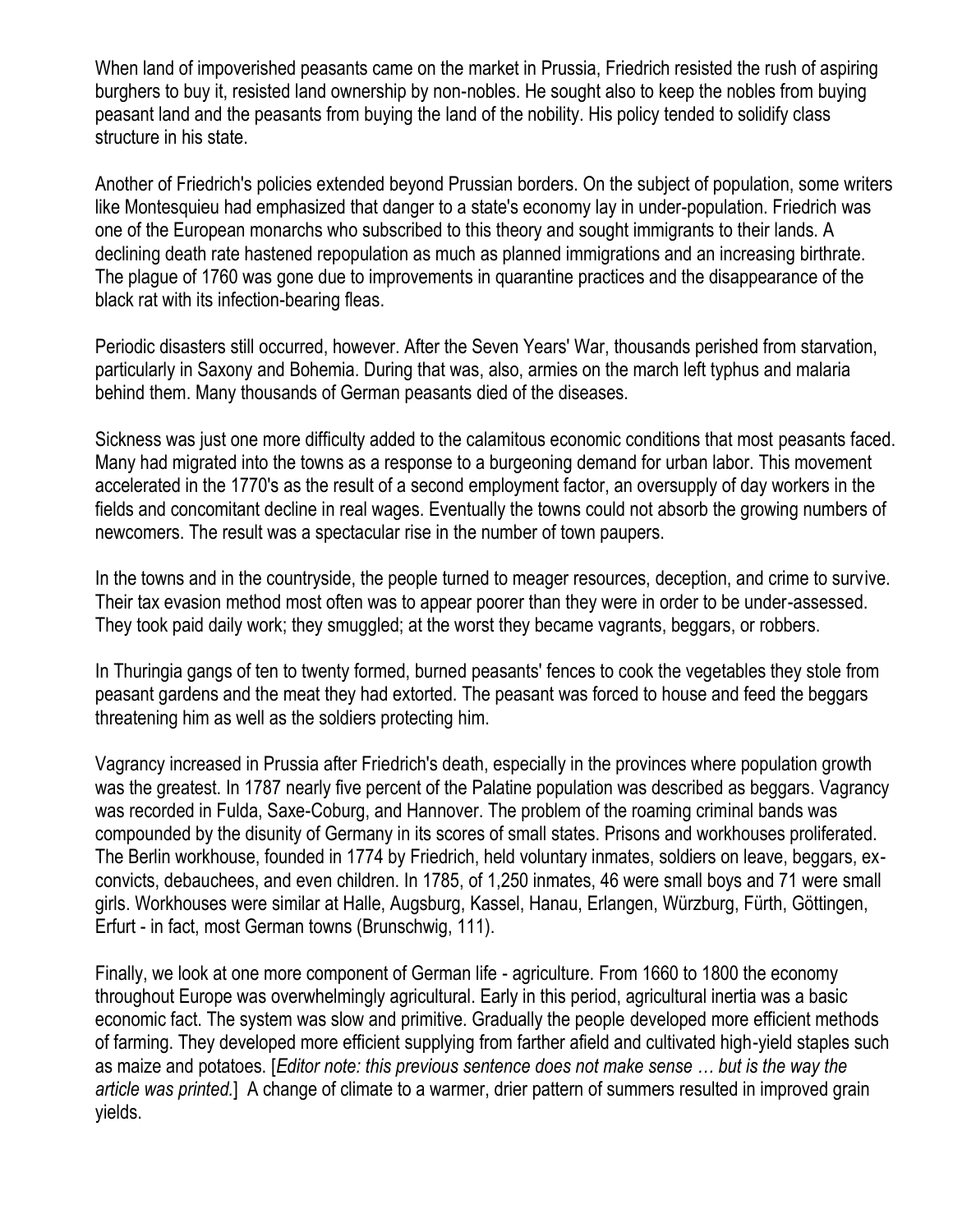When land of impoverished peasants came on the market in Prussia, Friedrich resisted the rush of aspiring burghers to buy it, resisted land ownership by non-nobles. He sought also to keep the nobles from buying peasant land and the peasants from buying the land of the nobility. His policy tended to solidify class structure in his state.

Another of Friedrich's policies extended beyond Prussian borders. On the subject of population, some writers like Montesquieu had emphasized that danger to a state's economy lay in under-population. Friedrich was one of the European monarchs who subscribed to this theory and sought immigrants to their lands. A declining death rate hastened repopulation as much as planned immigrations and an increasing birthrate. The plague of 1760 was gone due to improvements in quarantine practices and the disappearance of the black rat with its infection-bearing fleas.

Periodic disasters still occurred, however. After the Seven Years' War, thousands perished from starvation, particularly in Saxony and Bohemia. During that was, also, armies on the march left typhus and malaria behind them. Many thousands of German peasants died of the diseases.

Sickness was just one more difficulty added to the calamitous economic conditions that most peasants faced. Many had migrated into the towns as a response to a burgeoning demand for urban labor. This movement accelerated in the 1770's as the result of a second employment factor, an oversupply of day workers in the fields and concomitant decline in real wages. Eventually the towns could not absorb the growing numbers of newcomers. The result was a spectacular rise in the number of town paupers.

In the towns and in the countryside, the people turned to meager resources, deception, and crime to survive. Their tax evasion method most often was to appear poorer than they were in order to be under-assessed. They took paid daily work; they smuggled; at the worst they became vagrants, beggars, or robbers.

In Thuringia gangs of ten to twenty formed, burned peasants' fences to cook the vegetables they stole from peasant gardens and the meat they had extorted. The peasant was forced to house and feed the beggars threatening him as well as the soldiers protecting him.

Vagrancy increased in Prussia after Friedrich's death, especially in the provinces where population growth was the greatest. In 1787 nearly five percent of the Palatine population was described as beggars. Vagrancy was recorded in Fulda, Saxe-Coburg, and Hannover. The problem of the roaming criminal bands was compounded by the disunity of Germany in its scores of small states. Prisons and workhouses proliferated. The Berlin workhouse, founded in 1774 by Friedrich, held voluntary inmates, soldiers on leave, beggars, ex-convicts, debauchees, and even children. In 1785, of 1,250 inmates, 46 were small boys and 71 were small girls. Workhouses were similar at Halle, Augsburg, Kassel, Hanau, Erlangen, Würzburg, Fürth, Göttingen, Erfurt - in fact, most German towns (Brunschwig, 111).

Finally, we look at one more component of German life - agriculture. From 1660 to 1800 the economy throughout Europe was overwhelmingly agricultural. Early in this period, agricultural inertia was a basic economic fact. The system was slow and primitive. Gradually the people developed more efficient methods of farming. They developed more efficient supplying from farther afield and cultivated high-yield staples such as maize and potatoes. [*Editor note: this previous sentence does not make sense … but is the way the article was printed.*] A change of climate to a warmer, drier pattern of summers resulted in improved grain yields.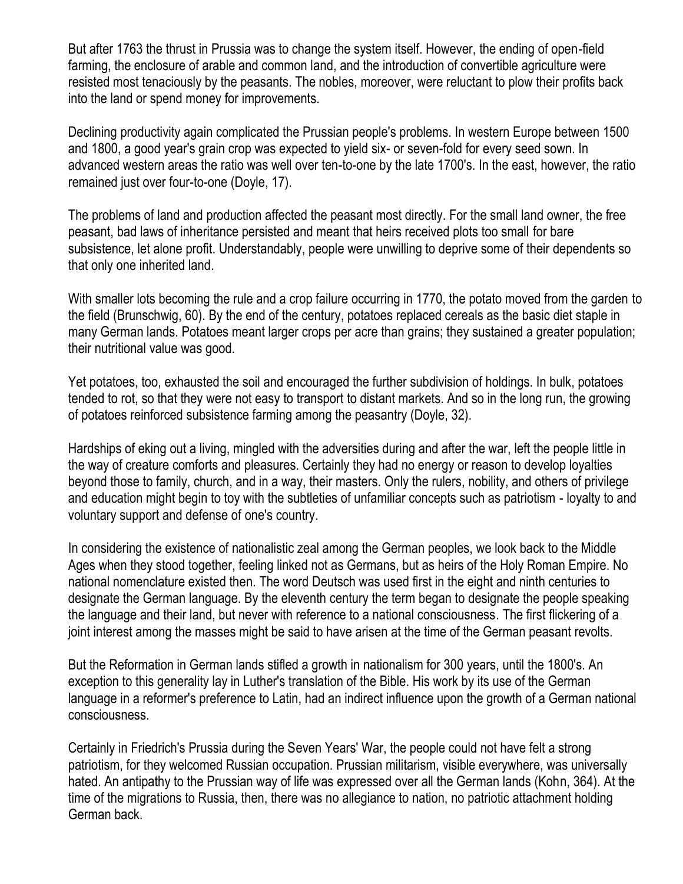But after 1763 the thrust in Prussia was to change the system itself. However, the ending of open-field farming, the enclosure of arable and common land, and the introduction of convertible agriculture were resisted most tenaciously by the peasants. The nobles, moreover, were reluctant to plow their profits back into the land or spend money for improvements.

Declining productivity again complicated the Prussian people's problems. In western Europe between 1500 and 1800, a good year's grain crop was expected to yield six- or seven-fold for every seed sown. In advanced western areas the ratio was well over ten-to-one by the late 1700's. In the east, however, the ratio remained just over four-to-one (Doyle, 17).

The problems of land and production affected the peasant most directly. For the small land owner, the free peasant, bad laws of inheritance persisted and meant that heirs received plots too small for bare subsistence, let alone profit. Understandably, people were unwilling to deprive some of their dependents so that only one inherited land.

With smaller lots becoming the rule and a crop failure occurring in 1770, the potato moved from the garden to the field (Brunschwig, 60). By the end of the century, potatoes replaced cereals as the basic diet staple in many German lands. Potatoes meant larger crops per acre than grains; they sustained a greater population; their nutritional value was good.

Yet potatoes, too, exhausted the soil and encouraged the further subdivision of holdings. In bulk, potatoes tended to rot, so that they were not easy to transport to distant markets. And so in the long run, the growing of potatoes reinforced subsistence farming among the peasantry (Doyle, 32).

Hardships of eking out a living, mingled with the adversities during and after the war, left the people little in the way of creature comforts and pleasures. Certainly they had no energy or reason to develop loyalties beyond those to family, church, and in a way, their masters. Only the rulers, nobility, and others of privilege and education might begin to toy with the subtleties of unfamiliar concepts such as patriotism - loyalty to and voluntary support and defense of one's country.

In considering the existence of nationalistic zeal among the German peoples, we look back to the Middle Ages when they stood together, feeling linked not as Germans, but as heirs of the Holy Roman Empire. No national nomenclature existed then. The word Deutsch was used first in the eight and ninth centuries to designate the German language. By the eleventh century the term began to designate the people speaking the language and their land, but never with reference to a national consciousness. The first flickering of a joint interest among the masses might be said to have arisen at the time of the German peasant revolts.

But the Reformation in German lands stifled a growth in nationalism for 300 years, until the 1800's. An exception to this generality lay in Luther's translation of the Bible. His work by its use of the German language in a reformer's preference to Latin, had an indirect influence upon the growth of a German national consciousness.

Certainly in Friedrich's Prussia during the Seven Years' War, the people could not have felt a strong patriotism, for they welcomed Russian occupation. Prussian militarism, visible everywhere, was universally hated. An antipathy to the Prussian way of life was expressed over all the German lands (Kohn, 364). At the time of the migrations to Russia, then, there was no allegiance to nation, no patriotic attachment holding German back.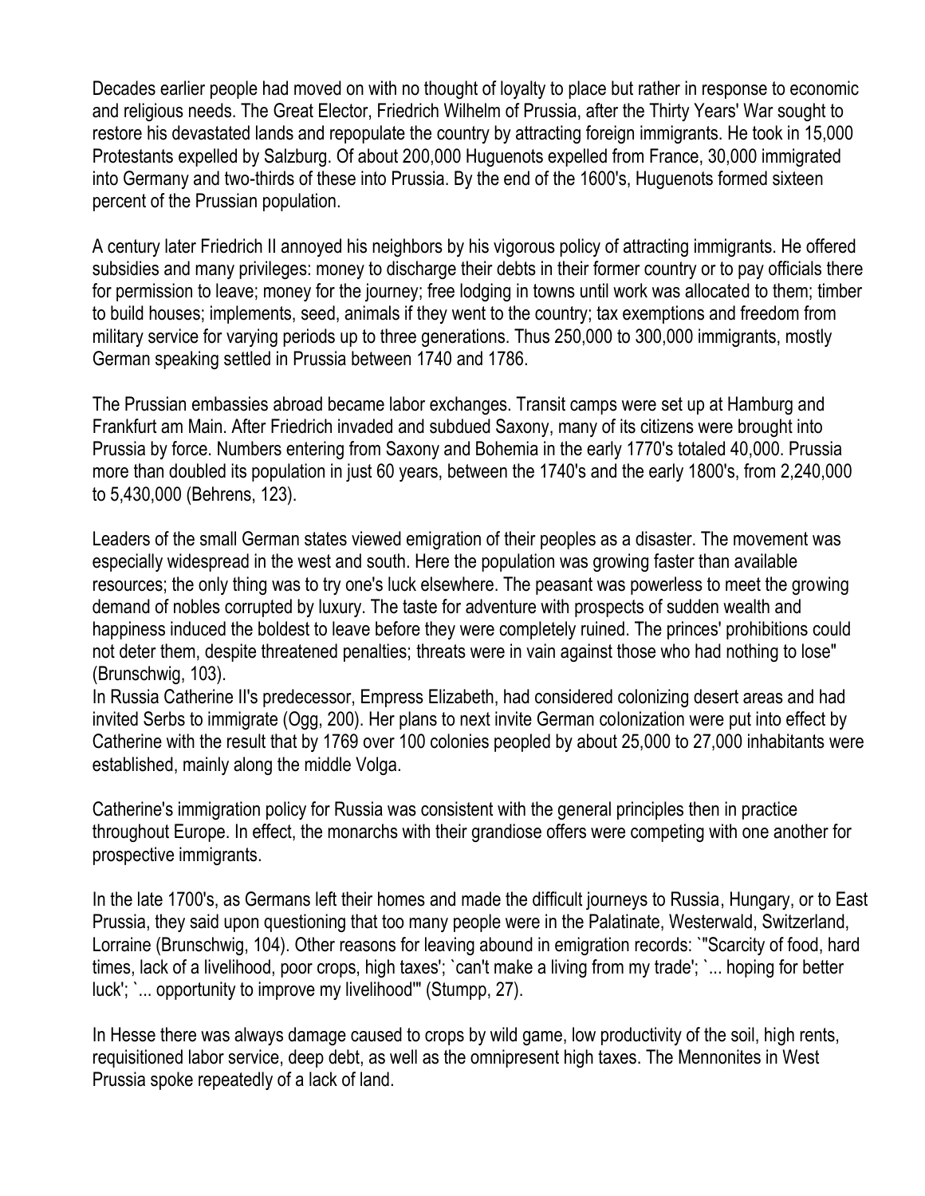Decades earlier people had moved on with no thought of loyalty to place but rather in response to economic and religious needs. The Great Elector, Friedrich Wilhelm of Prussia, after the Thirty Years' War sought to restore his devastated lands and repopulate the country by attracting foreign immigrants. He took in 15,000 Protestants expelled by Salzburg. Of about 200,000 Huguenots expelled from France, 30,000 immigrated into Germany and two-thirds of these into Prussia. By the end of the 1600's, Huguenots formed sixteen percent of the Prussian population.

A century later Friedrich II annoyed his neighbors by his vigorous policy of attracting immigrants. He offered subsidies and many privileges: money to discharge their debts in their former country or to pay officials there for permission to leave; money for the journey; free lodging in towns until work was allocated to them; timber to build houses; implements, seed, animals if they went to the country; tax exemptions and freedom from military service for varying periods up to three generations. Thus 250,000 to 300,000 immigrants, mostly German speaking settled in Prussia between 1740 and 1786.

The Prussian embassies abroad became labor exchanges. Transit camps were set up at Hamburg and Frankfurt am Main. After Friedrich invaded and subdued Saxony, many of its citizens were brought into Prussia by force. Numbers entering from Saxony and Bohemia in the early 1770's totaled 40,000. Prussia more than doubled its population in just 60 years, between the 1740's and the early 1800's, from 2,240,000 to 5,430,000 (Behrens, 123).

Leaders of the small German states viewed emigration of their peoples as a disaster. The movement was especially widespread in the west and south. Here the population was growing faster than available resources; the only thing was to try one's luck elsewhere. The peasant was powerless to meet the growing demand of nobles corrupted by luxury. The taste for adventure with prospects of sudden wealth and happiness induced the boldest to leave before they were completely ruined. The princes' prohibitions could not deter them, despite threatened penalties; threats were in vain against those who had nothing to lose" (Brunschwig, 103).

In Russia Catherine II's predecessor, Empress Elizabeth, had considered colonizing desert areas and had invited Serbs to immigrate (Ogg, 200). Her plans to next invite German colonization were put into effect by Catherine with the result that by 1769 over 100 colonies peopled by about 25,000 to 27,000 inhabitants were established, mainly along the middle Volga.

Catherine's immigration policy for Russia was consistent with the general principles then in practice throughout Europe. In effect, the monarchs with their grandiose offers were competing with one another for prospective immigrants.

In the late 1700's, as Germans left their homes and made the difficult journeys to Russia, Hungary, or to East Prussia, they said upon questioning that too many people were in the Palatinate, Westerwald, Switzerland, Lorraine (Brunschwig, 104). Other reasons for leaving abound in emigration records: `"Scarcity of food, hard times, lack of a livelihood, poor crops, high taxes'; `can't make a living from my trade'; `... hoping for better luck'; `... opportunity to improve my livelihood'" (Stumpp, 27).

In Hesse there was always damage caused to crops by wild game, low productivity of the soil, high rents, requisitioned labor service, deep debt, as well as the omnipresent high taxes. The Mennonites in West Prussia spoke repeatedly of a lack of land.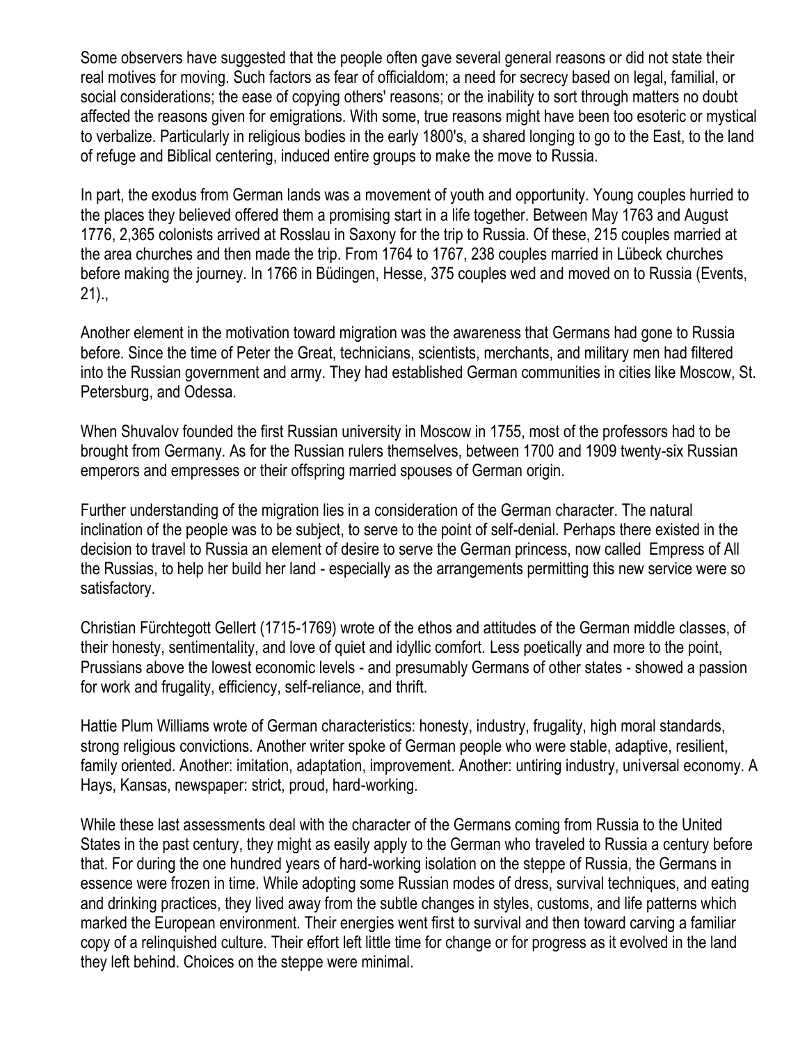Some observers have suggested that the people often gave several general reasons or did not state their real motives for moving. Such factors as fear of officialdom; a need for secrecy based on legal, familial, or social considerations; the ease of copying others' reasons; or the inability to sort through matters no doubt affected the reasons given for emigrations. With some, true reasons might have been too esoteric or mystical to verbalize. Particularly in religious bodies in the early 1800's, a shared longing to go to the East, to the land of refuge and Biblical centering, induced entire groups to make the move to Russia.

In part, the exodus from German lands was a movement of youth and opportunity. Young couples hurried to the places they believed offered them a promising start in a life together. Between May 1763 and August 1776, 2,365 colonists arrived at Rosslau in Saxony for the trip to Russia. Of these, 215 couples married at the area churches and then made the trip. From 1764 to 1767, 238 couples married in Lübeck churches before making the journey. In 1766 in Büdingen, Hesse, 375 couples wed and moved on to Russia (Events, 21).,

Another element in the motivation toward migration was the awareness that Germans had gone to Russia before. Since the time of Peter the Great, technicians, scientists, merchants, and military men had filtered into the Russian government and army. They had established German communities in cities like Moscow, St. Petersburg, and Odessa.

When Shuvalov founded the first Russian university in Moscow in 1755, most of the professors had to be brought from Germany. As for the Russian rulers themselves, between 1700 and 1909 twenty-six Russian emperors and empresses or their offspring married spouses of German origin.

Further understanding of the migration lies in a consideration of the German character. The natural inclination of the people was to be subject, to serve to the point of self-denial. Perhaps there existed in the decision to travel to Russia an element of desire to serve the German princess, now called Empress of All the Russias, to help her build her land - especially as the arrangements permitting this new service were so satisfactory.

Christian Fürchtegott Gellert (1715-1769) wrote of the ethos and attitudes of the German middle classes, of their honesty, sentimentality, and love of quiet and idyllic comfort. Less poetically and more to the point, Prussians above the lowest economic levels - and presumably Germans of other states - showed a passion for work and frugality, efficiency, self-reliance, and thrift.

Hattie Plum Williams wrote of German characteristics: honesty, industry, frugality, high moral standards, strong religious convictions. Another writer spoke of German people who were stable, adaptive, resilient, family oriented. Another: imitation, adaptation, improvement. Another: untiring industry, universal economy. A Hays, Kansas, newspaper: strict, proud, hard-working.

While these last assessments deal with the character of the Germans coming from Russia to the United States in the past century, they might as easily apply to the German who traveled to Russia a century before that. For during the one hundred years of hard-working isolation on the steppe of Russia, the Germans in essence were frozen in time. While adopting some Russian modes of dress, survival techniques, and eating and drinking practices, they lived away from the subtle changes in styles, customs, and life patterns which marked the European environment. Their energies went first to survival and then toward carving a familiar copy of a relinquished culture. Their effort left little time for change or for progress as it evolved in the land they left behind. Choices on the steppe were minimal.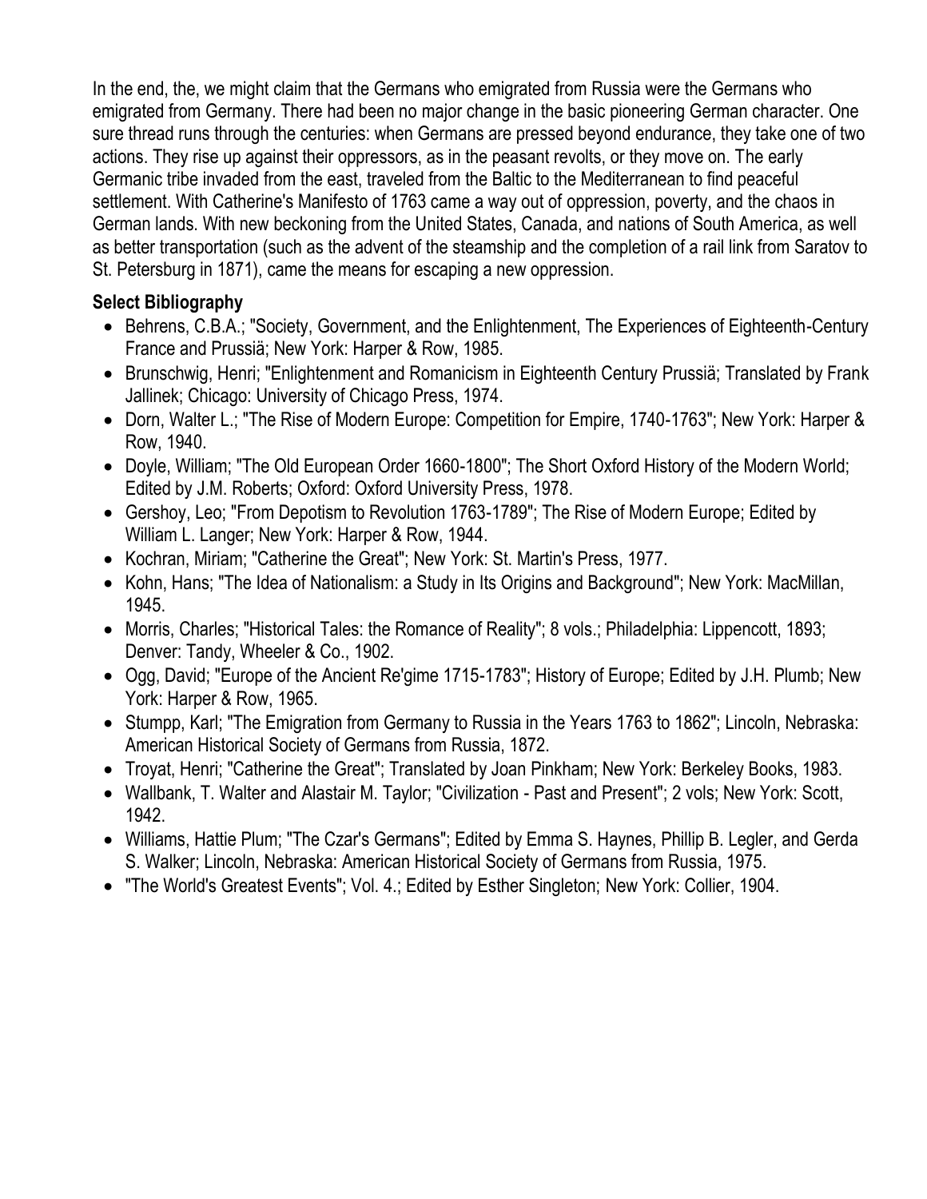In the end, the, we might claim that the Germans who emigrated from Russia were the Germans who emigrated from Germany. There had been no major change in the basic pioneering German character. One sure thread runs through the centuries: when Germans are pressed beyond endurance, they take one of two actions. They rise up against their oppressors, as in the peasant revolts, or they move on. The early Germanic tribe invaded from the east, traveled from the Baltic to the Mediterranean to find peaceful settlement. With Catherine's Manifesto of 1763 came a way out of oppression, poverty, and the chaos in German lands. With new beckoning from the United States, Canada, and nations of South America, as well as better transportation (such as the advent of the steamship and the completion of a rail link from Saratov to St. Petersburg in 1871), came the means for escaping a new oppression.

**Select Bibliography**

- Behrens, C.B.A.; "Society, Government, and the Enlightenment, The Experiences of Eighteenth-Century France and Prussiä; New York: Harper & Row, 1985.
- Brunschwig, Henri; "Enlightenment and Romanicism in Eighteenth Century Prussiä; Translated by Frank Jallinek; Chicago: University of Chicago Press, 1974.
- Dorn, Walter L.; "The Rise of Modern Europe: Competition for Empire, 1740-1763"; New York: Harper & Row, 1940.
- Doyle, William; "The Old European Order 1660-1800"; The Short Oxford History of the Modern World; Edited by J.M. Roberts; Oxford: Oxford University Press, 1978.
- Gershoy, Leo; "From Depotism to Revolution 1763-1789"; The Rise of Modern Europe; Edited by William L. Langer; New York: Harper & Row, 1944.
- Kochran, Miriam; "Catherine the Great"; New York: St. Martin's Press, 1977.
- Kohn, Hans; "The Idea of Nationalism: a Study in Its Origins and Background"; New York: MacMillan, 1945.
- Morris, Charles; "Historical Tales: the Romance of Reality"; 8 vols.; Philadelphia: Lippencott, 1893; Denver: Tandy, Wheeler & Co., 1902.
- Ogg, David; "Europe of the Ancient Re'gime 1715-1783"; History of Europe; Edited by J.H. Plumb; New York: Harper & Row, 1965.
- Stumpp, Karl; "The Emigration from Germany to Russia in the Years 1763 to 1862"; Lincoln, Nebraska: American Historical Society of Germans from Russia, 1872.
- Troyat, Henri; "Catherine the Great"; Translated by Joan Pinkham; New York: Berkeley Books, 1983.
- Wallbank, T. Walter and Alastair M. Taylor; "Civilization - Past and Present"; 2 vols; New York: Scott, 1942.
- Williams, Hattie Plum; "The Czar's Germans"; Edited by Emma S. Haynes, Phillip B. Legler, and Gerda S. Walker; Lincoln, Nebraska: American Historical Society of Germans from Russia, 1975.
- "The World's Greatest Events"; Vol. 4.; Edited by Esther Singleton; New York: Collier, 1904.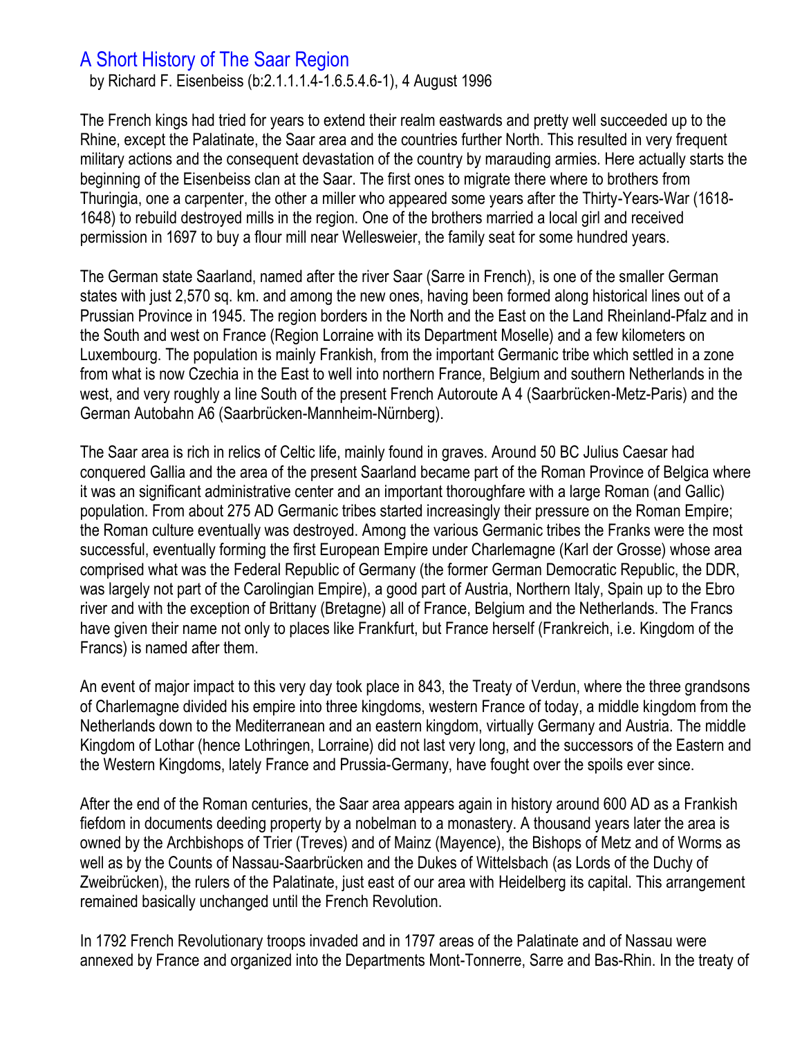# A Short History of The Saar Region

by Richard F. Eisenbeiss (b:2.1.1.1.4-1.6.5.4.6-1), 4 August 1996

The French kings had tried for years to extend their realm eastwards and pretty well succeeded up to the Rhine, except the Palatinate, the Saar area and the countries further North. This resulted in very frequent military actions and the consequent devastation of the country by marauding armies. Here actually starts the beginning of the Eisenbeiss clan at the Saar. The first ones to migrate there where to brothers from Thuringia, one a carpenter, the other a miller who appeared some years after the Thirty-Years-War (1618-1648) to rebuild destroyed mills in the region. One of the brothers married a local girl and received permission in 1697 to buy a flour mill near Wellesweier, the family seat for some hundred years.

The German state Saarland, named after the river Saar (Sarre in French), is one of the smaller German states with just 2,570 sq. km. and among the new ones, having been formed along historical lines out of a Prussian Province in 1945. The region borders in the North and the East on the Land Rheinland-Pfalz and in the South and west on France (Region Lorraine with its Department Moselle) and a few kilometers on Luxembourg. The population is mainly Frankish, from the important Germanic tribe which settled in a zone from what is now Czechia in the East to well into northern France, Belgium and southern Netherlands in the west, and very roughly a line South of the present French Autoroute A 4 (Saarbrücken-Metz-Paris) and the German Autobahn A6 (Saarbrücken-Mannheim-Nürnberg).

The Saar area is rich in relics of Celtic life, mainly found in graves. Around 50 BC Julius Caesar had conquered Gallia and the area of the present Saarland became part of the Roman Province of Belgica where it was an significant administrative center and an important thoroughfare with a large Roman (and Gallic) population. From about 275 AD Germanic tribes started increasingly their pressure on the Roman Empire; the Roman culture eventually was destroyed. Among the various Germanic tribes the Franks were the most successful, eventually forming the first European Empire under Charlemagne (Karl der Grosse) whose area comprised what was the Federal Republic of Germany (the former German Democratic Republic, the DDR, was largely not part of the Carolingian Empire), a good part of Austria, Northern Italy, Spain up to the Ebro river and with the exception of Brittany (Bretagne) all of France, Belgium and the Netherlands. The Francs have given their name not only to places like Frankfurt, but France herself (Frankreich, i.e. Kingdom of the Francs) is named after them.

An event of major impact to this very day took place in 843, the Treaty of Verdun, where the three grandsons of Charlemagne divided his empire into three kingdoms, western France of today, a middle kingdom from the Netherlands down to the Mediterranean and an eastern kingdom, virtually Germany and Austria. The middle Kingdom of Lothar (hence Lothringen, Lorraine) did not last very long, and the successors of the Eastern and the Western Kingdoms, lately France and Prussia-Germany, have fought over the spoils ever since.

After the end of the Roman centuries, the Saar area appears again in history around 600 AD as a Frankish fiefdom in documents deeding property by a nobelman to a monastery. A thousand years later the area is owned by the Archbishops of Trier (Treves) and of Mainz (Mayence), the Bishops of Metz and of Worms as well as by the Counts of Nassau-Saarbrücken and the Dukes of Wittelsbach (as Lords of the Duchy of Zweibrücken), the rulers of the Palatinate, just east of our area with Heidelberg its capital. This arrangement remained basically unchanged until the French Revolution.

In 1792 French Revolutionary troops invaded and in 1797 areas of the Palatinate and of Nassau were annexed by France and organized into the Departments Mont-Tonnerre, Sarre and Bas-Rhin. In the treaty of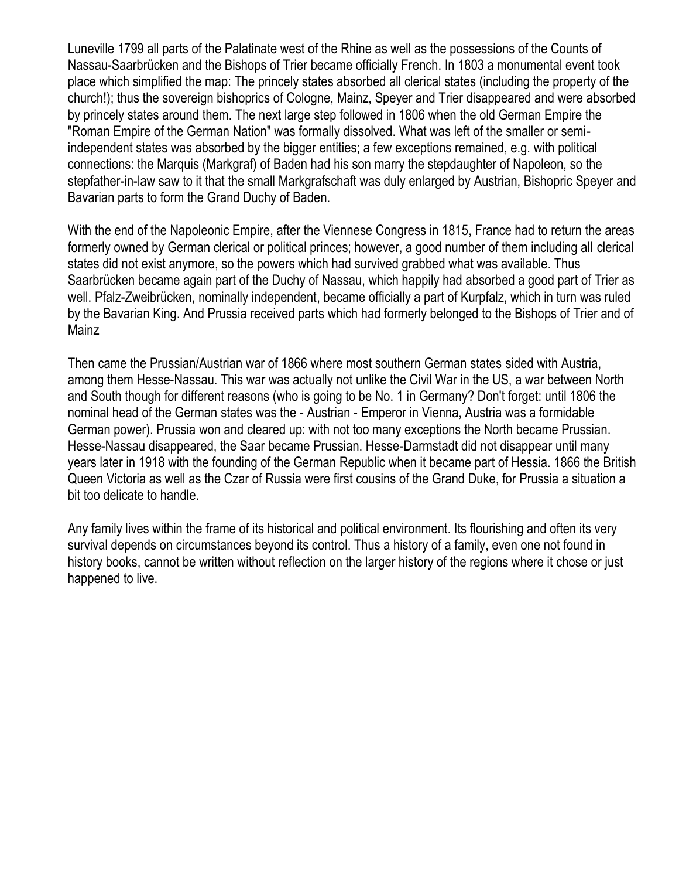Luneville 1799 all parts of the Palatinate west of the Rhine as well as the possessions of the Counts of Nassau-Saarbrücken and the Bishops of Trier became officially French. In 1803 a monumental event took place which simplified the map: The princely states absorbed all clerical states (including the property of the church!); thus the sovereign bishoprics of Cologne, Mainz, Speyer and Trier disappeared and were absorbed by princely states around them. The next large step followed in 1806 when the old German Empire the "Roman Empire of the German Nation" was formally dissolved. What was left of the smaller or semi-independent states was absorbed by the bigger entities; a few exceptions remained, e.g. with political connections: the Marquis (Markgraf) of Baden had his son marry the stepdaughter of Napoleon, so the stepfather-in-law saw to it that the small Markgrafschaft was duly enlarged by Austrian, Bishopric Speyer and Bavarian parts to form the Grand Duchy of Baden.

With the end of the Napoleonic Empire, after the Viennese Congress in 1815, France had to return the areas formerly owned by German clerical or political princes; however, a good number of them including all clerical states did not exist anymore, so the powers which had survived grabbed what was available. Thus Saarbrücken became again part of the Duchy of Nassau, which happily had absorbed a good part of Trier as well. Pfalz-Zweibrücken, nominally independent, became officially a part of Kurpfalz, which in turn was ruled by the Bavarian King. And Prussia received parts which had formerly belonged to the Bishops of Trier and of Mainz

Then came the Prussian/Austrian war of 1866 where most southern German states sided with Austria, among them Hesse-Nassau. This war was actually not unlike the Civil War in the US, a war between North and South though for different reasons (who is going to be No. 1 in Germany? Don't forget: until 1806 the nominal head of the German states was the - Austrian - Emperor in Vienna, Austria was a formidable German power). Prussia won and cleared up: with not too many exceptions the North became Prussian. Hesse-Nassau disappeared, the Saar became Prussian. Hesse-Darmstadt did not disappear until many years later in 1918 with the founding of the German Republic when it became part of Hessia. 1866 the British Queen Victoria as well as the Czar of Russia were first cousins of the Grand Duke, for Prussia a situation a bit too delicate to handle.

Any family lives within the frame of its historical and political environment. Its flourishing and often its very survival depends on circumstances beyond its control. Thus a history of a family, even one not found in history books, cannot be written without reflection on the larger history of the regions where it chose or just happened to live.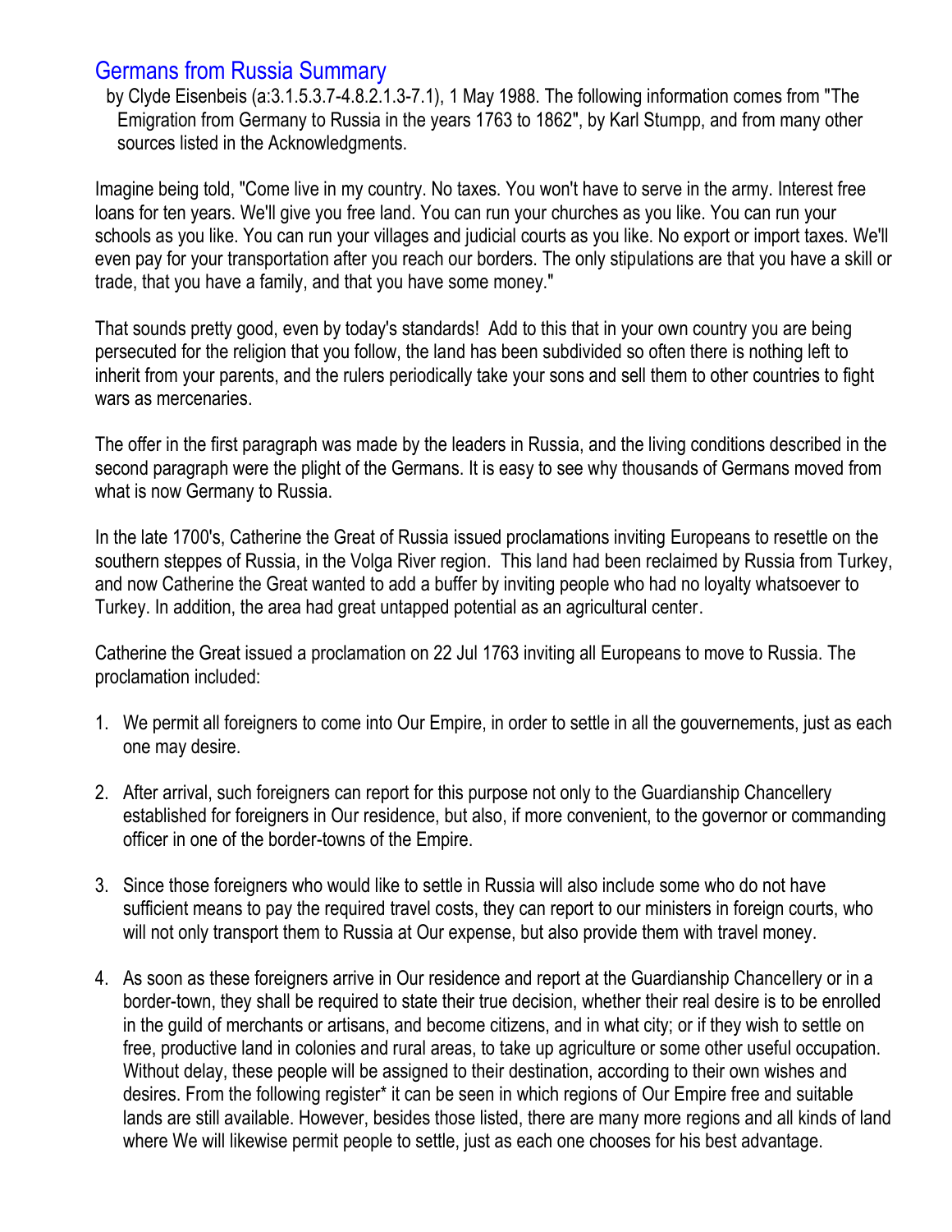## Germans from Russia Summary

by Clyde Eisenbeis (a:3.1.5.3.7-4.8.2.1.3-7.1), 1 May 1988. The following information comes from "The Emigration from Germany to Russia in the years 1763 to 1862", by Karl Stumpp, and from many other sources listed in the Acknowledgments.

Imagine being told, "Come live in my country. No taxes. You won't have to serve in the army. Interest free loans for ten years. We'll give you free land. You can run your churches as you like. You can run your schools as you like. You can run your villages and judicial courts as you like. No export or import taxes. We'll even pay for your transportation after you reach our borders. The only stipulations are that you have a skill or trade, that you have a family, and that you have some money."

That sounds pretty good, even by today's standards! Add to this that in your own country you are being persecuted for the religion that you follow, the land has been subdivided so often there is nothing left to inherit from your parents, and the rulers periodically take your sons and sell them to other countries to fight wars as mercenaries.

The offer in the first paragraph was made by the leaders in Russia, and the living conditions described in the second paragraph were the plight of the Germans. It is easy to see why thousands of Germans moved from what is now Germany to Russia.

In the late 1700's, Catherine the Great of Russia issued proclamations inviting Europeans to resettle on the southern steppes of Russia, in the Volga River region. This land had been reclaimed by Russia from Turkey, and now Catherine the Great wanted to add a buffer by inviting people who had no loyalty whatsoever to Turkey. In addition, the area had great untapped potential as an agricultural center.

Catherine the Great issued a proclamation on 22 Jul 1763 inviting all Europeans to move to Russia. The proclamation included:

1. We permit all foreigners to come into Our Empire, in order to settle in all the gouvernements, just as each one may desire.

2. After arrival, such foreigners can report for this purpose not only to the Guardianship Chancellery established for foreigners in Our residence, but also, if more convenient, to the governor or commanding officer in one of the border-towns of the Empire.

3. Since those foreigners who would like to settle in Russia will also include some who do not have sufficient means to pay the required travel costs, they can report to our ministers in foreign courts, who will not only transport them to Russia at Our expense, but also provide them with travel money.

4. As soon as these foreigners arrive in Our residence and report at the Guardianship Chancellery or in a border-town, they shall be required to state their true decision, whether their real desire is to be enrolled in the guild of merchants or artisans, and become citizens, and in what city; or if they wish to settle on free, productive land in colonies and rural areas, to take up agriculture or some other useful occupation. Without delay, these people will be assigned to their destination, according to their own wishes and desires. From the following register* it can be seen in which regions of Our Empire free and suitable lands are still available. However, besides those listed, there are many more regions and all kinds of land where We will likewise permit people to settle, just as each one chooses for his best advantage.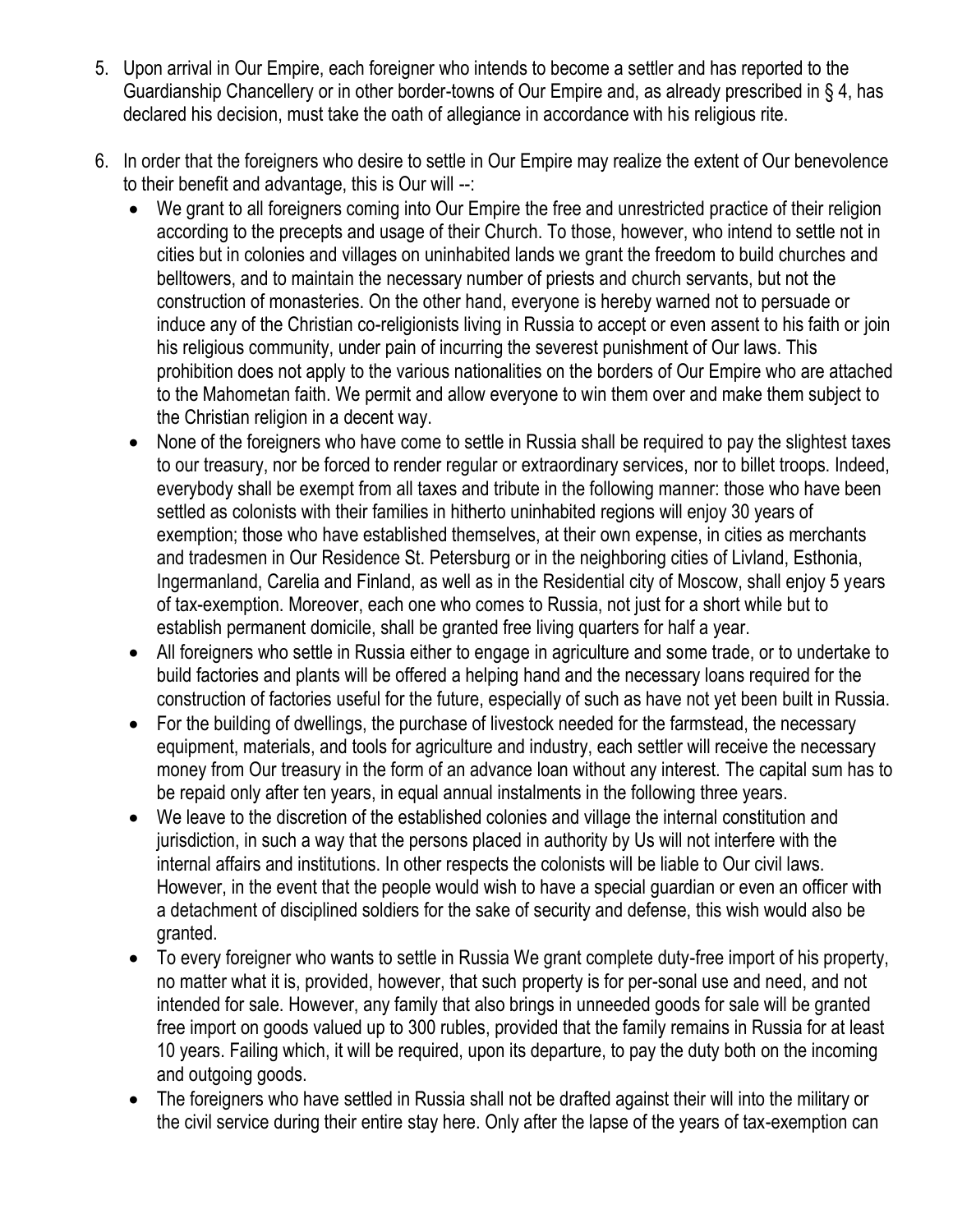5. Upon arrival in Our Empire, each foreigner who intends to become a settler and has reported to the Guardianship Chancellery or in other border-towns of Our Empire and, as already prescribed in § 4, has declared his decision, must take the oath of allegiance in accordance with his religious rite.

6. In order that the foreigners who desire to settle in Our Empire may realize the extent of Our benevolence to their benefit and advantage, this is Our will --:
   - We grant to all foreigners coming into Our Empire the free and unrestricted practice of their religion according to the precepts and usage of their Church. To those, however, who intend to settle not in cities but in colonies and villages on uninhabited lands we grant the freedom to build churches and belltowers, and to maintain the necessary number of priests and church servants, but not the construction of monasteries. On the other hand, everyone is hereby warned not to persuade or induce any of the Christian co-religionists living in Russia to accept or even assent to his faith or join his religious community, under pain of incurring the severest punishment of Our laws. This prohibition does not apply to the various nationalities on the borders of Our Empire who are attached to the Mahometan faith. We permit and allow everyone to win them over and make them subject to the Christian religion in a decent way.
   - None of the foreigners who have come to settle in Russia shall be required to pay the slightest taxes to our treasury, nor be forced to render regular or extraordinary services, nor to billet troops. Indeed, everybody shall be exempt from all taxes and tribute in the following manner: those who have been settled as colonists with their families in hitherto uninhabited regions will enjoy 30 years of exemption; those who have established themselves, at their own expense, in cities as merchants and tradesmen in Our Residence St. Petersburg or in the neighboring cities of Livland, Esthonia, Ingermanland, Carelia and Finland, as well as in the Residential city of Moscow, shall enjoy 5 years of tax-exemption. Moreover, each one who comes to Russia, not just for a short while but to establish permanent domicile, shall be granted free living quarters for half a year.
   - All foreigners who settle in Russia either to engage in agriculture and some trade, or to undertake to build factories and plants will be offered a helping hand and the necessary loans required for the construction of factories useful for the future, especially of such as have not yet been built in Russia.
   - For the building of dwellings, the purchase of livestock needed for the farmstead, the necessary equipment, materials, and tools for agriculture and industry, each settler will receive the necessary money from Our treasury in the form of an advance loan without any interest. The capital sum has to be repaid only after ten years, in equal annual instalments in the following three years.
   - We leave to the discretion of the established colonies and village the internal constitution and jurisdiction, in such a way that the persons placed in authority by Us will not interfere with the internal affairs and institutions. In other respects the colonists will be liable to Our civil laws. However, in the event that the people would wish to have a special guardian or even an officer with a detachment of disciplined soldiers for the sake of security and defense, this wish would also be granted.
   - To every foreigner who wants to settle in Russia We grant complete duty-free import of his property, no matter what it is, provided, however, that such property is for per-sonal use and need, and not intended for sale. However, any family that also brings in unneeded goods for sale will be granted free import on goods valued up to 300 rubles, provided that the family remains in Russia for at least 10 years. Failing which, it will be required, upon its departure, to pay the duty both on the incoming and outgoing goods.
   - The foreigners who have settled in Russia shall not be drafted against their will into the military or the civil service during their entire stay here. Only after the lapse of the years of tax-exemption can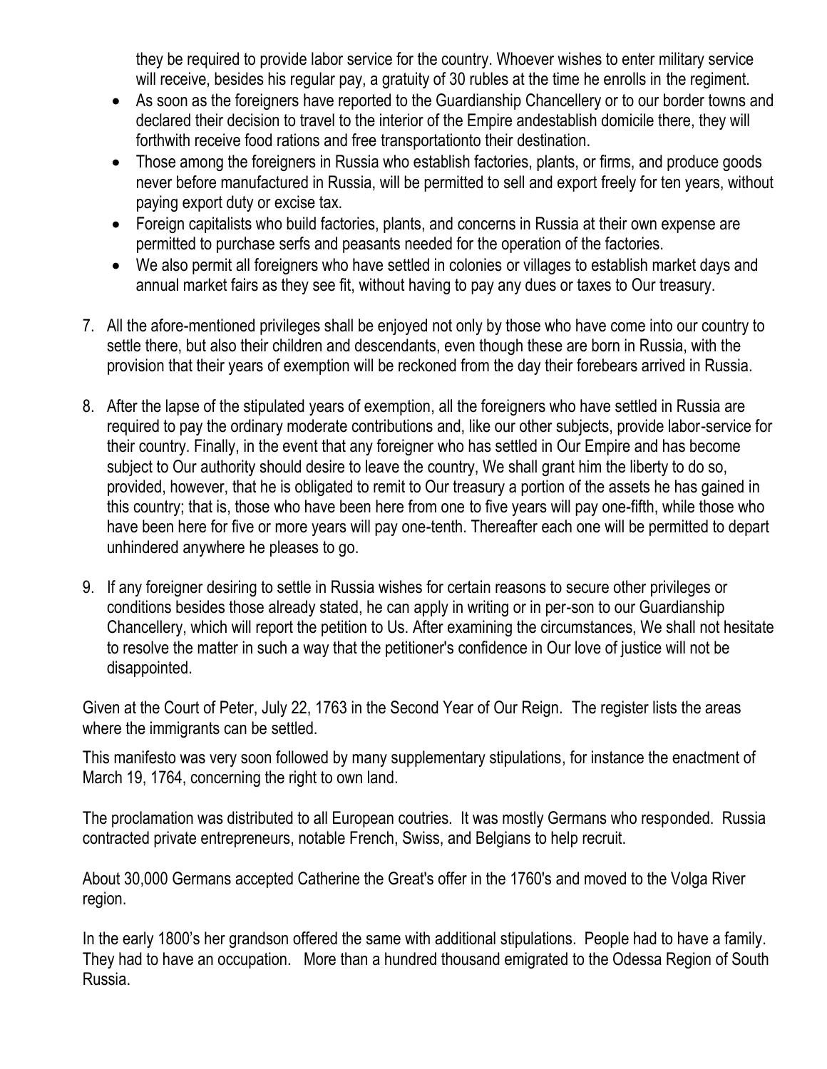they be required to provide labor service for the country. Whoever wishes to enter military service will receive, besides his regular pay, a gratuity of 30 rubles at the time he enrolls in the regiment.

- As soon as the foreigners have reported to the Guardianship Chancellery or to our border towns and declared their decision to travel to the interior of the Empire andestablish domicile there, they will forthwith receive food rations and free transportationto their destination.
- Those among the foreigners in Russia who establish factories, plants, or firms, and produce goods never before manufactured in Russia, will be permitted to sell and export freely for ten years, without paying export duty or excise tax.
- Foreign capitalists who build factories, plants, and concerns in Russia at their own expense are permitted to purchase serfs and peasants needed for the operation of the factories.
- We also permit all foreigners who have settled in colonies or villages to establish market days and annual market fairs as they see fit, without having to pay any dues or taxes to Our treasury.

7. All the afore-mentioned privileges shall be enjoyed not only by those who have come into our country to settle there, but also their children and descendants, even though these are born in Russia, with the provision that their years of exemption will be reckoned from the day their forebears arrived in Russia.

8. After the lapse of the stipulated years of exemption, all the foreigners who have settled in Russia are required to pay the ordinary moderate contributions and, like our other subjects, provide labor-service for their country. Finally, in the event that any foreigner who has settled in Our Empire and has become subject to Our authority should desire to leave the country, We shall grant him the liberty to do so, provided, however, that he is obligated to remit to Our treasury a portion of the assets he has gained in this country; that is, those who have been here from one to five years will pay one-fifth, while those who have been here for five or more years will pay one-tenth. Thereafter each one will be permitted to depart unhindered anywhere he pleases to go.

9. If any foreigner desiring to settle in Russia wishes for certain reasons to secure other privileges or conditions besides those already stated, he can apply in writing or in per-son to our Guardianship Chancellery, which will report the petition to Us. After examining the circumstances, We shall not hesitate to resolve the matter in such a way that the petitioner's confidence in Our love of justice will not be disappointed.

Given at the Court of Peter, July 22, 1763 in the Second Year of Our Reign. The register lists the areas where the immigrants can be settled.

This manifesto was very soon followed by many supplementary stipulations, for instance the enactment of March 19, 1764, concerning the right to own land.

The proclamation was distributed to all European coutries. It was mostly Germans who responded. Russia contracted private entrepreneurs, notable French, Swiss, and Belgians to help recruit.

About 30,000 Germans accepted Catherine the Great's offer in the 1760's and moved to the Volga River region.

In the early 1800's her grandson offered the same with additional stipulations. People had to have a family. They had to have an occupation. More than a hundred thousand emigrated to the Odessa Region of South Russia.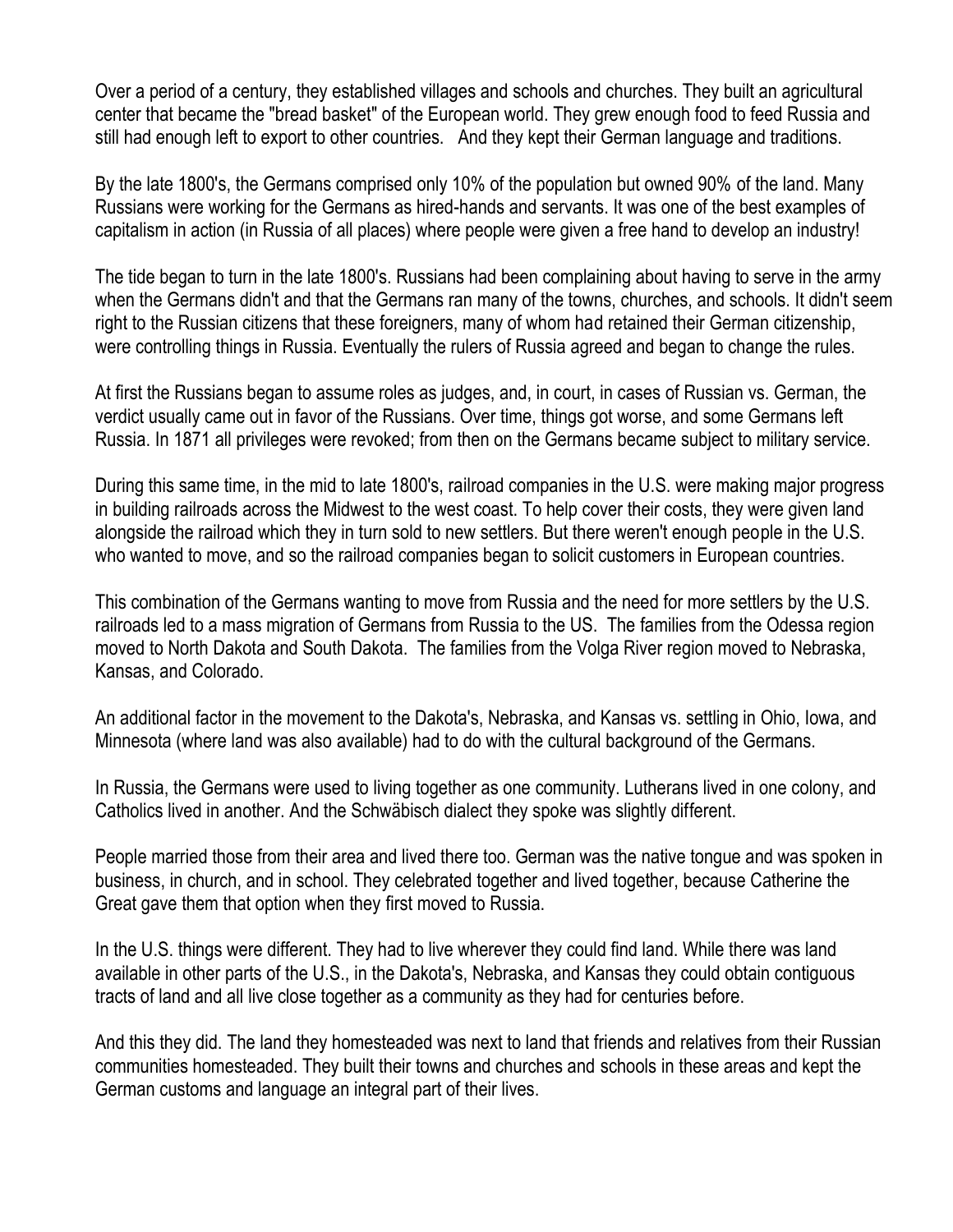Over a period of a century, they established villages and schools and churches. They built an agricultural center that became the "bread basket" of the European world. They grew enough food to feed Russia and still had enough left to export to other countries. And they kept their German language and traditions.

By the late 1800's, the Germans comprised only 10% of the population but owned 90% of the land. Many Russians were working for the Germans as hired-hands and servants. It was one of the best examples of capitalism in action (in Russia of all places) where people were given a free hand to develop an industry!

The tide began to turn in the late 1800's. Russians had been complaining about having to serve in the army when the Germans didn't and that the Germans ran many of the towns, churches, and schools. It didn't seem right to the Russian citizens that these foreigners, many of whom had retained their German citizenship, were controlling things in Russia. Eventually the rulers of Russia agreed and began to change the rules.

At first the Russians began to assume roles as judges, and, in court, in cases of Russian vs. German, the verdict usually came out in favor of the Russians. Over time, things got worse, and some Germans left Russia. In 1871 all privileges were revoked; from then on the Germans became subject to military service.

During this same time, in the mid to late 1800's, railroad companies in the U.S. were making major progress in building railroads across the Midwest to the west coast. To help cover their costs, they were given land alongside the railroad which they in turn sold to new settlers. But there weren't enough people in the U.S. who wanted to move, and so the railroad companies began to solicit customers in European countries.

This combination of the Germans wanting to move from Russia and the need for more settlers by the U.S. railroads led to a mass migration of Germans from Russia to the US. The families from the Odessa region moved to North Dakota and South Dakota. The families from the Volga River region moved to Nebraska, Kansas, and Colorado.

An additional factor in the movement to the Dakota's, Nebraska, and Kansas vs. settling in Ohio, Iowa, and Minnesota (where land was also available) had to do with the cultural background of the Germans.

In Russia, the Germans were used to living together as one community. Lutherans lived in one colony, and Catholics lived in another. And the Schwäbisch dialect they spoke was slightly different.

People married those from their area and lived there too. German was the native tongue and was spoken in business, in church, and in school. They celebrated together and lived together, because Catherine the Great gave them that option when they first moved to Russia.

In the U.S. things were different. They had to live wherever they could find land. While there was land available in other parts of the U.S., in the Dakota's, Nebraska, and Kansas they could obtain contiguous tracts of land and all live close together as a community as they had for centuries before.

And this they did. The land they homesteaded was next to land that friends and relatives from their Russian communities homesteaded. They built their towns and churches and schools in these areas and kept the German customs and language an integral part of their lives.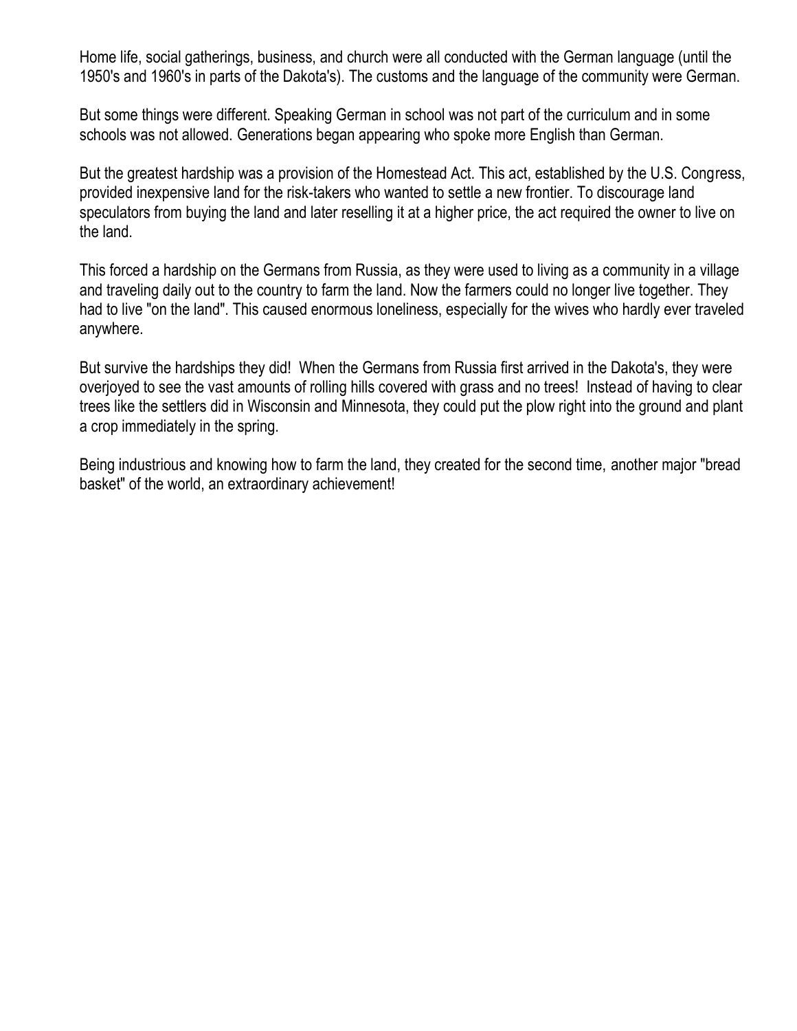Home life, social gatherings, business, and church were all conducted with the German language (until the 1950's and 1960's in parts of the Dakota's). The customs and the language of the community were German.

But some things were different. Speaking German in school was not part of the curriculum and in some schools was not allowed. Generations began appearing who spoke more English than German.

But the greatest hardship was a provision of the Homestead Act. This act, established by the U.S. Congress, provided inexpensive land for the risk-takers who wanted to settle a new frontier. To discourage land speculators from buying the land and later reselling it at a higher price, the act required the owner to live on the land.

This forced a hardship on the Germans from Russia, as they were used to living as a community in a village and traveling daily out to the country to farm the land. Now the farmers could no longer live together. They had to live "on the land". This caused enormous loneliness, especially for the wives who hardly ever traveled anywhere.

But survive the hardships they did! When the Germans from Russia first arrived in the Dakota's, they were overjoyed to see the vast amounts of rolling hills covered with grass and no trees! Instead of having to clear trees like the settlers did in Wisconsin and Minnesota, they could put the plow right into the ground and plant a crop immediately in the spring.

Being industrious and knowing how to farm the land, they created for the second time, another major "bread basket" of the world, an extraordinary achievement!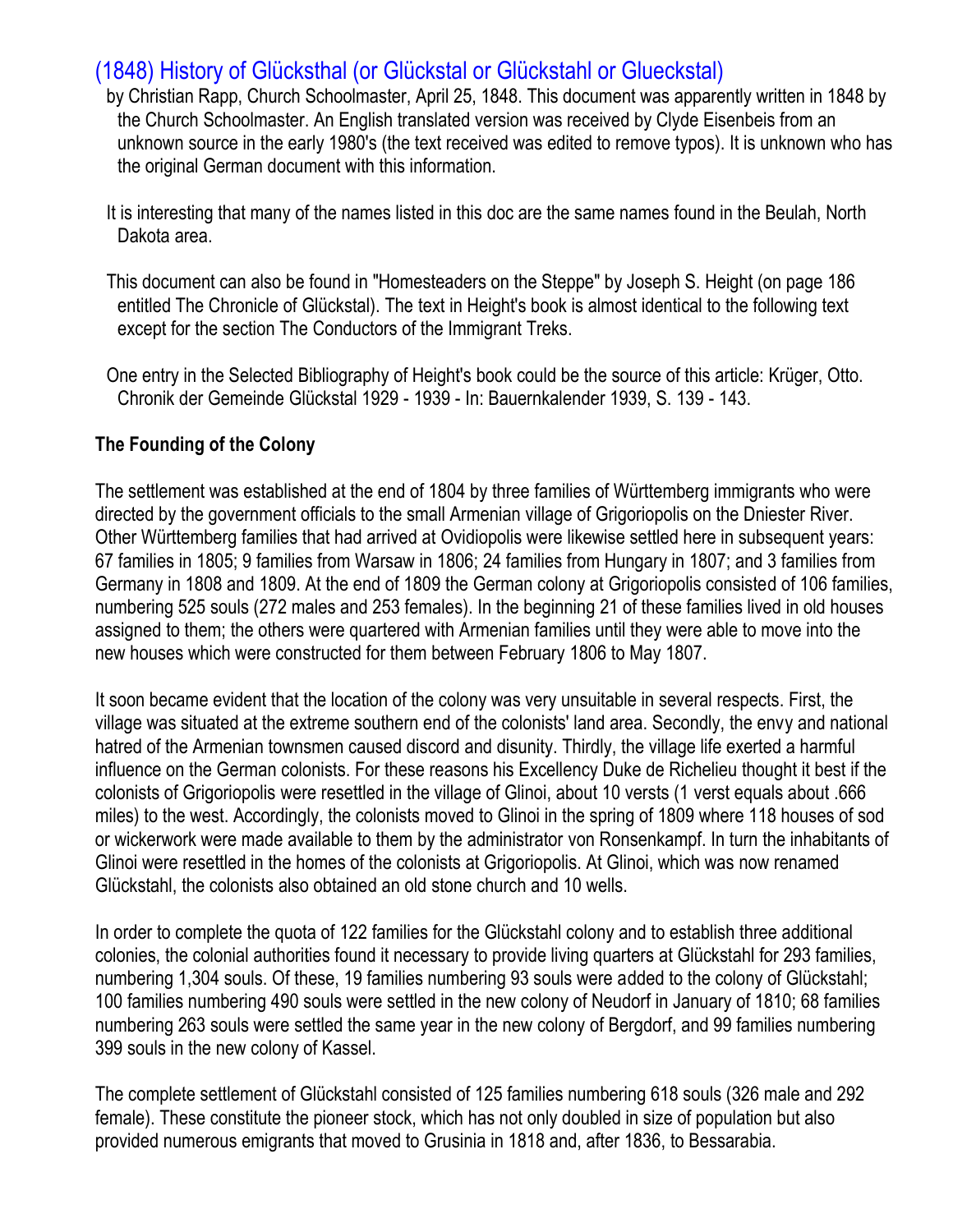## (1848) History of Glücksthal (or Glückstal or Glückstahl or Glueckstal)

by Christian Rapp, Church Schoolmaster, April 25, 1848. This document was apparently written in 1848 by the Church Schoolmaster. An English translated version was received by Clyde Eisenbeis from an unknown source in the early 1980's (the text received was edited to remove typos). It is unknown who has the original German document with this information.

It is interesting that many of the names listed in this doc are the same names found in the Beulah, North Dakota area.

This document can also be found in "Homesteaders on the Steppe" by Joseph S. Height (on page 186 entitled The Chronicle of Glückstal). The text in Height's book is almost identical to the following text except for the section The Conductors of the Immigrant Treks.

One entry in the Selected Bibliography of Height's book could be the source of this article: Krüger, Otto. Chronik der Gemeinde Glückstal 1929 - 1939 - In: Bauernkalender 1939, S. 139 - 143.

**The Founding of the Colony**

The settlement was established at the end of 1804 by three families of Württemberg immigrants who were directed by the government officials to the small Armenian village of Grigoriopolis on the Dniester River. Other Württemberg families that had arrived at Ovidiopolis were likewise settled here in subsequent years: 67 families in 1805; 9 families from Warsaw in 1806; 24 families from Hungary in 1807; and 3 families from Germany in 1808 and 1809. At the end of 1809 the German colony at Grigoriopolis consisted of 106 families, numbering 525 souls (272 males and 253 females). In the beginning 21 of these families lived in old houses assigned to them; the others were quartered with Armenian families until they were able to move into the new houses which were constructed for them between February 1806 to May 1807.

It soon became evident that the location of the colony was very unsuitable in several respects. First, the village was situated at the extreme southern end of the colonists' land area. Secondly, the envy and national hatred of the Armenian townsmen caused discord and disunity. Thirdly, the village life exerted a harmful influence on the German colonists. For these reasons his Excellency Duke de Richelieu thought it best if the colonists of Grigoriopolis were resettled in the village of Glinoi, about 10 versts (1 verst equals about .666 miles) to the west. Accordingly, the colonists moved to Glinoi in the spring of 1809 where 118 houses of sod or wickerwork were made available to them by the administrator von Ronsenkampf. In turn the inhabitants of Glinoi were resettled in the homes of the colonists at Grigoriopolis. At Glinoi, which was now renamed Glückstahl, the colonists also obtained an old stone church and 10 wells.

In order to complete the quota of 122 families for the Glückstahl colony and to establish three additional colonies, the colonial authorities found it necessary to provide living quarters at Glückstahl for 293 families, numbering 1,304 souls. Of these, 19 families numbering 93 souls were added to the colony of Glückstahl; 100 families numbering 490 souls were settled in the new colony of Neudorf in January of 1810; 68 families numbering 263 souls were settled the same year in the new colony of Bergdorf, and 99 families numbering 399 souls in the new colony of Kassel.

The complete settlement of Glückstahl consisted of 125 families numbering 618 souls (326 male and 292 female). These constitute the pioneer stock, which has not only doubled in size of population but also provided numerous emigrants that moved to Grusinia in 1818 and, after 1836, to Bessarabia.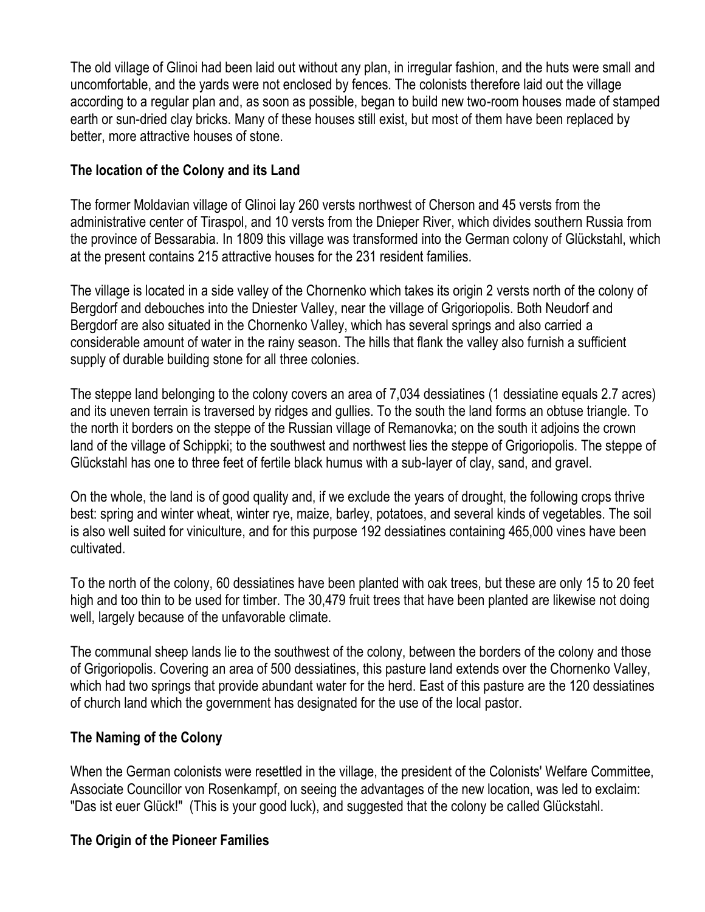The old village of Glinoi had been laid out without any plan, in irregular fashion, and the huts were small and uncomfortable, and the yards were not enclosed by fences. The colonists therefore laid out the village according to a regular plan and, as soon as possible, began to build new two-room houses made of stamped earth or sun-dried clay bricks. Many of these houses still exist, but most of them have been replaced by better, more attractive houses of stone.

### The location of the Colony and its Land

The former Moldavian village of Glinoi lay 260 versts northwest of Cherson and 45 versts from the administrative center of Tiraspol, and 10 versts from the Dnieper River, which divides southern Russia from the province of Bessarabia. In 1809 this village was transformed into the German colony of Glückstahl, which at the present contains 215 attractive houses for the 231 resident families.

The village is located in a side valley of the Chornenko which takes its origin 2 versts north of the colony of Bergdorf and debouches into the Dniester Valley, near the village of Grigoriopolis. Both Neudorf and Bergdorf are also situated in the Chornenko Valley, which has several springs and also carried a considerable amount of water in the rainy season. The hills that flank the valley also furnish a sufficient supply of durable building stone for all three colonies.

The steppe land belonging to the colony covers an area of 7,034 dessiatines (1 dessiatine equals 2.7 acres) and its uneven terrain is traversed by ridges and gullies. To the south the land forms an obtuse triangle. To the north it borders on the steppe of the Russian village of Remanovka; on the south it adjoins the crown land of the village of Schippki; to the southwest and northwest lies the steppe of Grigoriopolis. The steppe of Glückstahl has one to three feet of fertile black humus with a sub-layer of clay, sand, and gravel.

On the whole, the land is of good quality and, if we exclude the years of drought, the following crops thrive best: spring and winter wheat, winter rye, maize, barley, potatoes, and several kinds of vegetables. The soil is also well suited for viniculture, and for this purpose 192 dessiatines containing 465,000 vines have been cultivated.

To the north of the colony, 60 dessiatines have been planted with oak trees, but these are only 15 to 20 feet high and too thin to be used for timber. The 30,479 fruit trees that have been planted are likewise not doing well, largely because of the unfavorable climate.

The communal sheep lands lie to the southwest of the colony, between the borders of the colony and those of Grigoriopolis. Covering an area of 500 dessiatines, this pasture land extends over the Chornenko Valley, which had two springs that provide abundant water for the herd. East of this pasture are the 120 dessiatines of church land which the government has designated for the use of the local pastor.

### The Naming of the Colony

When the German colonists were resettled in the village, the president of the Colonists' Welfare Committee, Associate Councillor von Rosenkampf, on seeing the advantages of the new location, was led to exclaim: "Das ist euer Glück!" (This is your good luck), and suggested that the colony be called Glückstahl.

### The Origin of the Pioneer Families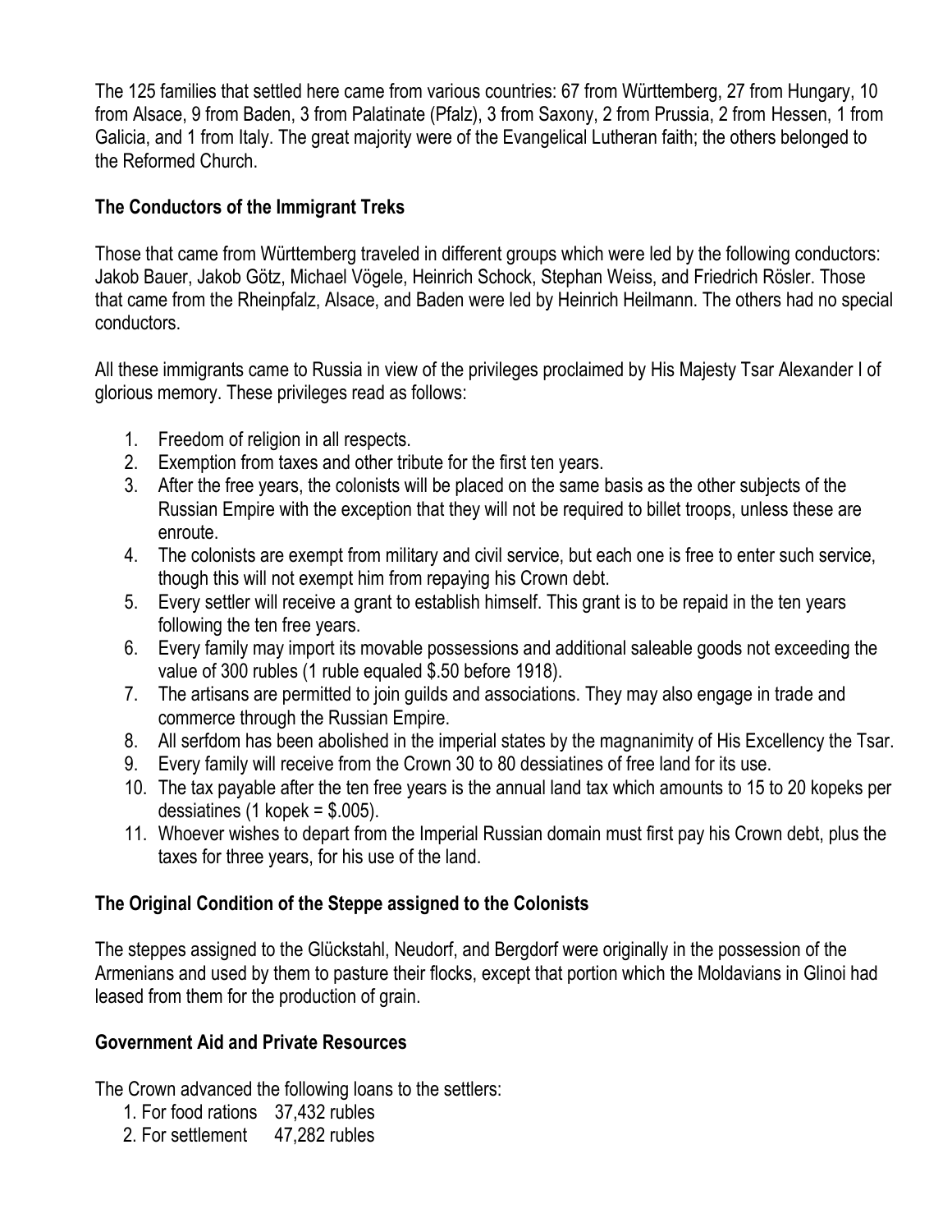The 125 families that settled here came from various countries: 67 from Württemberg, 27 from Hungary, 10 from Alsace, 9 from Baden, 3 from Palatinate (Pfalz), 3 from Saxony, 2 from Prussia, 2 from Hessen, 1 from Galicia, and 1 from Italy. The great majority were of the Evangelical Lutheran faith; the others belonged to the Reformed Church.

**The Conductors of the Immigrant Treks**

Those that came from Württemberg traveled in different groups which were led by the following conductors: Jakob Bauer, Jakob Götz, Michael Vögele, Heinrich Schock, Stephan Weiss, and Friedrich Rösler. Those that came from the Rheinpfalz, Alsace, and Baden were led by Heinrich Heilmann. The others had no special conductors.

All these immigrants came to Russia in view of the privileges proclaimed by His Majesty Tsar Alexander I of glorious memory. These privileges read as follows:

1. Freedom of religion in all respects.
2. Exemption from taxes and other tribute for the first ten years.
3. After the free years, the colonists will be placed on the same basis as the other subjects of the Russian Empire with the exception that they will not be required to billet troops, unless these are enroute.
4. The colonists are exempt from military and civil service, but each one is free to enter such service, though this will not exempt him from repaying his Crown debt.
5. Every settler will receive a grant to establish himself. This grant is to be repaid in the ten years following the ten free years.
6. Every family may import its movable possessions and additional saleable goods not exceeding the value of 300 rubles (1 ruble equaled $.50 before 1918).
7. The artisans are permitted to join guilds and associations. They may also engage in trade and commerce through the Russian Empire.
8. All serfdom has been abolished in the imperial states by the magnanimity of His Excellency the Tsar.
9. Every family will receive from the Crown 30 to 80 dessiatines of free land for its use.
10. The tax payable after the ten free years is the annual land tax which amounts to 15 to 20 kopeks per dessiatines (1 kopek = $.005).
11. Whoever wishes to depart from the Imperial Russian domain must first pay his Crown debt, plus the taxes for three years, for his use of the land.

**The Original Condition of the Steppe assigned to the Colonists**

The steppes assigned to the Glückstahl, Neudorf, and Bergdorf were originally in the possession of the Armenians and used by them to pasture their flocks, except that portion which the Moldavians in Glinoi had leased from them for the production of grain.

**Government Aid and Private Resources**

The Crown advanced the following loans to the settlers:

1. For food rations 37,432 rubles
2. For settlement 47,282 rubles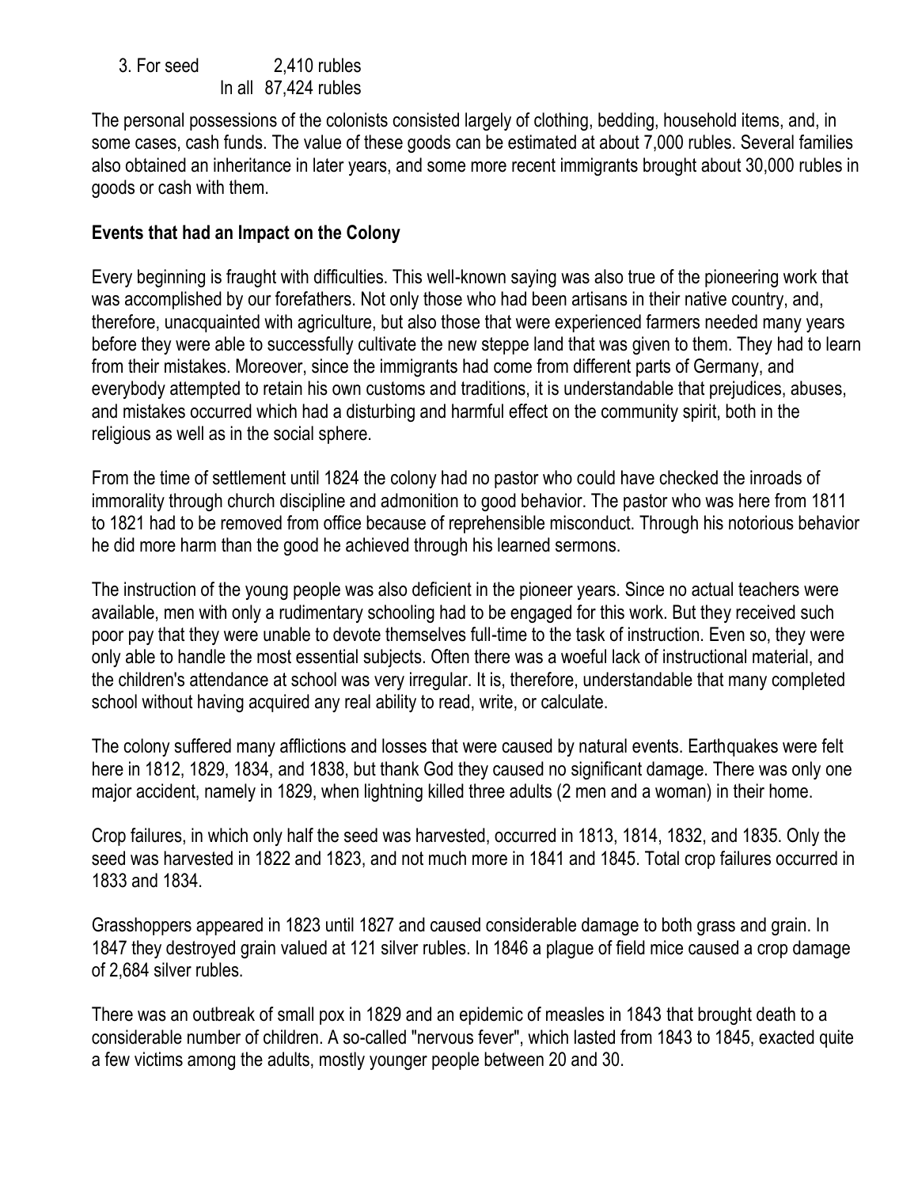3. For seed 2,410 rubles
In all 87,424 rubles

The personal possessions of the colonists consisted largely of clothing, bedding, household items, and, in some cases, cash funds. The value of these goods can be estimated at about 7,000 rubles. Several families also obtained an inheritance in later years, and some more recent immigrants brought about 30,000 rubles in goods or cash with them.

**Events that had an Impact on the Colony**

Every beginning is fraught with difficulties. This well-known saying was also true of the pioneering work that was accomplished by our forefathers. Not only those who had been artisans in their native country, and, therefore, unacquainted with agriculture, but also those that were experienced farmers needed many years before they were able to successfully cultivate the new steppe land that was given to them. They had to learn from their mistakes. Moreover, since the immigrants had come from different parts of Germany, and everybody attempted to retain his own customs and traditions, it is understandable that prejudices, abuses, and mistakes occurred which had a disturbing and harmful effect on the community spirit, both in the religious as well as in the social sphere.

From the time of settlement until 1824 the colony had no pastor who could have checked the inroads of immorality through church discipline and admonition to good behavior. The pastor who was here from 1811 to 1821 had to be removed from office because of reprehensible misconduct. Through his notorious behavior he did more harm than the good he achieved through his learned sermons.

The instruction of the young people was also deficient in the pioneer years. Since no actual teachers were available, men with only a rudimentary schooling had to be engaged for this work. But they received such poor pay that they were unable to devote themselves full-time to the task of instruction. Even so, they were only able to handle the most essential subjects. Often there was a woeful lack of instructional material, and the children's attendance at school was very irregular. It is, therefore, understandable that many completed school without having acquired any real ability to read, write, or calculate.

The colony suffered many afflictions and losses that were caused by natural events. Earthquakes were felt here in 1812, 1829, 1834, and 1838, but thank God they caused no significant damage. There was only one major accident, namely in 1829, when lightning killed three adults (2 men and a woman) in their home.

Crop failures, in which only half the seed was harvested, occurred in 1813, 1814, 1832, and 1835. Only the seed was harvested in 1822 and 1823, and not much more in 1841 and 1845. Total crop failures occurred in 1833 and 1834.

Grasshoppers appeared in 1823 until 1827 and caused considerable damage to both grass and grain. In 1847 they destroyed grain valued at 121 silver rubles. In 1846 a plague of field mice caused a crop damage of 2,684 silver rubles.

There was an outbreak of small pox in 1829 and an epidemic of measles in 1843 that brought death to a considerable number of children. A so-called "nervous fever", which lasted from 1843 to 1845, exacted quite a few victims among the adults, mostly younger people between 20 and 30.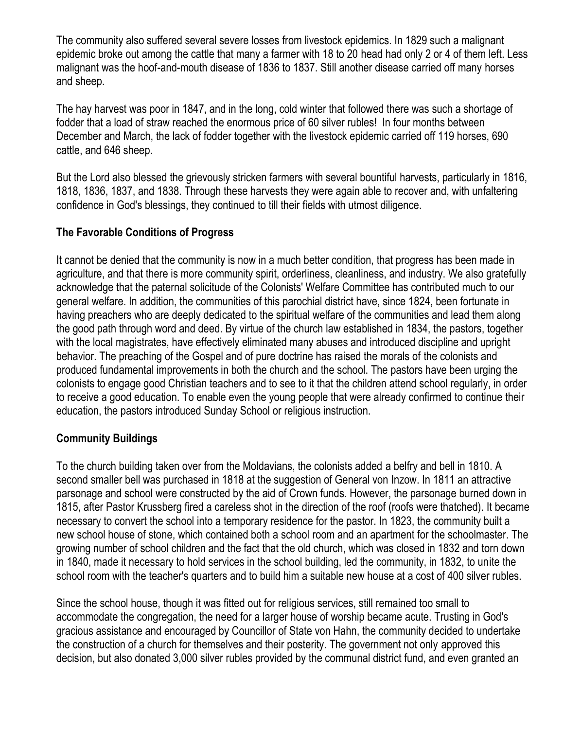The community also suffered several severe losses from livestock epidemics. In 1829 such a malignant epidemic broke out among the cattle that many a farmer with 18 to 20 head had only 2 or 4 of them left. Less malignant was the hoof-and-mouth disease of 1836 to 1837. Still another disease carried off many horses and sheep.

The hay harvest was poor in 1847, and in the long, cold winter that followed there was such a shortage of fodder that a load of straw reached the enormous price of 60 silver rubles! In four months between December and March, the lack of fodder together with the livestock epidemic carried off 119 horses, 690 cattle, and 646 sheep.

But the Lord also blessed the grievously stricken farmers with several bountiful harvests, particularly in 1816, 1818, 1836, 1837, and 1838. Through these harvests they were again able to recover and, with unfaltering confidence in God's blessings, they continued to till their fields with utmost diligence.

### The Favorable Conditions of Progress

It cannot be denied that the community is now in a much better condition, that progress has been made in agriculture, and that there is more community spirit, orderliness, cleanliness, and industry. We also gratefully acknowledge that the paternal solicitude of the Colonists' Welfare Committee has contributed much to our general welfare. In addition, the communities of this parochial district have, since 1824, been fortunate in having preachers who are deeply dedicated to the spiritual welfare of the communities and lead them along the good path through word and deed. By virtue of the church law established in 1834, the pastors, together with the local magistrates, have effectively eliminated many abuses and introduced discipline and upright behavior. The preaching of the Gospel and of pure doctrine has raised the morals of the colonists and produced fundamental improvements in both the church and the school. The pastors have been urging the colonists to engage good Christian teachers and to see to it that the children attend school regularly, in order to receive a good education. To enable even the young people that were already confirmed to continue their education, the pastors introduced Sunday School or religious instruction.

### Community Buildings

To the church building taken over from the Moldavians, the colonists added a belfry and bell in 1810. A second smaller bell was purchased in 1818 at the suggestion of General von Inzow. In 1811 an attractive parsonage and school were constructed by the aid of Crown funds. However, the parsonage burned down in 1815, after Pastor Krussberg fired a careless shot in the direction of the roof (roofs were thatched). It became necessary to convert the school into a temporary residence for the pastor. In 1823, the community built a new school house of stone, which contained both a school room and an apartment for the schoolmaster. The growing number of school children and the fact that the old church, which was closed in 1832 and torn down in 1840, made it necessary to hold services in the school building, led the community, in 1832, to unite the school room with the teacher's quarters and to build him a suitable new house at a cost of 400 silver rubles.

Since the school house, though it was fitted out for religious services, still remained too small to accommodate the congregation, the need for a larger house of worship became acute. Trusting in God's gracious assistance and encouraged by Councillor of State von Hahn, the community decided to undertake the construction of a church for themselves and their posterity. The government not only approved this decision, but also donated 3,000 silver rubles provided by the communal district fund, and even granted an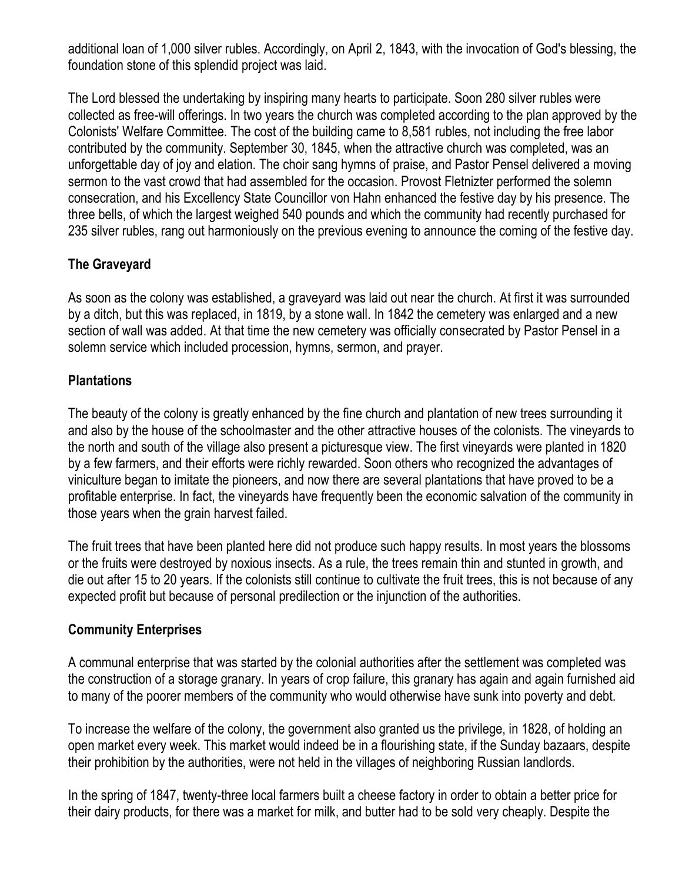additional loan of 1,000 silver rubles. Accordingly, on April 2, 1843, with the invocation of God's blessing, the foundation stone of this splendid project was laid.

The Lord blessed the undertaking by inspiring many hearts to participate. Soon 280 silver rubles were collected as free-will offerings. In two years the church was completed according to the plan approved by the Colonists' Welfare Committee. The cost of the building came to 8,581 rubles, not including the free labor contributed by the community. September 30, 1845, when the attractive church was completed, was an unforgettable day of joy and elation. The choir sang hymns of praise, and Pastor Pensel delivered a moving sermon to the vast crowd that had assembled for the occasion. Provost Fletnizter performed the solemn consecration, and his Excellency State Councillor von Hahn enhanced the festive day by his presence. The three bells, of which the largest weighed 540 pounds and which the community had recently purchased for 235 silver rubles, rang out harmoniously on the previous evening to announce the coming of the festive day.

### The Graveyard

As soon as the colony was established, a graveyard was laid out near the church. At first it was surrounded by a ditch, but this was replaced, in 1819, by a stone wall. In 1842 the cemetery was enlarged and a new section of wall was added. At that time the new cemetery was officially consecrated by Pastor Pensel in a solemn service which included procession, hymns, sermon, and prayer.

### Plantations

The beauty of the colony is greatly enhanced by the fine church and plantation of new trees surrounding it and also by the house of the schoolmaster and the other attractive houses of the colonists. The vineyards to the north and south of the village also present a picturesque view. The first vineyards were planted in 1820 by a few farmers, and their efforts were richly rewarded. Soon others who recognized the advantages of viniculture began to imitate the pioneers, and now there are several plantations that have proved to be a profitable enterprise. In fact, the vineyards have frequently been the economic salvation of the community in those years when the grain harvest failed.

The fruit trees that have been planted here did not produce such happy results. In most years the blossoms or the fruits were destroyed by noxious insects. As a rule, the trees remain thin and stunted in growth, and die out after 15 to 20 years. If the colonists still continue to cultivate the fruit trees, this is not because of any expected profit but because of personal predilection or the injunction of the authorities.

### Community Enterprises

A communal enterprise that was started by the colonial authorities after the settlement was completed was the construction of a storage granary. In years of crop failure, this granary has again and again furnished aid to many of the poorer members of the community who would otherwise have sunk into poverty and debt.

To increase the welfare of the colony, the government also granted us the privilege, in 1828, of holding an open market every week. This market would indeed be in a flourishing state, if the Sunday bazaars, despite their prohibition by the authorities, were not held in the villages of neighboring Russian landlords.

In the spring of 1847, twenty-three local farmers built a cheese factory in order to obtain a better price for their dairy products, for there was a market for milk, and butter had to be sold very cheaply. Despite the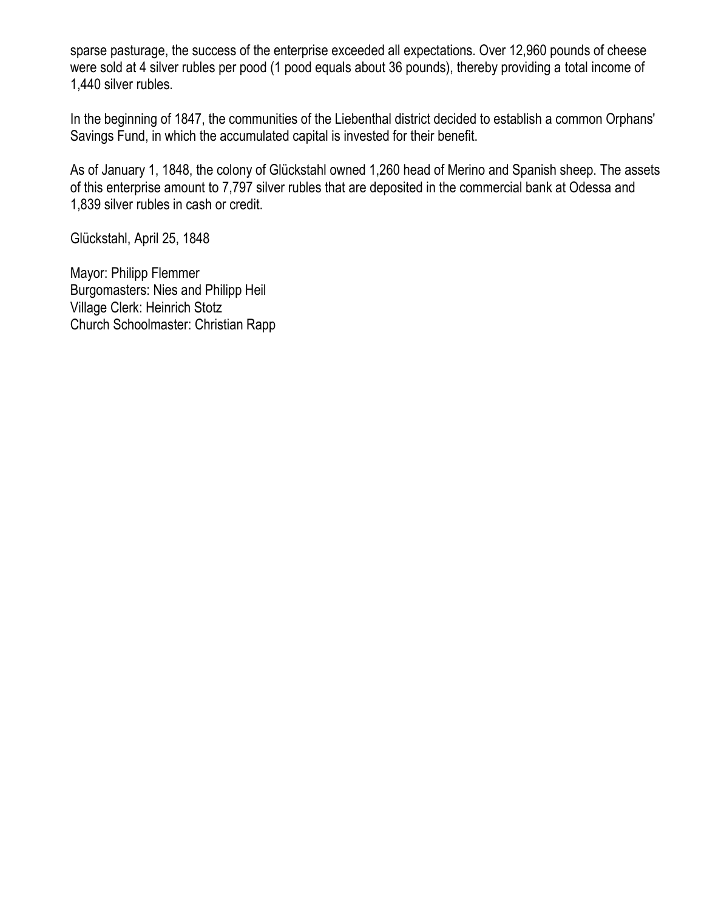sparse pasturage, the success of the enterprise exceeded all expectations. Over 12,960 pounds of cheese were sold at 4 silver rubles per pood (1 pood equals about 36 pounds), thereby providing a total income of 1,440 silver rubles.

In the beginning of 1847, the communities of the Liebenthal district decided to establish a common Orphans' Savings Fund, in which the accumulated capital is invested for their benefit.

As of January 1, 1848, the colony of Glückstahl owned 1,260 head of Merino and Spanish sheep. The assets of this enterprise amount to 7,797 silver rubles that are deposited in the commercial bank at Odessa and 1,839 silver rubles in cash or credit.

Glückstahl, April 25, 1848

Mayor: Philipp Flemmer  
Burgomasters: Nies and Philipp Heil  
Village Clerk: Heinrich Stotz  
Church Schoolmaster: Christian Rapp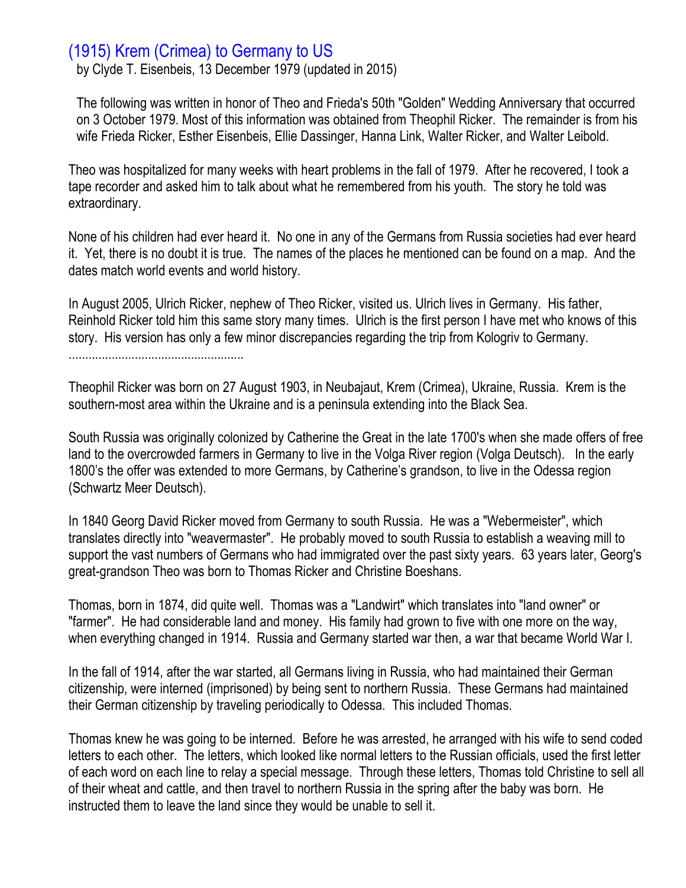## (1915) Krem (Crimea) to Germany to US

by Clyde T. Eisenbeis, 13 December 1979 (updated in 2015)

The following was written in honor of Theo and Frieda's 50th "Golden" Wedding Anniversary that occurred on 3 October 1979. Most of this information was obtained from Theophil Ricker. The remainder is from his wife Frieda Ricker, Esther Eisenbeis, Ellie Dassinger, Hanna Link, Walter Ricker, and Walter Leibold.

Theo was hospitalized for many weeks with heart problems in the fall of 1979. After he recovered, I took a tape recorder and asked him to talk about what he remembered from his youth. The story he told was extraordinary.

None of his children had ever heard it. No one in any of the Germans from Russia societies had ever heard it. Yet, there is no doubt it is true. The names of the places he mentioned can be found on a map. And the dates match world events and world history.

In August 2005, Ulrich Ricker, nephew of Theo Ricker, visited us. Ulrich lives in Germany. His father, Reinhold Ricker told him this same story many times. Ulrich is the first person I have met who knows of this story. His version has only a few minor discrepancies regarding the trip from Kologriv to Germany.

....................................................

Theophil Ricker was born on 27 August 1903, in Neubajaut, Krem (Crimea), Ukraine, Russia. Krem is the southern-most area within the Ukraine and is a peninsula extending into the Black Sea.

South Russia was originally colonized by Catherine the Great in the late 1700's when she made offers of free land to the overcrowded farmers in Germany to live in the Volga River region (Volga Deutsch). In the early 1800's the offer was extended to more Germans, by Catherine's grandson, to live in the Odessa region (Schwartz Meer Deutsch).

In 1840 Georg David Ricker moved from Germany to south Russia. He was a "Webermeister", which translates directly into "weavermaster". He probably moved to south Russia to establish a weaving mill to support the vast numbers of Germans who had immigrated over the past sixty years. 63 years later, Georg's great-grandson Theo was born to Thomas Ricker and Christine Boeshans.

Thomas, born in 1874, did quite well. Thomas was a "Landwirt" which translates into "land owner" or "farmer". He had considerable land and money. His family had grown to five with one more on the way, when everything changed in 1914. Russia and Germany started war then, a war that became World War I.

In the fall of 1914, after the war started, all Germans living in Russia, who had maintained their German citizenship, were interned (imprisoned) by being sent to northern Russia. These Germans had maintained their German citizenship by traveling periodically to Odessa. This included Thomas.

Thomas knew he was going to be interned. Before he was arrested, he arranged with his wife to send coded letters to each other. The letters, which looked like normal letters to the Russian officials, used the first letter of each word on each line to relay a special message. Through these letters, Thomas told Christine to sell all of their wheat and cattle, and then travel to northern Russia in the spring after the baby was born. He instructed them to leave the land since they would be unable to sell it.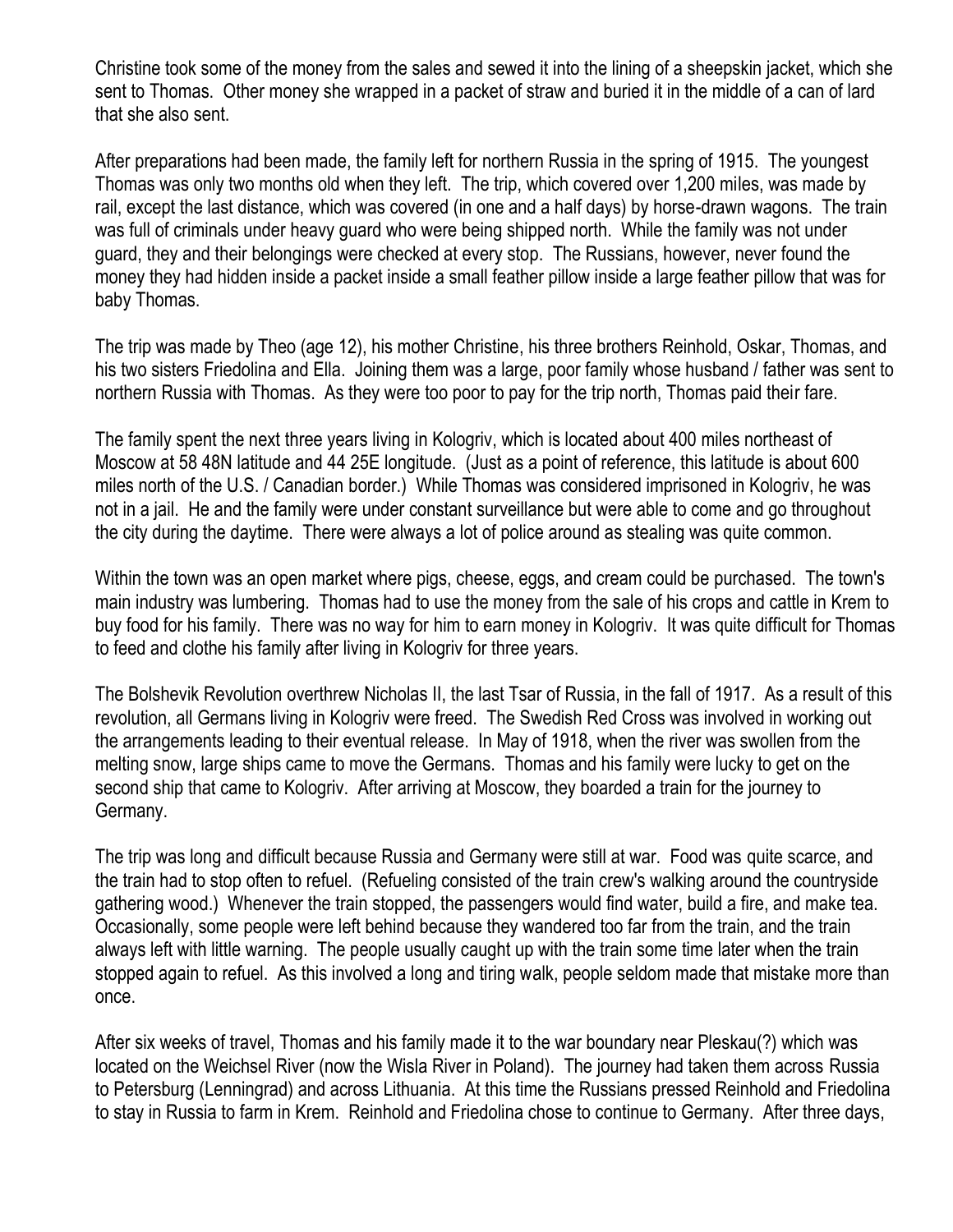Christine took some of the money from the sales and sewed it into the lining of a sheepskin jacket, which she sent to Thomas. Other money she wrapped in a packet of straw and buried it in the middle of a can of lard that she also sent.

After preparations had been made, the family left for northern Russia in the spring of 1915. The youngest Thomas was only two months old when they left. The trip, which covered over 1,200 miles, was made by rail, except the last distance, which was covered (in one and a half days) by horse-drawn wagons. The train was full of criminals under heavy guard who were being shipped north. While the family was not under guard, they and their belongings were checked at every stop. The Russians, however, never found the money they had hidden inside a packet inside a small feather pillow inside a large feather pillow that was for baby Thomas.

The trip was made by Theo (age 12), his mother Christine, his three brothers Reinhold, Oskar, Thomas, and his two sisters Friedolina and Ella. Joining them was a large, poor family whose husband / father was sent to northern Russia with Thomas. As they were too poor to pay for the trip north, Thomas paid their fare.

The family spent the next three years living in Kologriv, which is located about 400 miles northeast of Moscow at 58 48N latitude and 44 25E longitude. (Just as a point of reference, this latitude is about 600 miles north of the U.S. / Canadian border.) While Thomas was considered imprisoned in Kologriv, he was not in a jail. He and the family were under constant surveillance but were able to come and go throughout the city during the daytime. There were always a lot of police around as stealing was quite common.

Within the town was an open market where pigs, cheese, eggs, and cream could be purchased. The town's main industry was lumbering. Thomas had to use the money from the sale of his crops and cattle in Krem to buy food for his family. There was no way for him to earn money in Kologriv. It was quite difficult for Thomas to feed and clothe his family after living in Kologriv for three years.

The Bolshevik Revolution overthrew Nicholas II, the last Tsar of Russia, in the fall of 1917. As a result of this revolution, all Germans living in Kologriv were freed. The Swedish Red Cross was involved in working out the arrangements leading to their eventual release. In May of 1918, when the river was swollen from the melting snow, large ships came to move the Germans. Thomas and his family were lucky to get on the second ship that came to Kologriv. After arriving at Moscow, they boarded a train for the journey to Germany.

The trip was long and difficult because Russia and Germany were still at war. Food was quite scarce, and the train had to stop often to refuel. (Refueling consisted of the train crew's walking around the countryside gathering wood.) Whenever the train stopped, the passengers would find water, build a fire, and make tea. Occasionally, some people were left behind because they wandered too far from the train, and the train always left with little warning. The people usually caught up with the train some time later when the train stopped again to refuel. As this involved a long and tiring walk, people seldom made that mistake more than once.

After six weeks of travel, Thomas and his family made it to the war boundary near Pleskau(?) which was located on the Weichsel River (now the Wisla River in Poland). The journey had taken them across Russia to Petersburg (Lenningrad) and across Lithuania. At this time the Russians pressed Reinhold and Friedolina to stay in Russia to farm in Krem. Reinhold and Friedolina chose to continue to Germany. After three days,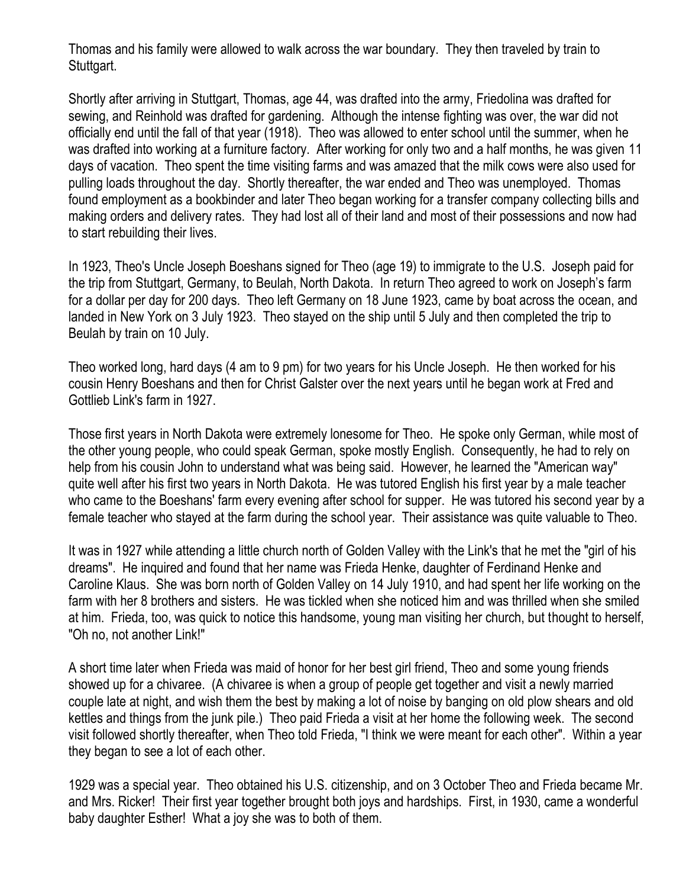Thomas and his family were allowed to walk across the war boundary. They then traveled by train to Stuttgart.

Shortly after arriving in Stuttgart, Thomas, age 44, was drafted into the army, Friedolina was drafted for sewing, and Reinhold was drafted for gardening. Although the intense fighting was over, the war did not officially end until the fall of that year (1918). Theo was allowed to enter school until the summer, when he was drafted into working at a furniture factory. After working for only two and a half months, he was given 11 days of vacation. Theo spent the time visiting farms and was amazed that the milk cows were also used for pulling loads throughout the day. Shortly thereafter, the war ended and Theo was unemployed. Thomas found employment as a bookbinder and later Theo began working for a transfer company collecting bills and making orders and delivery rates. They had lost all of their land and most of their possessions and now had to start rebuilding their lives.

In 1923, Theo's Uncle Joseph Boeshans signed for Theo (age 19) to immigrate to the U.S. Joseph paid for the trip from Stuttgart, Germany, to Beulah, North Dakota. In return Theo agreed to work on Joseph's farm for a dollar per day for 200 days. Theo left Germany on 18 June 1923, came by boat across the ocean, and landed in New York on 3 July 1923. Theo stayed on the ship until 5 July and then completed the trip to Beulah by train on 10 July.

Theo worked long, hard days (4 am to 9 pm) for two years for his Uncle Joseph. He then worked for his cousin Henry Boeshans and then for Christ Galster over the next years until he began work at Fred and Gottlieb Link's farm in 1927.

Those first years in North Dakota were extremely lonesome for Theo. He spoke only German, while most of the other young people, who could speak German, spoke mostly English. Consequently, he had to rely on help from his cousin John to understand what was being said. However, he learned the "American way" quite well after his first two years in North Dakota. He was tutored English his first year by a male teacher who came to the Boeshans' farm every evening after school for supper. He was tutored his second year by a female teacher who stayed at the farm during the school year. Their assistance was quite valuable to Theo.

It was in 1927 while attending a little church north of Golden Valley with the Link's that he met the "girl of his dreams". He inquired and found that her name was Frieda Henke, daughter of Ferdinand Henke and Caroline Klaus. She was born north of Golden Valley on 14 July 1910, and had spent her life working on the farm with her 8 brothers and sisters. He was tickled when she noticed him and was thrilled when she smiled at him. Frieda, too, was quick to notice this handsome, young man visiting her church, but thought to herself, "Oh no, not another Link!"

A short time later when Frieda was maid of honor for her best girl friend, Theo and some young friends showed up for a chivaree. (A chivaree is when a group of people get together and visit a newly married couple late at night, and wish them the best by making a lot of noise by banging on old plow shears and old kettles and things from the junk pile.) Theo paid Frieda a visit at her home the following week. The second visit followed shortly thereafter, when Theo told Frieda, "I think we were meant for each other". Within a year they began to see a lot of each other.

1929 was a special year. Theo obtained his U.S. citizenship, and on 3 October Theo and Frieda became Mr. and Mrs. Ricker! Their first year together brought both joys and hardships. First, in 1930, came a wonderful baby daughter Esther! What a joy she was to both of them.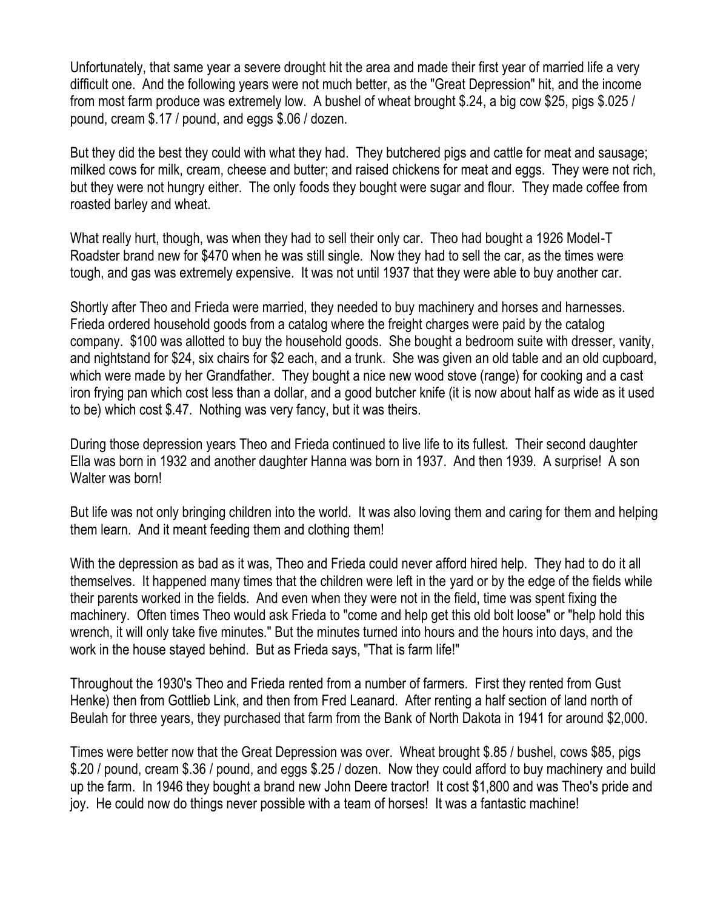Unfortunately, that same year a severe drought hit the area and made their first year of married life a very difficult one. And the following years were not much better, as the "Great Depression" hit, and the income from most farm produce was extremely low. A bushel of wheat brought $.24, a big cow $25, pigs $.025 / pound, cream $.17 / pound, and eggs $.06 / dozen.

But they did the best they could with what they had. They butchered pigs and cattle for meat and sausage; milked cows for milk, cream, cheese and butter; and raised chickens for meat and eggs. They were not rich, but they were not hungry either. The only foods they bought were sugar and flour. They made coffee from roasted barley and wheat.

What really hurt, though, was when they had to sell their only car. Theo had bought a 1926 Model-T Roadster brand new for $470 when he was still single. Now they had to sell the car, as the times were tough, and gas was extremely expensive. It was not until 1937 that they were able to buy another car.

Shortly after Theo and Frieda were married, they needed to buy machinery and horses and harnesses. Frieda ordered household goods from a catalog where the freight charges were paid by the catalog company. $100 was allotted to buy the household goods. She bought a bedroom suite with dresser, vanity, and nightstand for $24, six chairs for $2 each, and a trunk. She was given an old table and an old cupboard, which were made by her Grandfather. They bought a nice new wood stove (range) for cooking and a cast iron frying pan which cost less than a dollar, and a good butcher knife (it is now about half as wide as it used to be) which cost $.47. Nothing was very fancy, but it was theirs.

During those depression years Theo and Frieda continued to live life to its fullest. Their second daughter Ella was born in 1932 and another daughter Hanna was born in 1937. And then 1939. A surprise! A son Walter was born!

But life was not only bringing children into the world. It was also loving them and caring for them and helping them learn. And it meant feeding them and clothing them!

With the depression as bad as it was, Theo and Frieda could never afford hired help. They had to do it all themselves. It happened many times that the children were left in the yard or by the edge of the fields while their parents worked in the fields. And even when they were not in the field, time was spent fixing the machinery. Often times Theo would ask Frieda to "come and help get this old bolt loose" or "help hold this wrench, it will only take five minutes." But the minutes turned into hours and the hours into days, and the work in the house stayed behind. But as Frieda says, "That is farm life!"

Throughout the 1930's Theo and Frieda rented from a number of farmers. First they rented from Gust Henke) then from Gottlieb Link, and then from Fred Leanard. After renting a half section of land north of Beulah for three years, they purchased that farm from the Bank of North Dakota in 1941 for around $2,000.

Times were better now that the Great Depression was over. Wheat brought $.85 / bushel, cows $85, pigs $.20 / pound, cream $.36 / pound, and eggs $.25 / dozen. Now they could afford to buy machinery and build up the farm. In 1946 they bought a brand new John Deere tractor! It cost $1,800 and was Theo's pride and joy. He could now do things never possible with a team of horses! It was a fantastic machine!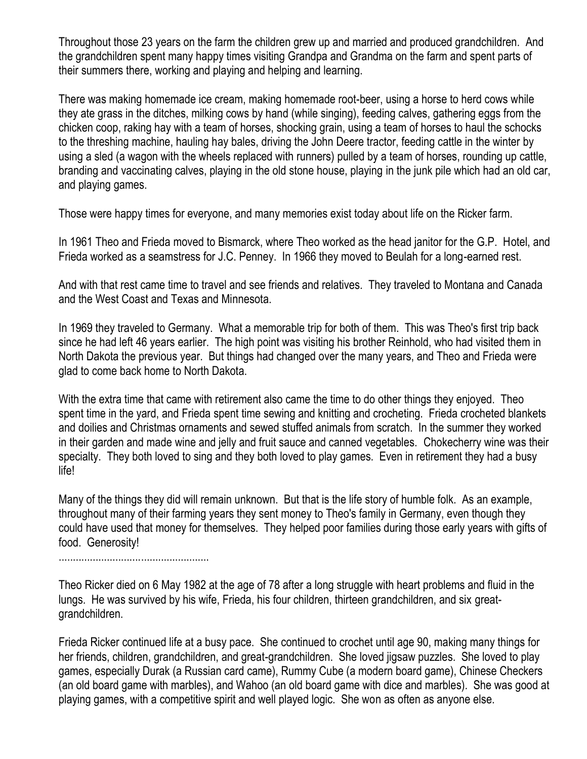Throughout those 23 years on the farm the children grew up and married and produced grandchildren. And the grandchildren spent many happy times visiting Grandpa and Grandma on the farm and spent parts of their summers there, working and playing and helping and learning.

There was making homemade ice cream, making homemade root-beer, using a horse to herd cows while they ate grass in the ditches, milking cows by hand (while singing), feeding calves, gathering eggs from the chicken coop, raking hay with a team of horses, shocking grain, using a team of horses to haul the schocks to the threshing machine, hauling hay bales, driving the John Deere tractor, feeding cattle in the winter by using a sled (a wagon with the wheels replaced with runners) pulled by a team of horses, rounding up cattle, branding and vaccinating calves, playing in the old stone house, playing in the junk pile which had an old car, and playing games.

Those were happy times for everyone, and many memories exist today about life on the Ricker farm.

In 1961 Theo and Frieda moved to Bismarck, where Theo worked as the head janitor for the G.P. Hotel, and Frieda worked as a seamstress for J.C. Penney. In 1966 they moved to Beulah for a long-earned rest.

And with that rest came time to travel and see friends and relatives. They traveled to Montana and Canada and the West Coast and Texas and Minnesota.

In 1969 they traveled to Germany. What a memorable trip for both of them. This was Theo's first trip back since he had left 46 years earlier. The high point was visiting his brother Reinhold, who had visited them in North Dakota the previous year. But things had changed over the many years, and Theo and Frieda were glad to come back home to North Dakota.

With the extra time that came with retirement also came the time to do other things they enjoyed. Theo spent time in the yard, and Frieda spent time sewing and knitting and crocheting. Frieda crocheted blankets and doilies and Christmas ornaments and sewed stuffed animals from scratch. In the summer they worked in their garden and made wine and jelly and fruit sauce and canned vegetables. Chokecherry wine was their specialty. They both loved to sing and they both loved to play games. Even in retirement they had a busy life!

Many of the things they did will remain unknown. But that is the life story of humble folk. As an example, throughout many of their farming years they sent money to Theo's family in Germany, even though they could have used that money for themselves. They helped poor families during those early years with gifts of food. Generosity!

.....................................................

Theo Ricker died on 6 May 1982 at the age of 78 after a long struggle with heart problems and fluid in the lungs. He was survived by his wife, Frieda, his four children, thirteen grandchildren, and six great-grandchildren.

Frieda Ricker continued life at a busy pace. She continued to crochet until age 90, making many things for her friends, children, grandchildren, and great-grandchildren. She loved jigsaw puzzles. She loved to play games, especially Durak (a Russian card came), Rummy Cube (a modern board game), Chinese Checkers (an old board game with marbles), and Wahoo (an old board game with dice and marbles). She was good at playing games, with a competitive spirit and well played logic. She won as often as anyone else.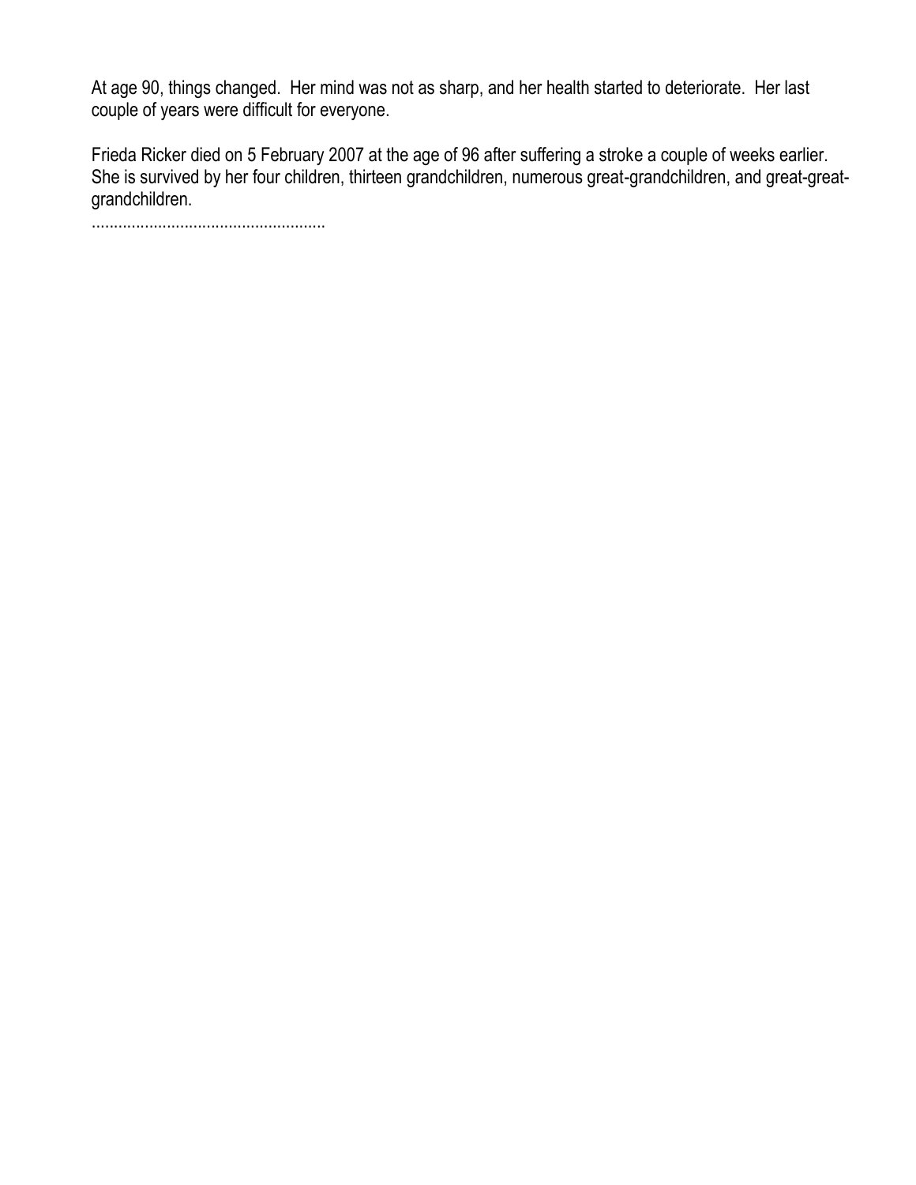At age 90, things changed. Her mind was not as sharp, and her health started to deteriorate. Her last couple of years were difficult for everyone.

Frieda Ricker died on 5 February 2007 at the age of 96 after suffering a stroke a couple of weeks earlier. She is survived by her four children, thirteen grandchildren, numerous great-grandchildren, and great-great-grandchildren.

.....................................................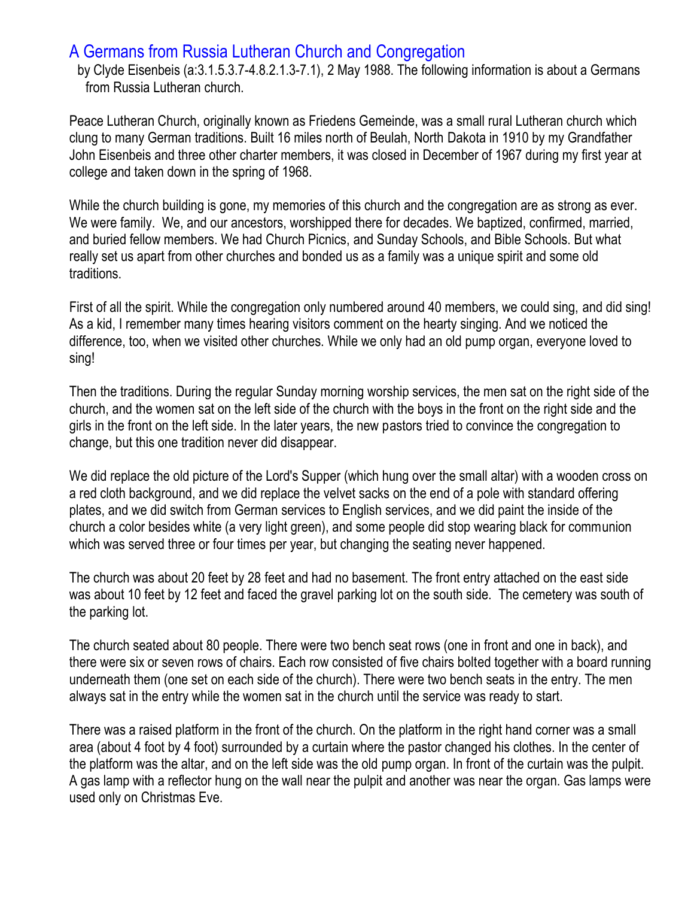## A Germans from Russia Lutheran Church and Congregation

by Clyde Eisenbeis (a:3.1.5.3.7-4.8.2.1.3-7.1), 2 May 1988. The following information is about a Germans from Russia Lutheran church.

Peace Lutheran Church, originally known as Friedens Gemeinde, was a small rural Lutheran church which clung to many German traditions. Built 16 miles north of Beulah, North Dakota in 1910 by my Grandfather John Eisenbeis and three other charter members, it was closed in December of 1967 during my first year at college and taken down in the spring of 1968.

While the church building is gone, my memories of this church and the congregation are as strong as ever. We were family. We, and our ancestors, worshipped there for decades. We baptized, confirmed, married, and buried fellow members. We had Church Picnics, and Sunday Schools, and Bible Schools. But what really set us apart from other churches and bonded us as a family was a unique spirit and some old traditions.

First of all the spirit. While the congregation only numbered around 40 members, we could sing, and did sing! As a kid, I remember many times hearing visitors comment on the hearty singing. And we noticed the difference, too, when we visited other churches. While we only had an old pump organ, everyone loved to sing!

Then the traditions. During the regular Sunday morning worship services, the men sat on the right side of the church, and the women sat on the left side of the church with the boys in the front on the right side and the girls in the front on the left side. In the later years, the new pastors tried to convince the congregation to change, but this one tradition never did disappear.

We did replace the old picture of the Lord's Supper (which hung over the small altar) with a wooden cross on a red cloth background, and we did replace the velvet sacks on the end of a pole with standard offering plates, and we did switch from German services to English services, and we did paint the inside of the church a color besides white (a very light green), and some people did stop wearing black for communion which was served three or four times per year, but changing the seating never happened.

The church was about 20 feet by 28 feet and had no basement. The front entry attached on the east side was about 10 feet by 12 feet and faced the gravel parking lot on the south side. The cemetery was south of the parking lot.

The church seated about 80 people. There were two bench seat rows (one in front and one in back), and there were six or seven rows of chairs. Each row consisted of five chairs bolted together with a board running underneath them (one set on each side of the church). There were two bench seats in the entry. The men always sat in the entry while the women sat in the church until the service was ready to start.

There was a raised platform in the front of the church. On the platform in the right hand corner was a small area (about 4 foot by 4 foot) surrounded by a curtain where the pastor changed his clothes. In the center of the platform was the altar, and on the left side was the old pump organ. In front of the curtain was the pulpit. A gas lamp with a reflector hung on the wall near the pulpit and another was near the organ. Gas lamps were used only on Christmas Eve.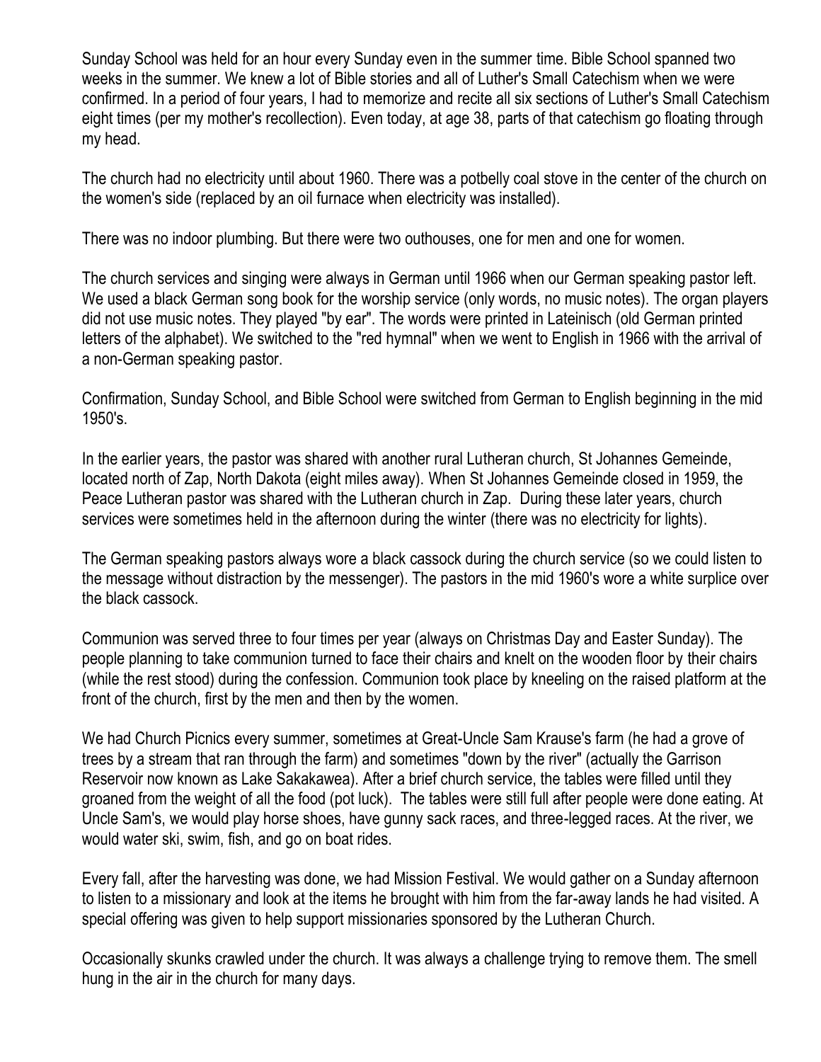Sunday School was held for an hour every Sunday even in the summer time. Bible School spanned two weeks in the summer. We knew a lot of Bible stories and all of Luther's Small Catechism when we were confirmed. In a period of four years, I had to memorize and recite all six sections of Luther's Small Catechism eight times (per my mother's recollection). Even today, at age 38, parts of that catechism go floating through my head.

The church had no electricity until about 1960. There was a potbelly coal stove in the center of the church on the women's side (replaced by an oil furnace when electricity was installed).

There was no indoor plumbing. But there were two outhouses, one for men and one for women.

The church services and singing were always in German until 1966 when our German speaking pastor left. We used a black German song book for the worship service (only words, no music notes). The organ players did not use music notes. They played "by ear". The words were printed in Lateinisch (old German printed letters of the alphabet). We switched to the "red hymnal" when we went to English in 1966 with the arrival of a non-German speaking pastor.

Confirmation, Sunday School, and Bible School were switched from German to English beginning in the mid 1950's.

In the earlier years, the pastor was shared with another rural Lutheran church, St Johannes Gemeinde, located north of Zap, North Dakota (eight miles away). When St Johannes Gemeinde closed in 1959, the Peace Lutheran pastor was shared with the Lutheran church in Zap. During these later years, church services were sometimes held in the afternoon during the winter (there was no electricity for lights).

The German speaking pastors always wore a black cassock during the church service (so we could listen to the message without distraction by the messenger). The pastors in the mid 1960's wore a white surplice over the black cassock.

Communion was served three to four times per year (always on Christmas Day and Easter Sunday). The people planning to take communion turned to face their chairs and knelt on the wooden floor by their chairs (while the rest stood) during the confession. Communion took place by kneeling on the raised platform at the front of the church, first by the men and then by the women.

We had Church Picnics every summer, sometimes at Great-Uncle Sam Krause's farm (he had a grove of trees by a stream that ran through the farm) and sometimes "down by the river" (actually the Garrison Reservoir now known as Lake Sakakawea). After a brief church service, the tables were filled until they groaned from the weight of all the food (pot luck). The tables were still full after people were done eating. At Uncle Sam's, we would play horse shoes, have gunny sack races, and three-legged races. At the river, we would water ski, swim, fish, and go on boat rides.

Every fall, after the harvesting was done, we had Mission Festival. We would gather on a Sunday afternoon to listen to a missionary and look at the items he brought with him from the far-away lands he had visited. A special offering was given to help support missionaries sponsored by the Lutheran Church.

Occasionally skunks crawled under the church. It was always a challenge trying to remove them. The smell hung in the air in the church for many days.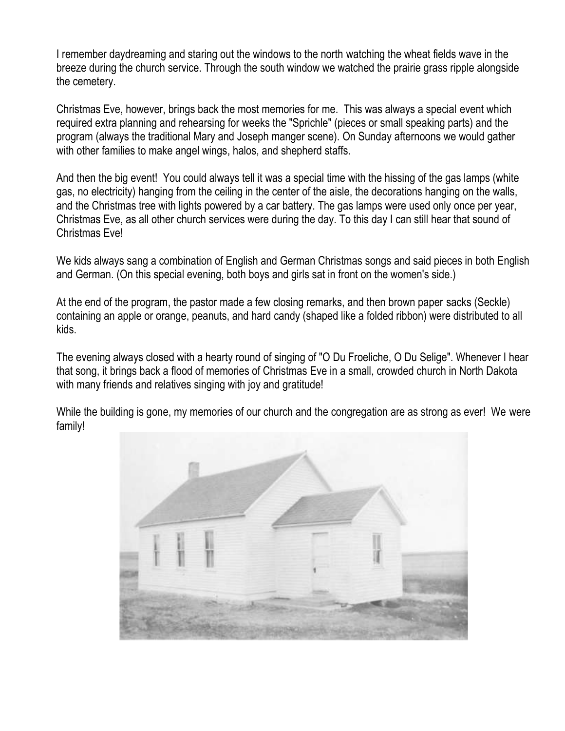I remember daydreaming and staring out the windows to the north watching the wheat fields wave in the breeze during the church service. Through the south window we watched the prairie grass ripple alongside the cemetery.

Christmas Eve, however, brings back the most memories for me. This was always a special event which required extra planning and rehearsing for weeks the "Sprichle" (pieces or small speaking parts) and the program (always the traditional Mary and Joseph manger scene). On Sunday afternoons we would gather with other families to make angel wings, halos, and shepherd staffs.

And then the big event! You could always tell it was a special time with the hissing of the gas lamps (white gas, no electricity) hanging from the ceiling in the center of the aisle, the decorations hanging on the walls, and the Christmas tree with lights powered by a car battery. The gas lamps were used only once per year, Christmas Eve, as all other church services were during the day. To this day I can still hear that sound of Christmas Eve!

We kids always sang a combination of English and German Christmas songs and said pieces in both English and German. (On this special evening, both boys and girls sat in front on the women's side.)

At the end of the program, the pastor made a few closing remarks, and then brown paper sacks (Seckle) containing an apple or orange, peanuts, and hard candy (shaped like a folded ribbon) were distributed to all kids.

The evening always closed with a hearty round of singing of "O Du Froeliche, O Du Selige". Whenever I hear that song, it brings back a flood of memories of Christmas Eve in a small, crowded church in North Dakota with many friends and relatives singing with joy and gratitude!

While the building is gone, my memories of our church and the congregation are as strong as ever! We were family!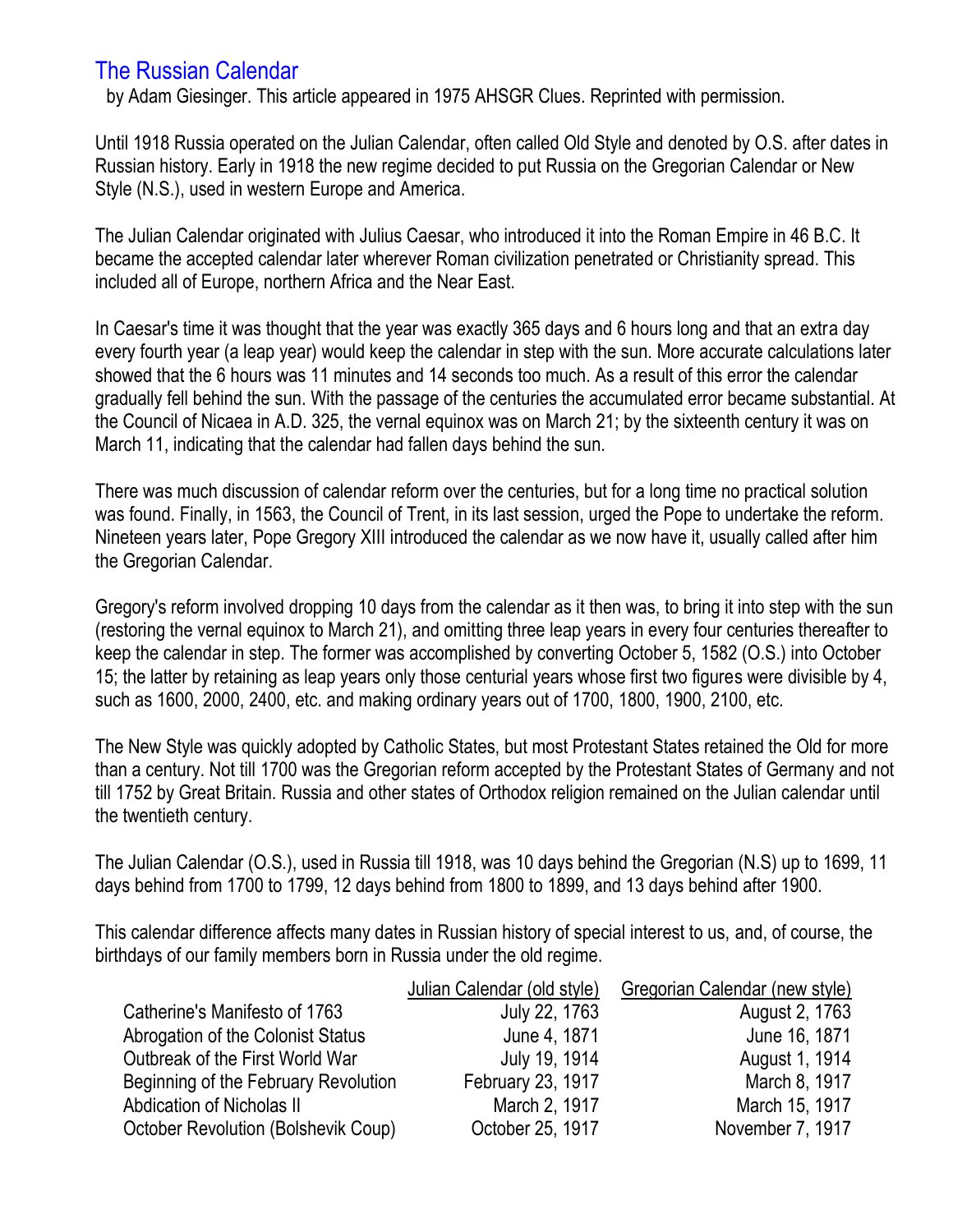## The Russian Calendar

by Adam Giesinger. This article appeared in 1975 AHSGR Clues. Reprinted with permission.

Until 1918 Russia operated on the Julian Calendar, often called Old Style and denoted by O.S. after dates in Russian history. Early in 1918 the new regime decided to put Russia on the Gregorian Calendar or New Style (N.S.), used in western Europe and America.

The Julian Calendar originated with Julius Caesar, who introduced it into the Roman Empire in 46 B.C. It became the accepted calendar later wherever Roman civilization penetrated or Christianity spread. This included all of Europe, northern Africa and the Near East.

In Caesar's time it was thought that the year was exactly 365 days and 6 hours long and that an extra day every fourth year (a leap year) would keep the calendar in step with the sun. More accurate calculations later showed that the 6 hours was 11 minutes and 14 seconds too much. As a result of this error the calendar gradually fell behind the sun. With the passage of the centuries the accumulated error became substantial. At the Council of Nicaea in A.D. 325, the vernal equinox was on March 21; by the sixteenth century it was on March 11, indicating that the calendar had fallen days behind the sun.

There was much discussion of calendar reform over the centuries, but for a long time no practical solution was found. Finally, in 1563, the Council of Trent, in its last session, urged the Pope to undertake the reform. Nineteen years later, Pope Gregory XIII introduced the calendar as we now have it, usually called after him the Gregorian Calendar.

Gregory's reform involved dropping 10 days from the calendar as it then was, to bring it into step with the sun (restoring the vernal equinox to March 21), and omitting three leap years in every four centuries thereafter to keep the calendar in step. The former was accomplished by converting October 5, 1582 (O.S.) into October 15; the latter by retaining as leap years only those centurial years whose first two figures were divisible by 4, such as 1600, 2000, 2400, etc. and making ordinary years out of 1700, 1800, 1900, 2100, etc.

The New Style was quickly adopted by Catholic States, but most Protestant States retained the Old for more than a century. Not till 1700 was the Gregorian reform accepted by the Protestant States of Germany and not till 1752 by Great Britain. Russia and other states of Orthodox religion remained on the Julian calendar until the twentieth century.

The Julian Calendar (O.S.), used in Russia till 1918, was 10 days behind the Gregorian (N.S) up to 1699, 11 days behind from 1700 to 1799, 12 days behind from 1800 to 1899, and 13 days behind after 1900.

This calendar difference affects many dates in Russian history of special interest to us, and, of course, the birthdays of our family members born in Russia under the old regime.

| | Julian Calendar (old style) | Gregorian Calendar (new style) |
|---|---|---|
| Catherine's Manifesto of 1763 | July 22, 1763 | August 2, 1763 |
| Abrogation of the Colonist Status | June 4, 1871 | June 16, 1871 |
| Outbreak of the First World War | July 19, 1914 | August 1, 1914 |
| Beginning of the February Revolution | February 23, 1917 | March 8, 1917 |
| Abdication of Nicholas II | March 2, 1917 | March 15, 1917 |
| October Revolution (Bolshevik Coup) | October 25, 1917 | November 7, 1917 |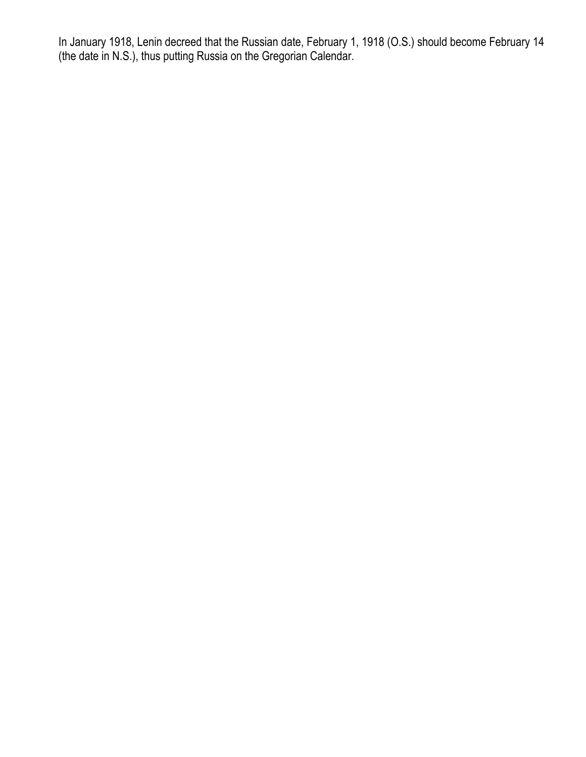In January 1918, Lenin decreed that the Russian date, February 1, 1918 (O.S.) should become February 14 (the date in N.S.), thus putting Russia on the Gregorian Calendar.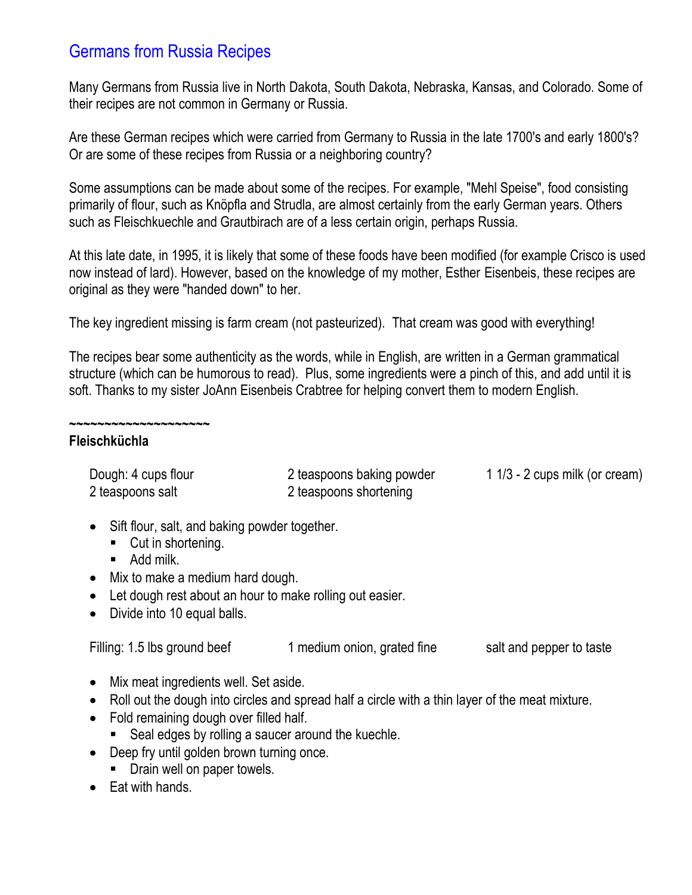## Germans from Russia Recipes

Many Germans from Russia live in North Dakota, South Dakota, Nebraska, Kansas, and Colorado. Some of their recipes are not common in Germany or Russia.

Are these German recipes which were carried from Germany to Russia in the late 1700's and early 1800's? Or are some of these recipes from Russia or a neighboring country?

Some assumptions can be made about some of the recipes. For example, "Mehl Speise", food consisting primarily of flour, such as Knöpfla and Strudla, are almost certainly from the early German years. Others such as Fleischkuechle and Grautbirach are of a less certain origin, perhaps Russia.

At this late date, in 1995, it is likely that some of these foods have been modified (for example Crisco is used now instead of lard). However, based on the knowledge of my mother, Esther Eisenbeis, these recipes are original as they were "handed down" to her.

The key ingredient missing is farm cream (not pasteurized). That cream was good with everything!

The recipes bear some authenticity as the words, while in English, are written in a German grammatical structure (which can be humorous to read). Plus, some ingredients were a pinch of this, and add until it is soft. Thanks to my sister JoAnn Eisenbeis Crabtree for helping convert them to modern English.

~~~~~~~~~~~~~~~~~~~~

**Fleischküchla**

Dough: 4 cups flour
2 teaspoons salt
2 teaspoons baking powder
2 teaspoons shortening
1 1/3 - 2 cups milk (or cream)

- Sift flour, salt, and baking powder together.
  - Cut in shortening.
  - Add milk.
- Mix to make a medium hard dough.
- Let dough rest about an hour to make rolling out easier.
- Divide into 10 equal balls.

Filling: 1.5 lbs ground beef
1 medium onion, grated fine
salt and pepper to taste

- Mix meat ingredients well. Set aside.
- Roll out the dough into circles and spread half a circle with a thin layer of the meat mixture.
- Fold remaining dough over filled half.
  - Seal edges by rolling a saucer around the kuechle.
- Deep fry until golden brown turning once.
  - Drain well on paper towels.
- Eat with hands.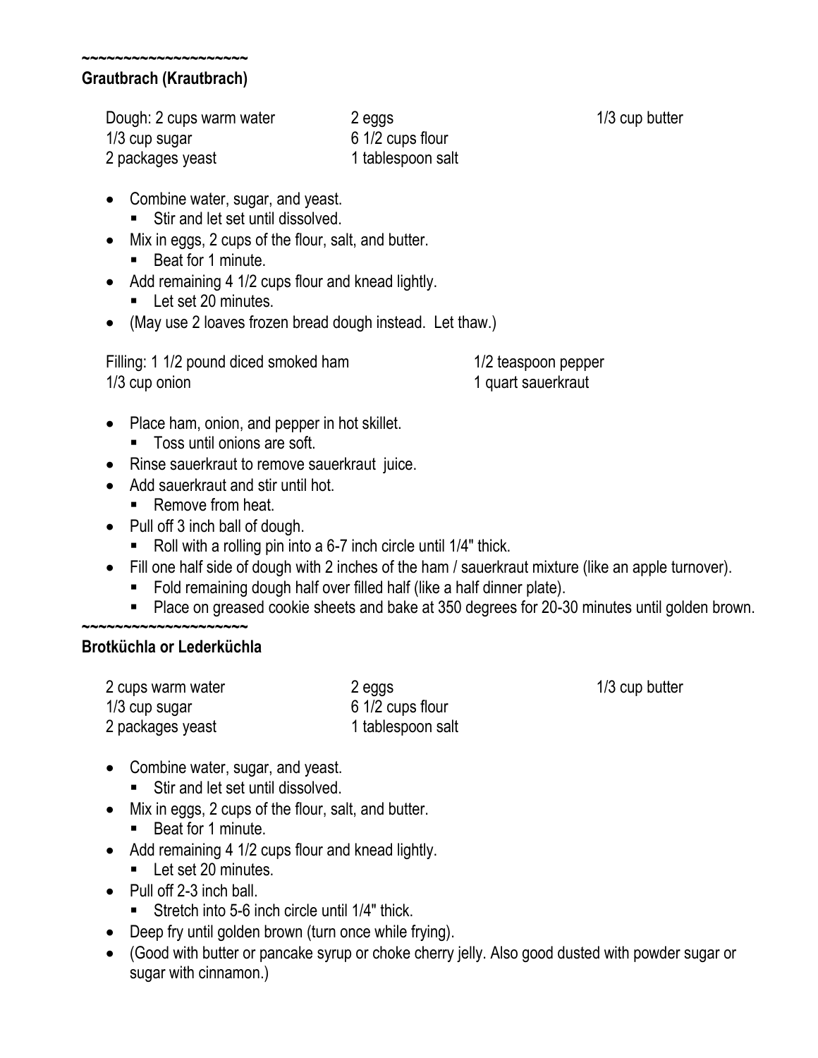~~~~~~~~~~~~~~~~~~~~

**Grautbrach (Krautbrach)**

| Dough: 2 cups warm water | 2 eggs | 1/3 cup butter |
|---|---|---|
| 1/3 cup sugar | 6 1/2 cups flour | |
| 2 packages yeast | 1 tablespoon salt | |

- Combine water, sugar, and yeast.
  - Stir and let set until dissolved.
- Mix in eggs, 2 cups of the flour, salt, and butter.
  - Beat for 1 minute.
- Add remaining 4 1/2 cups flour and knead lightly.
  - Let set 20 minutes.
- (May use 2 loaves frozen bread dough instead. Let thaw.)

| Filling: 1 1/2 pound diced smoked ham | 1/2 teaspoon pepper |
|---|---|
| 1/3 cup onion | 1 quart sauerkraut |

- Place ham, onion, and pepper in hot skillet.
  - Toss until onions are soft.
- Rinse sauerkraut to remove sauerkraut juice.
- Add sauerkraut and stir until hot.
  - Remove from heat.
- Pull off 3 inch ball of dough.
  - Roll with a rolling pin into a 6-7 inch circle until 1/4" thick.
- Fill one half side of dough with 2 inches of the ham / sauerkraut mixture (like an apple turnover).
  - Fold remaining dough half over filled half (like a half dinner plate).
  - Place on greased cookie sheets and bake at 350 degrees for 20-30 minutes until golden brown.

~~~~~~~~~~~~~~~~~~~~

**Brotküchla or Lederküchla**

| 2 cups warm water | 2 eggs | 1/3 cup butter |
|---|---|---|
| 1/3 cup sugar | 6 1/2 cups flour | |
| 2 packages yeast | 1 tablespoon salt | |

- Combine water, sugar, and yeast.
  - Stir and let set until dissolved.
- Mix in eggs, 2 cups of the flour, salt, and butter.
  - Beat for 1 minute.
- Add remaining 4 1/2 cups flour and knead lightly.
  - Let set 20 minutes.
- Pull off 2-3 inch ball.
  - Stretch into 5-6 inch circle until 1/4" thick.
- Deep fry until golden brown (turn once while frying).
- (Good with butter or pancake syrup or choke cherry jelly. Also good dusted with powder sugar or sugar with cinnamon.)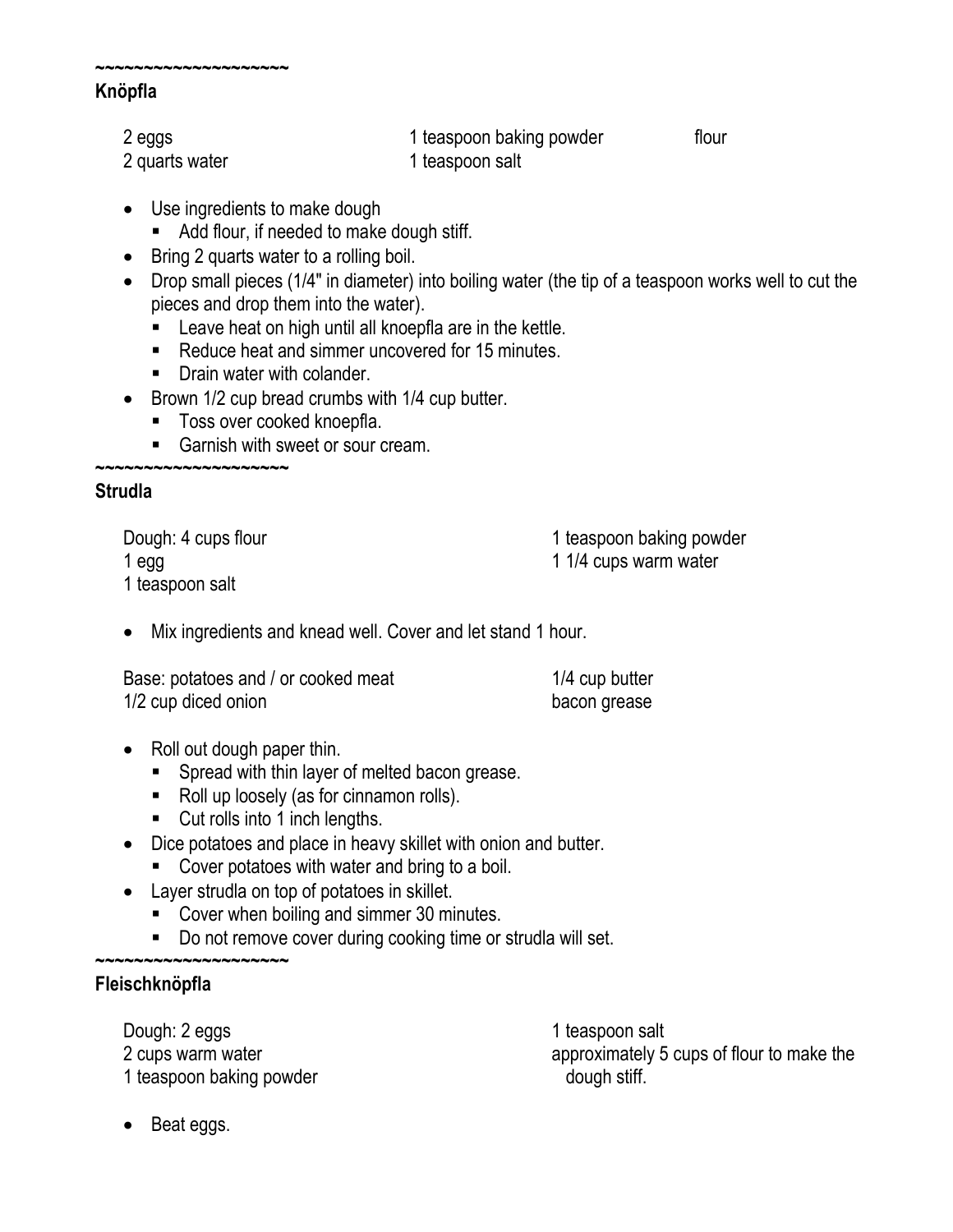~~~~~~~~~~~~~~~~~~~~

**Knöpfla**

2 eggs
2 quarts water
1 teaspoon baking powder
1 teaspoon salt
flour

- Use ingredients to make dough
  - Add flour, if needed to make dough stiff.
- Bring 2 quarts water to a rolling boil.
- Drop small pieces (1/4" in diameter) into boiling water (the tip of a teaspoon works well to cut the pieces and drop them into the water).
  - Leave heat on high until all knoepfla are in the kettle.
  - Reduce heat and simmer uncovered for 15 minutes.
  - Drain water with colander.
- Brown 1/2 cup bread crumbs with 1/4 cup butter.
  - Toss over cooked knoepfla.
  - Garnish with sweet or sour cream.

~~~~~~~~~~~~~~~~~~~~

**Strudla**

Dough: 4 cups flour
1 egg
1 teaspoon salt
1 teaspoon baking powder
1 1/4 cups warm water

- Mix ingredients and knead well. Cover and let stand 1 hour.

Base: potatoes and / or cooked meat
1/2 cup diced onion
1/4 cup butter
bacon grease

- Roll out dough paper thin.
  - Spread with thin layer of melted bacon grease.
  - Roll up loosely (as for cinnamon rolls).
  - Cut rolls into 1 inch lengths.
- Dice potatoes and place in heavy skillet with onion and butter.
  - Cover potatoes with water and bring to a boil.
- Layer strudla on top of potatoes in skillet.
  - Cover when boiling and simmer 30 minutes.
  - Do not remove cover during cooking time or strudla will set.

~~~~~~~~~~~~~~~~~~~~

**Fleischknöpfla**

Dough: 2 eggs
2 cups warm water
1 teaspoon baking powder
1 teaspoon salt
approximately 5 cups of flour to make the dough stiff.

- Beat eggs.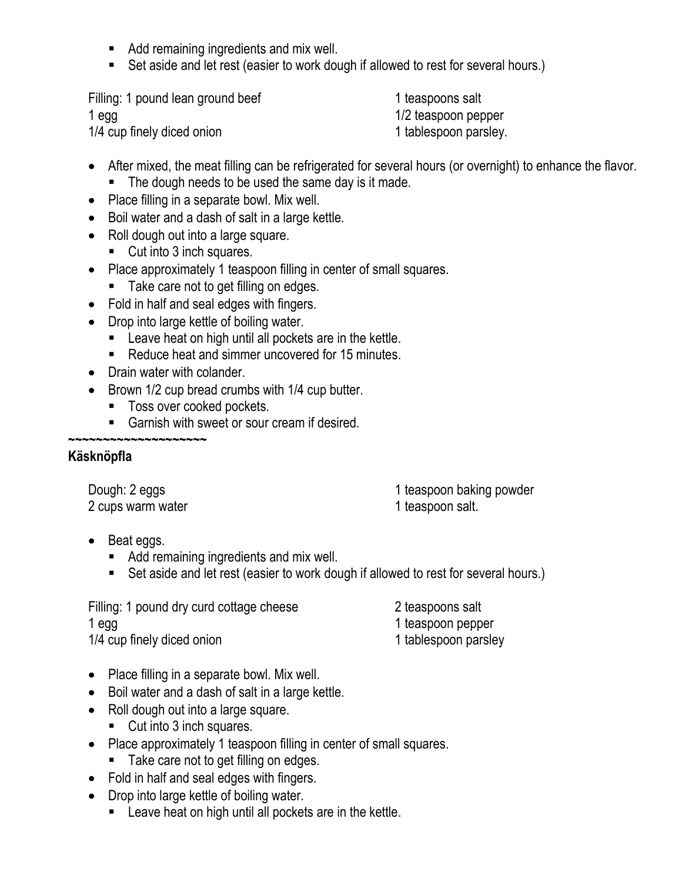- Add remaining ingredients and mix well.
- Set aside and let rest (easier to work dough if allowed to rest for several hours.)

Filling: 1 pound lean ground beef
1 egg
1/4 cup finely diced onion
1 teaspoons salt
1/2 teaspoon pepper
1 tablespoon parsley.

- After mixed, the meat filling can be refrigerated for several hours (or overnight) to enhance the flavor.
    - The dough needs to be used the same day is it made.
- Place filling in a separate bowl. Mix well.
- Boil water and a dash of salt in a large kettle.
- Roll dough out into a large square.
    - Cut into 3 inch squares.
- Place approximately 1 teaspoon filling in center of small squares.
    - Take care not to get filling on edges.
- Fold in half and seal edges with fingers.
- Drop into large kettle of boiling water.
    - Leave heat on high until all pockets are in the kettle.
    - Reduce heat and simmer uncovered for 15 minutes.
- Drain water with colander.
- Brown 1/2 cup bread crumbs with 1/4 cup butter.
    - Toss over cooked pockets.
    - Garnish with sweet or sour cream if desired.

~~~~~~~~~~~~~~~~~~~~

**Käsknöpfla**

Dough: 2 eggs
2 cups warm water
1 teaspoon baking powder
1 teaspoon salt.

- Beat eggs.
    - Add remaining ingredients and mix well.
    - Set aside and let rest (easier to work dough if allowed to rest for several hours.)

Filling: 1 pound dry curd cottage cheese
1 egg
1/4 cup finely diced onion
2 teaspoons salt
1 teaspoon pepper
1 tablespoon parsley

- Place filling in a separate bowl. Mix well.
- Boil water and a dash of salt in a large kettle.
- Roll dough out into a large square.
    - Cut into 3 inch squares.
- Place approximately 1 teaspoon filling in center of small squares.
    - Take care not to get filling on edges.
- Fold in half and seal edges with fingers.
- Drop into large kettle of boiling water.
    - Leave heat on high until all pockets are in the kettle.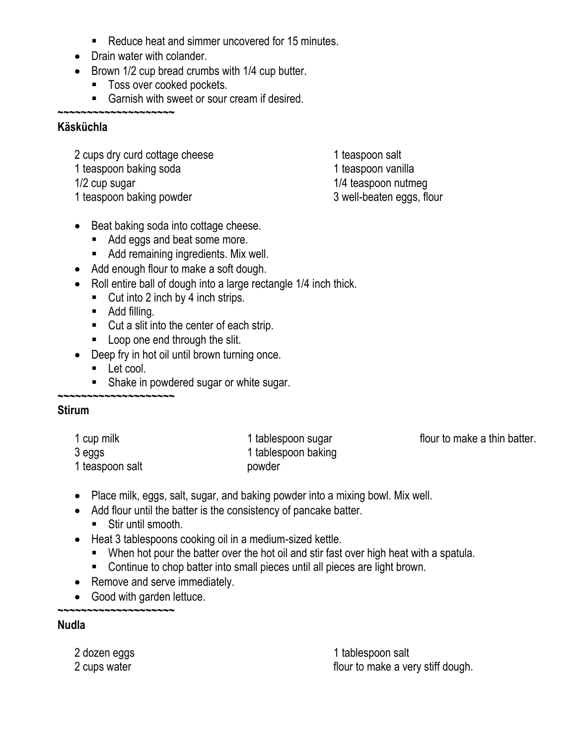- Reduce heat and simmer uncovered for 15 minutes.
- Drain water with colander.
- Brown 1/2 cup bread crumbs with 1/4 cup butter.
  - Toss over cooked pockets.
  - Garnish with sweet or sour cream if desired.

~~~~~~~~~~~~~~~~~~~

**Käsküchla**

2 cups dry curd cottage cheese
1 teaspoon baking soda
1/2 cup sugar
1 teaspoon baking powder
1 teaspoon salt
1 teaspoon vanilla
1/4 teaspoon nutmeg
3 well-beaten eggs, flour

- Beat baking soda into cottage cheese.
  - Add eggs and beat some more.
  - Add remaining ingredients. Mix well.
- Add enough flour to make a soft dough.
- Roll entire ball of dough into a large rectangle 1/4 inch thick.
  - Cut into 2 inch by 4 inch strips.
  - Add filling.
  - Cut a slit into the center of each strip.
  - Loop one end through the slit.
- Deep fry in hot oil until brown turning once.
  - Let cool.
  - Shake in powdered sugar or white sugar.

~~~~~~~~~~~~~~~~~~~

**Stirum**

1 cup milk
3 eggs
1 teaspoon salt
1 tablespoon sugar
1 tablespoon baking powder
flour to make a thin batter.

- Place milk, eggs, salt, sugar, and baking powder into a mixing bowl. Mix well.
- Add flour until the batter is the consistency of pancake batter.
  - Stir until smooth.
- Heat 3 tablespoons cooking oil in a medium-sized kettle.
  - When hot pour the batter over the hot oil and stir fast over high heat with a spatula.
  - Continue to chop batter into small pieces until all pieces are light brown.
- Remove and serve immediately.
- Good with garden lettuce.

~~~~~~~~~~~~~~~~~~~

**Nudla**

2 dozen eggs
2 cups water
1 tablespoon salt
flour to make a very stiff dough.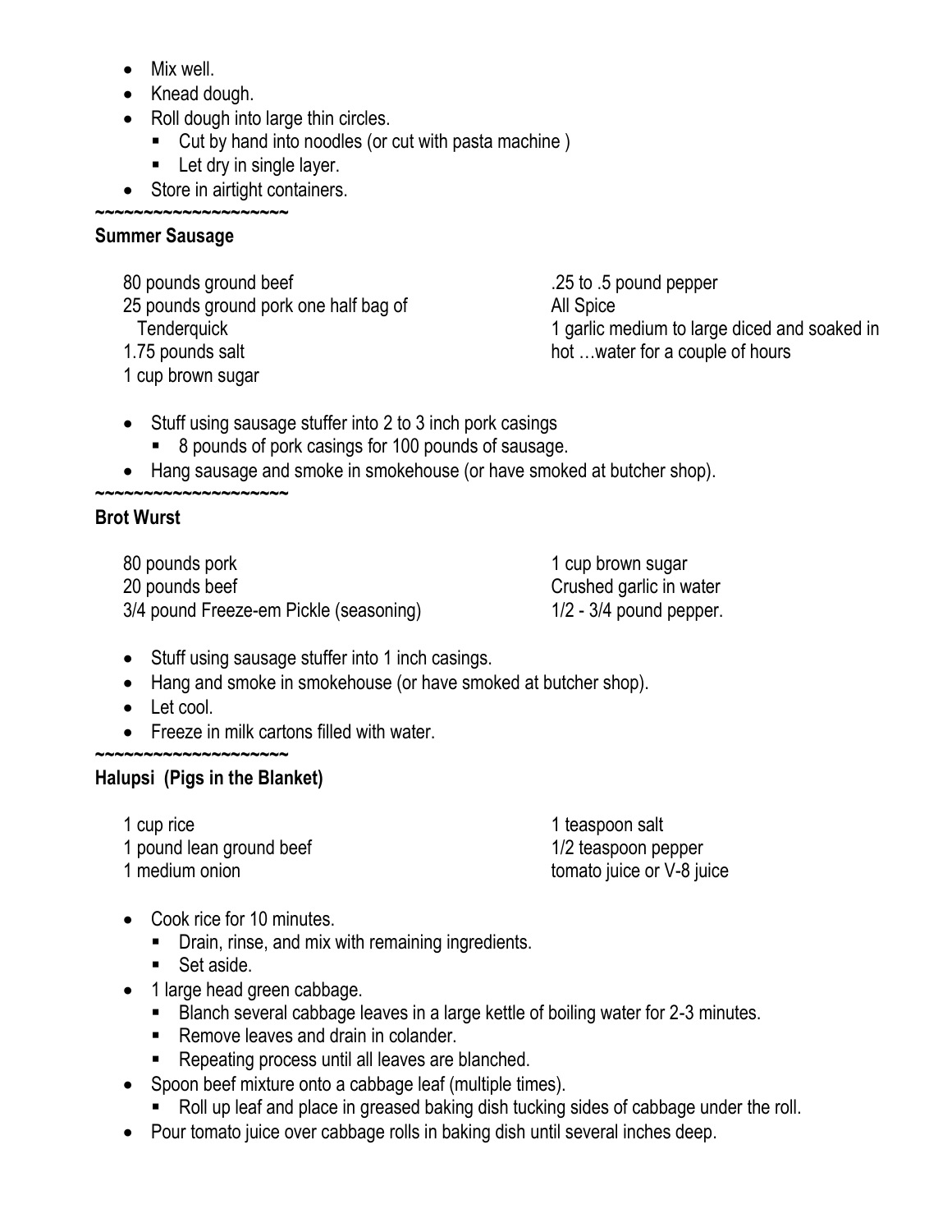- Mix well.
- Knead dough.
- Roll dough into large thin circles.
  - Cut by hand into noodles (or cut with pasta machine )
  - Let dry in single layer.
- Store in airtight containers.

~~~~~~~~~~~~~~~~~~~~

**Summer Sausage**

80 pounds ground beef
25 pounds ground pork one half bag of Tenderquick
1.75 pounds salt
1 cup brown sugar
.25 to .5 pound pepper
All Spice
1 garlic medium to large diced and soaked in hot …water for a couple of hours

- Stuff using sausage stuffer into 2 to 3 inch pork casings
  - 8 pounds of pork casings for 100 pounds of sausage.
- Hang sausage and smoke in smokehouse (or have smoked at butcher shop).

~~~~~~~~~~~~~~~~~~~~

**Brot Wurst**

80 pounds pork
20 pounds beef
3/4 pound Freeze-em Pickle (seasoning)
1 cup brown sugar
Crushed garlic in water
1/2 - 3/4 pound pepper.

- Stuff using sausage stuffer into 1 inch casings.
- Hang and smoke in smokehouse (or have smoked at butcher shop).
- Let cool.
- Freeze in milk cartons filled with water.

~~~~~~~~~~~~~~~~~~~~

**Halupsi (Pigs in the Blanket)**

1 cup rice
1 pound lean ground beef
1 medium onion
1 teaspoon salt
1/2 teaspoon pepper
tomato juice or V-8 juice

- Cook rice for 10 minutes.
  - Drain, rinse, and mix with remaining ingredients.
  - Set aside.
- 1 large head green cabbage.
  - Blanch several cabbage leaves in a large kettle of boiling water for 2-3 minutes.
  - Remove leaves and drain in colander.
  - Repeating process until all leaves are blanched.
- Spoon beef mixture onto a cabbage leaf (multiple times).
  - Roll up leaf and place in greased baking dish tucking sides of cabbage under the roll.
- Pour tomato juice over cabbage rolls in baking dish until several inches deep.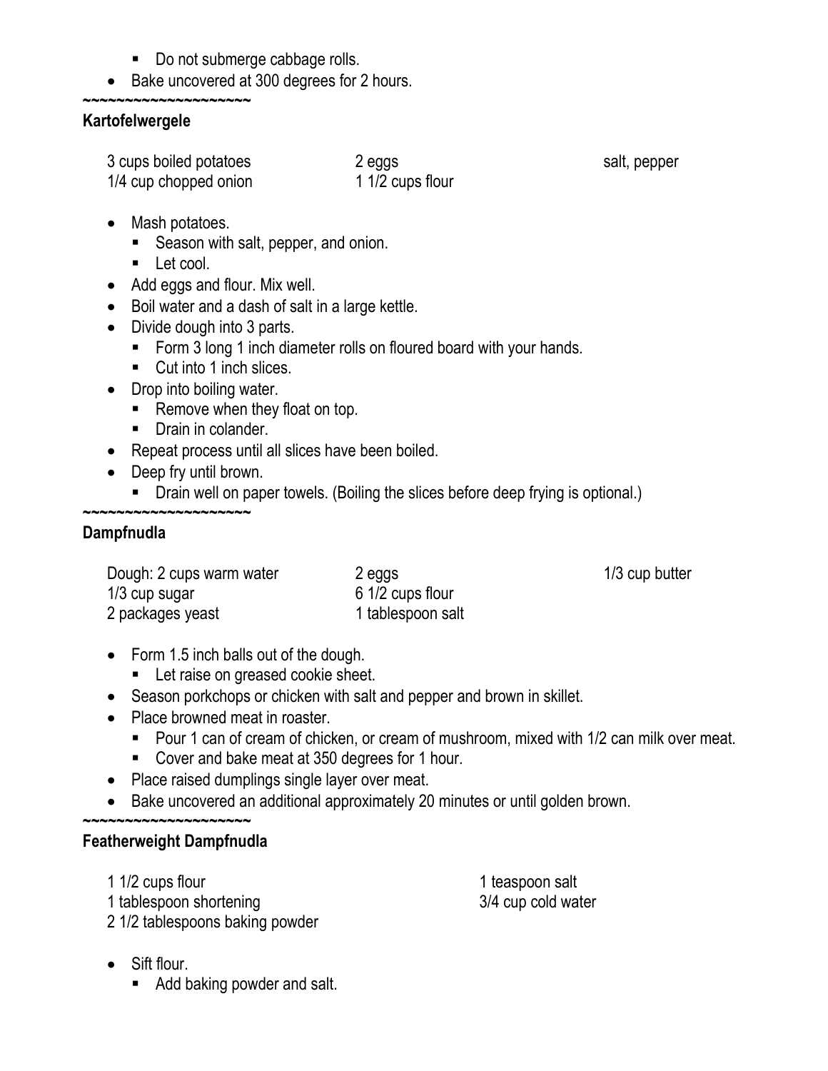- Do not submerge cabbage rolls.
- Bake uncovered at 300 degrees for 2 hours.

~~~~~~~~~~~~~~~~~~~~

**Kartofelwergele**

| | | |
|---|---|---|
| 3 cups boiled potatoes | 2 eggs | salt, pepper |
| 1/4 cup chopped onion | 1 1/2 cups flour | |

- Mash potatoes.
  - Season with salt, pepper, and onion.
  - Let cool.
- Add eggs and flour. Mix well.
- Boil water and a dash of salt in a large kettle.
- Divide dough into 3 parts.
  - Form 3 long 1 inch diameter rolls on floured board with your hands.
  - Cut into 1 inch slices.
- Drop into boiling water.
  - Remove when they float on top.
  - Drain in colander.
- Repeat process until all slices have been boiled.
- Deep fry until brown.
  - Drain well on paper towels. (Boiling the slices before deep frying is optional.)

~~~~~~~~~~~~~~~~~~~~

**Dampfnudla**

| | | |
|---|---|---|
| Dough: 2 cups warm water | 2 eggs | 1/3 cup butter |
| 1/3 cup sugar | 6 1/2 cups flour | |
| 2 packages yeast | 1 tablespoon salt | |

- Form 1.5 inch balls out of the dough.
  - Let raise on greased cookie sheet.
- Season porkchops or chicken with salt and pepper and brown in skillet.
- Place browned meat in roaster.
  - Pour 1 can of cream of chicken, or cream of mushroom, mixed with 1/2 can milk over meat.
  - Cover and bake meat at 350 degrees for 1 hour.
- Place raised dumplings single layer over meat.
- Bake uncovered an additional approximately 20 minutes or until golden brown.

~~~~~~~~~~~~~~~~~~~~

**Featherweight Dampfnudla**

| | |
|---|---|
| 1 1/2 cups flour | 1 teaspoon salt |
| 1 tablespoon shortening | 3/4 cup cold water |
| 2 1/2 tablespoons baking powder | |

- Sift flour.
  - Add baking powder and salt.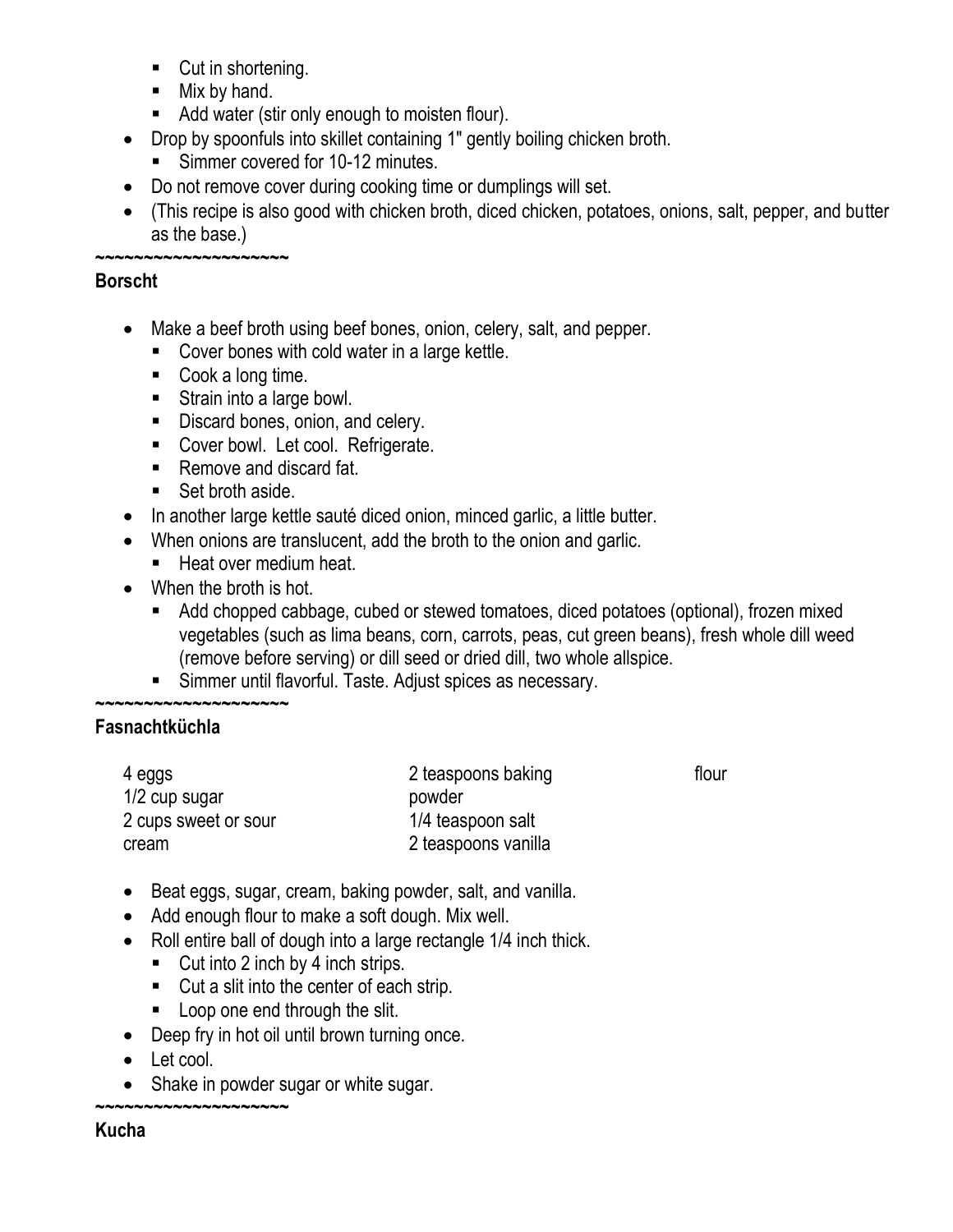- Cut in shortening.
    - Mix by hand.
    - Add water (stir only enough to moisten flour).
- Drop by spoonfuls into skillet containing 1" gently boiling chicken broth.
    - Simmer covered for 10-12 minutes.
- Do not remove cover during cooking time or dumplings will set.
- (This recipe is also good with chicken broth, diced chicken, potatoes, onions, salt, pepper, and butter as the base.)

~~~~~~~~~~~~~~~~~~~~

**Borscht**

- Make a beef broth using beef bones, onion, celery, salt, and pepper.
    - Cover bones with cold water in a large kettle.
    - Cook a long time.
    - Strain into a large bowl.
    - Discard bones, onion, and celery.
    - Cover bowl. Let cool. Refrigerate.
    - Remove and discard fat.
    - Set broth aside.
- In another large kettle sauté diced onion, minced garlic, a little butter.
- When onions are translucent, add the broth to the onion and garlic.
    - Heat over medium heat.
- When the broth is hot.
    - Add chopped cabbage, cubed or stewed tomatoes, diced potatoes (optional), frozen mixed vegetables (such as lima beans, corn, carrots, peas, cut green beans), fresh whole dill weed (remove before serving) or dill seed or dried dill, two whole allspice.
    - Simmer until flavorful. Taste. Adjust spices as necessary.

~~~~~~~~~~~~~~~~~~~~

**Fasnachtküchla**

4 eggs
1/2 cup sugar
2 cups sweet or sour cream
2 teaspoons baking powder
1/4 teaspoon salt
2 teaspoons vanilla
flour

- Beat eggs, sugar, cream, baking powder, salt, and vanilla.
- Add enough flour to make a soft dough. Mix well.
- Roll entire ball of dough into a large rectangle 1/4 inch thick.
    - Cut into 2 inch by 4 inch strips.
    - Cut a slit into the center of each strip.
    - Loop one end through the slit.
- Deep fry in hot oil until brown turning once.
- Let cool.
- Shake in powder sugar or white sugar.

~~~~~~~~~~~~~~~~~~~~

**Kucha**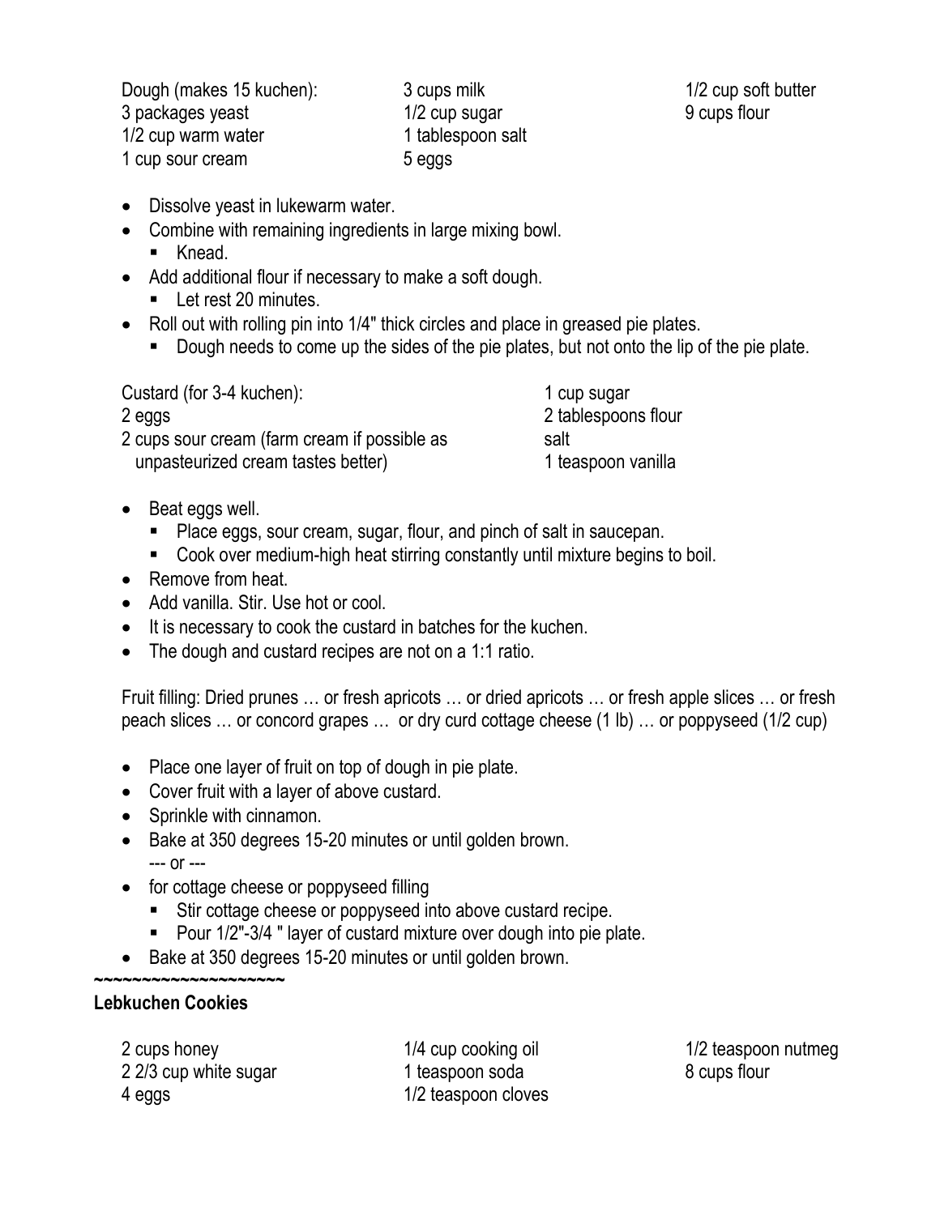Dough (makes 15 kuchen):
3 packages yeast
1/2 cup warm water
1 cup sour cream
3 cups milk
1/2 cup sugar
1 tablespoon salt
5 eggs
1/2 cup soft butter
9 cups flour

- Dissolve yeast in lukewarm water.
- Combine with remaining ingredients in large mixing bowl.
  - Knead.
- Add additional flour if necessary to make a soft dough.
  - Let rest 20 minutes.
- Roll out with rolling pin into 1/4" thick circles and place in greased pie plates.
  - Dough needs to come up the sides of the pie plates, but not onto the lip of the pie plate.

Custard (for 3-4 kuchen):
2 eggs
2 cups sour cream (farm cream if possible as unpasteurized cream tastes better)
1 cup sugar
2 tablespoons flour
salt
1 teaspoon vanilla

- Beat eggs well.
  - Place eggs, sour cream, sugar, flour, and pinch of salt in saucepan.
  - Cook over medium-high heat stirring constantly until mixture begins to boil.
- Remove from heat.
- Add vanilla. Stir. Use hot or cool.
- It is necessary to cook the custard in batches for the kuchen.
- The dough and custard recipes are not on a 1:1 ratio.

Fruit filling: Dried prunes … or fresh apricots … or dried apricots … or fresh apple slices … or fresh peach slices … or concord grapes … or dry curd cottage cheese (1 lb) … or poppyseed (1/2 cup)

- Place one layer of fruit on top of dough in pie plate.
- Cover fruit with a layer of above custard.
- Sprinkle with cinnamon.
- Bake at 350 degrees 15-20 minutes or until golden brown.
  --- or ---
- for cottage cheese or poppyseed filling
  - Stir cottage cheese or poppyseed into above custard recipe.
  - Pour 1/2"-3/4 " layer of custard mixture over dough into pie plate.
- Bake at 350 degrees 15-20 minutes or until golden brown.

~~~~~~~~~~~~~~~~~~~~

**Lebkuchen Cookies**

2 cups honey
2 2/3 cup white sugar
4 eggs
1/4 cup cooking oil
1 teaspoon soda
1/2 teaspoon cloves
1/2 teaspoon nutmeg
8 cups flour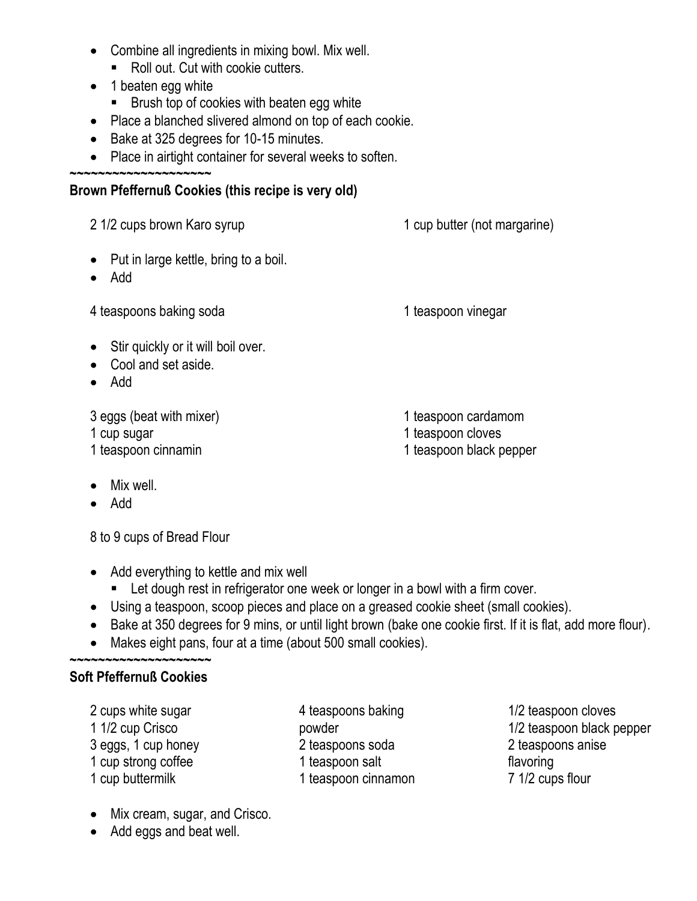- Combine all ingredients in mixing bowl. Mix well.
  - Roll out. Cut with cookie cutters.
- 1 beaten egg white
  - Brush top of cookies with beaten egg white
- Place a blanched slivered almond on top of each cookie.
- Bake at 325 degrees for 10-15 minutes.
- Place in airtight container for several weeks to soften.

~~~~~~~~~~~~~~~~~~~~

**Brown Pfeffernuß Cookies (this recipe is very old)**

2 1/2 cups brown Karo syrup
1 cup butter (not margarine)

- Put in large kettle, bring to a boil.
- Add

4 teaspoons baking soda
1 teaspoon vinegar

- Stir quickly or it will boil over.
- Cool and set aside.
- Add

3 eggs (beat with mixer)
1 cup sugar
1 teaspoon cinnamin
1 teaspoon cardamom
1 teaspoon cloves
1 teaspoon black pepper

- Mix well.
- Add

8 to 9 cups of Bread Flour

- Add everything to kettle and mix well
  - Let dough rest in refrigerator one week or longer in a bowl with a firm cover.
- Using a teaspoon, scoop pieces and place on a greased cookie sheet (small cookies).
- Bake at 350 degrees for 9 mins, or until light brown (bake one cookie first. If it is flat, add more flour).
- Makes eight pans, four at a time (about 500 small cookies).

~~~~~~~~~~~~~~~~~~~~

**Soft Pfeffernuß Cookies**

2 cups white sugar
1 1/2 cup Crisco
3 eggs, 1 cup honey
1 cup strong coffee
1 cup buttermilk
4 teaspoons baking powder
2 teaspoons soda
1 teaspoon salt
1 teaspoon cinnamon
1/2 teaspoon cloves
1/2 teaspoon black pepper
2 teaspoons anise flavoring
7 1/2 cups flour

- Mix cream, sugar, and Crisco.
- Add eggs and beat well.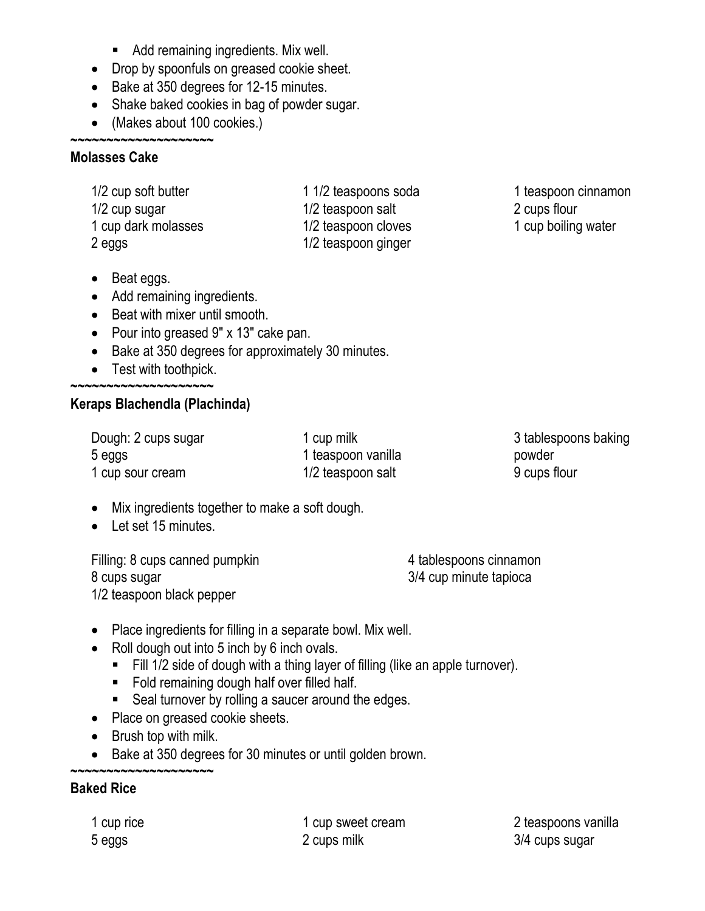- Add remaining ingredients. Mix well.
- Drop by spoonfuls on greased cookie sheet.
- Bake at 350 degrees for 12-15 minutes.
- Shake baked cookies in bag of powder sugar.
- (Makes about 100 cookies.)

~~~~~~~~~~~~~~~~~~~~

**Molasses Cake**

1/2 cup soft butter
1/2 cup sugar
1 cup dark molasses
2 eggs
1 1/2 teaspoons soda
1/2 teaspoon salt
1/2 teaspoon cloves
1/2 teaspoon ginger
1 teaspoon cinnamon
2 cups flour
1 cup boiling water

- Beat eggs.
- Add remaining ingredients.
- Beat with mixer until smooth.
- Pour into greased 9" x 13" cake pan.
- Bake at 350 degrees for approximately 30 minutes.
- Test with toothpick.

~~~~~~~~~~~~~~~~~~~~

**Keraps Blachendla (Plachinda)**

Dough: 2 cups sugar
5 eggs
1 cup sour cream
1 cup milk
1 teaspoon vanilla
1/2 teaspoon salt
3 tablespoons baking powder
9 cups flour

- Mix ingredients together to make a soft dough.
- Let set 15 minutes.

Filling: 8 cups canned pumpkin
8 cups sugar
1/2 teaspoon black pepper
4 tablespoons cinnamon
3/4 cup minute tapioca

- Place ingredients for filling in a separate bowl. Mix well.
- Roll dough out into 5 inch by 6 inch ovals.
  - Fill 1/2 side of dough with a thing layer of filling (like an apple turnover).
  - Fold remaining dough half over filled half.
  - Seal turnover by rolling a saucer around the edges.
- Place on greased cookie sheets.
- Brush top with milk.
- Bake at 350 degrees for 30 minutes or until golden brown.

~~~~~~~~~~~~~~~~~~~~

**Baked Rice**

1 cup rice
5 eggs
1 cup sweet cream
2 cups milk
2 teaspoons vanilla
3/4 cups sugar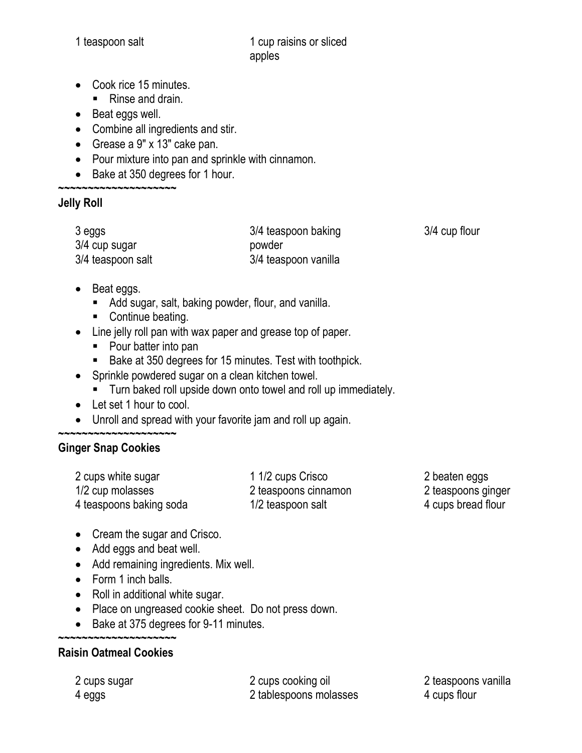1 teaspoon salt
1 cup raisins or sliced apples

- Cook rice 15 minutes.
  - Rinse and drain.
- Beat eggs well.
- Combine all ingredients and stir.
- Grease a 9" x 13" cake pan.
- Pour mixture into pan and sprinkle with cinnamon.
- Bake at 350 degrees for 1 hour.

~~~~~~~~~~~~~~~~~~~~

**Jelly Roll**

3 eggs
3/4 cup sugar
3/4 teaspoon salt
3/4 teaspoon baking powder
3/4 teaspoon vanilla
3/4 cup flour

- Beat eggs.
  - Add sugar, salt, baking powder, flour, and vanilla.
  - Continue beating.
- Line jelly roll pan with wax paper and grease top of paper.
  - Pour batter into pan
  - Bake at 350 degrees for 15 minutes. Test with toothpick.
- Sprinkle powdered sugar on a clean kitchen towel.
  - Turn baked roll upside down onto towel and roll up immediately.
- Let set 1 hour to cool.
- Unroll and spread with your favorite jam and roll up again.

~~~~~~~~~~~~~~~~~~~~

**Ginger Snap Cookies**

2 cups white sugar
1/2 cup molasses
4 teaspoons baking soda
1 1/2 cups Crisco
2 teaspoons cinnamon
1/2 teaspoon salt
2 beaten eggs
2 teaspoons ginger
4 cups bread flour

- Cream the sugar and Crisco.
- Add eggs and beat well.
- Add remaining ingredients. Mix well.
- Form 1 inch balls.
- Roll in additional white sugar.
- Place on ungreased cookie sheet. Do not press down.
- Bake at 375 degrees for 9-11 minutes.

~~~~~~~~~~~~~~~~~~~~

**Raisin Oatmeal Cookies**

2 cups sugar
4 eggs
2 cups cooking oil
2 tablespoons molasses
2 teaspoons vanilla
4 cups flour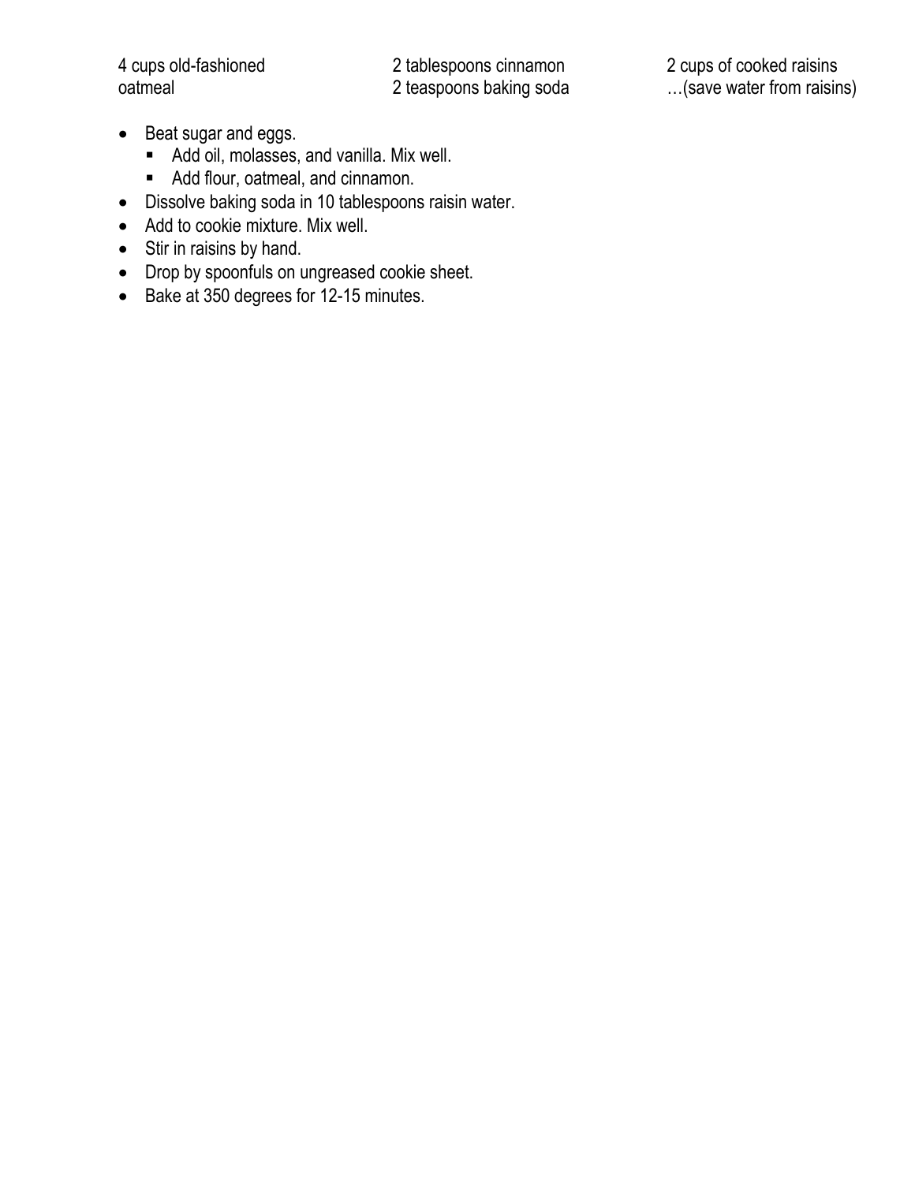4 cups old-fashioned oatmeal

2 tablespoons cinnamon
2 teaspoons baking soda

2 cups of cooked raisins
…(save water from raisins)

- Beat sugar and eggs.
  - Add oil, molasses, and vanilla. Mix well.
  - Add flour, oatmeal, and cinnamon.
- Dissolve baking soda in 10 tablespoons raisin water.
- Add to cookie mixture. Mix well.
- Stir in raisins by hand.
- Drop by spoonfuls on ungreased cookie sheet.
- Bake at 350 degrees for 12-15 minutes.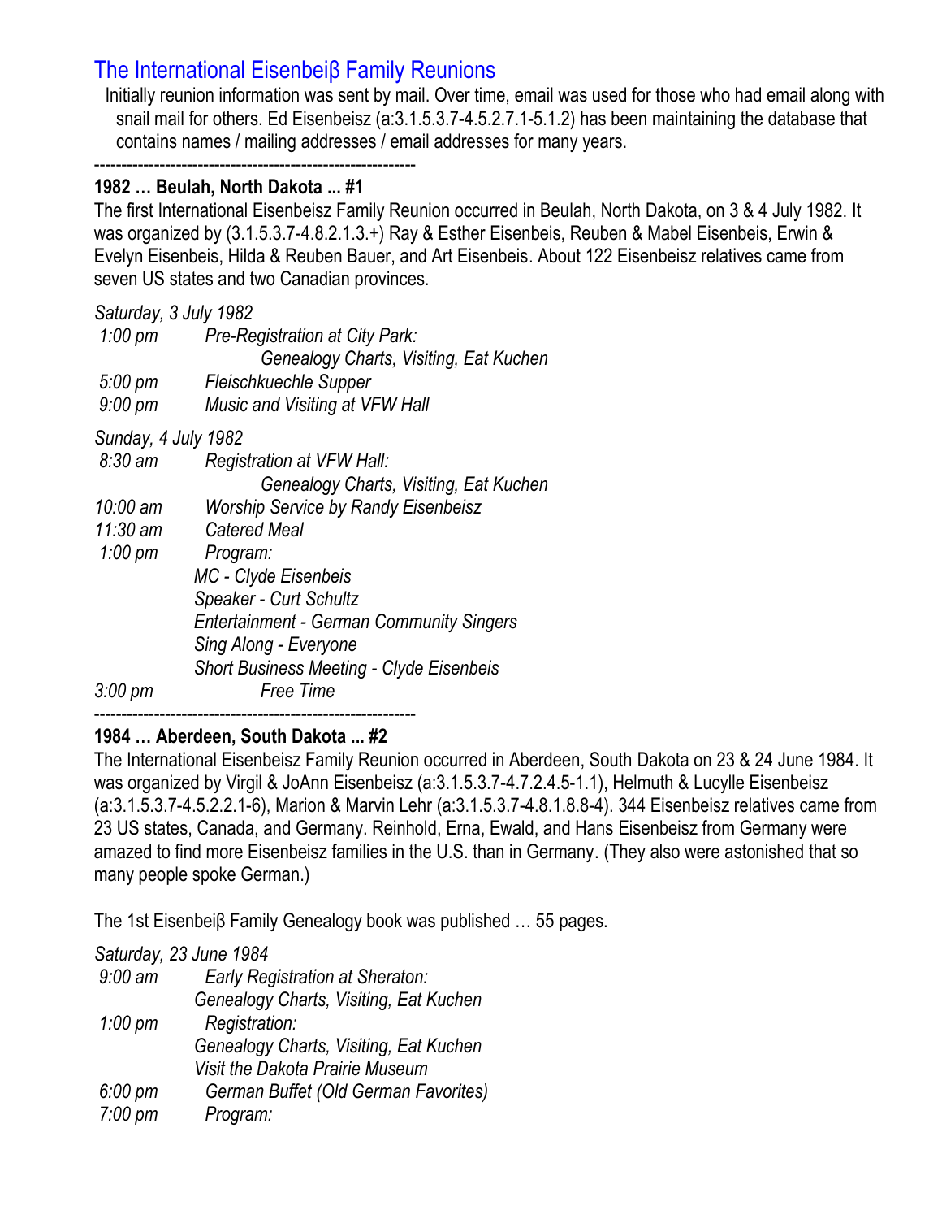## The International Eisenbeiβ Family Reunions

Initially reunion information was sent by mail. Over time, email was used for those who had email along with snail mail for others. Ed Eisenbeisz (a:3.1.5.3.7-4.5.2.7.1-5.1.2) has been maintaining the database that contains names / mailing addresses / email addresses for many years.

----------------------------------------------------------

**1982 … Beulah, North Dakota ... #1**

The first International Eisenbeisz Family Reunion occurred in Beulah, North Dakota, on 3 & 4 July 1982. It was organized by (3.1.5.3.7-4.8.2.1.3.+) Ray & Esther Eisenbeis, Reuben & Mabel Eisenbeis, Erwin & Evelyn Eisenbeis, Hilda & Reuben Bauer, and Art Eisenbeis. About 122 Eisenbeisz relatives came from seven US states and two Canadian provinces.

*Saturday, 3 July 1982*

*1:00 pm* *Pre-Registration at City Park:*
*Genealogy Charts, Visiting, Eat Kuchen*
*5:00 pm* *Fleischkuechle Supper*
*9:00 pm* *Music and Visiting at VFW Hall*

*Sunday, 4 July 1982*

*8:30 am* *Registration at VFW Hall:*
*Genealogy Charts, Visiting, Eat Kuchen*
*10:00 am* *Worship Service by Randy Eisenbeisz*
*11:30 am* *Catered Meal*
*1:00 pm* *Program:*
*MC - Clyde Eisenbeis*
*Speaker - Curt Schultz*
*Entertainment - German Community Singers*
*Sing Along - Everyone*
*Short Business Meeting - Clyde Eisenbeis*
*3:00 pm* *Free Time*

----------------------------------------------------------

**1984 … Aberdeen, South Dakota ... #2**

The International Eisenbeisz Family Reunion occurred in Aberdeen, South Dakota on 23 & 24 June 1984. It was organized by Virgil & JoAnn Eisenbeisz (a:3.1.5.3.7-4.7.2.4.5-1.1), Helmuth & Lucylle Eisenbeisz (a:3.1.5.3.7-4.5.2.2.1-6), Marion & Marvin Lehr (a:3.1.5.3.7-4.8.1.8.8-4). 344 Eisenbeisz relatives came from 23 US states, Canada, and Germany. Reinhold, Erna, Ewald, and Hans Eisenbeisz from Germany were amazed to find more Eisenbeisz families in the U.S. than in Germany. (They also were astonished that so many people spoke German.)

The 1st Eisenbeiβ Family Genealogy book was published … 55 pages.

*Saturday, 23 June 1984*

*9:00 am* *Early Registration at Sheraton:*
*Genealogy Charts, Visiting, Eat Kuchen*
*1:00 pm* *Registration:*
*Genealogy Charts, Visiting, Eat Kuchen*
*Visit the Dakota Prairie Museum*
*6:00 pm* *German Buffet (Old German Favorites)*
*7:00 pm* *Program:*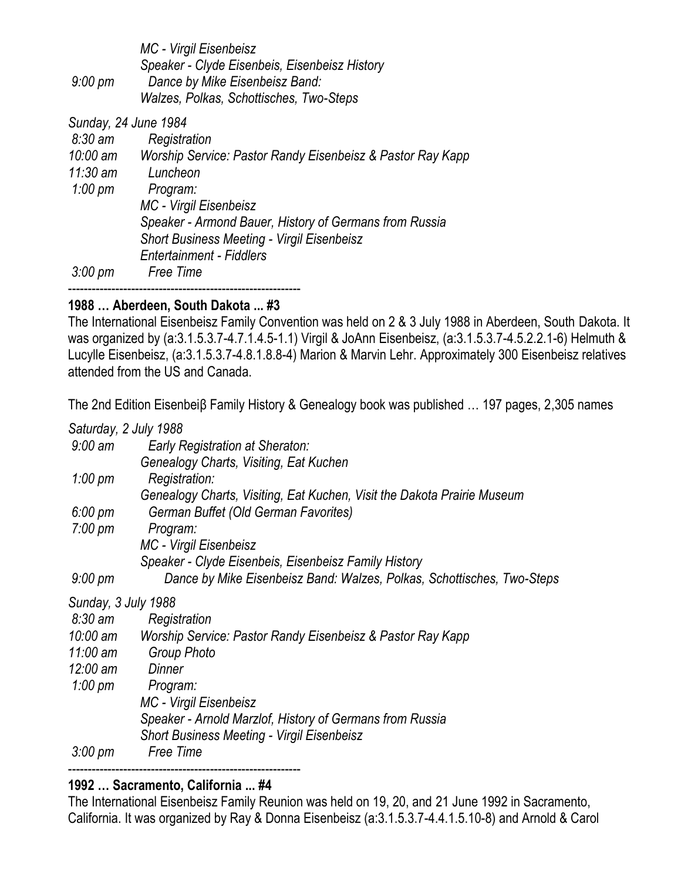*MC - Virgil Eisenbeisz*
*Speaker - Clyde Eisenbeis, Eisenbeisz History*
*9:00 pm Dance by Mike Eisenbeisz Band:*
*Walzes, Polkas, Schottisches, Two-Steps*

*Sunday, 24 June 1984*
*8:30 am Registration*
*10:00 am Worship Service: Pastor Randy Eisenbeisz & Pastor Ray Kapp*
*11:30 am Luncheon*
*1:00 pm Program:*
*MC - Virgil Eisenbeisz*
*Speaker - Armond Bauer, History of Germans from Russia*
*Short Business Meeting - Virgil Eisenbeisz*
*Entertainment - Fiddlers*
*3:00 pm Free Time*

-----------------------------------------------------------

**1988 … Aberdeen, South Dakota ... #3**

The International Eisenbeisz Family Convention was held on 2 & 3 July 1988 in Aberdeen, South Dakota. It was organized by (a:3.1.5.3.7-4.7.1.4.5-1.1) Virgil & JoAnn Eisenbeisz, (a:3.1.5.3.7-4.5.2.2.1-6) Helmuth & Lucylle Eisenbeisz, (a:3.1.5.3.7-4.8.1.8.8-4) Marion & Marvin Lehr. Approximately 300 Eisenbeisz relatives attended from the US and Canada.

The 2nd Edition Eisenbeiβ Family History & Genealogy book was published … 197 pages, 2,305 names

*Saturday, 2 July 1988*
*9:00 am Early Registration at Sheraton:*
*Genealogy Charts, Visiting, Eat Kuchen*
*1:00 pm Registration:*
*Genealogy Charts, Visiting, Eat Kuchen, Visit the Dakota Prairie Museum*
*6:00 pm German Buffet (Old German Favorites)*
*7:00 pm Program:*
*MC - Virgil Eisenbeisz*
*Speaker - Clyde Eisenbeis, Eisenbeisz Family History*
*9:00 pm Dance by Mike Eisenbeisz Band: Walzes, Polkas, Schottisches, Two-Steps*

*Sunday, 3 July 1988*
*8:30 am Registration*
*10:00 am Worship Service: Pastor Randy Eisenbeisz & Pastor Ray Kapp*
*11:00 am Group Photo*
*12:00 am Dinner*
*1:00 pm Program:*
*MC - Virgil Eisenbeisz*
*Speaker - Arnold Marzlof, History of Germans from Russia*
*Short Business Meeting - Virgil Eisenbeisz*
*3:00 pm Free Time*

-----------------------------------------------------------

**1992 … Sacramento, California ... #4**

The International Eisenbeisz Family Reunion was held on 19, 20, and 21 June 1992 in Sacramento, California. It was organized by Ray & Donna Eisenbeisz (a:3.1.5.3.7-4.4.1.5.10-8) and Arnold & Carol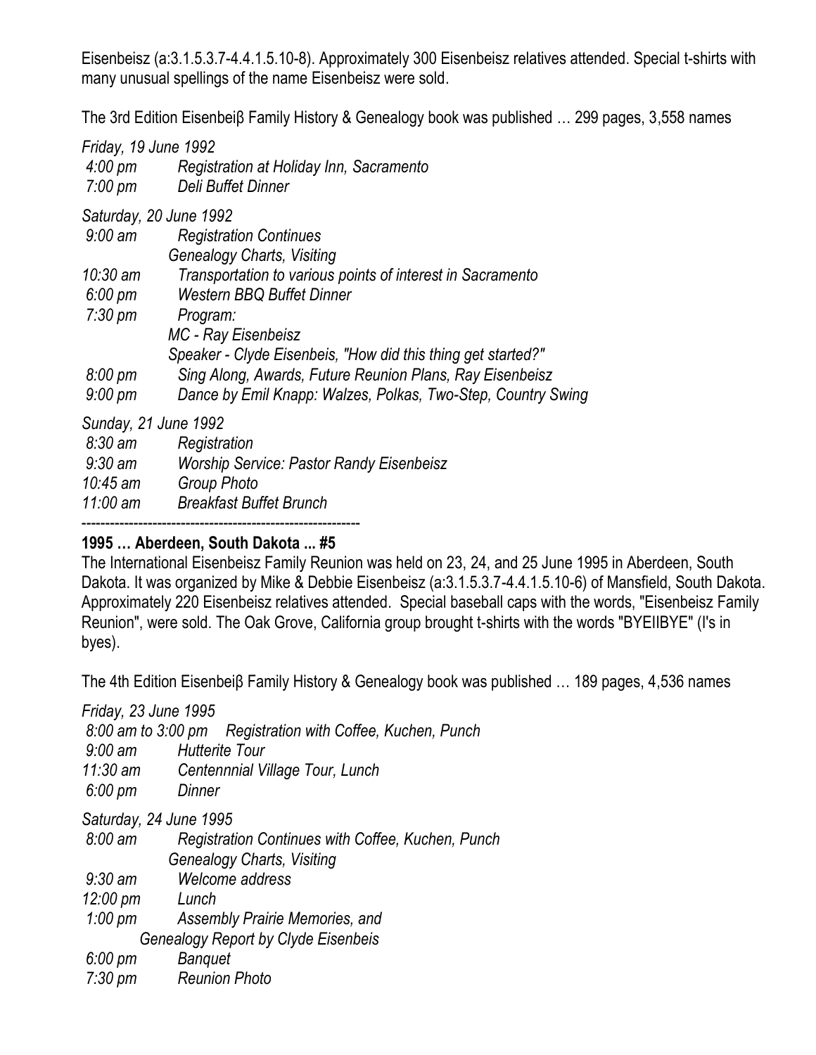Eisenbeisz (a:3.1.5.3.7-4.4.1.5.10-8). Approximately 300 Eisenbeisz relatives attended. Special t-shirts with many unusual spellings of the name Eisenbeisz were sold.

The 3rd Edition Eisenbeiβ Family History & Genealogy book was published … 299 pages, 3,558 names

*Friday, 19 June 1992*
*4:00 pm* *Registration at Holiday Inn, Sacramento*
*7:00 pm* *Deli Buffet Dinner*

*Saturday, 20 June 1992*
*9:00 am* *Registration Continues*
*Genealogy Charts, Visiting*
*10:30 am* *Transportation to various points of interest in Sacramento*
*6:00 pm* *Western BBQ Buffet Dinner*
*7:30 pm* *Program:*
*MC - Ray Eisenbeisz*
*Speaker - Clyde Eisenbeis, "How did this thing get started?"*
*8:00 pm* *Sing Along, Awards, Future Reunion Plans, Ray Eisenbeisz*
*9:00 pm* *Dance by Emil Knapp: Walzes, Polkas, Two-Step, Country Swing*

*Sunday, 21 June 1992*
*8:30 am* *Registration*
*9:30 am* *Worship Service: Pastor Randy Eisenbeisz*
*10:45 am* *Group Photo*
*11:00 am* *Breakfast Buffet Brunch*

---

**1995 … Aberdeen, South Dakota ... #5**

The International Eisenbeisz Family Reunion was held on 23, 24, and 25 June 1995 in Aberdeen, South Dakota. It was organized by Mike & Debbie Eisenbeisz (a:3.1.5.3.7-4.4.1.5.10-6) of Mansfield, South Dakota. Approximately 220 Eisenbeisz relatives attended. Special baseball caps with the words, "Eisenbeisz Family Reunion", were sold. The Oak Grove, California group brought t-shirts with the words "BYEIIBYE" (I's in byes).

The 4th Edition Eisenbeiβ Family History & Genealogy book was published … 189 pages, 4,536 names

*Friday, 23 June 1995*
*8:00 am to 3:00 pm* *Registration with Coffee, Kuchen, Punch*
*9:00 am* *Hutterite Tour*
*11:30 am* *Centennnial Village Tour, Lunch*
*6:00 pm* *Dinner*

*Saturday, 24 June 1995*
*8:00 am* *Registration Continues with Coffee, Kuchen, Punch*
*Genealogy Charts, Visiting*
*9:30 am* *Welcome address*
*12:00 pm* *Lunch*
*1:00 pm* *Assembly Prairie Memories, and*
*Genealogy Report by Clyde Eisenbeis*
*6:00 pm* *Banquet*
*7:30 pm* *Reunion Photo*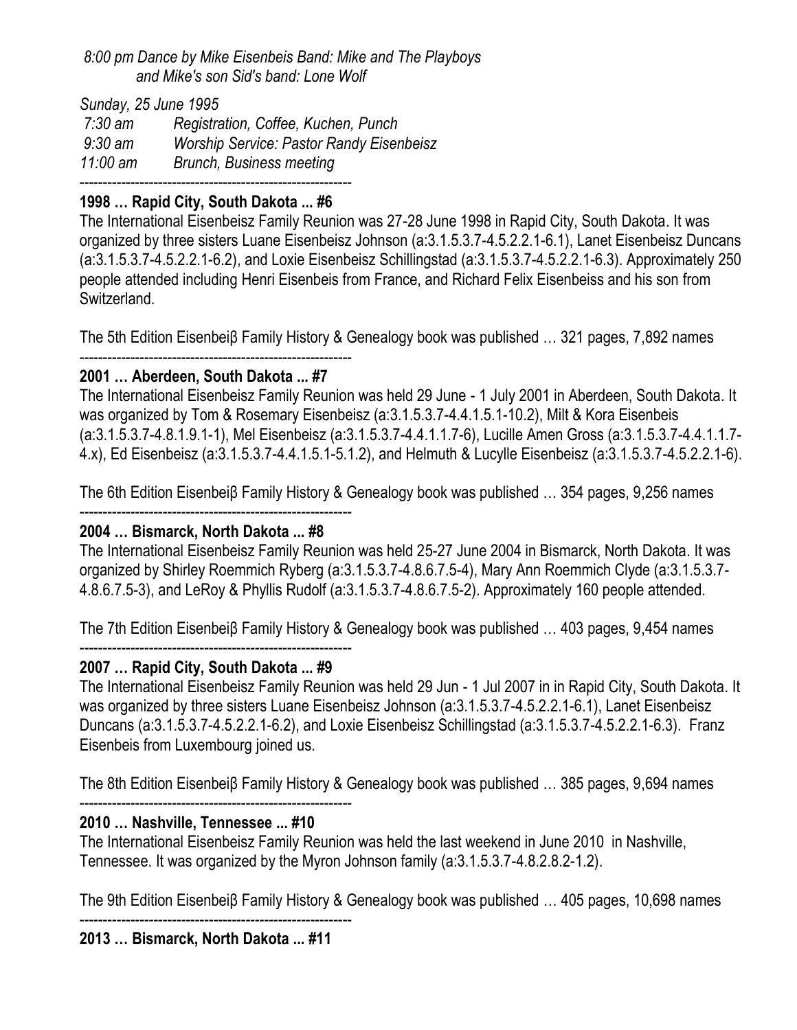*8:00 pm Dance by Mike Eisenbeis Band: Mike and The Playboys*
*and Mike's son Sid's band: Lone Wolf*

*Sunday, 25 June 1995*

*7:30 am Registration, Coffee, Kuchen, Punch*
*9:30 am Worship Service: Pastor Randy Eisenbeisz*
*11:00 am Brunch, Business meeting*

----------------------------------------------------------

**1998 … Rapid City, South Dakota ... #6**

The International Eisenbeisz Family Reunion was 27-28 June 1998 in Rapid City, South Dakota. It was organized by three sisters Luane Eisenbeisz Johnson (a:3.1.5.3.7-4.5.2.2.1-6.1), Lanet Eisenbeisz Duncans (a:3.1.5.3.7-4.5.2.2.1-6.2), and Loxie Eisenbeisz Schillingstad (a:3.1.5.3.7-4.5.2.2.1-6.3). Approximately 250 people attended including Henri Eisenbeis from France, and Richard Felix Eisenbeiss and his son from Switzerland.

The 5th Edition Eisenbeiβ Family History & Genealogy book was published … 321 pages, 7,892 names

----------------------------------------------------------

**2001 … Aberdeen, South Dakota ... #7**

The International Eisenbeisz Family Reunion was held 29 June - 1 July 2001 in Aberdeen, South Dakota. It was organized by Tom & Rosemary Eisenbeisz (a:3.1.5.3.7-4.4.1.5.1-10.2), Milt & Kora Eisenbeis (a:3.1.5.3.7-4.8.1.9.1-1), Mel Eisenbeisz (a:3.1.5.3.7-4.4.1.1.7-6), Lucille Amen Gross (a:3.1.5.3.7-4.4.1.1.7-4.x), Ed Eisenbeisz (a:3.1.5.3.7-4.4.1.5.1-5.1.2), and Helmuth & Lucylle Eisenbeisz (a:3.1.5.3.7-4.5.2.2.1-6).

The 6th Edition Eisenbeiβ Family History & Genealogy book was published … 354 pages, 9,256 names

----------------------------------------------------------

**2004 … Bismarck, North Dakota ... #8**

The International Eisenbeisz Family Reunion was held 25-27 June 2004 in Bismarck, North Dakota. It was organized by Shirley Roemmich Ryberg (a:3.1.5.3.7-4.8.6.7.5-4), Mary Ann Roemmich Clyde (a:3.1.5.3.7-4.8.6.7.5-3), and LeRoy & Phyllis Rudolf (a:3.1.5.3.7-4.8.6.7.5-2). Approximately 160 people attended.

The 7th Edition Eisenbeiβ Family History & Genealogy book was published … 403 pages, 9,454 names

----------------------------------------------------------

**2007 … Rapid City, South Dakota ... #9**

The International Eisenbeisz Family Reunion was held 29 Jun - 1 Jul 2007 in in Rapid City, South Dakota. It was organized by three sisters Luane Eisenbeisz Johnson (a:3.1.5.3.7-4.5.2.2.1-6.1), Lanet Eisenbeisz Duncans (a:3.1.5.3.7-4.5.2.2.1-6.2), and Loxie Eisenbeisz Schillingstad (a:3.1.5.3.7-4.5.2.2.1-6.3). Franz Eisenbeis from Luxembourg joined us.

The 8th Edition Eisenbeiβ Family History & Genealogy book was published … 385 pages, 9,694 names

----------------------------------------------------------

**2010 … Nashville, Tennessee ... #10**

The International Eisenbeisz Family Reunion was held the last weekend in June 2010 in Nashville, Tennessee. It was organized by the Myron Johnson family (a:3.1.5.3.7-4.8.2.8.2-1.2).

The 9th Edition Eisenbeiβ Family History & Genealogy book was published … 405 pages, 10,698 names

----------------------------------------------------------

**2013 … Bismarck, North Dakota ... #11**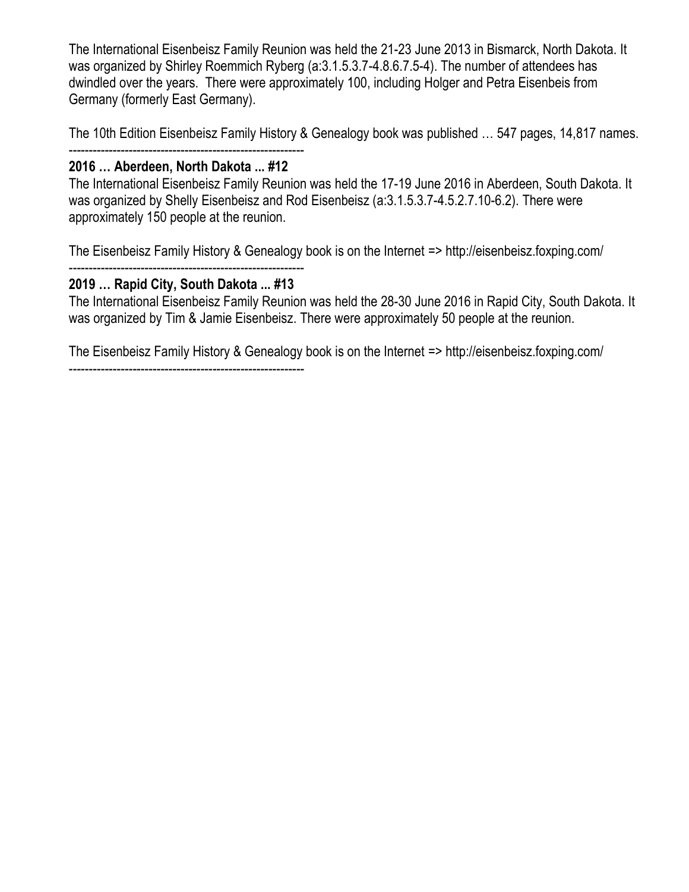The International Eisenbeisz Family Reunion was held the 21-23 June 2013 in Bismarck, North Dakota. It was organized by Shirley Roemmich Ryberg (a:3.1.5.3.7-4.8.6.7.5-4). The number of attendees has dwindled over the years. There were approximately 100, including Holger and Petra Eisenbeis from Germany (formerly East Germany).

The 10th Edition Eisenbeisz Family History & Genealogy book was published … 547 pages, 14,817 names.

-----------------------------------------------------------

**2016 … Aberdeen, North Dakota ... #12**

The International Eisenbeisz Family Reunion was held the 17-19 June 2016 in Aberdeen, South Dakota. It was organized by Shelly Eisenbeisz and Rod Eisenbeisz (a:3.1.5.3.7-4.5.2.7.10-6.2). There were approximately 150 people at the reunion.

The Eisenbeisz Family History & Genealogy book is on the Internet => http://eisenbeisz.foxping.com/

-----------------------------------------------------------

**2019 … Rapid City, South Dakota ... #13**

The International Eisenbeisz Family Reunion was held the 28-30 June 2016 in Rapid City, South Dakota. It was organized by Tim & Jamie Eisenbeisz. There were approximately 50 people at the reunion.

The Eisenbeisz Family History & Genealogy book is on the Internet => http://eisenbeisz.foxping.com/

-----------------------------------------------------------